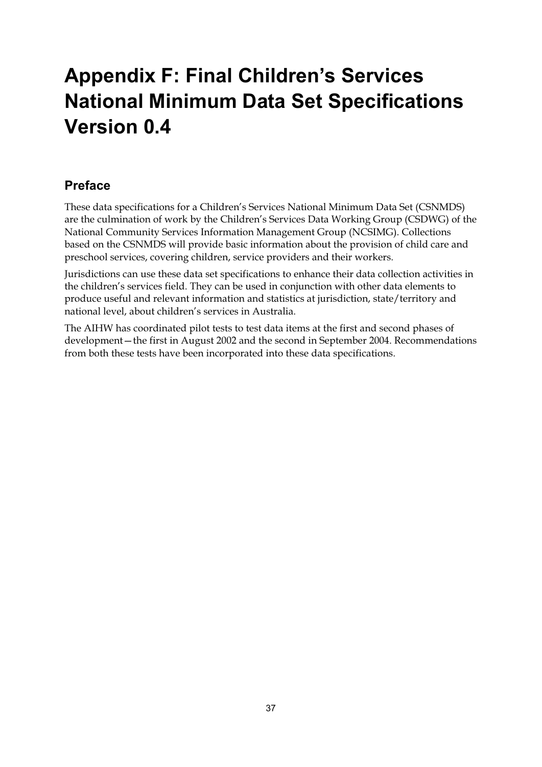# Appendix F: Final Children's Services National Minimum Data Set Specifications Version 0.4

## Preface

These data specifications for a Children's Services National Minimum Data Set (CSNMDS) are the culmination of work by the Children's Services Data Working Group (CSDWG) of the National Community Services Information Management Group (NCSIMG). Collections based on the CSNMDS will provide basic information about the provision of child care and preschool services, covering children, service providers and their workers.

Jurisdictions can use these data set specifications to enhance their data collection activities in the children's services field. They can be used in conjunction with other data elements to produce useful and relevant information and statistics at jurisdiction, state/territory and national level, about children's services in Australia.

The AIHW has coordinated pilot tests to test data items at the first and second phases of development—the first in August 2002 and the second in September 2004. Recommendations from both these tests have been incorporated into these data specifications.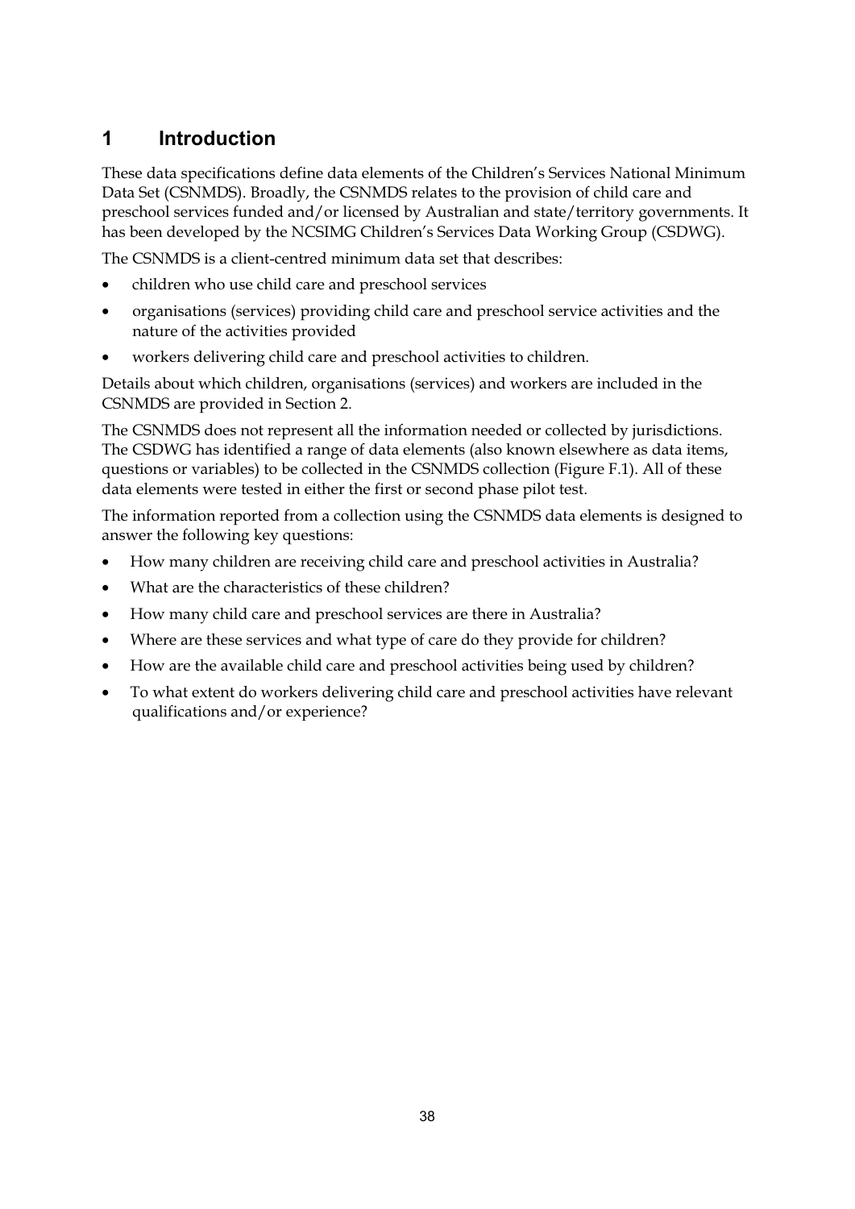# 1 Introduction

These data specifications define data elements of the Children's Services National Minimum Data Set (CSNMDS). Broadly, the CSNMDS relates to the provision of child care and preschool services funded and/or licensed by Australian and state/territory governments. It has been developed by the NCSIMG Children's Services Data Working Group (CSDWG).

The CSNMDS is a client-centred minimum data set that describes:

- children who use child care and preschool services
- organisations (services) providing child care and preschool service activities and the nature of the activities provided
- workers delivering child care and preschool activities to children.

Details about which children, organisations (services) and workers are included in the CSNMDS are provided in Section 2.

The CSNMDS does not represent all the information needed or collected by jurisdictions. The CSDWG has identified a range of data elements (also known elsewhere as data items, questions or variables) to be collected in the CSNMDS collection (Figure F.1). All of these data elements were tested in either the first or second phase pilot test.

The information reported from a collection using the CSNMDS data elements is designed to answer the following key questions:

- How many children are receiving child care and preschool activities in Australia?
- What are the characteristics of these children?
- How many child care and preschool services are there in Australia?
- Where are these services and what type of care do they provide for children?
- How are the available child care and preschool activities being used by children?
- To what extent do workers delivering child care and preschool activities have relevant qualifications and/or experience?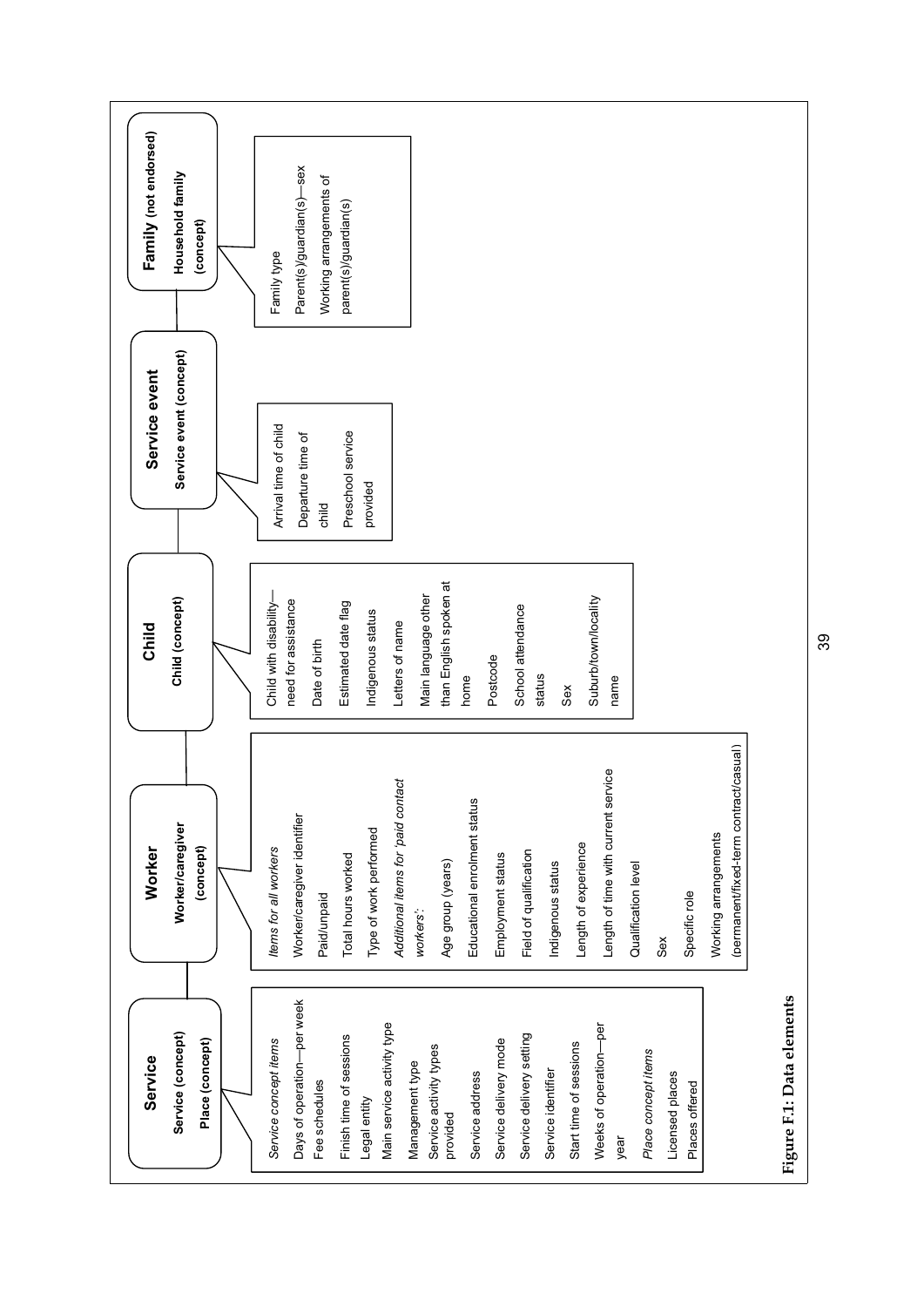**Service**
Service (concept)
Place (concept)

*Service concept items*
- Days of operation—per week
- Fee schedules
- Finish time of sessions
- Legal entity
- Main service activity type
- Management type
- Service activity types provided
- Service address
- Service delivery mode
- Service delivery setting
- Service identifier
- Start time of sessions
- Weeks of operation—per year

*Place concept items*
- Licensed places
- Places offered

**Worker**
Worker/caregiver (concept)

*Items for all workers*
- Worker/caregiver identifier
- Paid/unpaid
- Total hours worked
- Type of work performed

*Additional items for 'paid contact workers':*
- Age group (years)
- Educational enrolment status
- Employment status
- Field of qualification
- Indigenous status
- Length of experience
- Length of time with current service
- Qualification level
- Sex
- Specific role
- Working arrangements (permanent/fixed-term contract/casual)

**Child**
Child (concept)

- Child with disability—need for assistance
- Date of birth
- Estimated date flag
- Indigenous status
- Letters of name
- Main language other than English spoken at home
- Postcode
- School attendance status
- Sex
- Suburb/town/locality name

**Service event**
Service event (concept)

- Arrival time of child
- Departure time of child
- Preschool service provided

**Family (not endorsed)**
Household family (concept)

- Family type
- Parent(s)/guardian(s)—sex
- Working arrangements of parent(s)/guardian(s)

**Figure F.1: Data elements**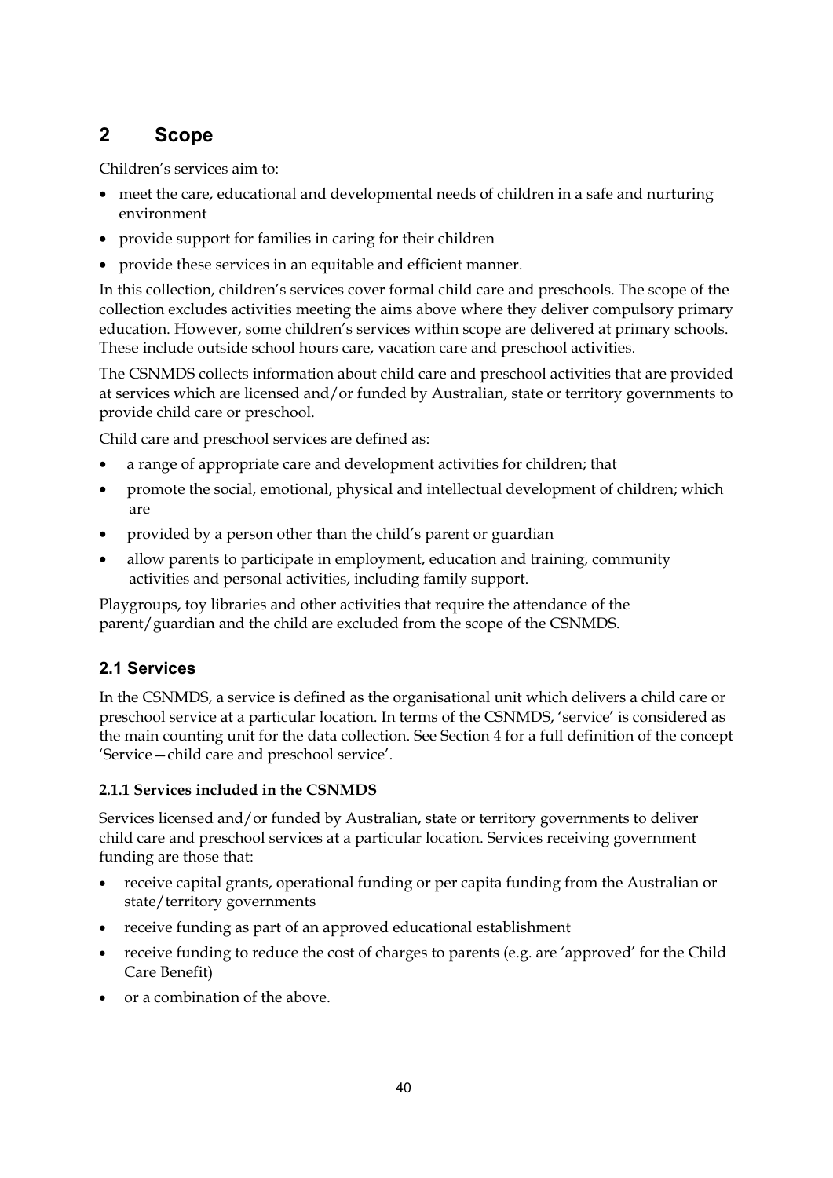# 2 Scope

Children's services aim to:

- meet the care, educational and developmental needs of children in a safe and nurturing environment
- provide support for families in caring for their children
- provide these services in an equitable and efficient manner.

In this collection, children's services cover formal child care and preschools. The scope of the collection excludes activities meeting the aims above where they deliver compulsory primary education. However, some children's services within scope are delivered at primary schools. These include outside school hours care, vacation care and preschool activities.

The CSNMDS collects information about child care and preschool activities that are provided at services which are licensed and/or funded by Australian, state or territory governments to provide child care or preschool.

Child care and preschool services are defined as:

- a range of appropriate care and development activities for children; that
- promote the social, emotional, physical and intellectual development of children; which are
- provided by a person other than the child's parent or guardian
- allow parents to participate in employment, education and training, community activities and personal activities, including family support.

Playgroups, toy libraries and other activities that require the attendance of the parent/guardian and the child are excluded from the scope of the CSNMDS.

## 2.1 Services

In the CSNMDS, a service is defined as the organisational unit which delivers a child care or preschool service at a particular location. In terms of the CSNMDS, 'service' is considered as the main counting unit for the data collection. See Section 4 for a full definition of the concept 'Service—child care and preschool service'.

### 2.1.1 Services included in the CSNMDS

Services licensed and/or funded by Australian, state or territory governments to deliver child care and preschool services at a particular location. Services receiving government funding are those that:

- receive capital grants, operational funding or per capita funding from the Australian or state/territory governments
- receive funding as part of an approved educational establishment
- receive funding to reduce the cost of charges to parents (e.g. are 'approved' for the Child Care Benefit)
- or a combination of the above.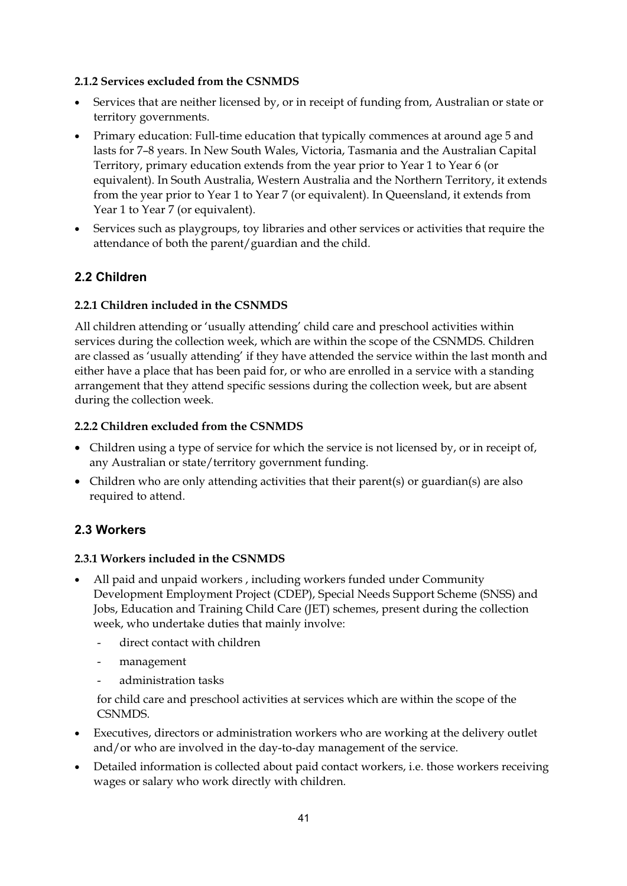#### 2.1.2 Services excluded from the CSNMDS

- Services that are neither licensed by, or in receipt of funding from, Australian or state or territory governments.
- Primary education: Full-time education that typically commences at around age 5 and lasts for 7–8 years. In New South Wales, Victoria, Tasmania and the Australian Capital Territory, primary education extends from the year prior to Year 1 to Year 6 (or equivalent). In South Australia, Western Australia and the Northern Territory, it extends from the year prior to Year 1 to Year 7 (or equivalent). In Queensland, it extends from Year 1 to Year 7 (or equivalent).
- Services such as playgroups, toy libraries and other services or activities that require the attendance of both the parent/guardian and the child.

## 2.2 Children

#### 2.2.1 Children included in the CSNMDS

All children attending or 'usually attending' child care and preschool activities within services during the collection week, which are within the scope of the CSNMDS. Children are classed as 'usually attending' if they have attended the service within the last month and either have a place that has been paid for, or who are enrolled in a service with a standing arrangement that they attend specific sessions during the collection week, but are absent during the collection week.

#### 2.2.2 Children excluded from the CSNMDS

- Children using a type of service for which the service is not licensed by, or in receipt of, any Australian or state/territory government funding.
- Children who are only attending activities that their parent(s) or guardian(s) are also required to attend.

## 2.3 Workers

#### 2.3.1 Workers included in the CSNMDS

- All paid and unpaid workers , including workers funded under Community Development Employment Project (CDEP), Special Needs Support Scheme (SNSS) and Jobs, Education and Training Child Care (JET) schemes, present during the collection week, who undertake duties that mainly involve:
    - direct contact with children
    - management
    - administration tasks

  for child care and preschool activities at services which are within the scope of the CSNMDS.
- Executives, directors or administration workers who are working at the delivery outlet and/or who are involved in the day-to-day management of the service.
- Detailed information is collected about paid contact workers, i.e. those workers receiving wages or salary who work directly with children.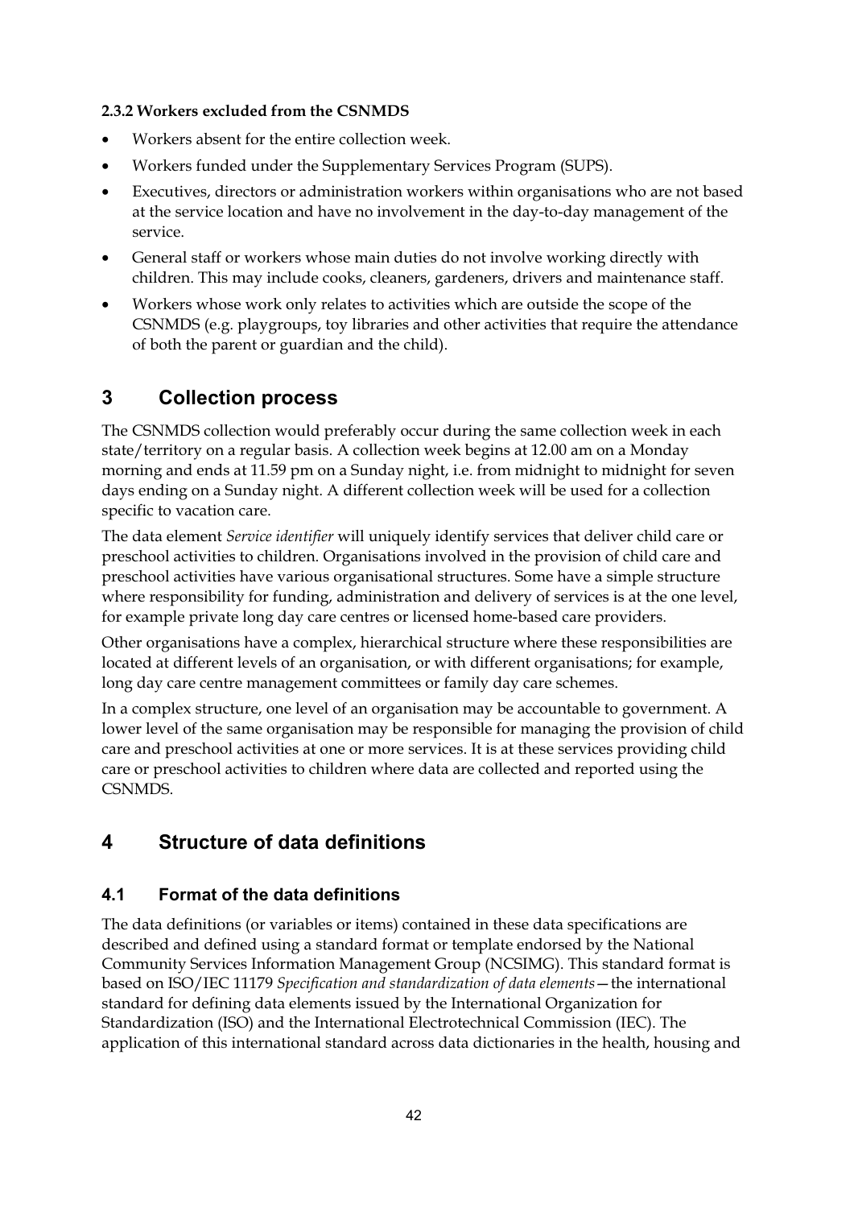#### 2.3.2 Workers excluded from the CSNMDS

- Workers absent for the entire collection week.
- Workers funded under the Supplementary Services Program (SUPS).
- Executives, directors or administration workers within organisations who are not based at the service location and have no involvement in the day-to-day management of the service.
- General staff or workers whose main duties do not involve working directly with children. This may include cooks, cleaners, gardeners, drivers and maintenance staff.
- Workers whose work only relates to activities which are outside the scope of the CSNMDS (e.g. playgroups, toy libraries and other activities that require the attendance of both the parent or guardian and the child).

## 3 Collection process

The CSNMDS collection would preferably occur during the same collection week in each state/territory on a regular basis. A collection week begins at 12.00 am on a Monday morning and ends at 11.59 pm on a Sunday night, i.e. from midnight to midnight for seven days ending on a Sunday night. A different collection week will be used for a collection specific to vacation care.

The data element *Service identifier* will uniquely identify services that deliver child care or preschool activities to children. Organisations involved in the provision of child care and preschool activities have various organisational structures. Some have a simple structure where responsibility for funding, administration and delivery of services is at the one level, for example private long day care centres or licensed home-based care providers.

Other organisations have a complex, hierarchical structure where these responsibilities are located at different levels of an organisation, or with different organisations; for example, long day care centre management committees or family day care schemes.

In a complex structure, one level of an organisation may be accountable to government. A lower level of the same organisation may be responsible for managing the provision of child care and preschool activities at one or more services. It is at these services providing child care or preschool activities to children where data are collected and reported using the CSNMDS.

## 4 Structure of data definitions

### 4.1 Format of the data definitions

The data definitions (or variables or items) contained in these data specifications are described and defined using a standard format or template endorsed by the National Community Services Information Management Group (NCSIMG). This standard format is based on ISO/IEC 11179 *Specification and standardization of data elements*—the international standard for defining data elements issued by the International Organization for Standardization (ISO) and the International Electrotechnical Commission (IEC). The application of this international standard across data dictionaries in the health, housing and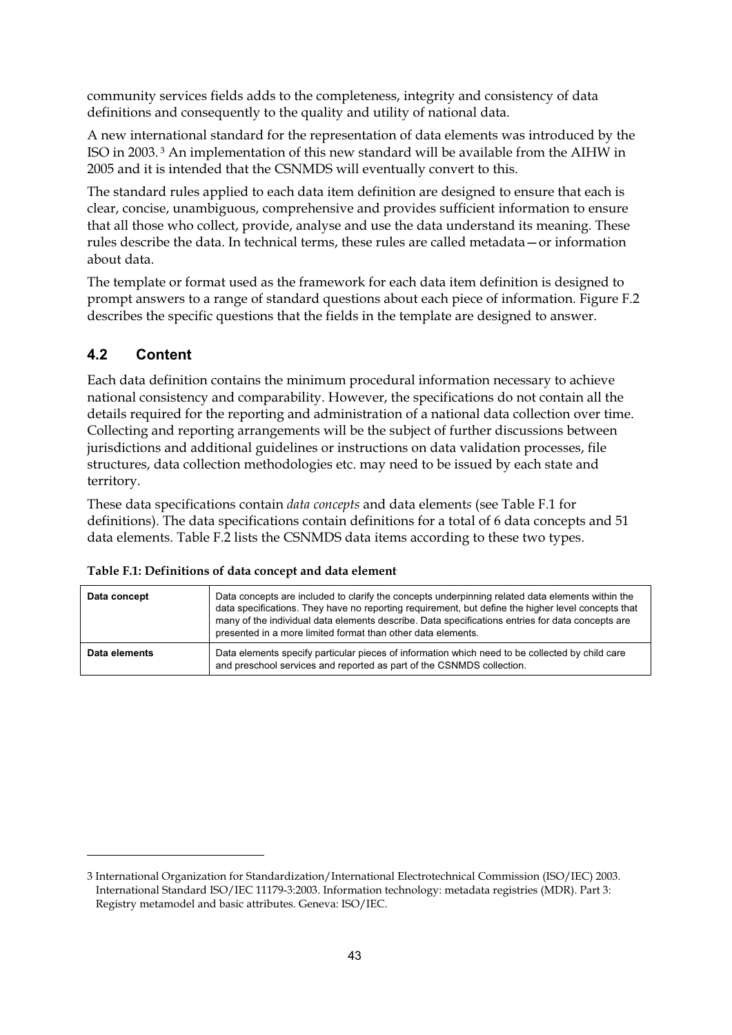community services fields adds to the completeness, integrity and consistency of data definitions and consequently to the quality and utility of national data.

A new international standard for the representation of data elements was introduced by the ISO in 2003.[3] An implementation of this new standard will be available from the AIHW in 2005 and it is intended that the CSNMDS will eventually convert to this.

The standard rules applied to each data item definition are designed to ensure that each is clear, concise, unambiguous, comprehensive and provides sufficient information to ensure that all those who collect, provide, analyse and use the data understand its meaning. These rules describe the data. In technical terms, these rules are called metadata—or information about data.

The template or format used as the framework for each data item definition is designed to prompt answers to a range of standard questions about each piece of information. Figure F.2 describes the specific questions that the fields in the template are designed to answer.

## 4.2 Content

Each data definition contains the minimum procedural information necessary to achieve national consistency and comparability. However, the specifications do not contain all the details required for the reporting and administration of a national data collection over time. Collecting and reporting arrangements will be the subject of further discussions between jurisdictions and additional guidelines or instructions on data validation processes, file structures, data collection methodologies etc. may need to be issued by each state and territory.

These data specifications contain *data concepts* and data elements (see Table F.1 for definitions). The data specifications contain definitions for a total of 6 data concepts and 51 data elements. Table F.2 lists the CSNMDS data items according to these two types.

**Table F.1: Definitions of data concept and data element**

| | |
|---|---|
| **Data concept** | Data concepts are included to clarify the concepts underpinning related data elements within the data specifications. They have no reporting requirement, but define the higher level concepts that many of the individual data elements describe. Data specifications entries for data concepts are presented in a more limited format than other data elements. |
| **Data elements** | Data elements specify particular pieces of information which need to be collected by child care and preschool services and reported as part of the CSNMDS collection. |

3 International Organization for Standardization/International Electrotechnical Commission (ISO/IEC) 2003. International Standard ISO/IEC 11179-3:2003. Information technology: metadata registries (MDR). Part 3: Registry metamodel and basic attributes. Geneva: ISO/IEC.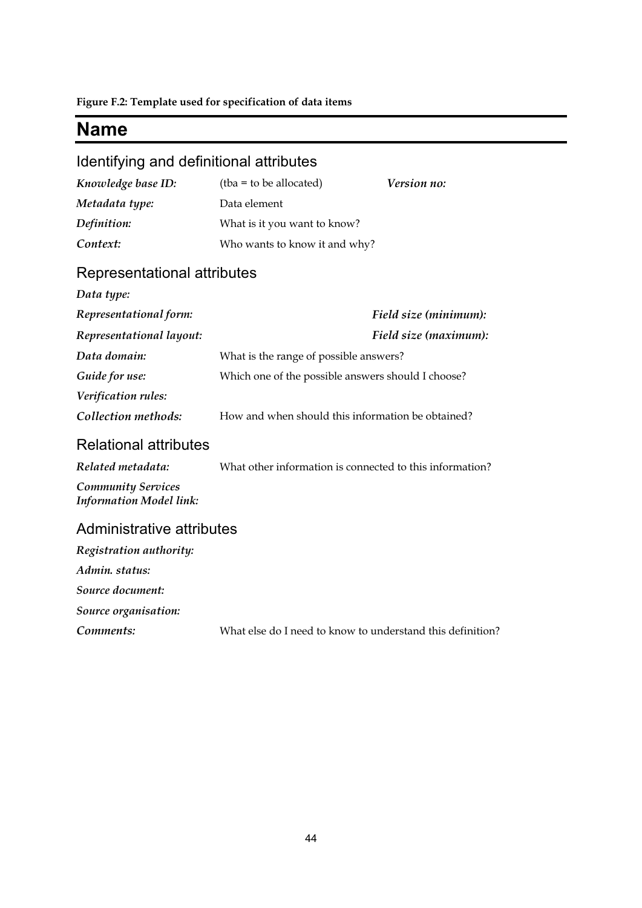**Figure F.2: Template used for specification of data items**

# Name

## Identifying and definitional attributes

| | | | |
|---|---|---|---|
| ***Knowledge base ID:*** | (tba = to be allocated) | ***Version no:*** | |
| ***Metadata type:*** | Data element | | |
| ***Definition:*** | What is it you want to know? | | |
| ***Context:*** | Who wants to know it and why? | | |

## Representational attributes

| | | | |
|---|---|---|---|
| ***Data type:*** | | | |
| ***Representational form:*** | | ***Field size (minimum):*** | |
| ***Representational layout:*** | | ***Field size (maximum):*** | |
| ***Data domain:*** | What is the range of possible answers? | | |
| ***Guide for use:*** | Which one of the possible answers should I choose? | | |
| ***Verification rules:*** | | | |
| ***Collection methods:*** | How and when should this information be obtained? | | |

## Relational attributes

| | |
|---|---|
| ***Related metadata:*** | What other information is connected to this information? |
| ***Community Services Information Model link:*** | |

## Administrative attributes

| | |
|---|---|
| ***Registration authority:*** | |
| ***Admin. status:*** | |
| ***Source document:*** | |
| ***Source organisation:*** | |
| ***Comments:*** | What else do I need to know to understand this definition? |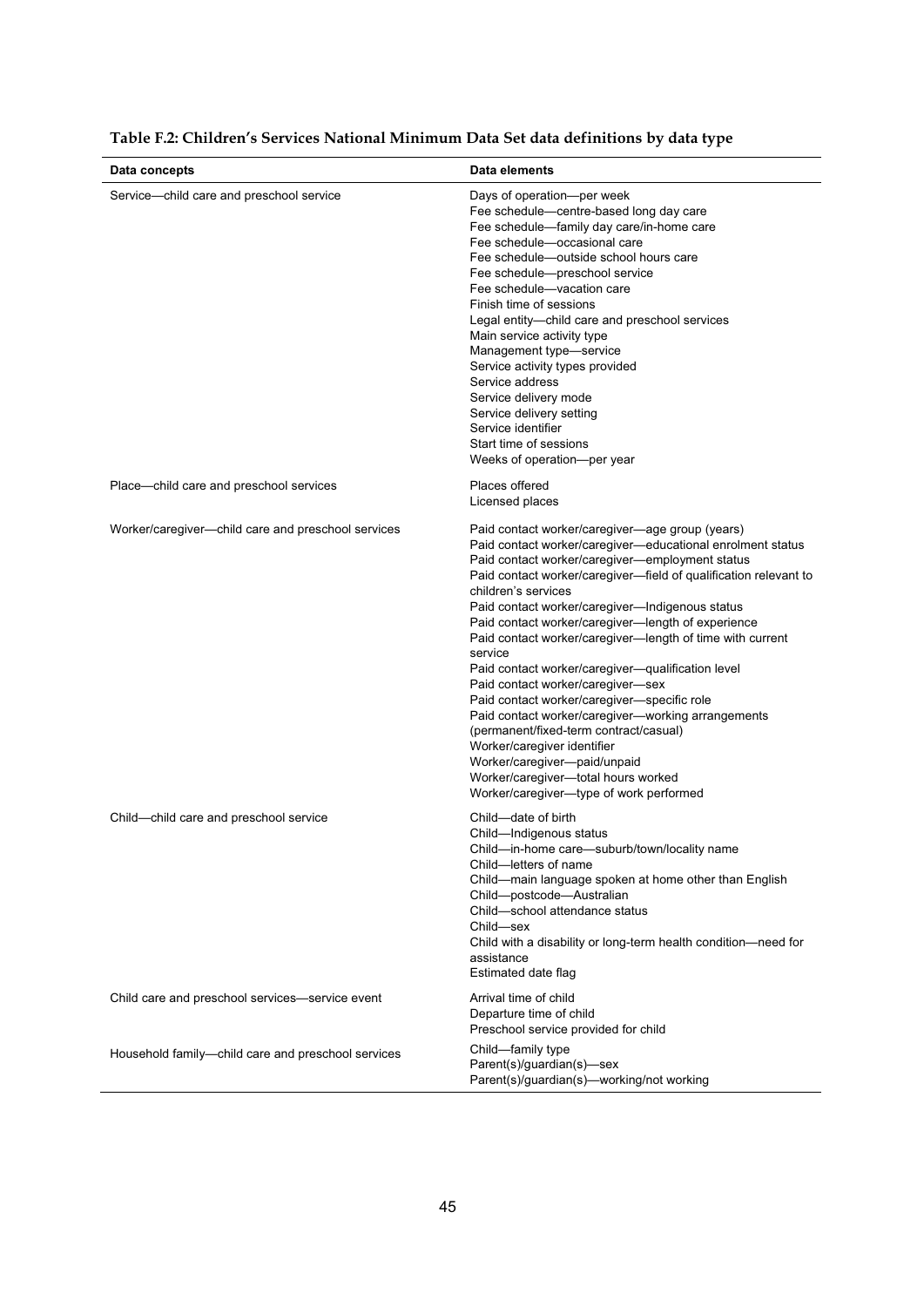**Table F.2: Children's Services National Minimum Data Set data definitions by data type**

| Data concepts | Data elements |
|---|---|
| Service—child care and preschool service | Days of operation—per week<br>Fee schedule—centre-based long day care<br>Fee schedule—family day care/in-home care<br>Fee schedule—occasional care<br>Fee schedule—outside school hours care<br>Fee schedule—preschool service<br>Fee schedule—vacation care<br>Finish time of sessions<br>Legal entity—child care and preschool services<br>Main service activity type<br>Management type—service<br>Service activity types provided<br>Service address<br>Service delivery mode<br>Service delivery setting<br>Service identifier<br>Start time of sessions<br>Weeks of operation—per year |
| Place—child care and preschool services | Places offered<br>Licensed places |
| Worker/caregiver—child care and preschool services | Paid contact worker/caregiver—age group (years)<br>Paid contact worker/caregiver—educational enrolment status<br>Paid contact worker/caregiver—employment status<br>Paid contact worker/caregiver—field of qualification relevant to children's services<br>Paid contact worker/caregiver—Indigenous status<br>Paid contact worker/caregiver—length of experience<br>Paid contact worker/caregiver—length of time with current service<br>Paid contact worker/caregiver—qualification level<br>Paid contact worker/caregiver—sex<br>Paid contact worker/caregiver—specific role<br>Paid contact worker/caregiver—working arrangements (permanent/fixed-term contract/casual)<br>Worker/caregiver identifier<br>Worker/caregiver—paid/unpaid<br>Worker/caregiver—total hours worked<br>Worker/caregiver—type of work performed |
| Child—child care and preschool service | Child—date of birth<br>Child—Indigenous status<br>Child—in-home care—suburb/town/locality name<br>Child—letters of name<br>Child—main language spoken at home other than English<br>Child—postcode—Australian<br>Child—school attendance status<br>Child—sex<br>Child with a disability or long-term health condition—need for assistance<br>Estimated date flag |
| Child care and preschool services—service event | Arrival time of child<br>Departure time of child<br>Preschool service provided for child |
| Household family—child care and preschool services | Child—family type<br>Parent(s)/guardian(s)—sex<br>Parent(s)/guardian(s)—working/not working |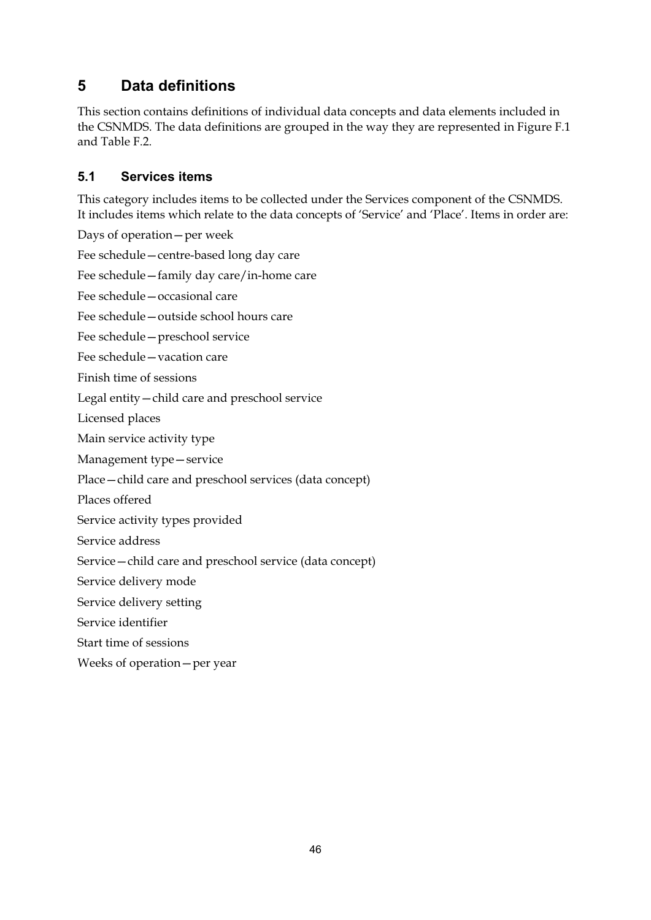# 5 Data definitions

This section contains definitions of individual data concepts and data elements included in the CSNMDS. The data definitions are grouped in the way they are represented in Figure F.1 and Table F.2.

## 5.1 Services items

This category includes items to be collected under the Services component of the CSNMDS. It includes items which relate to the data concepts of 'Service' and 'Place'. Items in order are:

Days of operation—per week

Fee schedule—centre-based long day care

Fee schedule—family day care/in-home care

Fee schedule—occasional care

Fee schedule—outside school hours care

Fee schedule—preschool service

Fee schedule—vacation care

Finish time of sessions

Legal entity—child care and preschool service

Licensed places

Main service activity type

Management type—service

Place—child care and preschool services (data concept)

Places offered

Service activity types provided

Service address

Service—child care and preschool service (data concept)

Service delivery mode

Service delivery setting

Service identifier

Start time of sessions

Weeks of operation—per year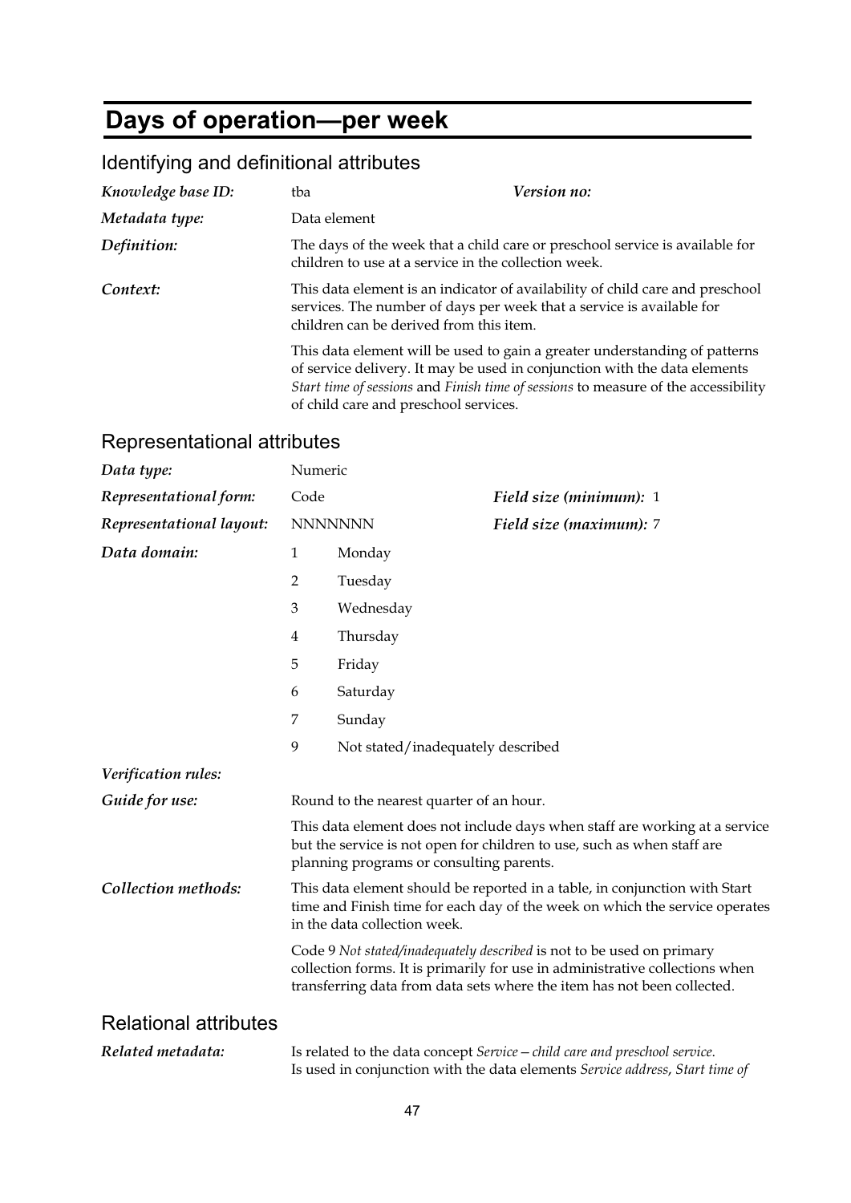# Days of operation—per week

## Identifying and definitional attributes

| | | | |
|---|---|---|---|
| ***Knowledge base ID:*** | tba | ***Version no:*** | |
| ***Metadata type:*** | Data element | | |
| ***Definition:*** | The days of the week that a child care or preschool service is available for children to use at a service in the collection week. | | |

***Context:***

This data element is an indicator of availability of child care and preschool services. The number of days per week that a service is available for children can be derived from this item.

This data element will be used to gain a greater understanding of patterns of service delivery. It may be used in conjunction with the data elements *Start time of sessions* and *Finish time of sessions* to measure of the accessibility of child care and preschool services.

## Representational attributes

| | | | |
|---|---|---|---|
| ***Data type:*** | Numeric | | |
| ***Representational form:*** | Code | ***Field size (minimum):*** | 1 |
| ***Representational layout:*** | NNNNNNN | ***Field size (maximum):*** | 7 |

***Data domain:***

| | |
|---|---|
| 1 | Monday |
| 2 | Tuesday |
| 3 | Wednesday |
| 4 | Thursday |
| 5 | Friday |
| 6 | Saturday |
| 7 | Sunday |
| 9 | Not stated/inadequately described |

***Verification rules:***

***Guide for use:***

Round to the nearest quarter of an hour.

This data element does not include days when staff are working at a service but the service is not open for children to use, such as when staff are planning programs or consulting parents.

***Collection methods:***

This data element should be reported in a table, in conjunction with Start time and Finish time for each day of the week on which the service operates in the data collection week.

Code 9 *Not stated/inadequately described* is not to be used on primary collection forms. It is primarily for use in administrative collections when transferring data from data sets where the item has not been collected.

## Relational attributes

***Related metadata:***

Is related to the data concept *Service—child care and preschool service*. Is used in conjunction with the data elements *Service address*, *Start time of*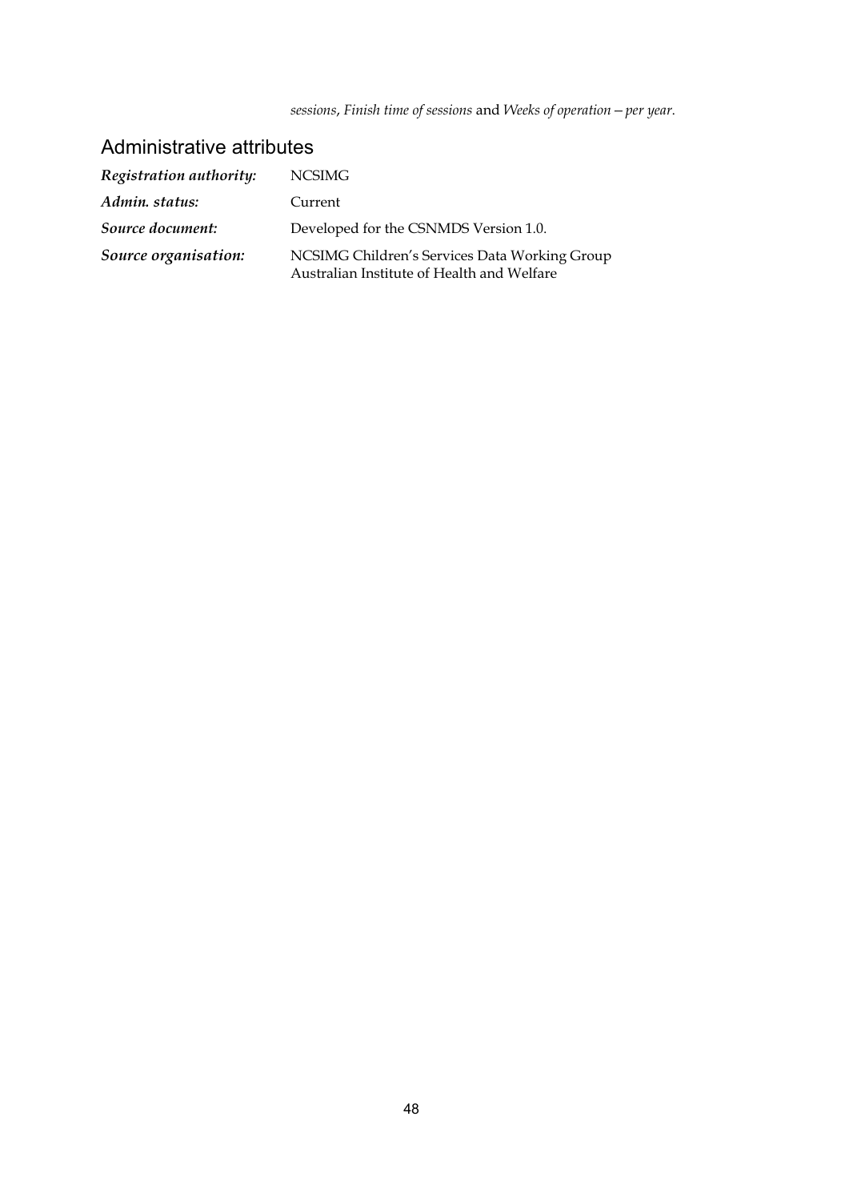*sessions*, *Finish time of sessions* and *Weeks of operation—per year*.

## Administrative attributes

| | |
|---|---|
| ***Registration authority:*** | NCSIMG |
| ***Admin. status:*** | Current |
| ***Source document:*** | Developed for the CSNMDS Version 1.0. |
| ***Source organisation:*** | NCSIMG Children's Services Data Working Group<br>Australian Institute of Health and Welfare |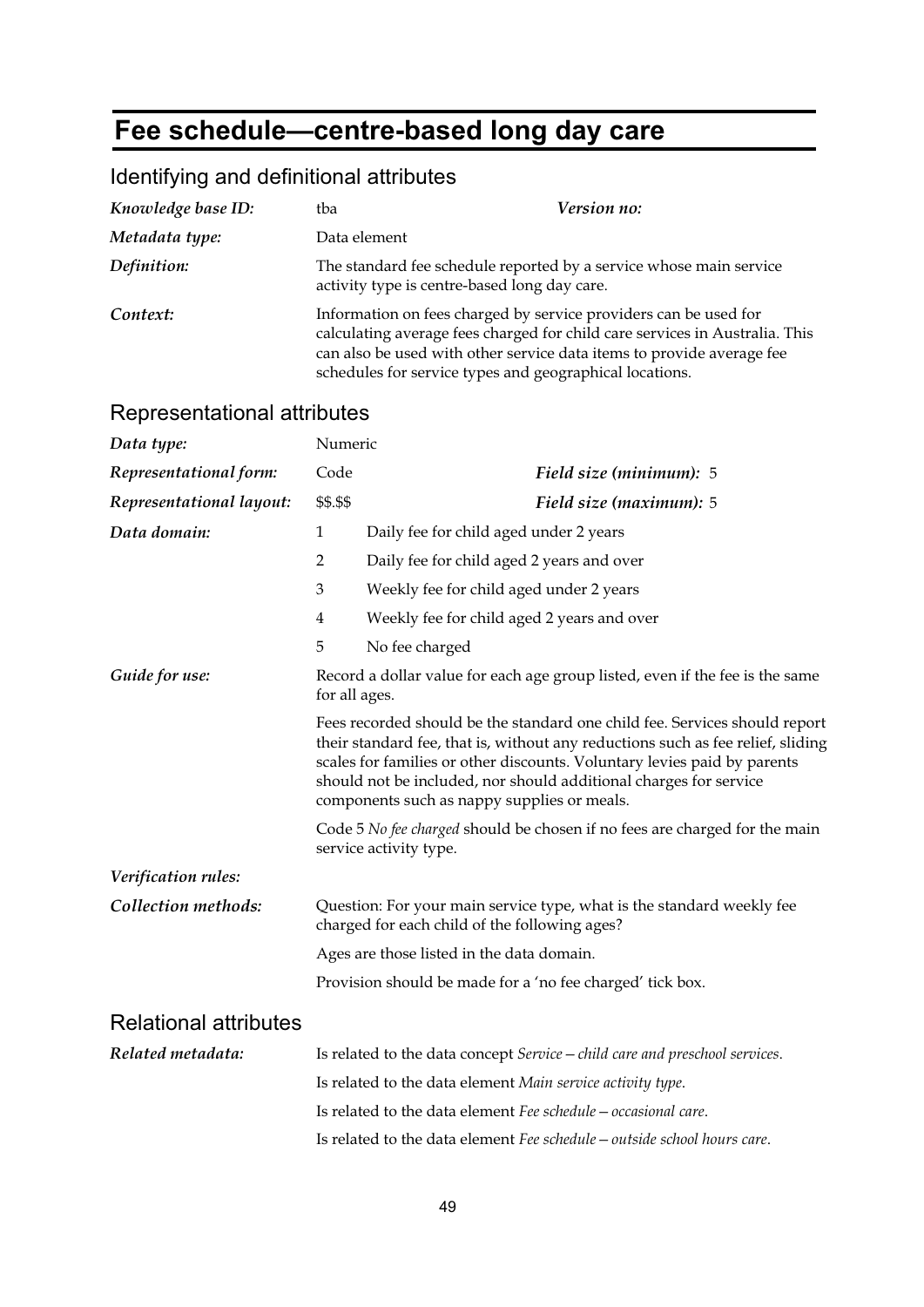# Fee schedule—centre-based long day care

## Identifying and definitional attributes

| | | | |
|---|---|---|---|
| ***Knowledge base ID:*** | tba | ***Version no:*** | |
| ***Metadata type:*** | Data element | | |
| ***Definition:*** | The standard fee schedule reported by a service whose main service activity type is centre-based long day care. | | |
| ***Context:*** | Information on fees charged by service providers can be used for calculating average fees charged for child care services in Australia. This can also be used with other service data items to provide average fee schedules for service types and geographical locations. | | |

## Representational attributes

| | | | |
|---|---|---|---|
| ***Data type:*** | Numeric | | |
| ***Representational form:*** | Code | ***Field size (minimum):*** | 5 |
| ***Representational layout:*** | $$.$$ | ***Field size (maximum):*** | 5 |

***Data domain:***

| | |
|---|---|
| 1 | Daily fee for child aged under 2 years |
| 2 | Daily fee for child aged 2 years and over |
| 3 | Weekly fee for child aged under 2 years |
| 4 | Weekly fee for child aged 2 years and over |
| 5 | No fee charged |

***Guide for use:***

Record a dollar value for each age group listed, even if the fee is the same for all ages.

Fees recorded should be the standard one child fee. Services should report their standard fee, that is, without any reductions such as fee relief, sliding scales for families or other discounts. Voluntary levies paid by parents should not be included, nor should additional charges for service components such as nappy supplies or meals.

Code 5 *No fee charged* should be chosen if no fees are charged for the main service activity type.

***Verification rules:***

***Collection methods:***

Question: For your main service type, what is the standard weekly fee charged for each child of the following ages?

Ages are those listed in the data domain.

Provision should be made for a 'no fee charged' tick box.

## Relational attributes

***Related metadata:***

Is related to the data concept *Service—child care and preschool services*.

Is related to the data element *Main service activity type*.

Is related to the data element *Fee schedule—occasional care*.

Is related to the data element *Fee schedule—outside school hours care*.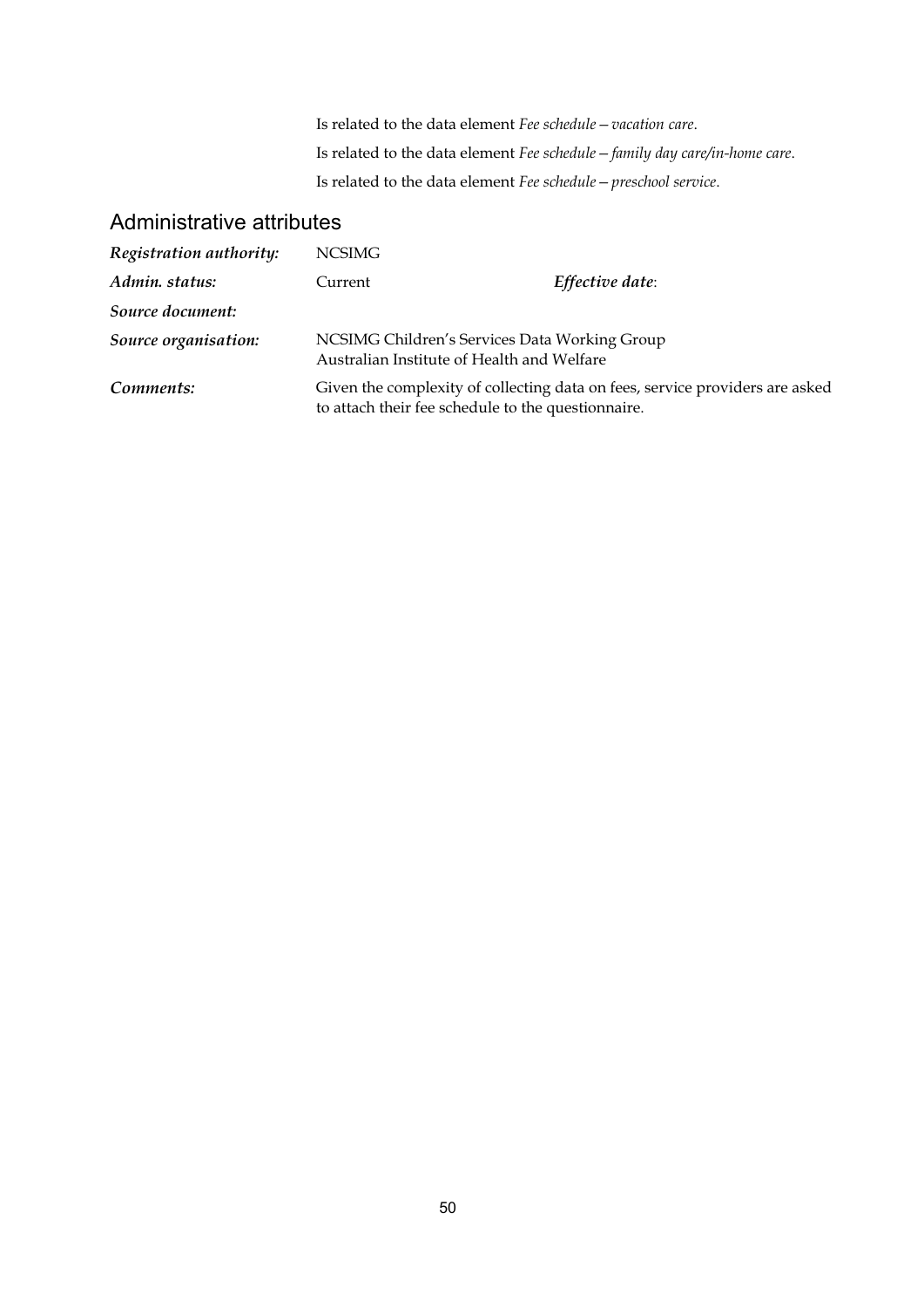Is related to the data element *Fee schedule—vacation care*.

Is related to the data element *Fee schedule—family day care/in-home care*.

Is related to the data element *Fee schedule—preschool service*.

## Administrative attributes

| | | |
|---|---|---|
| ***Registration authority:*** | NCSIMG | |
| ***Admin. status:*** | Current | ***Effective date***: |
| ***Source document:*** | | |
| ***Source organisation:*** | NCSIMG Children's Services Data Working Group<br>Australian Institute of Health and Welfare | |
| ***Comments:*** | Given the complexity of collecting data on fees, service providers are asked to attach their fee schedule to the questionnaire. | |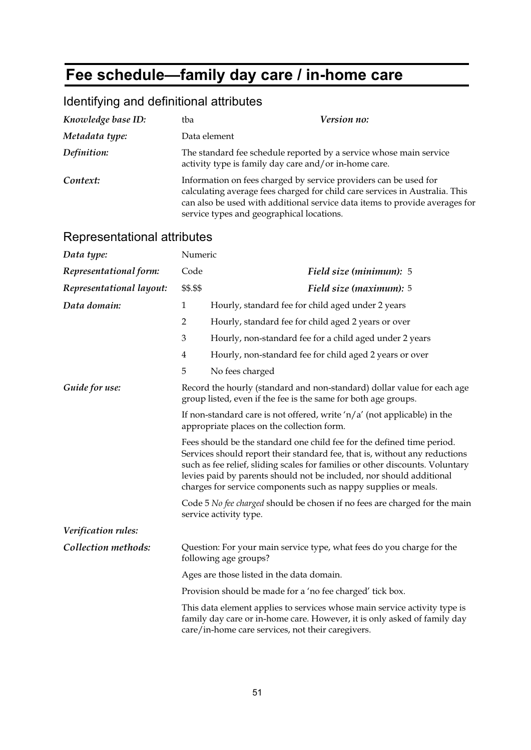# Fee schedule—family day care / in-home care

## Identifying and definitional attributes

| | | | |
|---|---|---|---|
| *Knowledge base ID:* | tba | *Version no:* | |
| *Metadata type:* | Data element | | |
| *Definition:* | The standard fee schedule reported by a service whose main service activity type is family day care and/or in-home care. | | |
| *Context:* | Information on fees charged by service providers can be used for calculating average fees charged for child care services in Australia. This can also be used with additional service data items to provide averages for service types and geographical locations. | | |

## Representational attributes

| | | | |
|---|---|---|---|
| *Data type:* | Numeric | | |
| *Representational form:* | Code | *Field size (minimum):* | 5 |
| *Representational layout:* | $$.$$ | *Field size (maximum):* | 5 |

*Data domain:*

1 Hourly, standard fee for child aged under 2 years

2 Hourly, standard fee for child aged 2 years or over

3 Hourly, non-standard fee for a child aged under 2 years

4 Hourly, non-standard fee for child aged 2 years or over

5 No fees charged

*Guide for use:*

Record the hourly (standard and non-standard) dollar value for each age group listed, even if the fee is the same for both age groups.

If non-standard care is not offered, write 'n/a' (not applicable) in the appropriate places on the collection form.

Fees should be the standard one child fee for the defined time period. Services should report their standard fee, that is, without any reductions such as fee relief, sliding scales for families or other discounts. Voluntary levies paid by parents should not be included, nor should additional charges for service components such as nappy supplies or meals.

Code 5 *No fee charged* should be chosen if no fees are charged for the main service activity type.

*Verification rules:*

*Collection methods:*

Question: For your main service type, what fees do you charge for the following age groups?

Ages are those listed in the data domain.

Provision should be made for a 'no fee charged' tick box.

This data element applies to services whose main service activity type is family day care or in-home care. However, it is only asked of family day care/in-home care services, not their caregivers.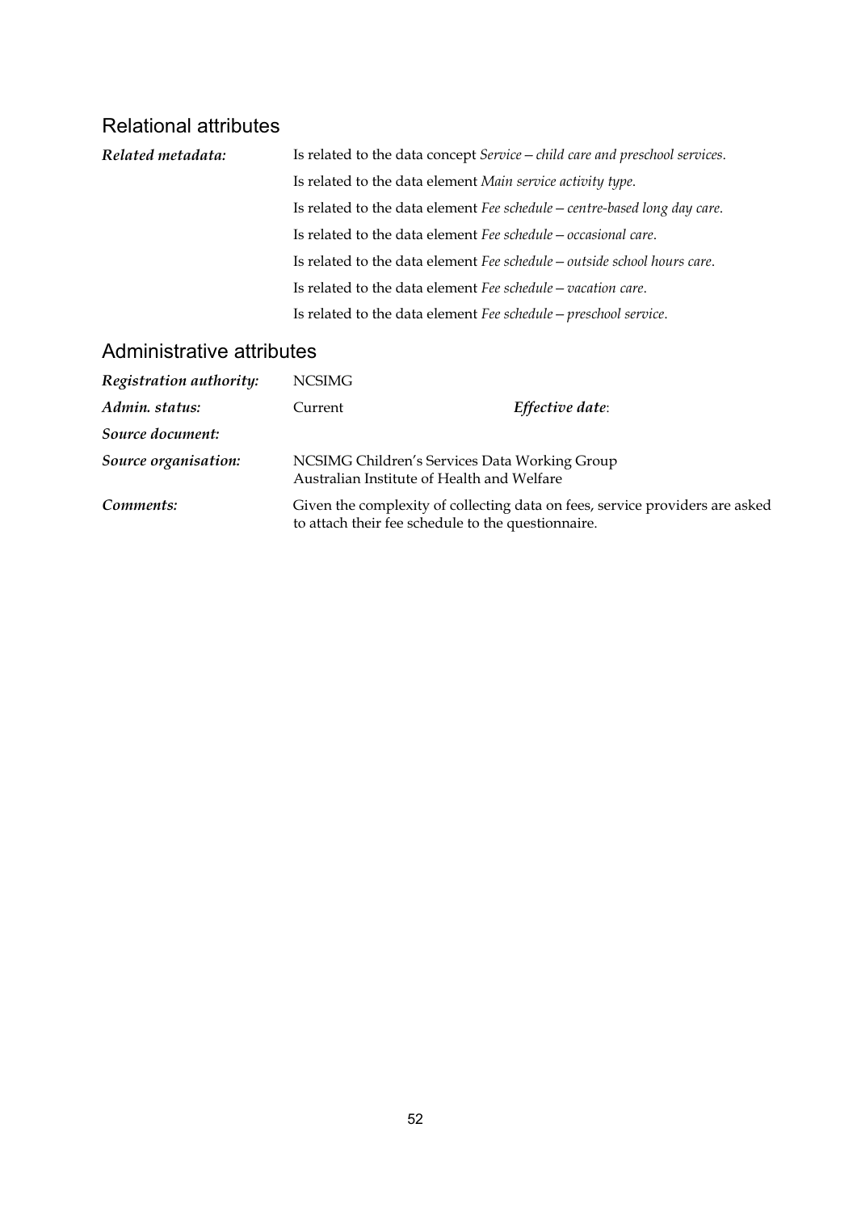## Relational attributes

| | |
|---|---|
| ***Related metadata:*** | Is related to the data concept *Service—child care and preschool services*. |
| | Is related to the data element *Main service activity type*. |
| | Is related to the data element *Fee schedule—centre-based long day care*. |
| | Is related to the data element *Fee schedule—occasional care*. |
| | Is related to the data element *Fee schedule—outside school hours care*. |
| | Is related to the data element *Fee schedule—vacation care*. |
| | Is related to the data element *Fee schedule—preschool service*. |

## Administrative attributes

| | | | |
|---|---|---|---|
| ***Registration authority:*** | NCSIMG | | |
| ***Admin. status:*** | Current | ***Effective date***: | |
| ***Source document:*** | | | |
| ***Source organisation:*** | NCSIMG Children's Services Data Working Group<br>Australian Institute of Health and Welfare | | |
| ***Comments:*** | Given the complexity of collecting data on fees, service providers are asked to attach their fee schedule to the questionnaire. | | |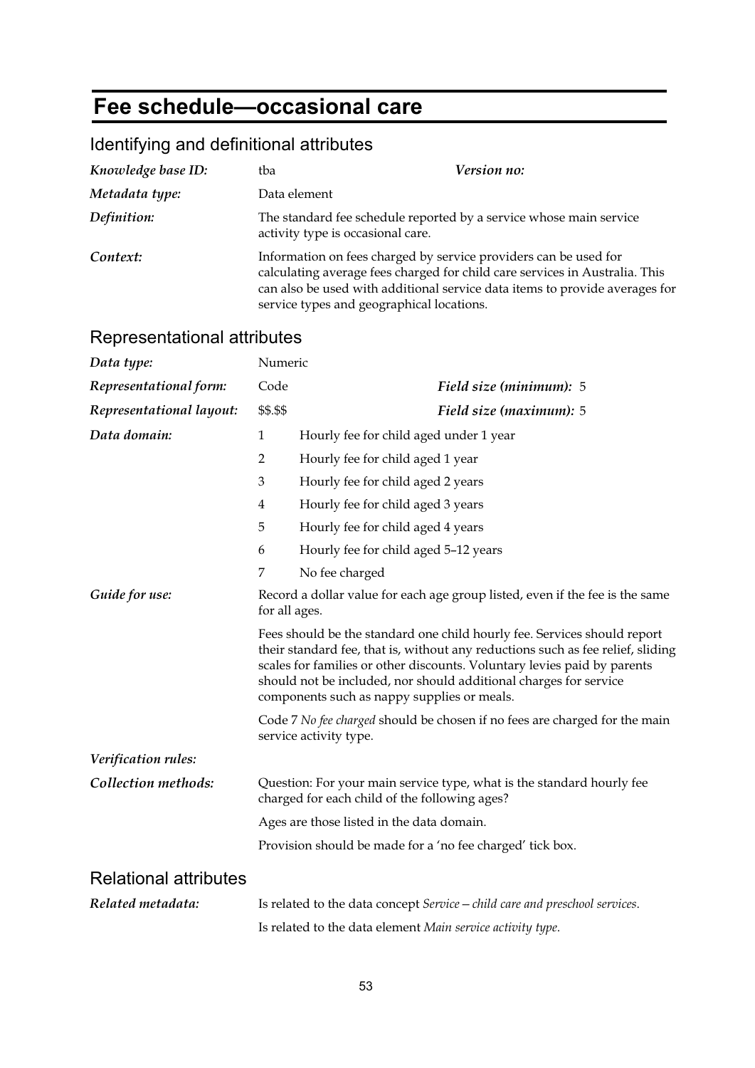# Fee schedule—occasional care

## Identifying and definitional attributes

| | | | |
|---|---|---|---|
| ***Knowledge base ID:*** | tba | ***Version no:*** | |
| ***Metadata type:*** | Data element | | |
| ***Definition:*** | The standard fee schedule reported by a service whose main service activity type is occasional care. | | |
| ***Context:*** | Information on fees charged by service providers can be used for calculating average fees charged for child care services in Australia. This can also be used with additional service data items to provide averages for service types and geographical locations. | | |

## Representational attributes

| | | | |
|---|---|---|---|
| ***Data type:*** | Numeric | | |
| ***Representational form:*** | Code | ***Field size (minimum):*** | 5 |
| ***Representational layout:*** | $$.$$ | ***Field size (maximum):*** | 5 |

***Data domain:***

| Code | Description |
|---|---|
| 1 | Hourly fee for child aged under 1 year |
| 2 | Hourly fee for child aged 1 year |
| 3 | Hourly fee for child aged 2 years |
| 4 | Hourly fee for child aged 3 years |
| 5 | Hourly fee for child aged 4 years |
| 6 | Hourly fee for child aged 5–12 years |
| 7 | No fee charged |

***Guide for use:***

Record a dollar value for each age group listed, even if the fee is the same for all ages.

Fees should be the standard one child hourly fee. Services should report their standard fee, that is, without any reductions such as fee relief, sliding scales for families or other discounts. Voluntary levies paid by parents should not be included, nor should additional charges for service components such as nappy supplies or meals.

Code 7 *No fee charged* should be chosen if no fees are charged for the main service activity type.

***Verification rules:***

***Collection methods:***

Question: For your main service type, what is the standard hourly fee charged for each child of the following ages?

Ages are those listed in the data domain.

Provision should be made for a 'no fee charged' tick box.

## Relational attributes

***Related metadata:***

Is related to the data concept *Service—child care and preschool services*.

Is related to the data element *Main service activity type*.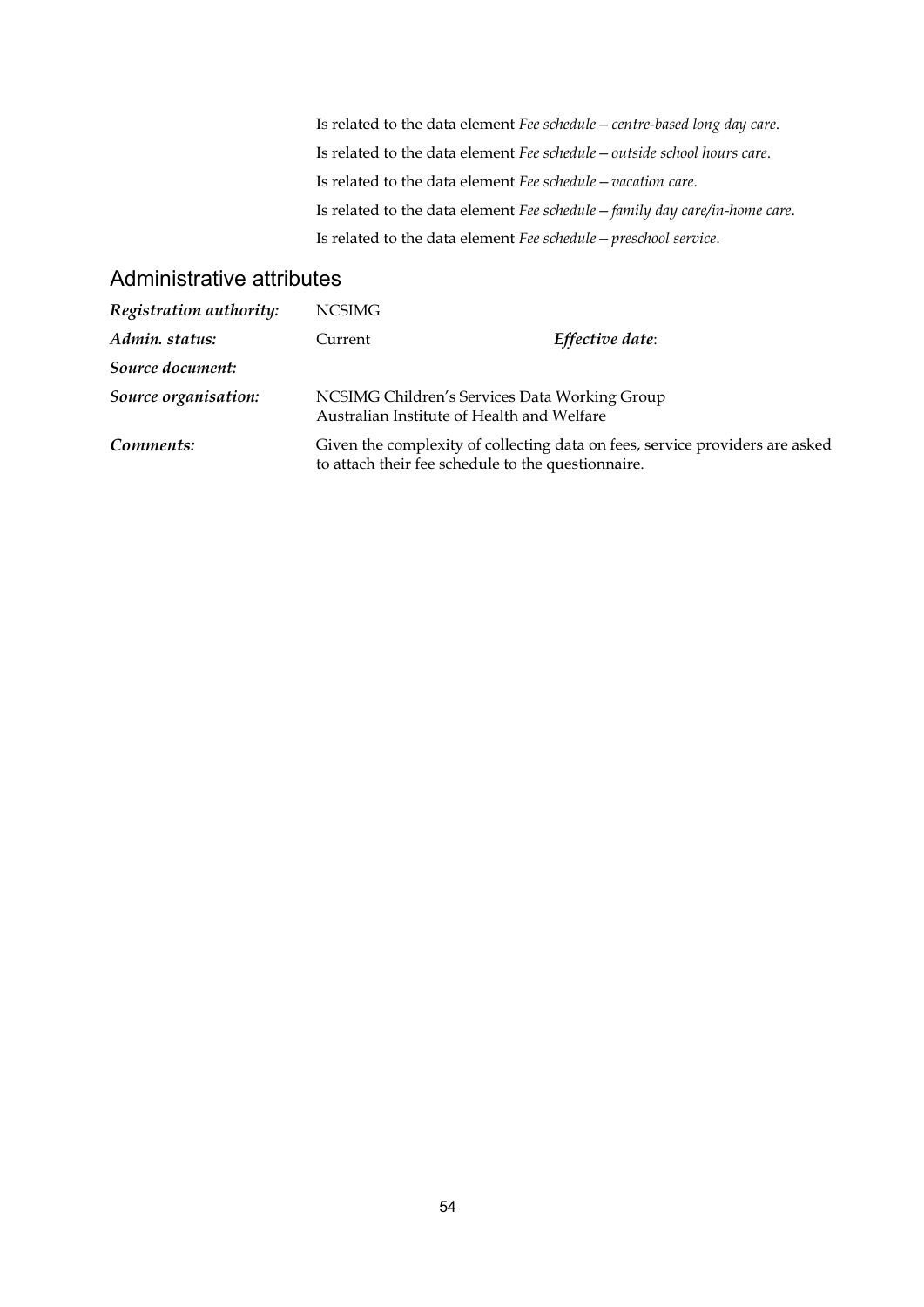Is related to the data element *Fee schedule—centre-based long day care*.

Is related to the data element *Fee schedule—outside school hours care*.

Is related to the data element *Fee schedule—vacation care*.

Is related to the data element *Fee schedule—family day care/in-home care*.

Is related to the data element *Fee schedule—preschool service*.

## Administrative attributes

***Registration authority:*** NCSIMG

***Admin. status:*** Current ***Effective date***:

***Source document:***

***Source organisation:*** NCSIMG Children's Services Data Working Group
Australian Institute of Health and Welfare

***Comments:*** Given the complexity of collecting data on fees, service providers are asked to attach their fee schedule to the questionnaire.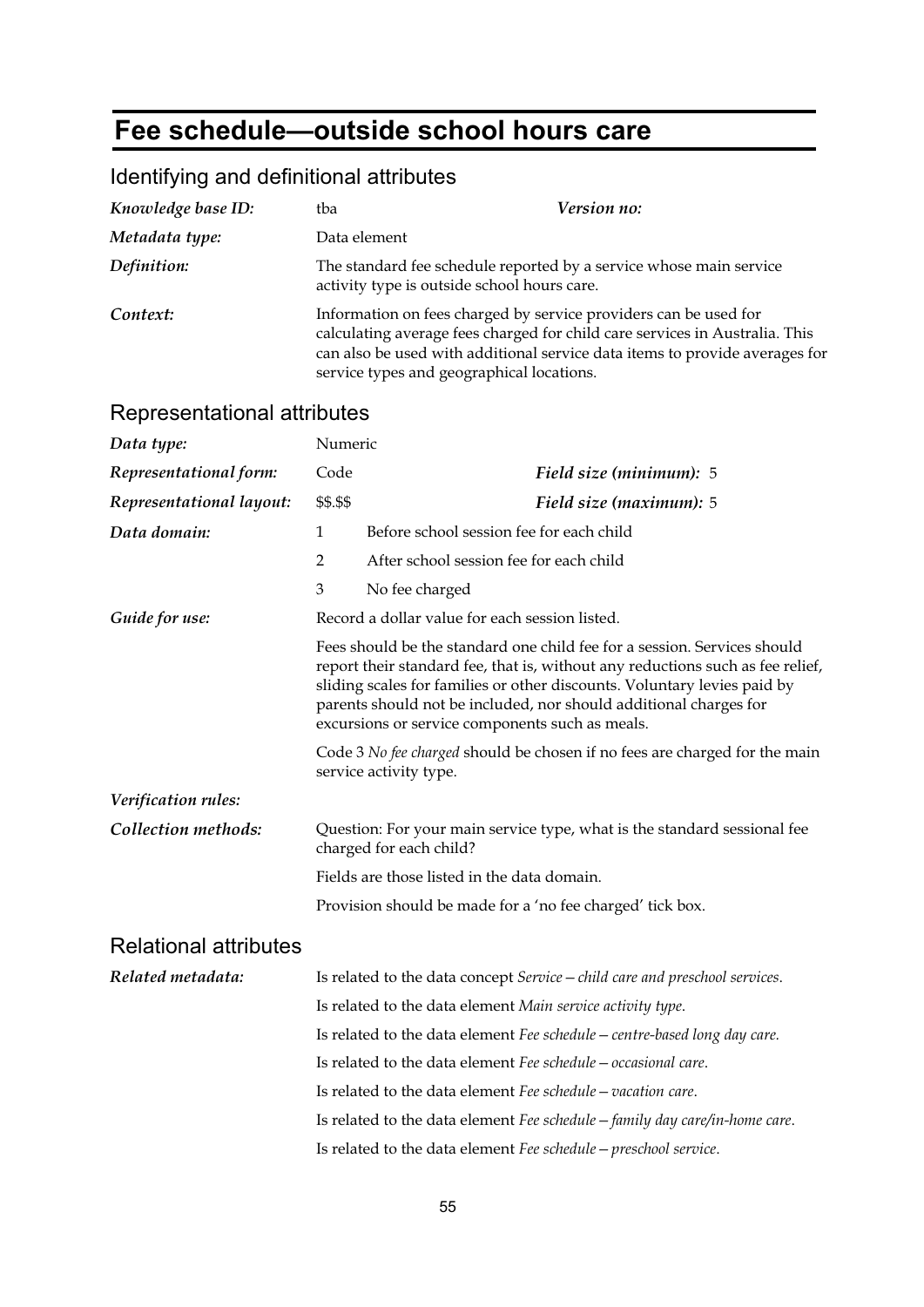# Fee schedule—outside school hours care

## Identifying and definitional attributes

| | | | |
|---|---|---|---|
| *Knowledge base ID:* | tba | *Version no:* | |
| *Metadata type:* | Data element | | |
| *Definition:* | The standard fee schedule reported by a service whose main service activity type is outside school hours care. | | |
| *Context:* | Information on fees charged by service providers can be used for calculating average fees charged for child care services in Australia. This can also be used with additional service data items to provide averages for service types and geographical locations. | | |

## Representational attributes

| | | | |
|---|---|---|---|
| *Data type:* | Numeric | | |
| *Representational form:* | Code | *Field size (minimum):* | 5 |
| *Representational layout:* | $$.$$ | *Field size (maximum):* | 5 |
| *Data domain:* | 1 | Before school session fee for each child | |
| | 2 | After school session fee for each child | |
| | 3 | No fee charged | |

*Guide for use:* Record a dollar value for each session listed.

Fees should be the standard one child fee for a session. Services should report their standard fee, that is, without any reductions such as fee relief, sliding scales for families or other discounts. Voluntary levies paid by parents should not be included, nor should additional charges for excursions or service components such as meals.

Code 3 *No fee charged* should be chosen if no fees are charged for the main service activity type.

*Verification rules:*

*Collection methods:* Question: For your main service type, what is the standard sessional fee charged for each child?

Fields are those listed in the data domain.

Provision should be made for a 'no fee charged' tick box.

## Relational attributes

*Related metadata:*

Is related to the data concept *Service—child care and preschool services*.

Is related to the data element *Main service activity type*.

Is related to the data element *Fee schedule—centre-based long day care.*

Is related to the data element *Fee schedule—occasional care*.

Is related to the data element *Fee schedule—vacation care*.

Is related to the data element *Fee schedule—family day care/in-home care*.

Is related to the data element *Fee schedule—preschool service*.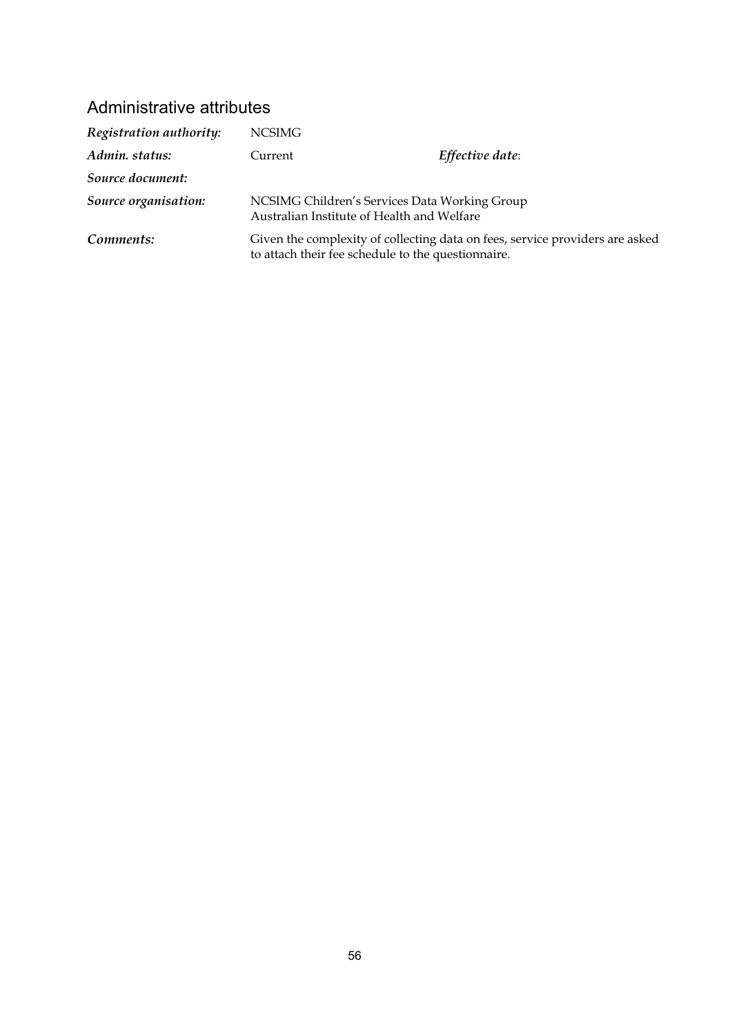## Administrative attributes

| | | | |
|---|---|---|---|
| ***Registration authority:*** | NCSIMG | | |
| ***Admin. status:*** | Current | ***Effective date***: | |
| ***Source document:*** | | | |
| ***Source organisation:*** | NCSIMG Children's Services Data Working Group<br>Australian Institute of Health and Welfare | | |
| ***Comments:*** | Given the complexity of collecting data on fees, service providers are asked to attach their fee schedule to the questionnaire. | | |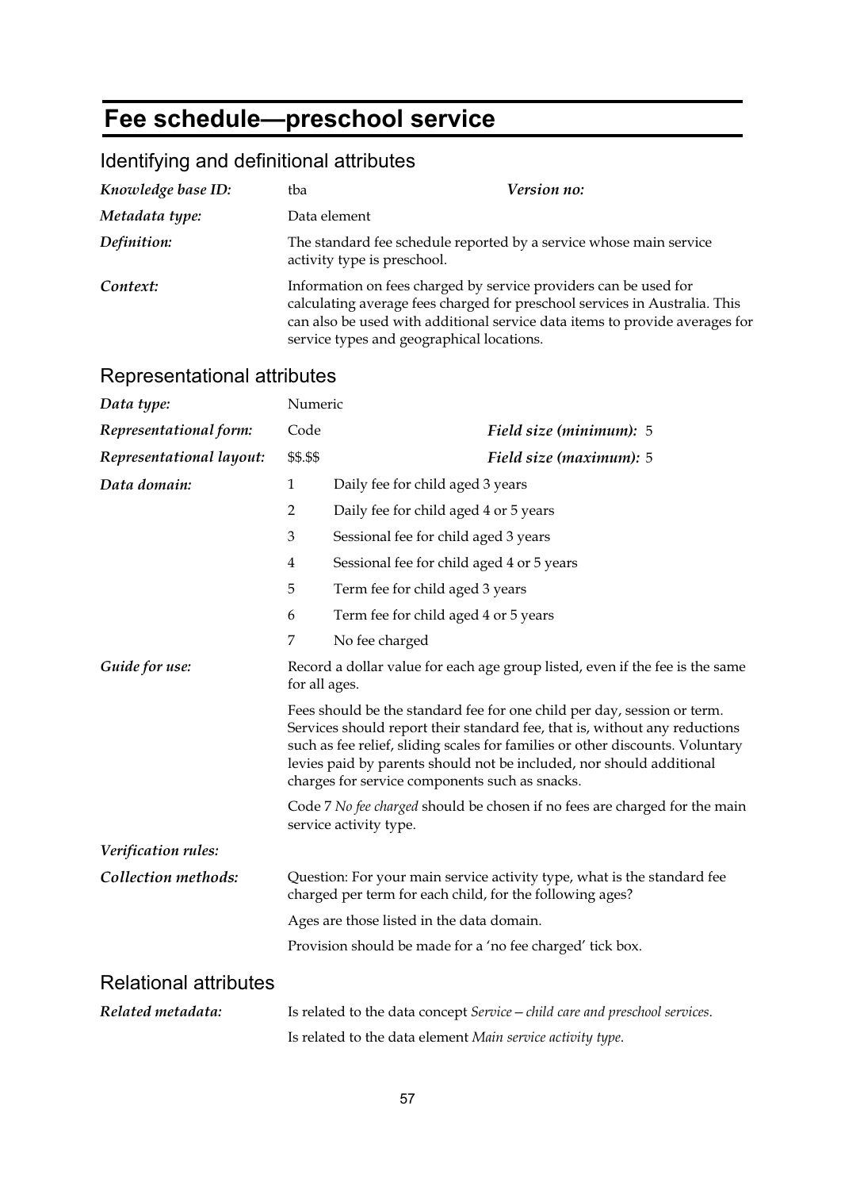# Fee schedule—preschool service

## Identifying and definitional attributes

| | | | |
|---|---|---|---|
| *Knowledge base ID:* | tba | *Version no:* | |
| *Metadata type:* | Data element | | |
| *Definition:* | The standard fee schedule reported by a service whose main service activity type is preschool. | | |
| *Context:* | Information on fees charged by service providers can be used for calculating average fees charged for preschool services in Australia. This can also be used with additional service data items to provide averages for service types and geographical locations. | | |

## Representational attributes

| | | | |
|---|---|---|---|
| *Data type:* | Numeric | | |
| *Representational form:* | Code | *Field size (minimum):* | 5 |
| *Representational layout:* | $$.$$ | *Field size (maximum):* | 5 |

*Data domain:*

1 Daily fee for child aged 3 years

2 Daily fee for child aged 4 or 5 years

3 Sessional fee for child aged 3 years

4 Sessional fee for child aged 4 or 5 years

5 Term fee for child aged 3 years

6 Term fee for child aged 4 or 5 years

7 No fee charged

*Guide for use:*

Record a dollar value for each age group listed, even if the fee is the same for all ages.

Fees should be the standard fee for one child per day, session or term. Services should report their standard fee, that is, without any reductions such as fee relief, sliding scales for families or other discounts. Voluntary levies paid by parents should not be included, nor should additional charges for service components such as snacks.

Code 7 *No fee charged* should be chosen if no fees are charged for the main service activity type.

*Verification rules:*

*Collection methods:*

Question: For your main service activity type, what is the standard fee charged per term for each child, for the following ages?

Ages are those listed in the data domain.

Provision should be made for a 'no fee charged' tick box.

## Relational attributes

*Related metadata:*

Is related to the data concept *Service—child care and preschool services*.

Is related to the data element *Main service activity type*.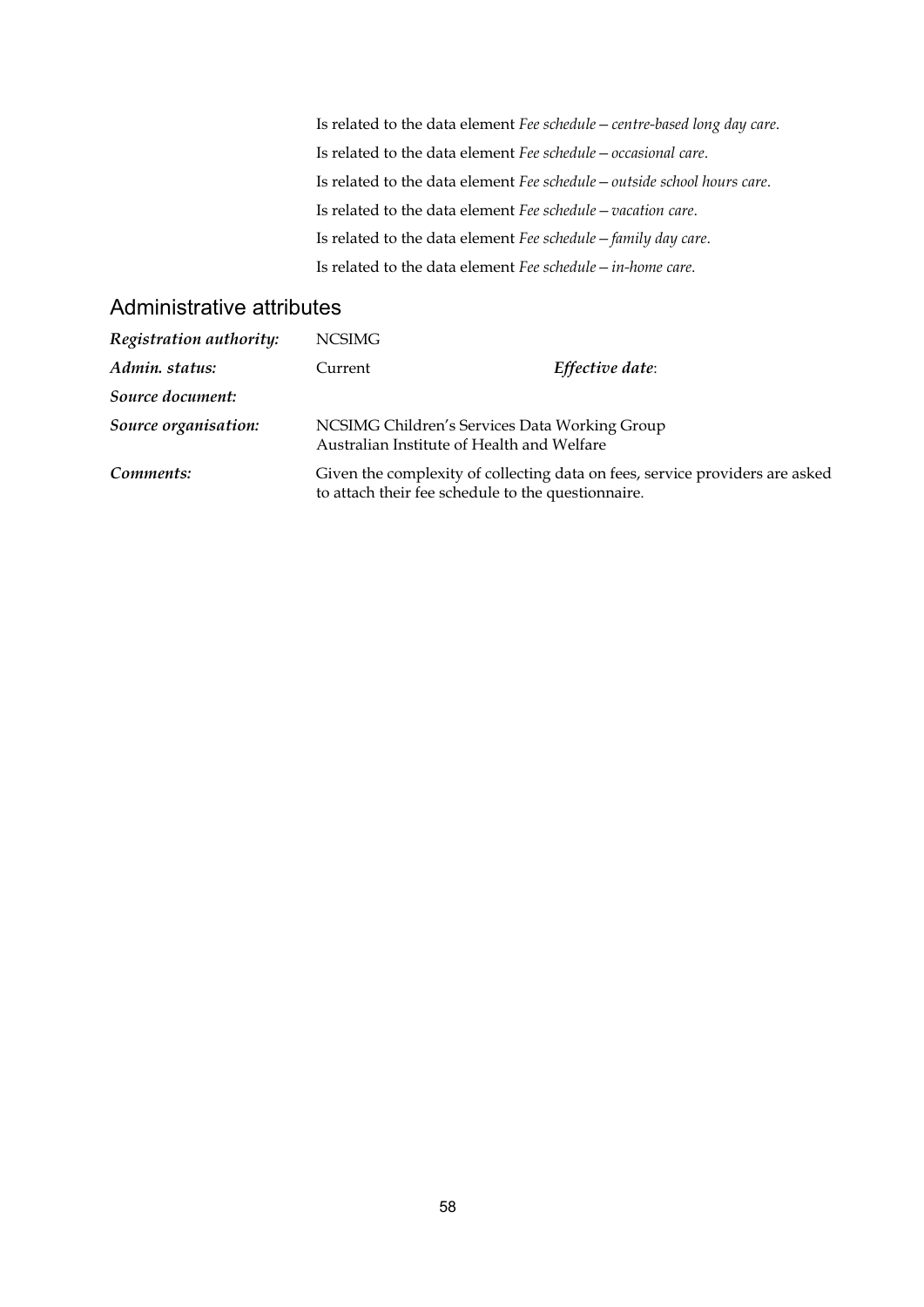Is related to the data element *Fee schedule—centre-based long day care*.

Is related to the data element *Fee schedule—occasional care*.

Is related to the data element *Fee schedule—outside school hours care*.

Is related to the data element *Fee schedule—vacation care*.

Is related to the data element *Fee schedule—family day care*.

Is related to the data element *Fee schedule—in-home care.*

## Administrative attributes

| | | |
|---|---|---|
| ***Registration authority:*** | NCSIMG | |
| ***Admin. status:*** | Current | ***Effective date*:** |
| ***Source document:*** | | |
| ***Source organisation:*** | NCSIMG Children's Services Data Working Group<br>Australian Institute of Health and Welfare | |
| ***Comments:*** | Given the complexity of collecting data on fees, service providers are asked to attach their fee schedule to the questionnaire. | |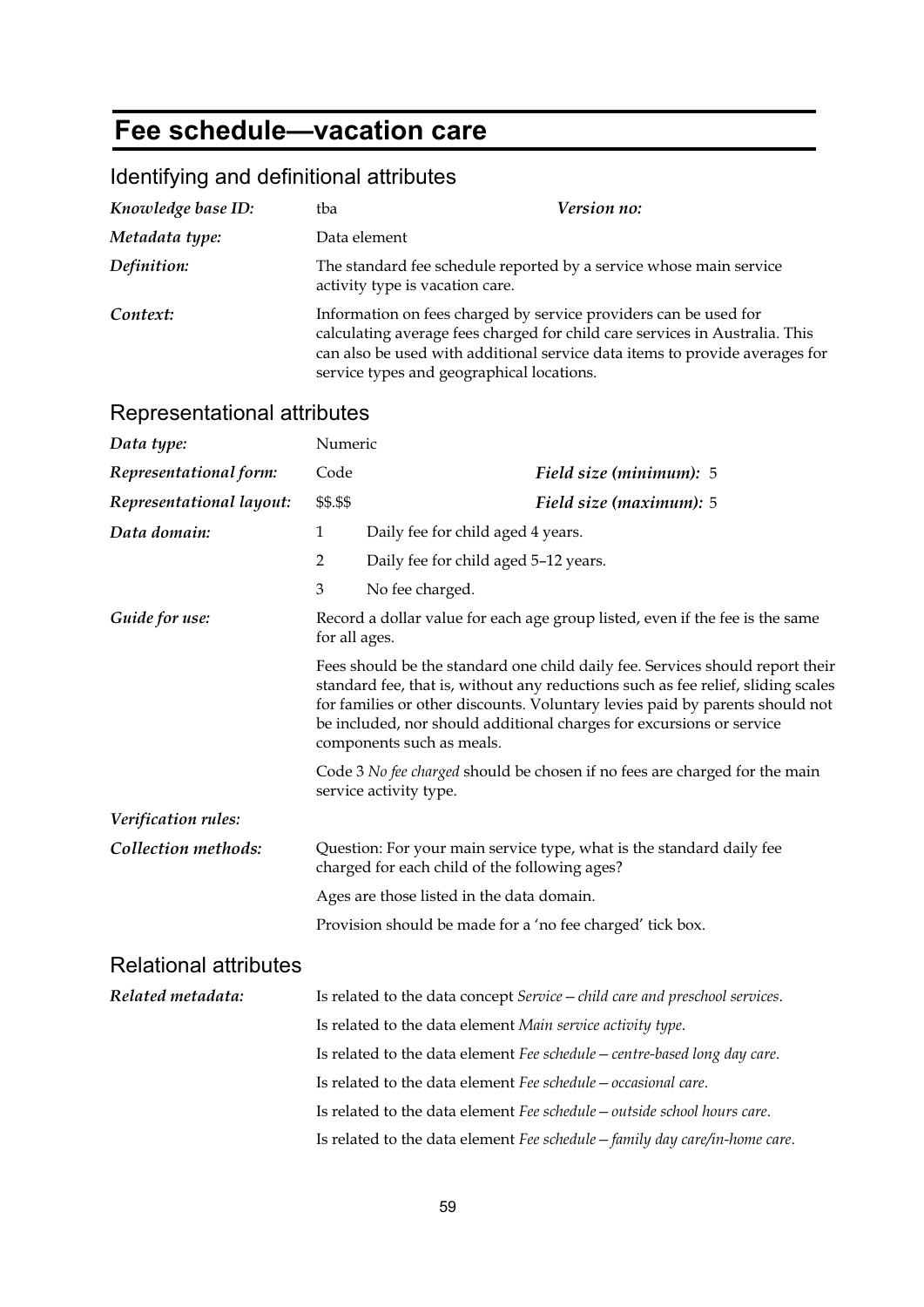# Fee schedule—vacation care

## Identifying and definitional attributes

| | | | |
|---|---|---|---|
| ***Knowledge base ID:*** | tba | ***Version no:*** | |
| ***Metadata type:*** | Data element | | |
| ***Definition:*** | The standard fee schedule reported by a service whose main service activity type is vacation care. | | |
| ***Context:*** | Information on fees charged by service providers can be used for calculating average fees charged for child care services in Australia. This can also be used with additional service data items to provide averages for service types and geographical locations. | | |

## Representational attributes

| | | | |
|---|---|---|---|
| ***Data type:*** | Numeric | | |
| ***Representational form:*** | Code | ***Field size (minimum):*** | 5 |
| ***Representational layout:*** | $$.$$ | ***Field size (maximum):*** | 5 |

***Data domain:***

1 Daily fee for child aged 4 years.

2 Daily fee for child aged 5–12 years.

3 No fee charged.

***Guide for use:***

Record a dollar value for each age group listed, even if the fee is the same for all ages.

Fees should be the standard one child daily fee. Services should report their standard fee, that is, without any reductions such as fee relief, sliding scales for families or other discounts. Voluntary levies paid by parents should not be included, nor should additional charges for excursions or service components such as meals.

Code 3 *No fee charged* should be chosen if no fees are charged for the main service activity type.

***Verification rules:***

***Collection methods:***

Question: For your main service type, what is the standard daily fee charged for each child of the following ages?

Ages are those listed in the data domain.

Provision should be made for a 'no fee charged' tick box.

## Relational attributes

***Related metadata:***

Is related to the data concept *Service—child care and preschool services*.

Is related to the data element *Main service activity type*.

Is related to the data element *Fee schedule—centre-based long day care*.

Is related to the data element *Fee schedule—occasional care*.

Is related to the data element *Fee schedule—outside school hours care*.

Is related to the data element *Fee schedule—family day care/in-home care*.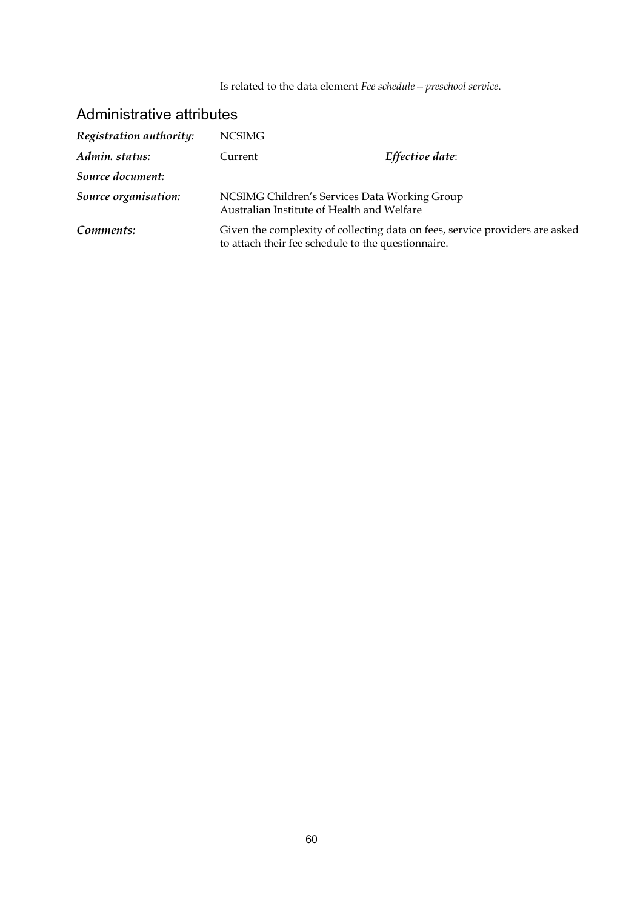Is related to the data element *Fee schedule—preschool service*.

## Administrative attributes

***Registration authority:*** NCSIMG

***Admin. status:*** Current ***Effective date***:

***Source document:***

***Source organisation:*** NCSIMG Children's Services Data Working Group
Australian Institute of Health and Welfare

***Comments:*** Given the complexity of collecting data on fees, service providers are asked to attach their fee schedule to the questionnaire.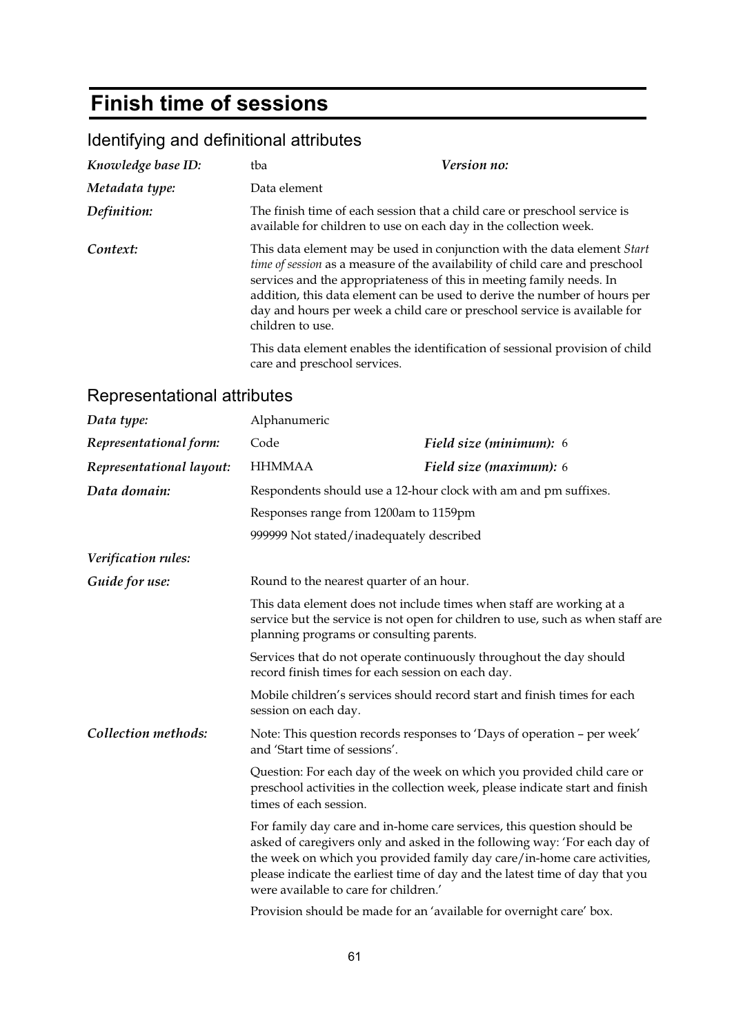# Finish time of sessions

## Identifying and definitional attributes

| | | | |
|---|---|---|---|
| ***Knowledge base ID:*** | tba | ***Version no:*** | |
| ***Metadata type:*** | Data element | | |

***Definition:*** The finish time of each session that a child care or preschool service is available for children to use on each day in the collection week.

***Context:*** This data element may be used in conjunction with the data element *Start time of session* as a measure of the availability of child care and preschool services and the appropriateness of this in meeting family needs. In addition, this data element can be used to derive the number of hours per day and hours per week a child care or preschool service is available for children to use.

This data element enables the identification of sessional provision of child care and preschool services.

## Representational attributes

| | | | |
|---|---|---|---|
| ***Data type:*** | Alphanumeric | | |
| ***Representational form:*** | Code | ***Field size (minimum):*** | 6 |
| ***Representational layout:*** | HHMMAA | ***Field size (maximum):*** | 6 |

***Data domain:*** Respondents should use a 12-hour clock with am and pm suffixes.

Responses range from 1200am to 1159pm

999999 Not stated/inadequately described

***Verification rules:***

***Guide for use:*** Round to the nearest quarter of an hour.

This data element does not include times when staff are working at a service but the service is not open for children to use, such as when staff are planning programs or consulting parents.

Services that do not operate continuously throughout the day should record finish times for each session on each day.

Mobile children's services should record start and finish times for each session on each day.

***Collection methods:*** Note: This question records responses to 'Days of operation – per week' and 'Start time of sessions'.

Question: For each day of the week on which you provided child care or preschool activities in the collection week, please indicate start and finish times of each session.

For family day care and in-home care services, this question should be asked of caregivers only and asked in the following way: 'For each day of the week on which you provided family day care/in-home care activities, please indicate the earliest time of day and the latest time of day that you were available to care for children.'

Provision should be made for an 'available for overnight care' box.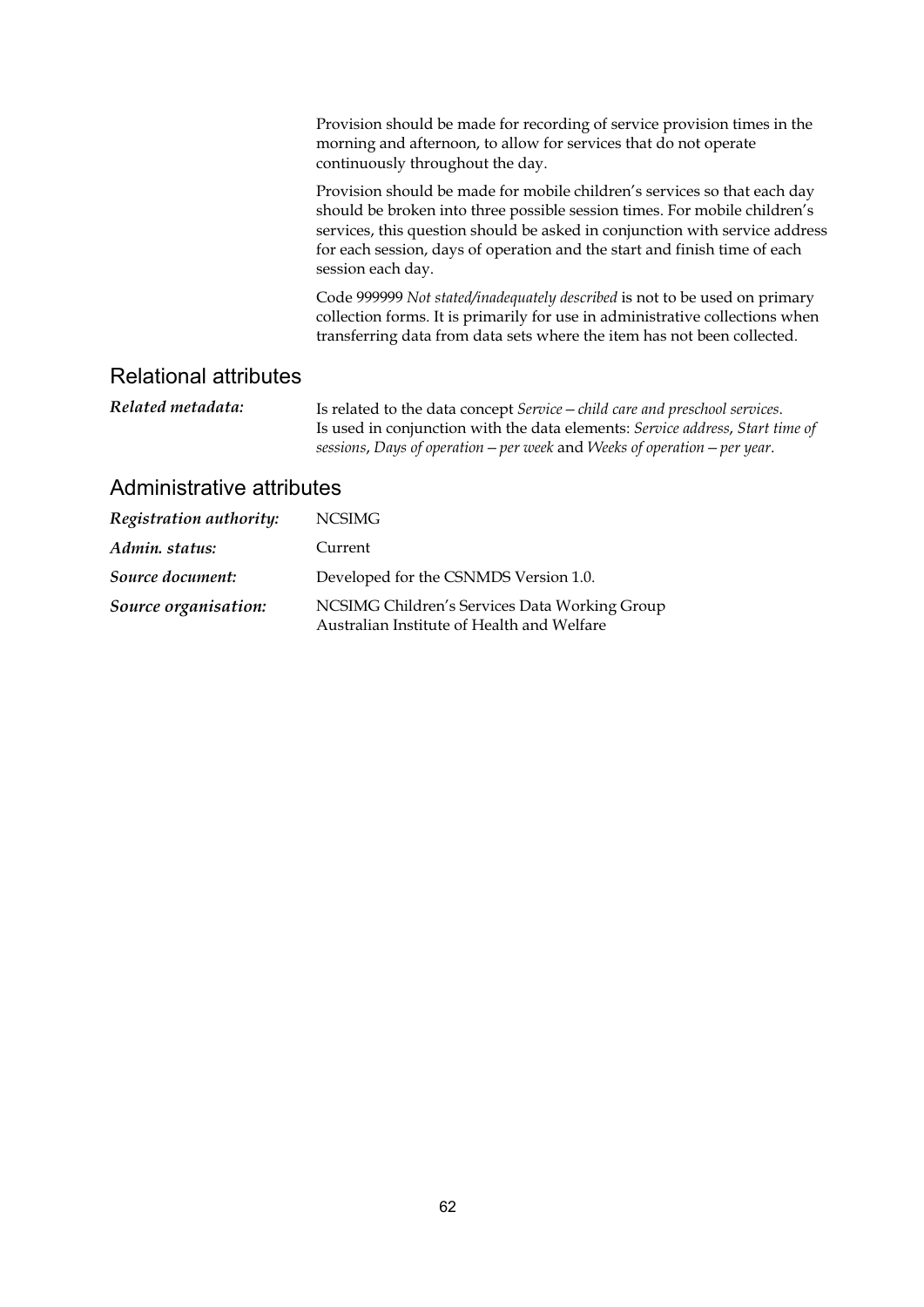Provision should be made for recording of service provision times in the morning and afternoon, to allow for services that do not operate continuously throughout the day.

Provision should be made for mobile children's services so that each day should be broken into three possible session times. For mobile children's services, this question should be asked in conjunction with service address for each session, days of operation and the start and finish time of each session each day.

Code 999999 *Not stated/inadequately described* is not to be used on primary collection forms. It is primarily for use in administrative collections when transferring data from data sets where the item has not been collected.

## Relational attributes

***Related metadata:*** Is related to the data concept *Service—child care and preschool services*. Is used in conjunction with the data elements: *Service address*, *Start time of sessions*, *Days of operation—per week* and *Weeks of operation—per year*.

## Administrative attributes

| | |
|---|---|
| ***Registration authority:*** | NCSIMG |
| ***Admin. status:*** | Current |
| ***Source document:*** | Developed for the CSNMDS Version 1.0. |
| ***Source organisation:*** | NCSIMG Children's Services Data Working Group<br>Australian Institute of Health and Welfare |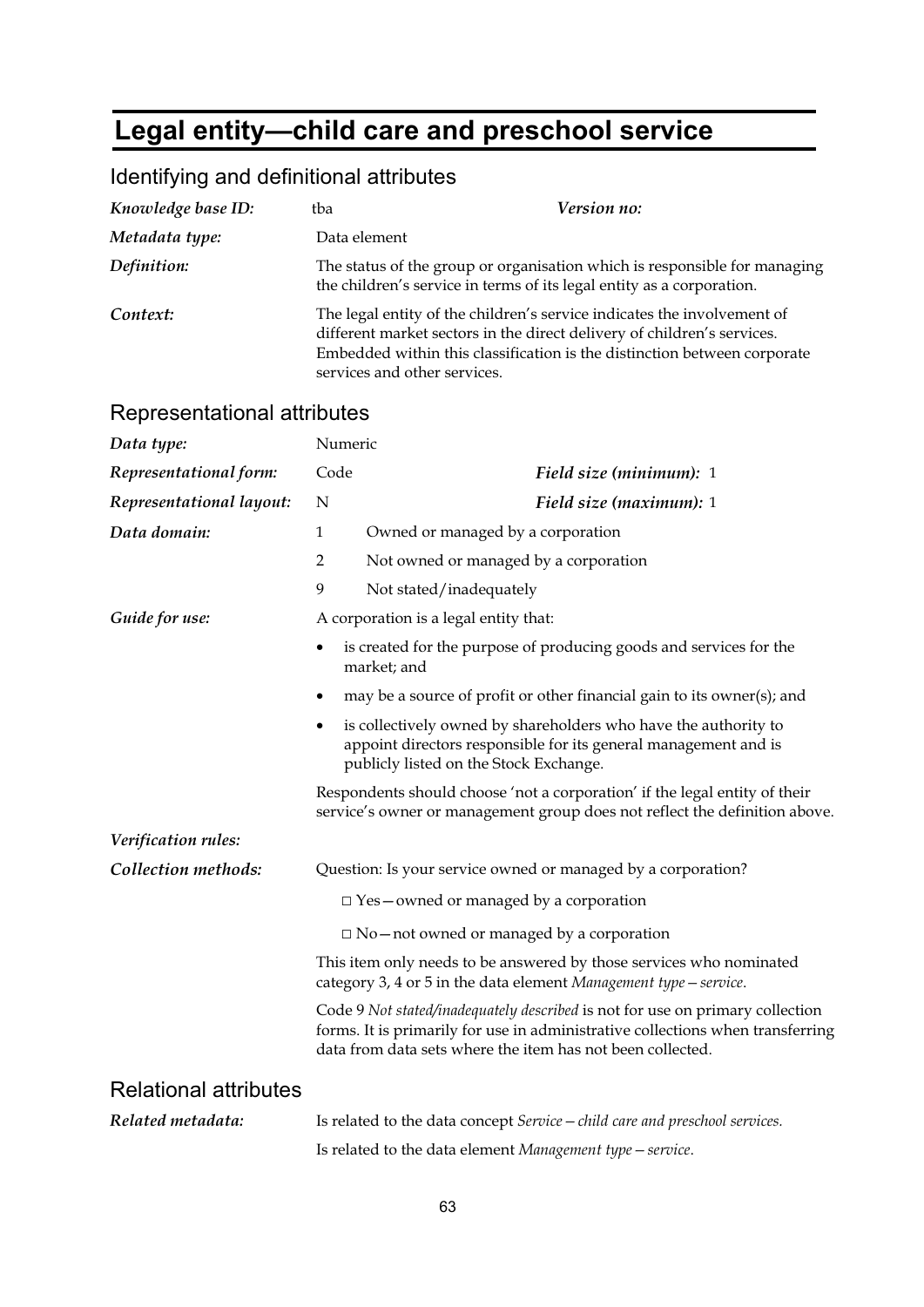# Legal entity—child care and preschool service

## Identifying and definitional attributes

| | | | |
|---|---|---|---|
| ***Knowledge base ID:*** | tba | ***Version no:*** | |
| ***Metadata type:*** | Data element | | |
| ***Definition:*** | The status of the group or organisation which is responsible for managing the children's service in terms of its legal entity as a corporation. | | |
| ***Context:*** | The legal entity of the children's service indicates the involvement of different market sectors in the direct delivery of children's services. Embedded within this classification is the distinction between corporate services and other services. | | |

## Representational attributes

| | | | |
|---|---|---|---|
| ***Data type:*** | Numeric | | |
| ***Representational form:*** | Code | ***Field size (minimum):*** | 1 |
| ***Representational layout:*** | N | ***Field size (maximum):*** | 1 |

***Data domain:***

1 Owned or managed by a corporation

2 Not owned or managed by a corporation

9 Not stated/inadequately

***Guide for use:***

A corporation is a legal entity that:

- is created for the purpose of producing goods and services for the market; and
- may be a source of profit or other financial gain to its owner(s); and
- is collectively owned by shareholders who have the authority to appoint directors responsible for its general management and is publicly listed on the Stock Exchange.

Respondents should choose 'not a corporation' if the legal entity of their service's owner or management group does not reflect the definition above.

***Verification rules:***

***Collection methods:***

Question: Is your service owned or managed by a corporation?

□ Yes—owned or managed by a corporation

□ No—not owned or managed by a corporation

This item only needs to be answered by those services who nominated category 3, 4 or 5 in the data element *Management type—service*.

Code 9 *Not stated/inadequately described* is not for use on primary collection forms. It is primarily for use in administrative collections when transferring data from data sets where the item has not been collected.

## Relational attributes

***Related metadata:***

Is related to the data concept *Service—child care and preschool services.*

Is related to the data element *Management type—service.*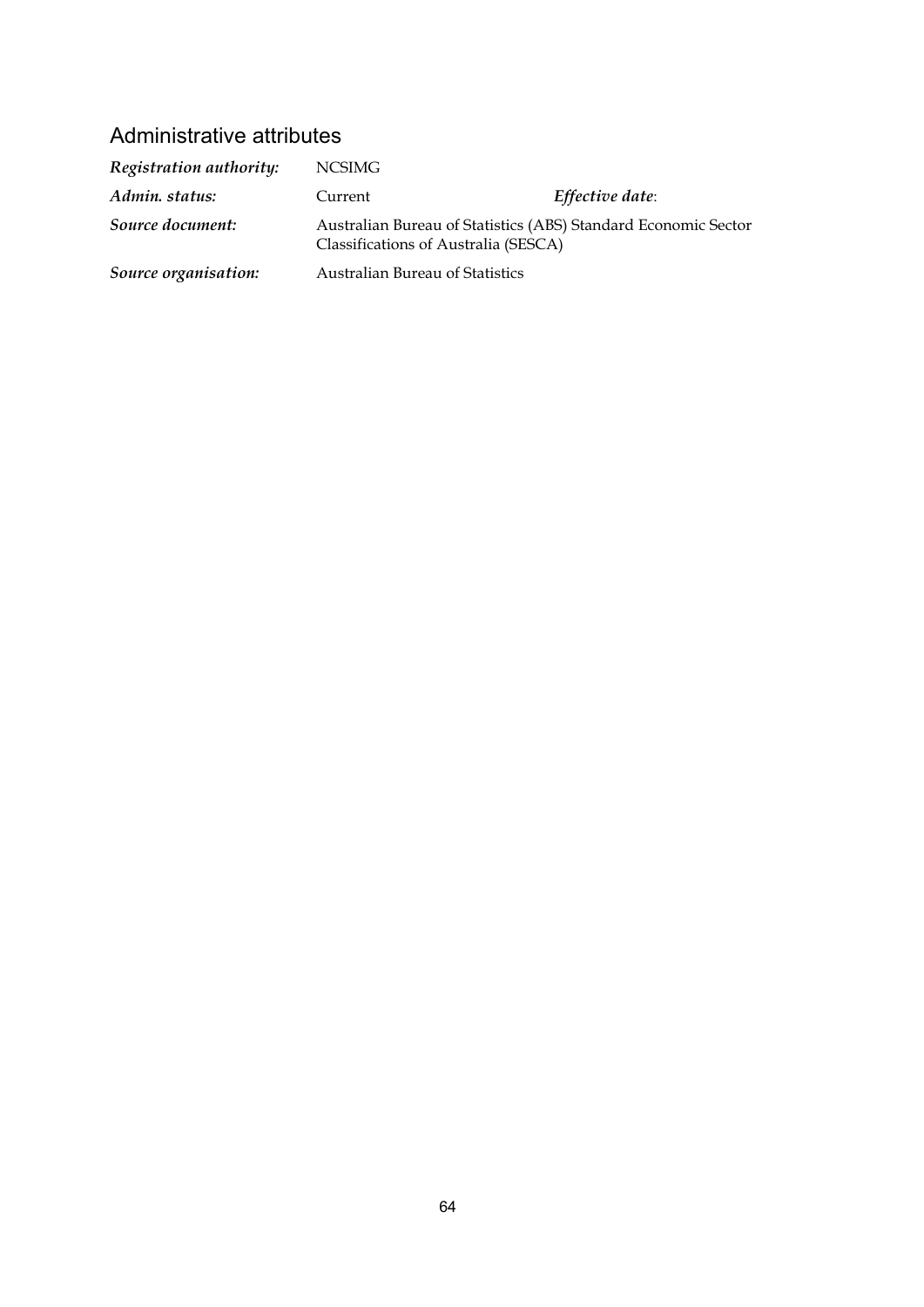## Administrative attributes

| | | | |
|---|---|---|---|
| ***Registration authority:*** | NCSIMG | | |
| ***Admin. status:*** | Current | ***Effective date***: | |
| ***Source document:*** | Australian Bureau of Statistics (ABS) Standard Economic Sector Classifications of Australia (SESCA) | | |
| ***Source organisation:*** | Australian Bureau of Statistics | | |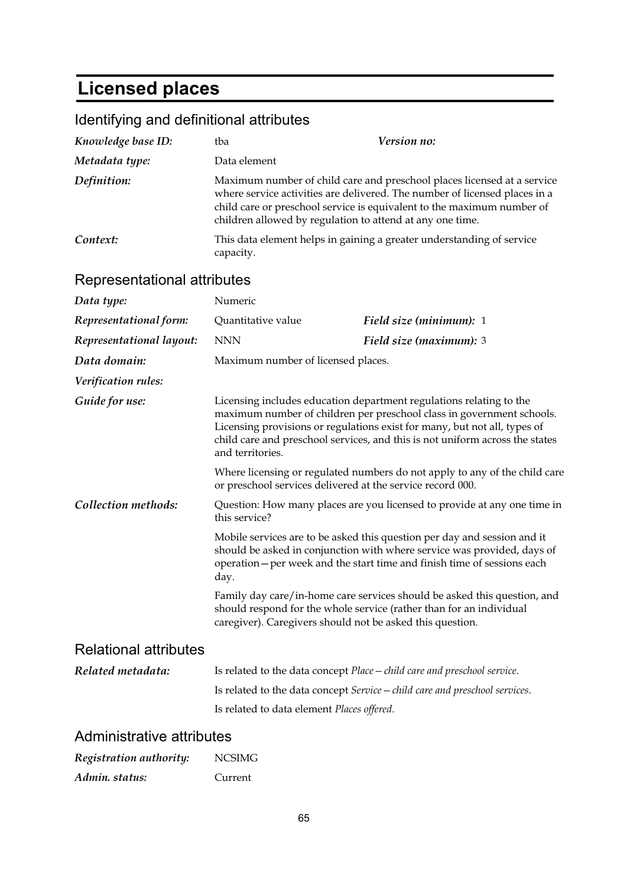# Licensed places

## Identifying and definitional attributes

| | | | |
|---|---|---|---|
| ***Knowledge base ID:*** | tba | ***Version no:*** | |
| ***Metadata type:*** | Data element | | |

***Definition:*** Maximum number of child care and preschool places licensed at a service where service activities are delivered. The number of licensed places in a child care or preschool service is equivalent to the maximum number of children allowed by regulation to attend at any one time.

***Context:*** This data element helps in gaining a greater understanding of service capacity.

## Representational attributes

| | | | |
|---|---|---|---|
| ***Data type:*** | Numeric | | |
| ***Representational form:*** | Quantitative value | ***Field size (minimum):*** | 1 |
| ***Representational layout:*** | NNN | ***Field size (maximum):*** | 3 |

***Data domain:*** Maximum number of licensed places.

***Verification rules:***

***Guide for use:*** Licensing includes education department regulations relating to the maximum number of children per preschool class in government schools. Licensing provisions or regulations exist for many, but not all, types of child care and preschool services, and this is not uniform across the states and territories.

Where licensing or regulated numbers do not apply to any of the child care or preschool services delivered at the service record 000.

***Collection methods:*** Question: How many places are you licensed to provide at any one time in this service?

Mobile services are to be asked this question per day and session and it should be asked in conjunction with where service was provided, days of operation—per week and the start time and finish time of sessions each day.

Family day care/in-home care services should be asked this question, and should respond for the whole service (rather than for an individual caregiver). Caregivers should not be asked this question.

## Relational attributes

***Related metadata:*** Is related to the data concept *Place—child care and preschool service*.

Is related to the data concept *Service—child care and preschool services*.

Is related to data element *Places offered*.

## Administrative attributes

***Registration authority:*** NCSIMG

***Admin. status:*** Current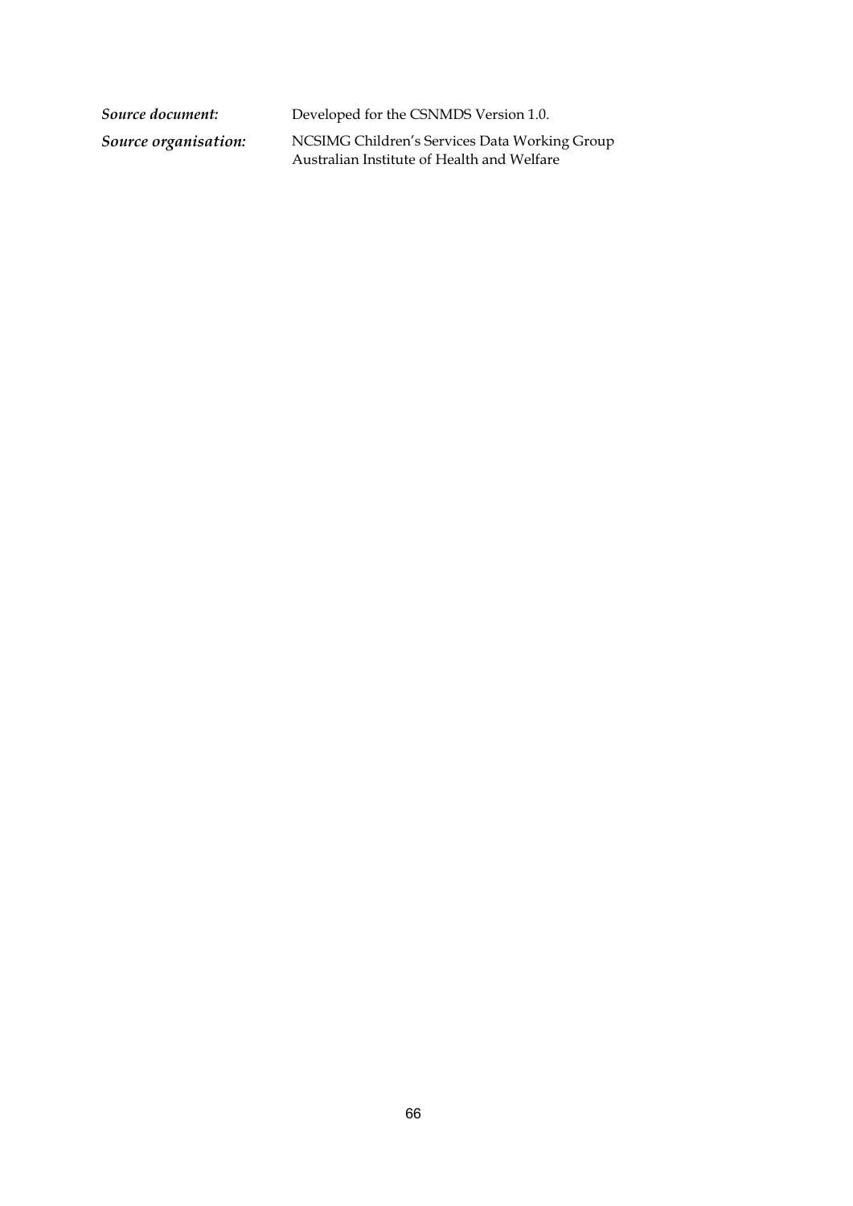*Source document:* Developed for the CSNMDS Version 1.0.

*Source organisation:* NCSIMG Children's Services Data Working Group
Australian Institute of Health and Welfare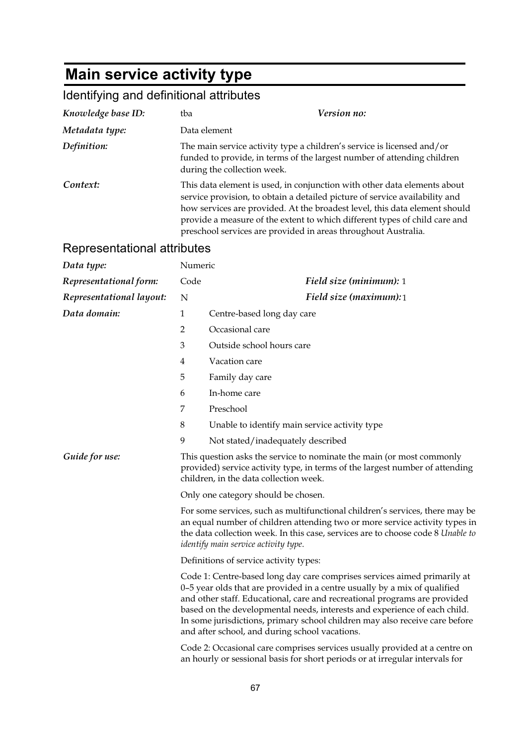# Main service activity type

## Identifying and definitional attributes

| | | | |
|---|---|---|---|
| *Knowledge base ID:* | tba | *Version no:* | |
| *Metadata type:* | Data element | | |
| *Definition:* | The main service activity type a children's service is licensed and/or funded to provide, in terms of the largest number of attending children during the collection week. | | |
| *Context:* | This data element is used, in conjunction with other data elements about service provision, to obtain a detailed picture of service availability and how services are provided. At the broadest level, this data element should provide a measure of the extent to which different types of child care and preschool services are provided in areas throughout Australia. | | |

## Representational attributes

| | | | |
|---|---|---|---|
| *Data type:* | Numeric | | |
| *Representational form:* | Code | *Field size (minimum):* | 1 |
| *Representational layout:* | N | *Field size (maximum):* | 1 |

*Data domain:*

1 Centre-based long day care
2 Occasional care
3 Outside school hours care
4 Vacation care
5 Family day care
6 In-home care
7 Preschool
8 Unable to identify main service activity type
9 Not stated/inadequately described

*Guide for use:*

This question asks the service to nominate the main (or most commonly provided) service activity type, in terms of the largest number of attending children, in the data collection week.

Only one category should be chosen.

For some services, such as multifunctional children's services, there may be an equal number of children attending two or more service activity types in the data collection week. In this case, services are to choose code 8 *Unable to identify main service activity type*.

Definitions of service activity types:

Code 1: Centre-based long day care comprises services aimed primarily at 0–5 year olds that are provided in a centre usually by a mix of qualified and other staff. Educational, care and recreational programs are provided based on the developmental needs, interests and experience of each child. In some jurisdictions, primary school children may also receive care before and after school, and during school vacations.

Code 2: Occasional care comprises services usually provided at a centre on an hourly or sessional basis for short periods or at irregular intervals for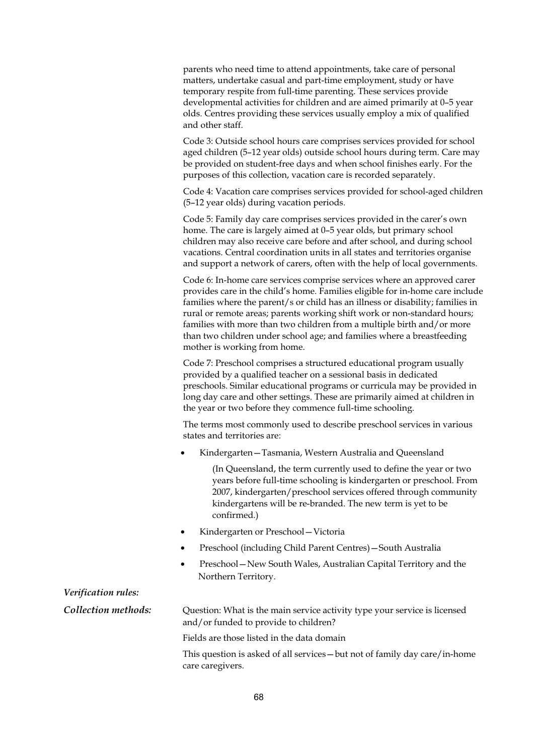parents who need time to attend appointments, take care of personal matters, undertake casual and part-time employment, study or have temporary respite from full-time parenting. These services provide developmental activities for children and are aimed primarily at 0–5 year olds. Centres providing these services usually employ a mix of qualified and other staff.

Code 3: Outside school hours care comprises services provided for school aged children (5–12 year olds) outside school hours during term. Care may be provided on student-free days and when school finishes early. For the purposes of this collection, vacation care is recorded separately.

Code 4: Vacation care comprises services provided for school-aged children (5–12 year olds) during vacation periods.

Code 5: Family day care comprises services provided in the carer's own home. The care is largely aimed at 0–5 year olds, but primary school children may also receive care before and after school, and during school vacations. Central coordination units in all states and territories organise and support a network of carers, often with the help of local governments.

Code 6: In-home care services comprise services where an approved carer provides care in the child's home. Families eligible for in-home care include families where the parent/s or child has an illness or disability; families in rural or remote areas; parents working shift work or non-standard hours; families with more than two children from a multiple birth and/or more than two children under school age; and families where a breastfeeding mother is working from home.

Code 7: Preschool comprises a structured educational program usually provided by a qualified teacher on a sessional basis in dedicated preschools. Similar educational programs or curricula may be provided in long day care and other settings. These are primarily aimed at children in the year or two before they commence full-time schooling.

The terms most commonly used to describe preschool services in various states and territories are:

- Kindergarten—Tasmania, Western Australia and Queensland

  (In Queensland, the term currently used to define the year or two years before full-time schooling is kindergarten or preschool. From 2007, kindergarten/preschool services offered through community kindergartens will be re-branded. The new term is yet to be confirmed.)

- Kindergarten or Preschool—Victoria
- Preschool (including Child Parent Centres)—South Australia
- Preschool—New South Wales, Australian Capital Territory and the Northern Territory.

***Verification rules:***

***Collection methods:*** Question: What is the main service activity type your service is licensed and/or funded to provide to children?

Fields are those listed in the data domain

This question is asked of all services—but not of family day care/in-home care caregivers.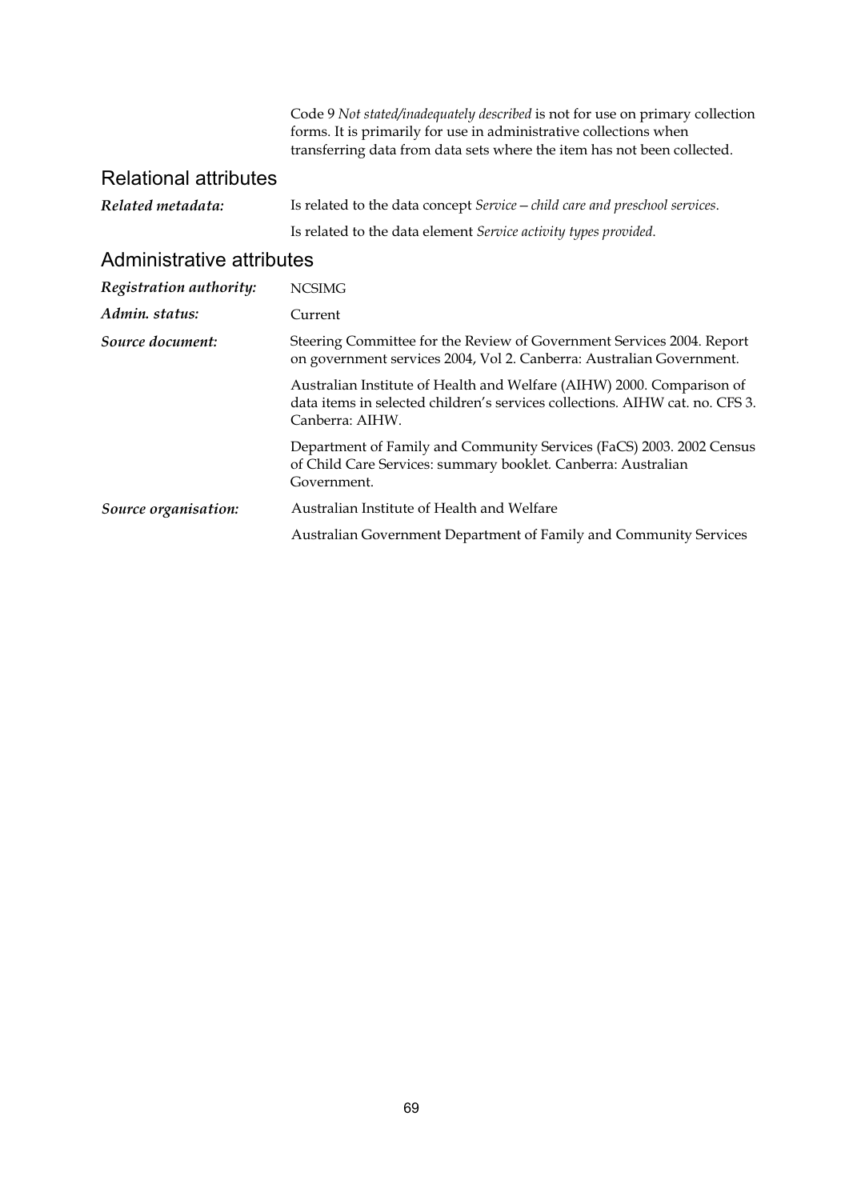Code 9 *Not stated/inadequately described* is not for use on primary collection forms. It is primarily for use in administrative collections when transferring data from data sets where the item has not been collected.

## Relational attributes

***Related metadata:*** Is related to the data concept *Service—child care and preschool services*.

Is related to the data element *Service activity types provided*.

## Administrative attributes

***Registration authority:*** NCSIMG

***Admin. status:*** Current

***Source document:*** Steering Committee for the Review of Government Services 2004. Report on government services 2004, Vol 2. Canberra: Australian Government.

Australian Institute of Health and Welfare (AIHW) 2000. Comparison of data items in selected children's services collections. AIHW cat. no. CFS 3. Canberra: AIHW.

Department of Family and Community Services (FaCS) 2003. 2002 Census of Child Care Services: summary booklet. Canberra: Australian Government.

***Source organisation:*** Australian Institute of Health and Welfare

Australian Government Department of Family and Community Services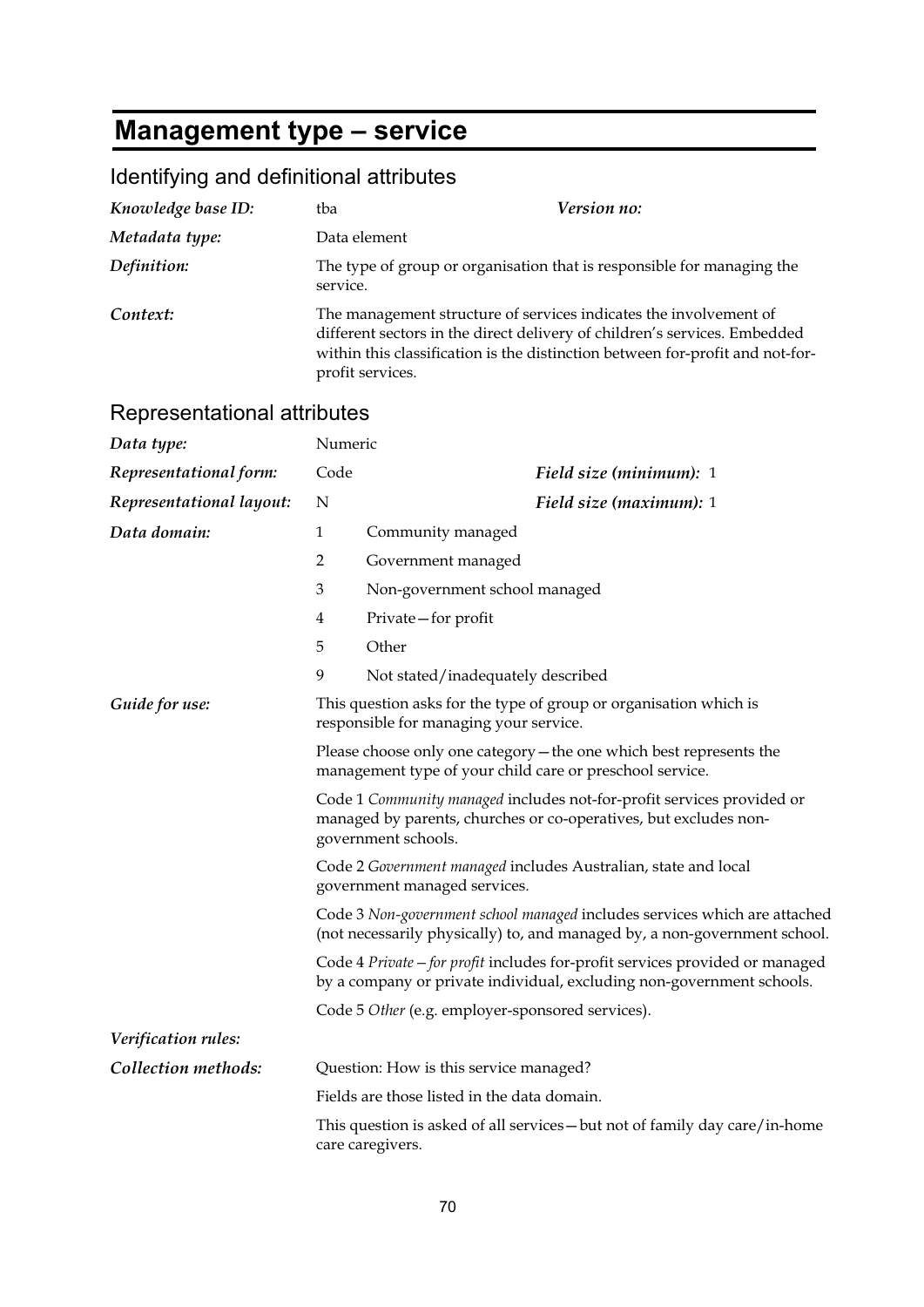# Management type – service

## Identifying and definitional attributes

| | | | |
|---|---|---|---|
| ***Knowledge base ID:*** | tba | ***Version no:*** | |
| ***Metadata type:*** | Data element | | |
| ***Definition:*** | The type of group or organisation that is responsible for managing the service. | | |
| ***Context:*** | The management structure of services indicates the involvement of different sectors in the direct delivery of children's services. Embedded within this classification is the distinction between for-profit and not-for-profit services. | | |

## Representational attributes

| | | | |
|---|---|---|---|
| ***Data type:*** | Numeric | | |
| ***Representational form:*** | Code | ***Field size (minimum):*** | 1 |
| ***Representational layout:*** | N | ***Field size (maximum):*** | 1 |

***Data domain:***

1 Community managed

2 Government managed

3 Non-government school managed

4 Private—for profit

5 Other

9 Not stated/inadequately described

***Guide for use:***

This question asks for the type of group or organisation which is responsible for managing your service.

Please choose only one category—the one which best represents the management type of your child care or preschool service.

Code 1 *Community managed* includes not-for-profit services provided or managed by parents, churches or co-operatives, but excludes non-government schools.

Code 2 *Government managed* includes Australian, state and local government managed services.

Code 3 *Non-government school managed* includes services which are attached (not necessarily physically) to, and managed by, a non-government school.

Code 4 *Private—for profit* includes for-profit services provided or managed by a company or private individual, excluding non-government schools.

Code 5 *Other* (e.g. employer-sponsored services).

***Verification rules:***

***Collection methods:***

Question: How is this service managed?

Fields are those listed in the data domain.

This question is asked of all services—but not of family day care/in-home care caregivers.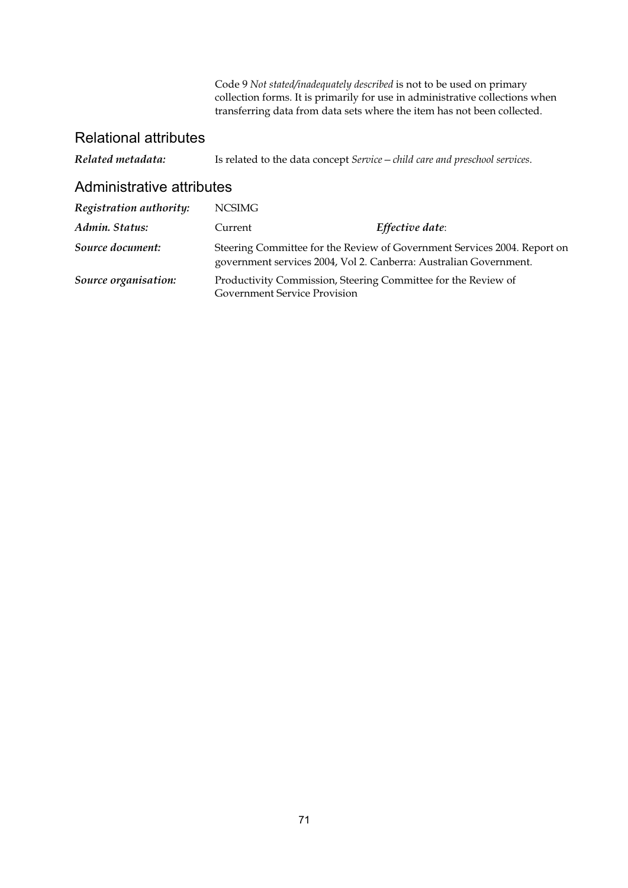Code 9 *Not stated/inadequately described* is not to be used on primary collection forms. It is primarily for use in administrative collections when transferring data from data sets where the item has not been collected.

## Relational attributes

***Related metadata:*** Is related to the data concept *Service—child care and preschool services*.

## Administrative attributes

***Registration authority:*** NCSIMG

***Admin. Status:*** Current ***Effective date***:

***Source document:*** Steering Committee for the Review of Government Services 2004. Report on government services 2004, Vol 2. Canberra: Australian Government.

***Source organisation:*** Productivity Commission, Steering Committee for the Review of Government Service Provision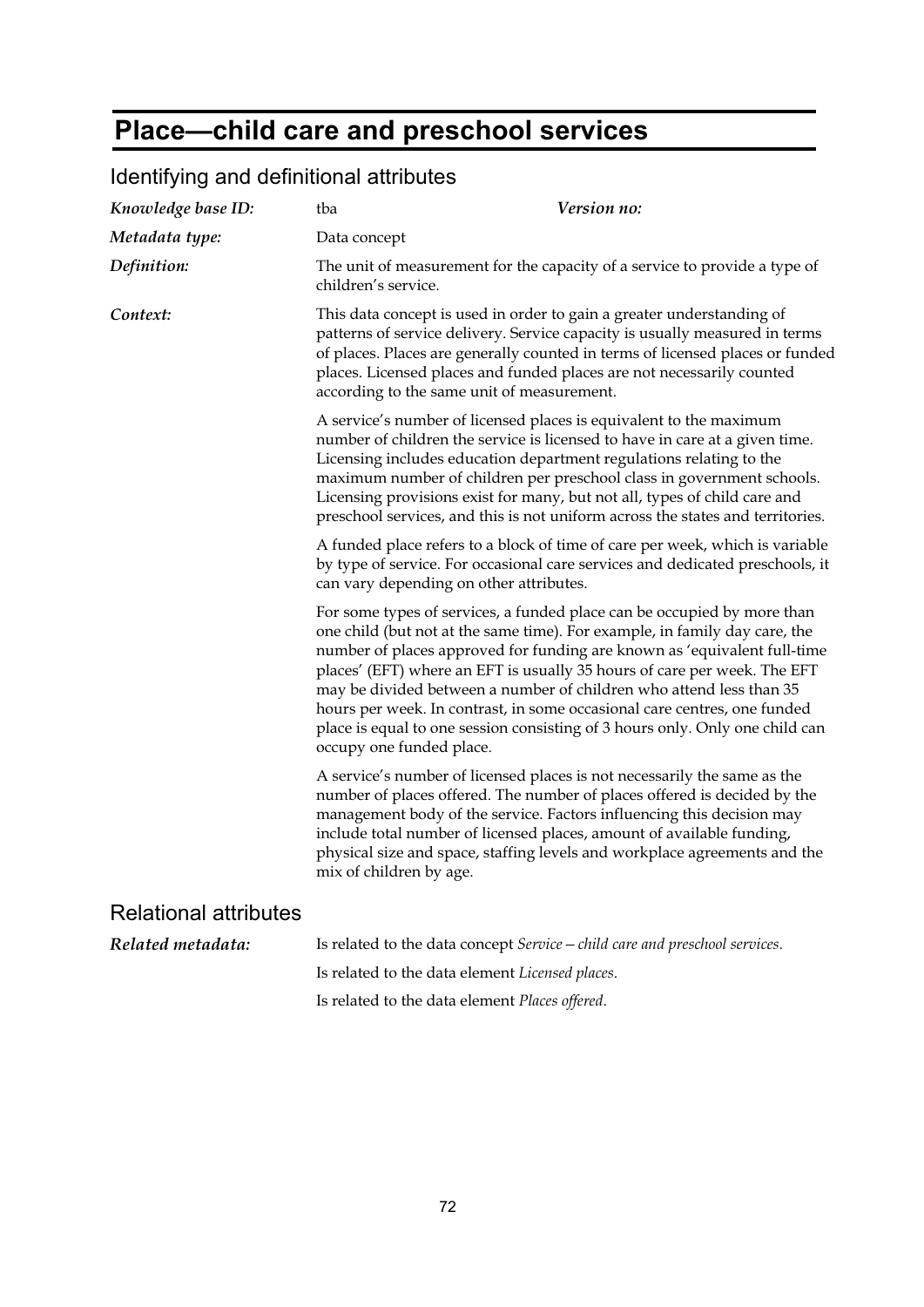# Place—child care and preschool services

## Identifying and definitional attributes

| | | | |
|---|---|---|---|
| ***Knowledge base ID:*** | tba | ***Version no:*** | |
| ***Metadata type:*** | Data concept | | |

***Definition:*** The unit of measurement for the capacity of a service to provide a type of children's service.

***Context:*** This data concept is used in order to gain a greater understanding of patterns of service delivery. Service capacity is usually measured in terms of places. Places are generally counted in terms of licensed places or funded places. Licensed places and funded places are not necessarily counted according to the same unit of measurement.

A service's number of licensed places is equivalent to the maximum number of children the service is licensed to have in care at a given time. Licensing includes education department regulations relating to the maximum number of children per preschool class in government schools. Licensing provisions exist for many, but not all, types of child care and preschool services, and this is not uniform across the states and territories.

A funded place refers to a block of time of care per week, which is variable by type of service. For occasional care services and dedicated preschools, it can vary depending on other attributes.

For some types of services, a funded place can be occupied by more than one child (but not at the same time). For example, in family day care, the number of places approved for funding are known as 'equivalent full-time places' (EFT) where an EFT is usually 35 hours of care per week. The EFT may be divided between a number of children who attend less than 35 hours per week. In contrast, in some occasional care centres, one funded place is equal to one session consisting of 3 hours only. Only one child can occupy one funded place.

A service's number of licensed places is not necessarily the same as the number of places offered. The number of places offered is decided by the management body of the service. Factors influencing this decision may include total number of licensed places, amount of available funding, physical size and space, staffing levels and workplace agreements and the mix of children by age.

## Relational attributes

***Related metadata:*** Is related to the data concept *Service—child care and preschool services*.

Is related to the data element *Licensed places*.

Is related to the data element *Places offered*.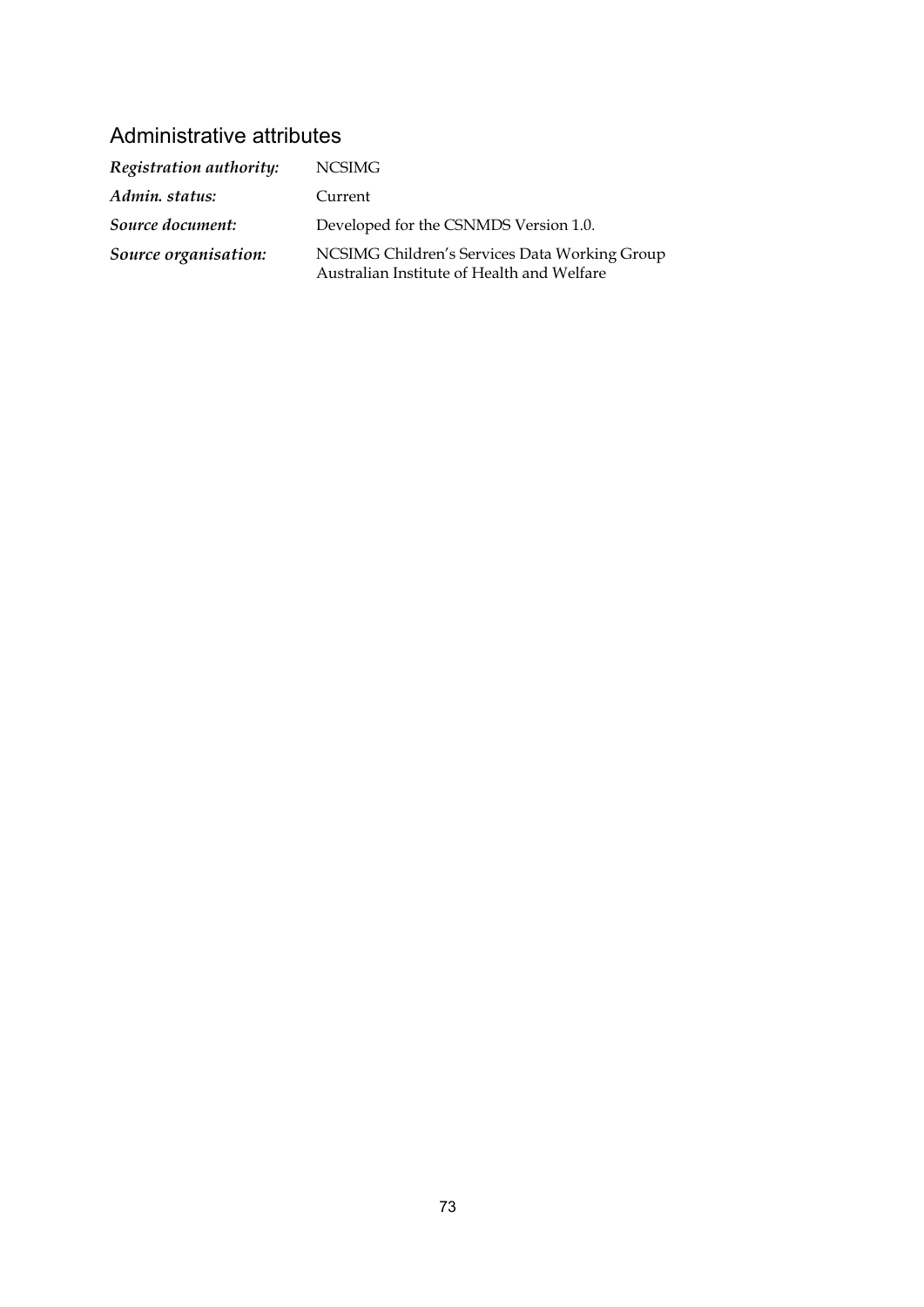## Administrative attributes

| | |
|---|---|
| ***Registration authority:*** | NCSIMG |
| ***Admin. status:*** | Current |
| ***Source document:*** | Developed for the CSNMDS Version 1.0. |
| ***Source organisation:*** | NCSIMG Children's Services Data Working Group<br>Australian Institute of Health and Welfare |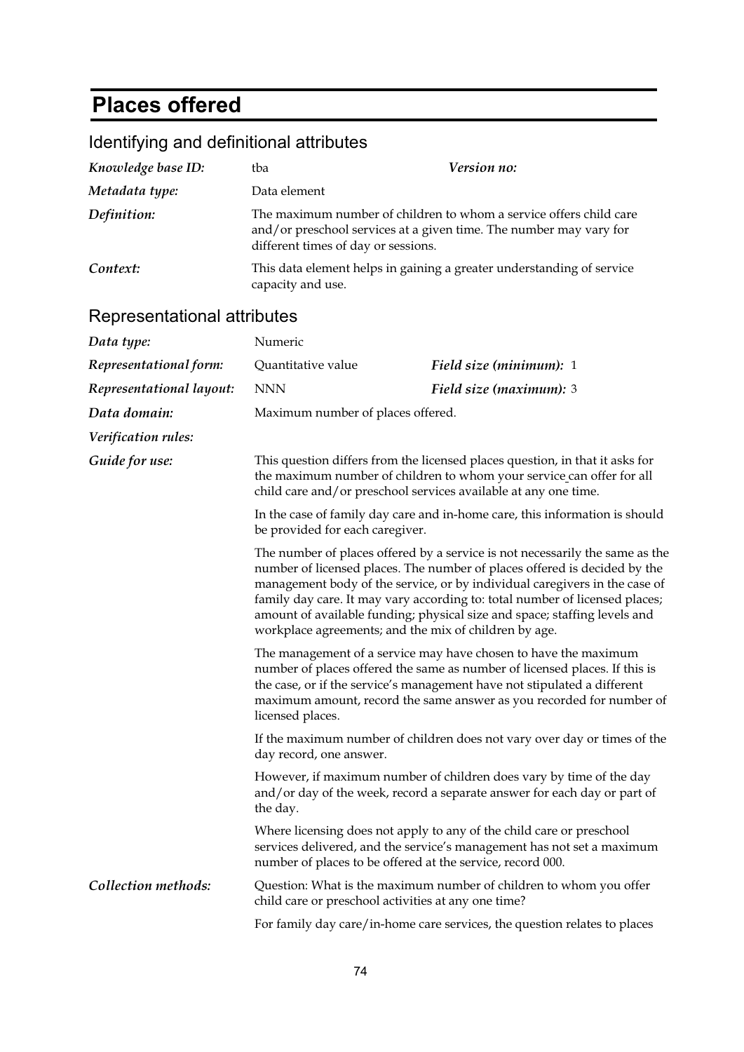# Places offered

## Identifying and definitional attributes

| | | | |
|---|---|---|---|
| *Knowledge base ID:* | tba | *Version no:* | |
| *Metadata type:* | Data element | | |
| *Definition:* | The maximum number of children to whom a service offers child care and/or preschool services at a given time. The number may vary for different times of day or sessions. | | |
| *Context:* | This data element helps in gaining a greater understanding of service capacity and use. | | |

## Representational attributes

| | | | |
|---|---|---|---|
| *Data type:* | Numeric | | |
| *Representational form:* | Quantitative value | *Field size (minimum):* | 1 |
| *Representational layout:* | NNN | *Field size (maximum):* | 3 |
| *Data domain:* | Maximum number of places offered. | | |
| *Verification rules:* | | | |

*Guide for use:*

This question differs from the licensed places question, in that it asks for the maximum number of children to whom your service can offer for all child care and/or preschool services available at any one time.

In the case of family day care and in-home care, this information is should be provided for each caregiver.

The number of places offered by a service is not necessarily the same as the number of licensed places. The number of places offered is decided by the management body of the service, or by individual caregivers in the case of family day care. It may vary according to: total number of licensed places; amount of available funding; physical size and space; staffing levels and workplace agreements; and the mix of children by age.

The management of a service may have chosen to have the maximum number of places offered the same as number of licensed places. If this is the case, or if the service's management have not stipulated a different maximum amount, record the same answer as you recorded for number of licensed places.

If the maximum number of children does not vary over day or times of the day record, one answer.

However, if maximum number of children does vary by time of the day and/or day of the week, record a separate answer for each day or part of the day.

Where licensing does not apply to any of the child care or preschool services delivered, and the service's management has not set a maximum number of places to be offered at the service, record 000.

*Collection methods:*

Question: What is the maximum number of children to whom you offer child care or preschool activities at any one time?

For family day care/in-home care services, the question relates to places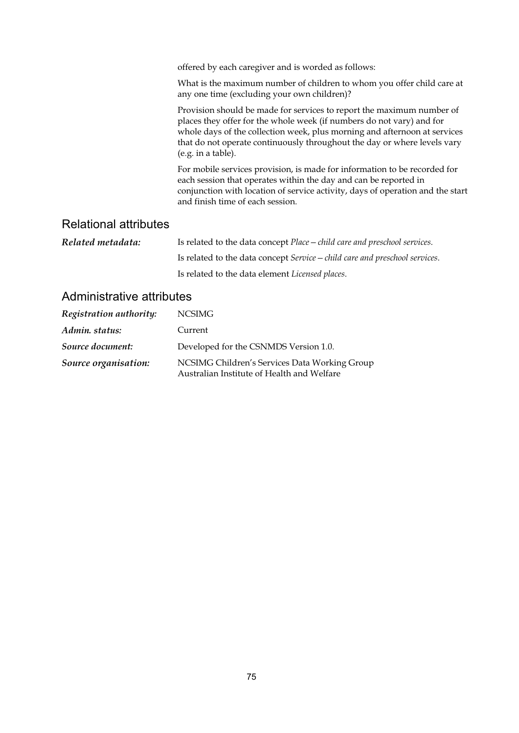offered by each caregiver and is worded as follows:

What is the maximum number of children to whom you offer child care at any one time (excluding your own children)?

Provision should be made for services to report the maximum number of places they offer for the whole week (if numbers do not vary) and for whole days of the collection week, plus morning and afternoon at services that do not operate continuously throughout the day or where levels vary (e.g. in a table).

For mobile services provision, is made for information to be recorded for each session that operates within the day and can be reported in conjunction with location of service activity, days of operation and the start and finish time of each session.

## Relational attributes

***Related metadata:*** Is related to the data concept *Place—child care and preschool services*.

Is related to the data concept *Service—child care and preschool services*.

Is related to the data element *Licensed places*.

## Administrative attributes

***Registration authority:*** NCSIMG

***Admin. status:*** Current

***Source document:*** Developed for the CSNMDS Version 1.0.

***Source organisation:*** NCSIMG Children's Services Data Working Group
Australian Institute of Health and Welfare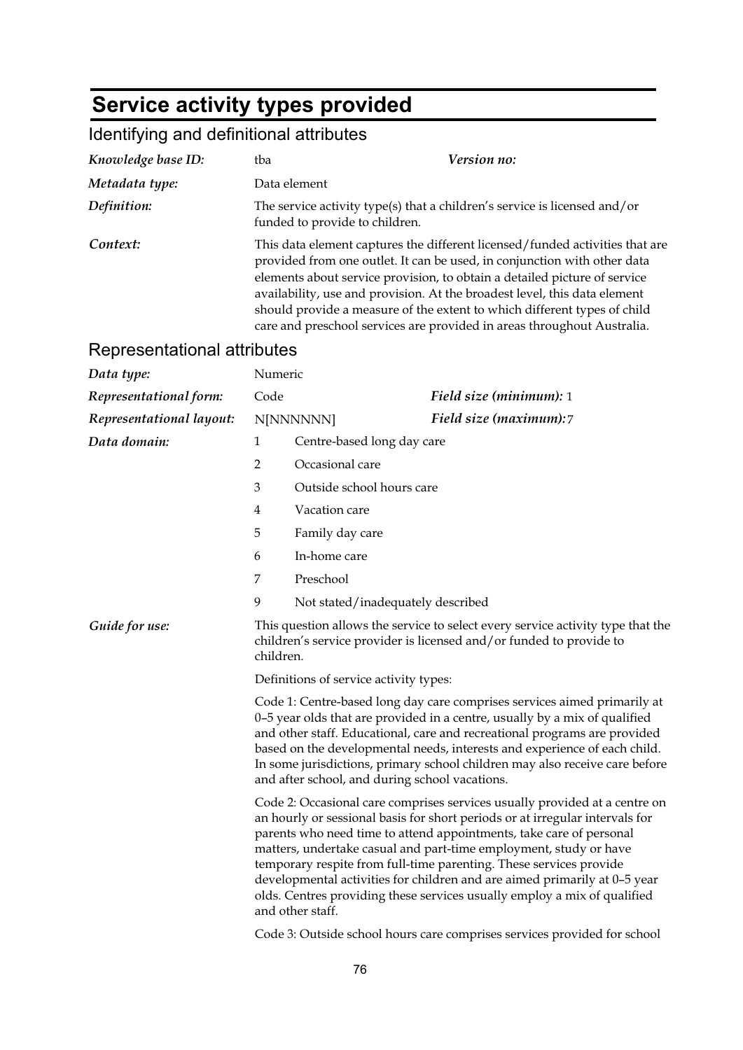# Service activity types provided

## Identifying and definitional attributes

| | | | |
|---|---|---|---|
| *Knowledge base ID:* | tba | *Version no:* | |
| *Metadata type:* | Data element | | |
| *Definition:* | The service activity type(s) that a children's service is licensed and/or funded to provide to children. | | |
| *Context:* | This data element captures the different licensed/funded activities that are provided from one outlet. It can be used, in conjunction with other data elements about service provision, to obtain a detailed picture of service availability, use and provision. At the broadest level, this data element should provide a measure of the extent to which different types of child care and preschool services are provided in areas throughout Australia. | | |

## Representational attributes

| | | | |
|---|---|---|---|
| *Data type:* | Numeric | | |
| *Representational form:* | Code | *Field size (minimum):* | 1 |
| *Representational layout:* | N[NNNNNN] | *Field size (maximum):* | 7 |

*Data domain:*

| | |
|---|---|
| 1 | Centre-based long day care |
| 2 | Occasional care |
| 3 | Outside school hours care |
| 4 | Vacation care |
| 5 | Family day care |
| 6 | In-home care |
| 7 | Preschool |
| 9 | Not stated/inadequately described |

*Guide for use:*

This question allows the service to select every service activity type that the children's service provider is licensed and/or funded to provide to children.

Definitions of service activity types:

Code 1: Centre-based long day care comprises services aimed primarily at 0–5 year olds that are provided in a centre, usually by a mix of qualified and other staff. Educational, care and recreational programs are provided based on the developmental needs, interests and experience of each child. In some jurisdictions, primary school children may also receive care before and after school, and during school vacations.

Code 2: Occasional care comprises services usually provided at a centre on an hourly or sessional basis for short periods or at irregular intervals for parents who need time to attend appointments, take care of personal matters, undertake casual and part-time employment, study or have temporary respite from full-time parenting. These services provide developmental activities for children and are aimed primarily at 0–5 year olds. Centres providing these services usually employ a mix of qualified and other staff.

Code 3: Outside school hours care comprises services provided for school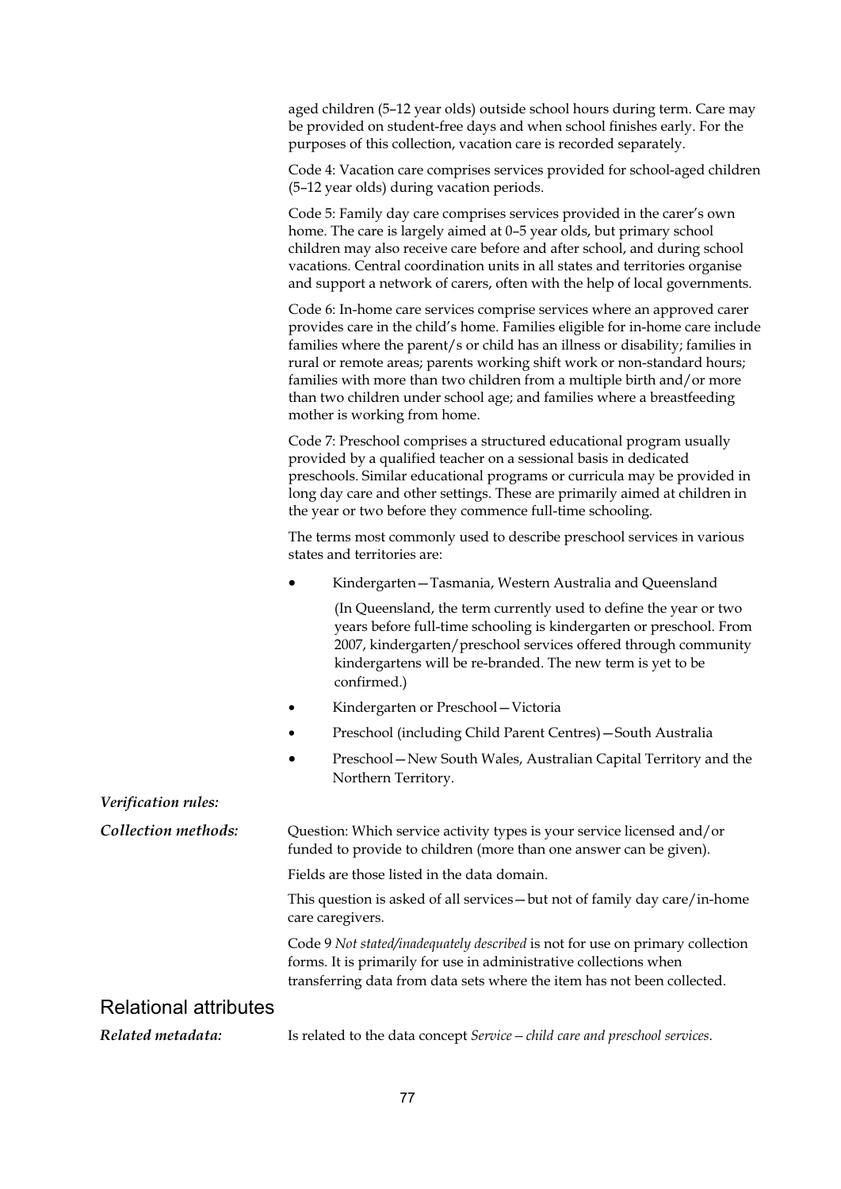aged children (5–12 year olds) outside school hours during term. Care may be provided on student-free days and when school finishes early. For the purposes of this collection, vacation care is recorded separately.

Code 4: Vacation care comprises services provided for school-aged children (5–12 year olds) during vacation periods.

Code 5: Family day care comprises services provided in the carer's own home. The care is largely aimed at 0–5 year olds, but primary school children may also receive care before and after school, and during school vacations. Central coordination units in all states and territories organise and support a network of carers, often with the help of local governments.

Code 6: In-home care services comprise services where an approved carer provides care in the child's home. Families eligible for in-home care include families where the parent/s or child has an illness or disability; families in rural or remote areas; parents working shift work or non-standard hours; families with more than two children from a multiple birth and/or more than two children under school age; and families where a breastfeeding mother is working from home.

Code 7: Preschool comprises a structured educational program usually provided by a qualified teacher on a sessional basis in dedicated preschools. Similar educational programs or curricula may be provided in long day care and other settings. These are primarily aimed at children in the year or two before they commence full-time schooling.

The terms most commonly used to describe preschool services in various states and territories are:

- Kindergarten—Tasmania, Western Australia and Queensland

  (In Queensland, the term currently used to define the year or two years before full-time schooling is kindergarten or preschool. From 2007, kindergarten/preschool services offered through community kindergartens will be re-branded. The new term is yet to be confirmed.)

- Kindergarten or Preschool—Victoria
- Preschool (including Child Parent Centres)—South Australia
- Preschool—New South Wales, Australian Capital Territory and the Northern Territory.

***Verification rules:***

***Collection methods:*** Question: Which service activity types is your service licensed and/or funded to provide to children (more than one answer can be given).

Fields are those listed in the data domain.

This question is asked of all services—but not of family day care/in-home care caregivers.

Code 9 *Not stated/inadequately described* is not for use on primary collection forms. It is primarily for use in administrative collections when transferring data from data sets where the item has not been collected.

## Relational attributes

***Related metadata:*** Is related to the data concept *Service—child care and preschool services*.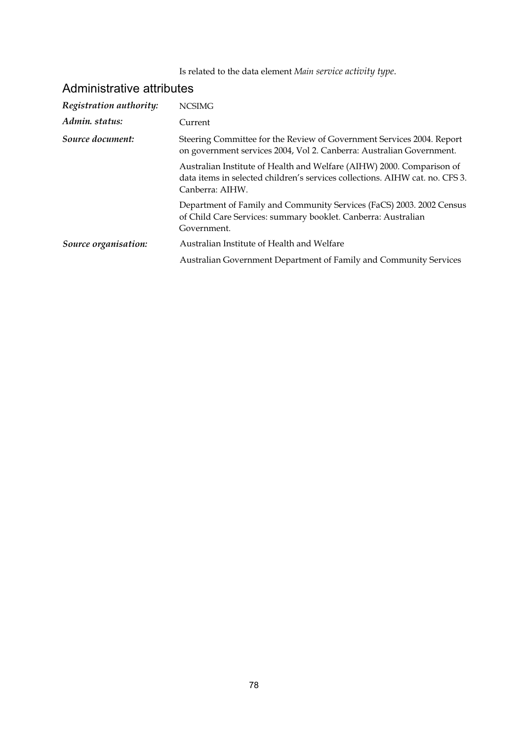Is related to the data element *Main service activity type*.

## Administrative attributes

***Registration authority:*** NCSIMG

***Admin. status:*** Current

***Source document:*** Steering Committee for the Review of Government Services 2004. Report on government services 2004, Vol 2. Canberra: Australian Government.

Australian Institute of Health and Welfare (AIHW) 2000. Comparison of data items in selected children's services collections. AIHW cat. no. CFS 3. Canberra: AIHW.

Department of Family and Community Services (FaCS) 2003. 2002 Census of Child Care Services: summary booklet. Canberra: Australian Government.

***Source organisation:*** Australian Institute of Health and Welfare

Australian Government Department of Family and Community Services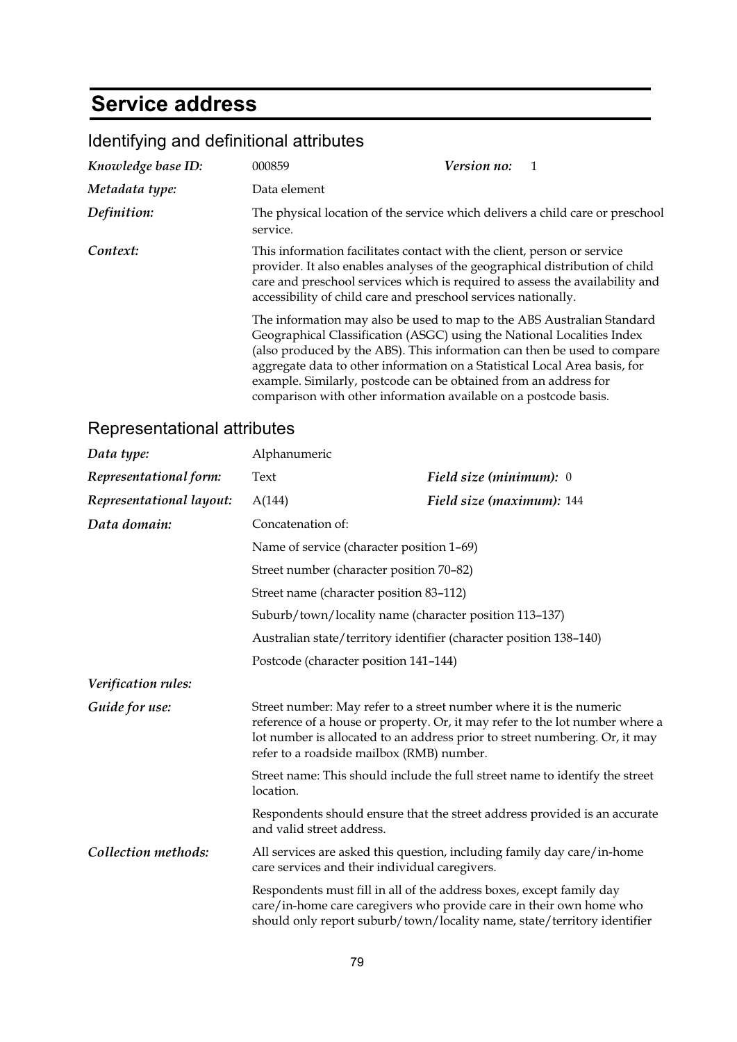# Service address

## Identifying and definitional attributes

| | | | |
|---|---|---|---|
| *Knowledge base ID:* | 000859 | *Version no:* | 1 |
| *Metadata type:* | Data element | | |

***Definition:*** The physical location of the service which delivers a child care or preschool service.

***Context:*** This information facilitates contact with the client, person or service provider. It also enables analyses of the geographical distribution of child care and preschool services which is required to assess the availability and accessibility of child care and preschool services nationally.

The information may also be used to map to the ABS Australian Standard Geographical Classification (ASGC) using the National Localities Index (also produced by the ABS). This information can then be used to compare aggregate data to other information on a Statistical Local Area basis, for example. Similarly, postcode can be obtained from an address for comparison with other information available on a postcode basis.

## Representational attributes

| | | | |
|---|---|---|---|
| *Data type:* | Alphanumeric | | |
| *Representational form:* | Text | *Field size (minimum):* | 0 |
| *Representational layout:* | A(144) | *Field size (maximum):* | 144 |

***Data domain:*** Concatenation of:

Name of service (character position 1–69)

Street number (character position 70–82)

Street name (character position 83–112)

Suburb/town/locality name (character position 113–137)

Australian state/territory identifier (character position 138–140)

Postcode (character position 141–144)

***Verification rules:***

***Guide for use:*** Street number: May refer to a street number where it is the numeric reference of a house or property. Or, it may refer to the lot number where a lot number is allocated to an address prior to street numbering. Or, it may refer to a roadside mailbox (RMB) number.

Street name: This should include the full street name to identify the street location.

Respondents should ensure that the street address provided is an accurate and valid street address.

***Collection methods:*** All services are asked this question, including family day care/in-home care services and their individual caregivers.

Respondents must fill in all of the address boxes, except family day care/in-home care caregivers who provide care in their own home who should only report suburb/town/locality name, state/territory identifier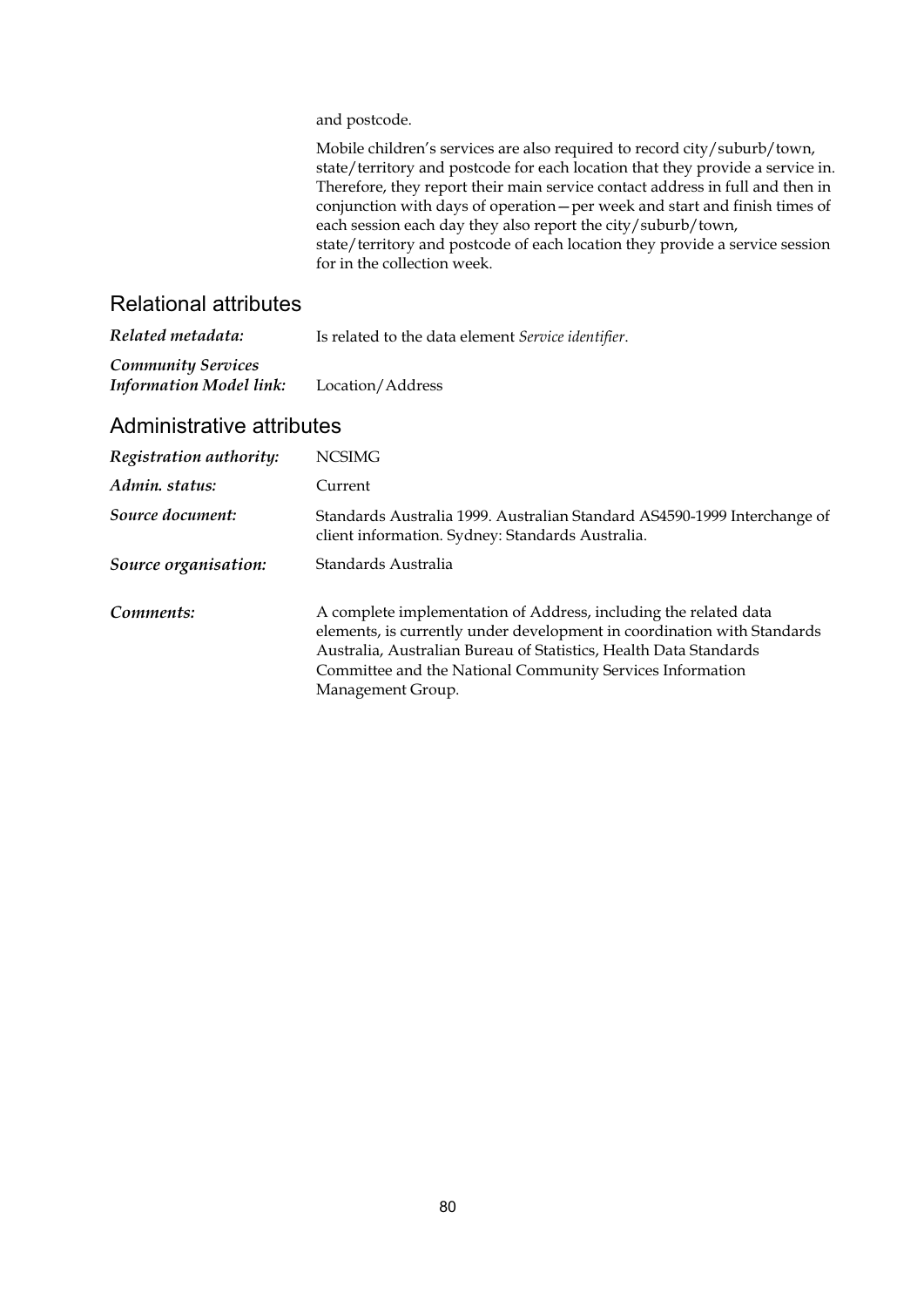and postcode.

Mobile children's services are also required to record city/suburb/town, state/territory and postcode for each location that they provide a service in. Therefore, they report their main service contact address in full and then in conjunction with days of operation—per week and start and finish times of each session each day they also report the city/suburb/town, state/territory and postcode of each location they provide a service session for in the collection week.

## Relational attributes

| | |
|---|---|
| *Related metadata:* | Is related to the data element *Service identifier*. |
| *Community Services Information Model link:* | Location/Address |

## Administrative attributes

| | |
|---|---|
| *Registration authority:* | NCSIMG |
| *Admin. status:* | Current |
| *Source document:* | Standards Australia 1999. Australian Standard AS4590-1999 Interchange of client information. Sydney: Standards Australia. |
| *Source organisation:* | Standards Australia |
| *Comments:* | A complete implementation of Address, including the related data elements, is currently under development in coordination with Standards Australia, Australian Bureau of Statistics, Health Data Standards Committee and the National Community Services Information Management Group. |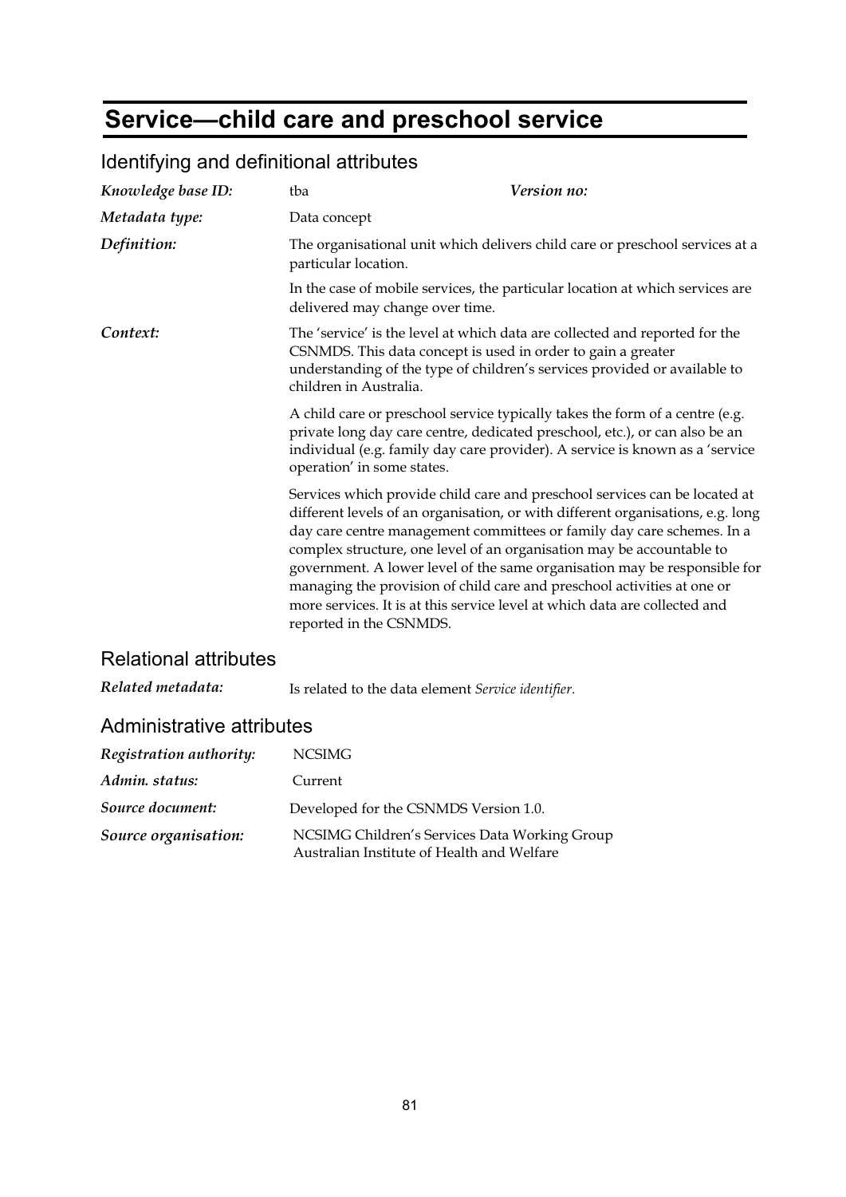# Service—child care and preschool service

## Identifying and definitional attributes

| | | |
|---|---|---|
| ***Knowledge base ID:*** | tba | ***Version no:*** |
| ***Metadata type:*** | Data concept | |
| ***Definition:*** | The organisational unit which delivers child care or preschool services at a particular location. | |
| | In the case of mobile services, the particular location at which services are delivered may change over time. | |
| ***Context:*** | The 'service' is the level at which data are collected and reported for the CSNMDS. This data concept is used in order to gain a greater understanding of the type of children's services provided or available to children in Australia. | |
| | A child care or preschool service typically takes the form of a centre (e.g. private long day care centre, dedicated preschool, etc.), or can also be an individual (e.g. family day care provider). A service is known as a 'service operation' in some states. | |
| | Services which provide child care and preschool services can be located at different levels of an organisation, or with different organisations, e.g. long day care centre management committees or family day care schemes. In a complex structure, one level of an organisation may be accountable to government. A lower level of the same organisation may be responsible for managing the provision of child care and preschool activities at one or more services. It is at this service level at which data are collected and reported in the CSNMDS. | |

## Relational attributes

| | |
|---|---|
| ***Related metadata:*** | Is related to the data element *Service identifier*. |

## Administrative attributes

| | |
|---|---|
| ***Registration authority:*** | NCSIMG |
| ***Admin. status:*** | Current |
| ***Source document:*** | Developed for the CSNMDS Version 1.0. |
| ***Source organisation:*** | NCSIMG Children's Services Data Working Group<br>Australian Institute of Health and Welfare |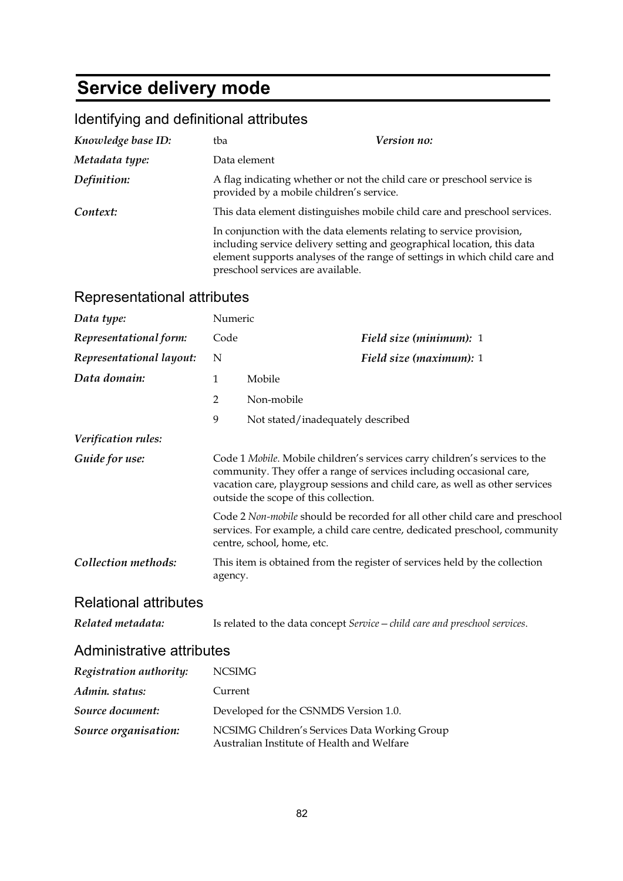# Service delivery mode

## Identifying and definitional attributes

***Knowledge base ID:*** tba

***Version no:***

***Metadata type:*** Data element

***Definition:*** A flag indicating whether or not the child care or preschool service is provided by a mobile children's service.

***Context:*** This data element distinguishes mobile child care and preschool services.

In conjunction with the data elements relating to service provision, including service delivery setting and geographical location, this data element supports analyses of the range of settings in which child care and preschool services are available.

## Representational attributes

***Data type:*** Numeric

***Representational form:*** Code

***Field size (minimum):*** 1

***Representational layout:*** N

***Field size (maximum):*** 1

***Data domain:***

| Code | Description |
|---|---|
| 1 | Mobile |
| 2 | Non-mobile |
| 9 | Not stated/inadequately described |

***Verification rules:***

***Guide for use:*** Code 1 *Mobile*. Mobile children's services carry children's services to the community. They offer a range of services including occasional care, vacation care, playgroup sessions and child care, as well as other services outside the scope of this collection.

Code 2 *Non-mobile* should be recorded for all other child care and preschool services. For example, a child care centre, dedicated preschool, community centre, school, home, etc.

***Collection methods:*** This item is obtained from the register of services held by the collection agency.

## Relational attributes

***Related metadata:*** Is related to the data concept *Service—child care and preschool services*.

## Administrative attributes

***Registration authority:*** NCSIMG

***Admin. status:*** Current

***Source document:*** Developed for the CSNMDS Version 1.0.

***Source organisation:*** NCSIMG Children's Services Data Working Group
Australian Institute of Health and Welfare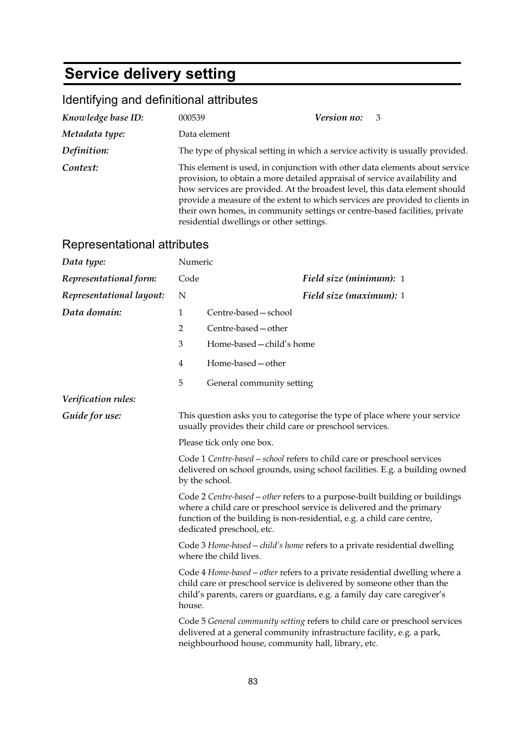# Service delivery setting

## Identifying and definitional attributes

| | | | |
|---|---|---|---|
| ***Knowledge base ID:*** | 000539 | ***Version no:*** | 3 |
| ***Metadata type:*** | Data element | | |
| ***Definition:*** | The type of physical setting in which a service activity is usually provided. | | |
| ***Context:*** | This element is used, in conjunction with other data elements about service provision, to obtain a more detailed appraisal of service availability and how services are provided. At the broadest level, this data element should provide a measure of the extent to which services are provided to clients in their own homes, in community settings or centre-based facilities, private residential dwellings or other settings. | | |

## Representational attributes

| | | | |
|---|---|---|---|
| ***Data type:*** | Numeric | | |
| ***Representational form:*** | Code | ***Field size (minimum):*** | 1 |
| ***Representational layout:*** | N | ***Field size (maximum):*** | 1 |

***Data domain:***

1 Centre-based—school

2 Centre-based—other

3 Home-based—child's home

4 Home-based—other

5 General community setting

***Verification rules:***

***Guide for use:***

This question asks you to categorise the type of place where your service usually provides their child care or preschool services.

Please tick only one box.

Code 1 *Centre-based—school* refers to child care or preschool services delivered on school grounds, using school facilities. E.g. a building owned by the school.

Code 2 *Centre-based—other* refers to a purpose-built building or buildings where a child care or preschool service is delivered and the primary function of the building is non-residential, e.g. a child care centre, dedicated preschool, etc.

Code 3 *Home-based—child's home* refers to a private residential dwelling where the child lives.

Code 4 *Home-based—other* refers to a private residential dwelling where a child care or preschool service is delivered by someone other than the child's parents, carers or guardians, e.g. a family day care caregiver's house.

Code 5 *General community setting* refers to child care or preschool services delivered at a general community infrastructure facility, e.g. a park, neighbourhood house, community hall, library, etc.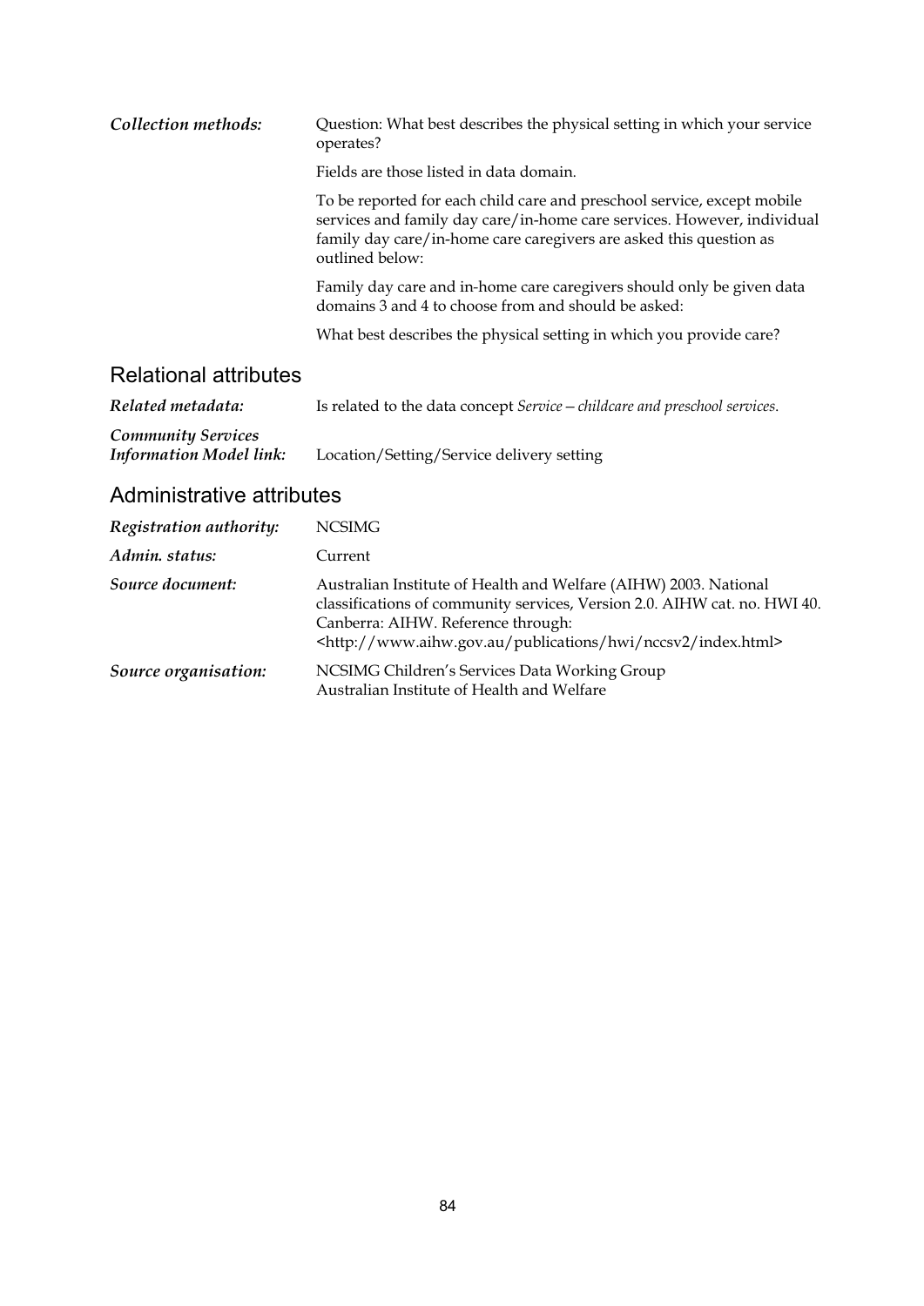*Collection methods:* Question: What best describes the physical setting in which your service operates?

Fields are those listed in data domain.

To be reported for each child care and preschool service, except mobile services and family day care/in-home care services. However, individual family day care/in-home care caregivers are asked this question as outlined below:

Family day care and in-home care caregivers should only be given data domains 3 and 4 to choose from and should be asked:

What best describes the physical setting in which you provide care?

## Relational attributes

*Related metadata:* Is related to the data concept *Service—childcare and preschool services.*

*Community Services Information Model link:* Location/Setting/Service delivery setting

## Administrative attributes

*Registration authority:* NCSIMG

*Admin. status:* Current

*Source document:* Australian Institute of Health and Welfare (AIHW) 2003. National classifications of community services, Version 2.0. AIHW cat. no. HWI 40. Canberra: AIHW. Reference through: <http://www.aihw.gov.au/publications/hwi/nccsv2/index.html>

*Source organisation:* NCSIMG Children's Services Data Working Group
Australian Institute of Health and Welfare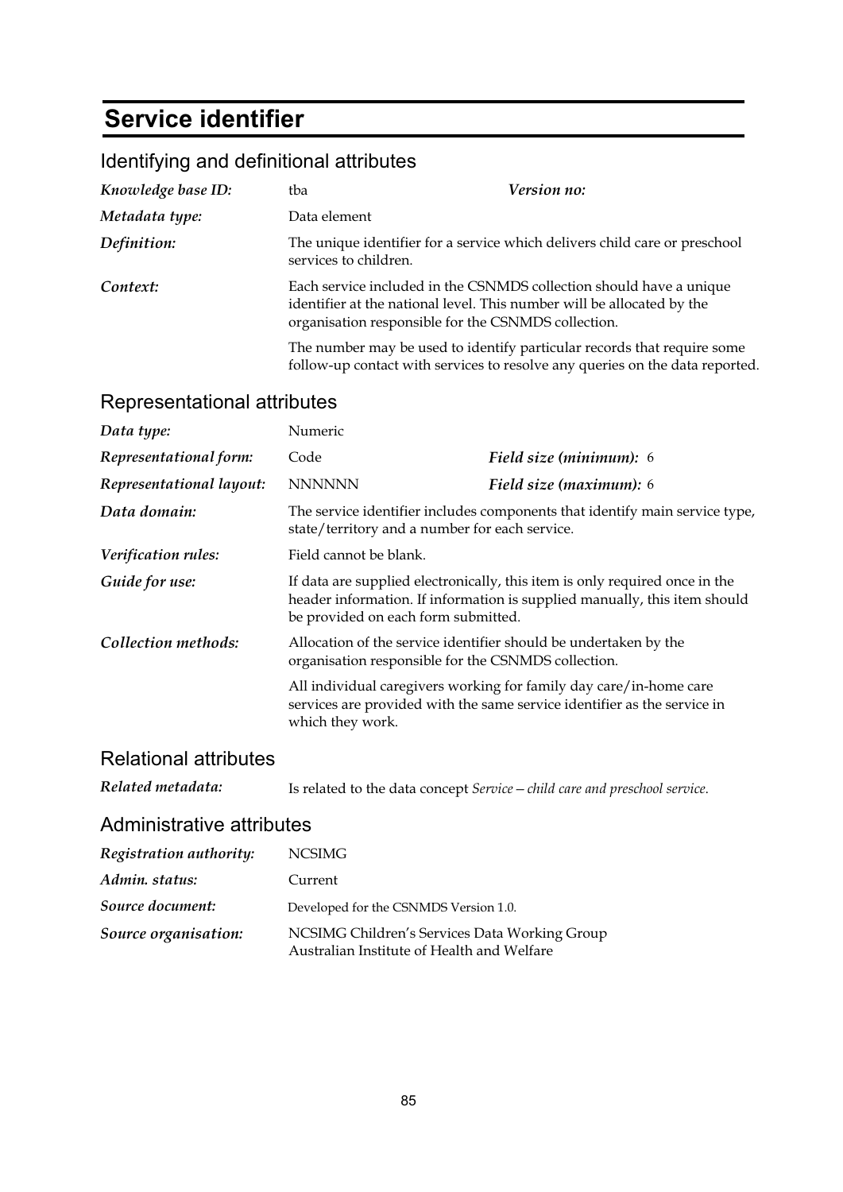# Service identifier

## Identifying and definitional attributes

| | | | |
|---|---|---|---|
| ***Knowledge base ID:*** | tba | ***Version no:*** | |
| ***Metadata type:*** | Data element | | |
| ***Definition:*** | The unique identifier for a service which delivers child care or preschool services to children. | | |
| ***Context:*** | Each service included in the CSNMDS collection should have a unique identifier at the national level. This number will be allocated by the organisation responsible for the CSNMDS collection.<br><br>The number may be used to identify particular records that require some follow-up contact with services to resolve any queries on the data reported. | | |

## Representational attributes

| | | | |
|---|---|---|---|
| ***Data type:*** | Numeric | | |
| ***Representational form:*** | Code | ***Field size (minimum):*** | 6 |
| ***Representational layout:*** | NNNNNN | ***Field size (maximum):*** | 6 |
| ***Data domain:*** | The service identifier includes components that identify main service type, state/territory and a number for each service. | | |
| ***Verification rules:*** | Field cannot be blank. | | |
| ***Guide for use:*** | If data are supplied electronically, this item is only required once in the header information. If information is supplied manually, this item should be provided on each form submitted. | | |
| ***Collection methods:*** | Allocation of the service identifier should be undertaken by the organisation responsible for the CSNMDS collection.<br><br>All individual caregivers working for family day care/in-home care services are provided with the same service identifier as the service in which they work. | | |

## Relational attributes

| | |
|---|---|
| ***Related metadata:*** | Is related to the data concept *Service—child care and preschool service*. |

## Administrative attributes

| | |
|---|---|
| ***Registration authority:*** | NCSIMG |
| ***Admin. status:*** | Current |
| ***Source document:*** | Developed for the CSNMDS Version 1.0. |
| ***Source organisation:*** | NCSIMG Children's Services Data Working Group<br>Australian Institute of Health and Welfare |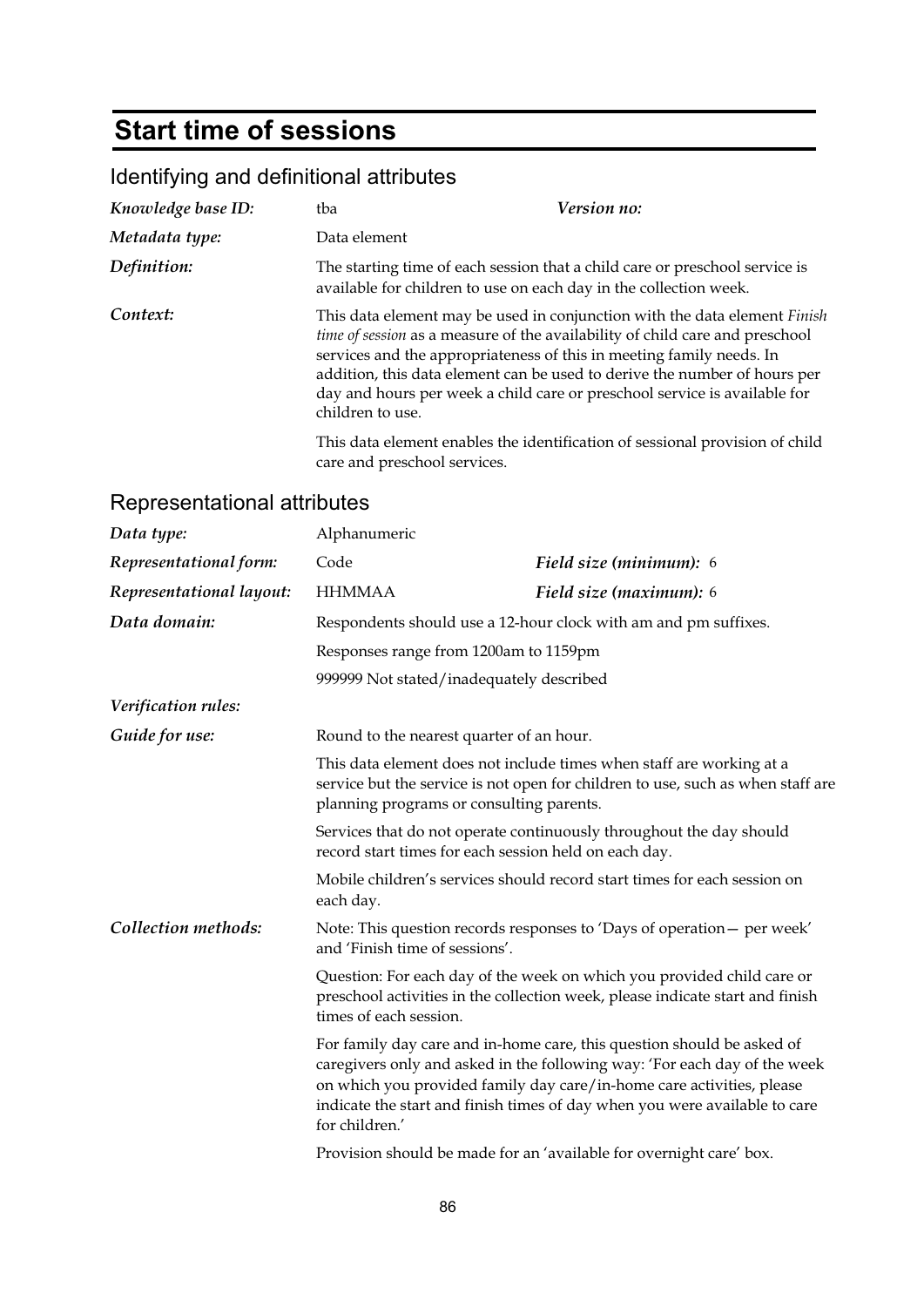# Start time of sessions

## Identifying and definitional attributes

| | | | |
|---|---|---|---|
| *Knowledge base ID:* | tba | *Version no:* | |
| *Metadata type:* | Data element | | |
| *Definition:* | The starting time of each session that a child care or preschool service is available for children to use on each day in the collection week. | | |
| *Context:* | This data element may be used in conjunction with the data element *Finish time of session* as a measure of the availability of child care and preschool services and the appropriateness of this in meeting family needs. In addition, this data element can be used to derive the number of hours per day and hours per week a child care or preschool service is available for children to use.<br><br>This data element enables the identification of sessional provision of child care and preschool services. | | |

## Representational attributes

| | | | |
|---|---|---|---|
| *Data type:* | Alphanumeric | | |
| *Representational form:* | Code | *Field size (minimum):* | 6 |
| *Representational layout:* | HHMMAA | *Field size (maximum):* | 6 |
| *Data domain:* | Respondents should use a 12-hour clock with am and pm suffixes.<br><br>Responses range from 1200am to 1159pm<br><br>999999 Not stated/inadequately described | | |
| *Verification rules:* | | | |
| *Guide for use:* | Round to the nearest quarter of an hour.<br><br>This data element does not include times when staff are working at a service but the service is not open for children to use, such as when staff are planning programs or consulting parents.<br><br>Services that do not operate continuously throughout the day should record start times for each session held on each day.<br><br>Mobile children's services should record start times for each session on each day. | | |
| *Collection methods:* | Note: This question records responses to 'Days of operation— per week' and 'Finish time of sessions'.<br><br>Question: For each day of the week on which you provided child care or preschool activities in the collection week, please indicate start and finish times of each session.<br><br>For family day care and in-home care, this question should be asked of caregivers only and asked in the following way: 'For each day of the week on which you provided family day care/in-home care activities, please indicate the start and finish times of day when you were available to care for children.'<br><br>Provision should be made for an 'available for overnight care' box. | | |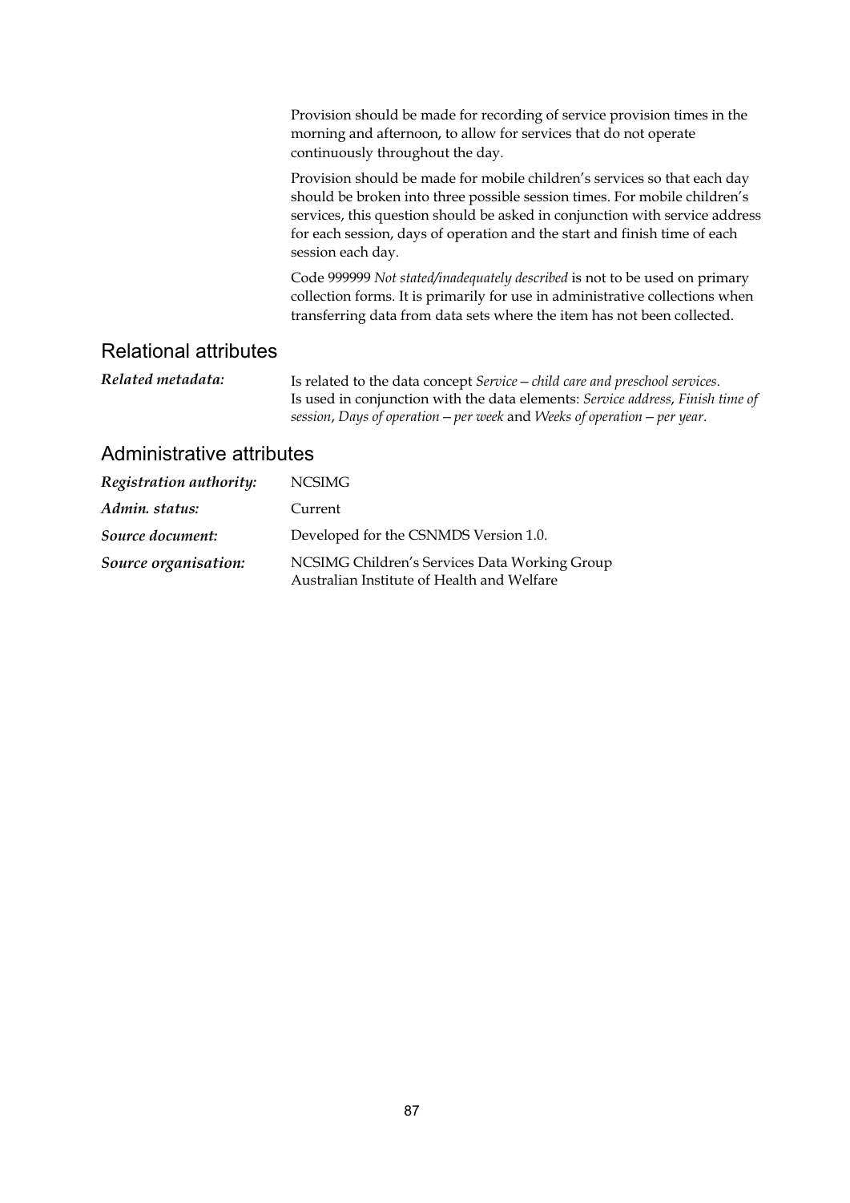Provision should be made for recording of service provision times in the morning and afternoon, to allow for services that do not operate continuously throughout the day.

Provision should be made for mobile children's services so that each day should be broken into three possible session times. For mobile children's services, this question should be asked in conjunction with service address for each session, days of operation and the start and finish time of each session each day.

Code 999999 *Not stated/inadequately described* is not to be used on primary collection forms. It is primarily for use in administrative collections when transferring data from data sets where the item has not been collected.

## Relational attributes

***Related metadata:*** Is related to the data concept *Service—child care and preschool services*. Is used in conjunction with the data elements: *Service address*, *Finish time of session*, *Days of operation—per week* and *Weeks of operation—per year*.

## Administrative attributes

***Registration authority:*** NCSIMG

***Admin. status:*** Current

***Source document:*** Developed for the CSNMDS Version 1.0.

***Source organisation:*** NCSIMG Children's Services Data Working Group
Australian Institute of Health and Welfare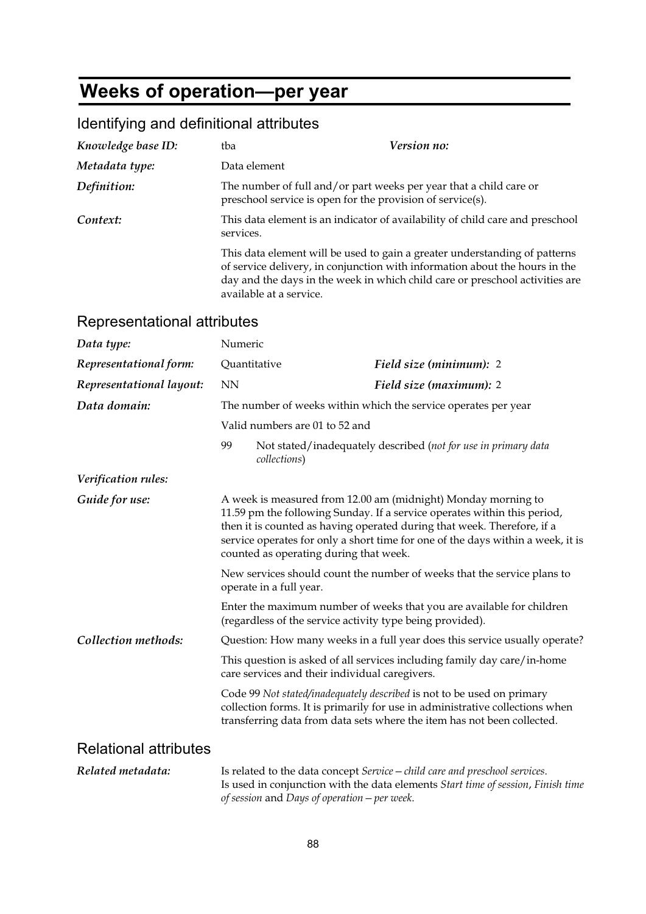# Weeks of operation—per year

## Identifying and definitional attributes

| | | | |
|---|---|---|---|
| ***Knowledge base ID:*** | tba | ***Version no:*** | |
| ***Metadata type:*** | Data element | | |

***Definition:*** The number of full and/or part weeks per year that a child care or preschool service is open for the provision of service(s).

***Context:*** This data element is an indicator of availability of child care and preschool services.

This data element will be used to gain a greater understanding of patterns of service delivery, in conjunction with information about the hours in the day and the days in the week in which child care or preschool activities are available at a service.

## Representational attributes

| | | | |
|---|---|---|---|
| ***Data type:*** | Numeric | | |
| ***Representational form:*** | Quantitative | ***Field size (minimum):*** | 2 |
| ***Representational layout:*** | NN | ***Field size (maximum):*** | 2 |

***Data domain:*** The number of weeks within which the service operates per year

Valid numbers are 01 to 52 and

99 Not stated/inadequately described (*not for use in primary data collections*)

***Verification rules:***

***Guide for use:*** A week is measured from 12.00 am (midnight) Monday morning to 11.59 pm the following Sunday. If a service operates within this period, then it is counted as having operated during that week. Therefore, if a service operates for only a short time for one of the days within a week, it is counted as operating during that week.

New services should count the number of weeks that the service plans to operate in a full year.

Enter the maximum number of weeks that you are available for children (regardless of the service activity type being provided).

***Collection methods:*** Question: How many weeks in a full year does this service usually operate?

This question is asked of all services including family day care/in-home care services and their individual caregivers.

Code 99 *Not stated/inadequately described* is not to be used on primary collection forms. It is primarily for use in administrative collections when transferring data from data sets where the item has not been collected.

## Relational attributes

***Related metadata:*** Is related to the data concept *Service—child care and preschool services*. Is used in conjunction with the data elements *Start time of session*, *Finish time of session* and *Days of operation—per week*.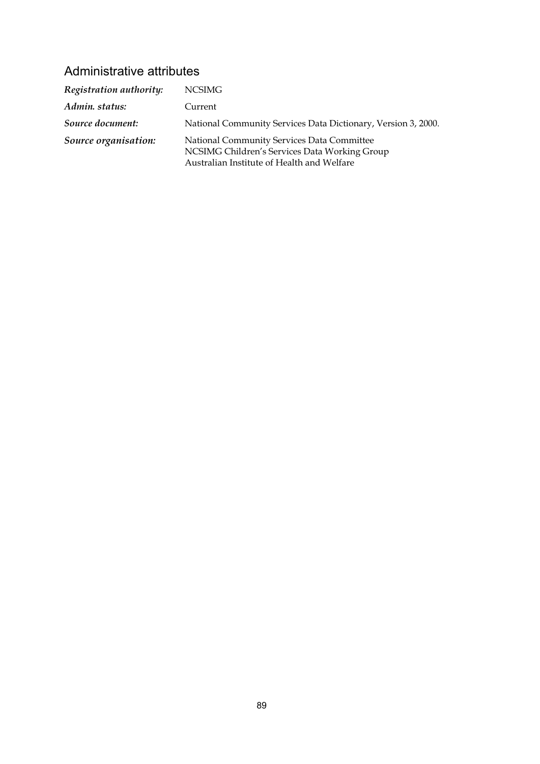## Administrative attributes

| | |
|---|---|
| ***Registration authority:*** | NCSIMG |
| ***Admin. status:*** | Current |
| ***Source document:*** | National Community Services Data Dictionary, Version 3, 2000. |
| ***Source organisation:*** | National Community Services Data Committee<br>NCSIMG Children's Services Data Working Group<br>Australian Institute of Health and Welfare |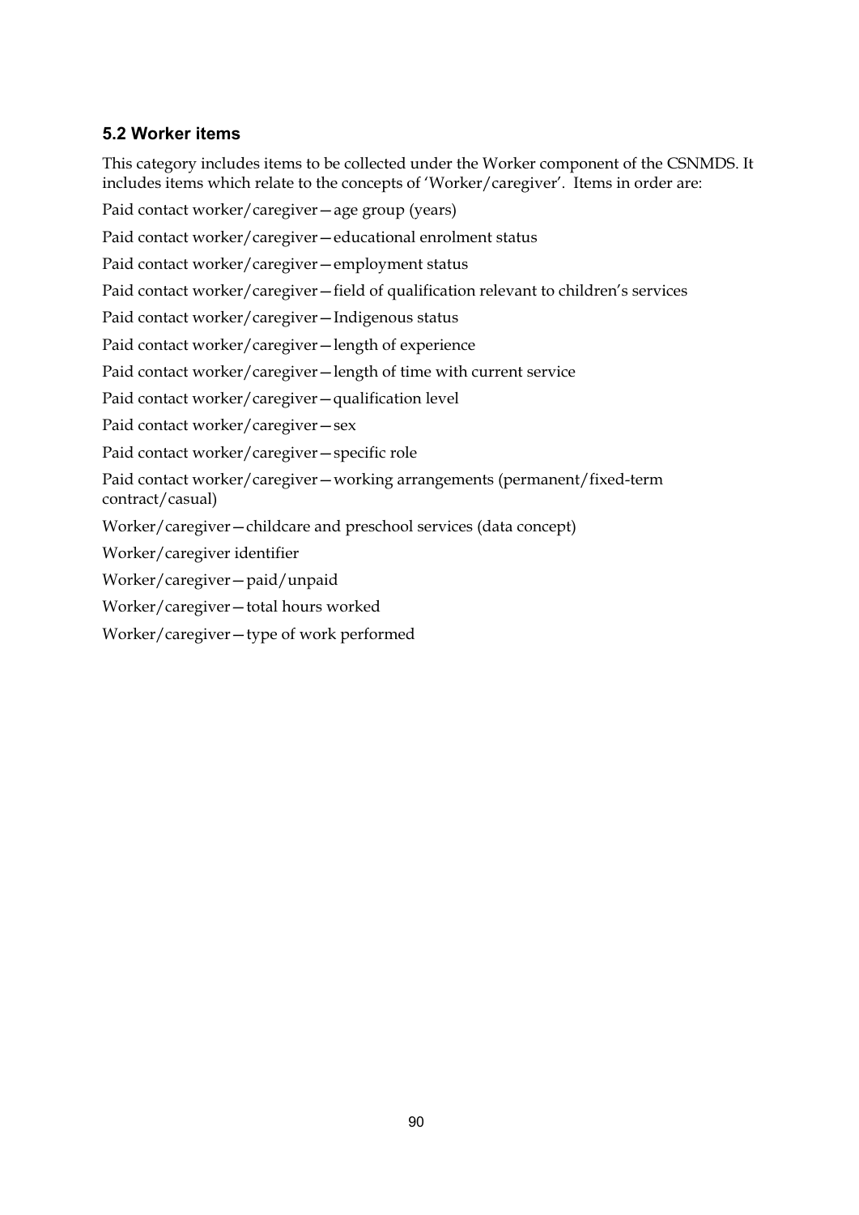### 5.2 Worker items

This category includes items to be collected under the Worker component of the CSNMDS. It includes items which relate to the concepts of 'Worker/caregiver'. Items in order are:

Paid contact worker/caregiver—age group (years)

Paid contact worker/caregiver—educational enrolment status

Paid contact worker/caregiver—employment status

Paid contact worker/caregiver—field of qualification relevant to children's services

Paid contact worker/caregiver—Indigenous status

Paid contact worker/caregiver—length of experience

Paid contact worker/caregiver—length of time with current service

Paid contact worker/caregiver—qualification level

Paid contact worker/caregiver—sex

Paid contact worker/caregiver—specific role

Paid contact worker/caregiver—working arrangements (permanent/fixed-term contract/casual)

Worker/caregiver—childcare and preschool services (data concept)

Worker/caregiver identifier

Worker/caregiver—paid/unpaid

Worker/caregiver—total hours worked

Worker/caregiver—type of work performed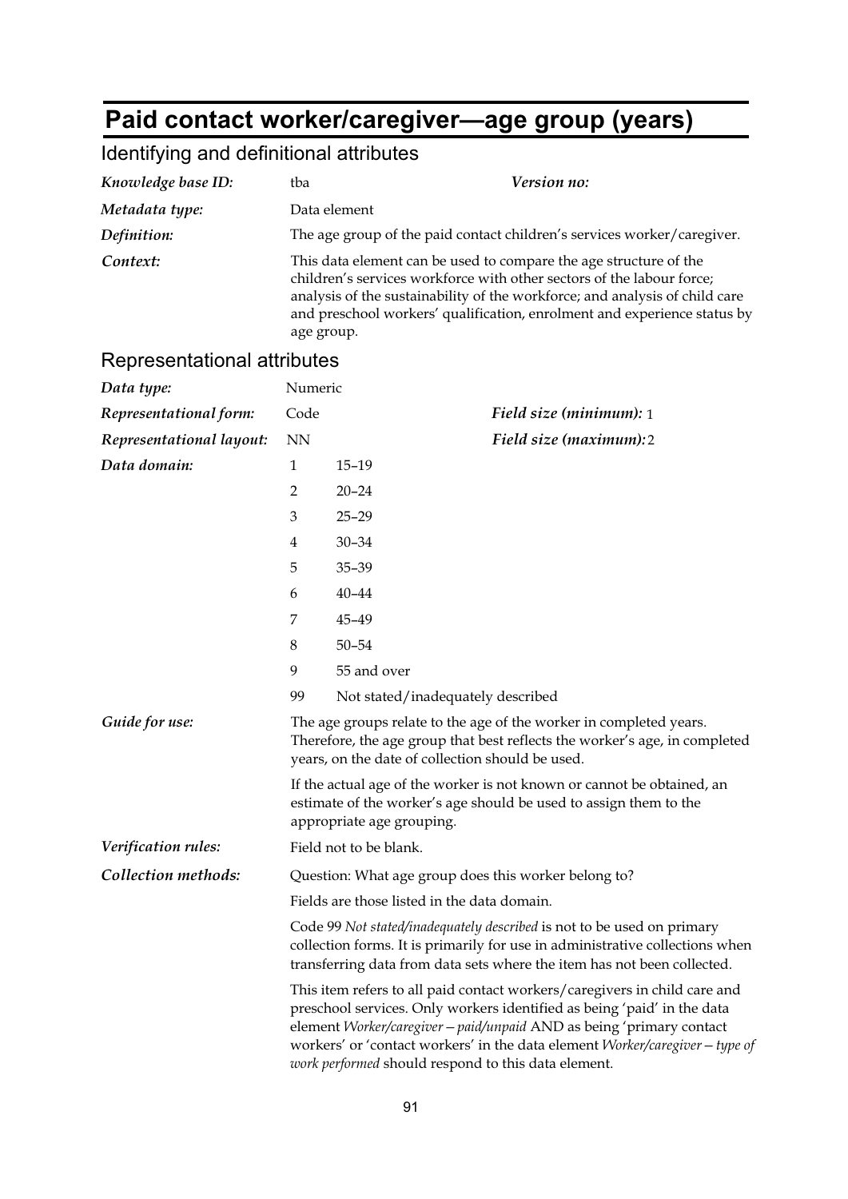# Paid contact worker/caregiver—age group (years)

## Identifying and definitional attributes

| | | | |
|---|---|---|---|
| ***Knowledge base ID:*** | tba | ***Version no:*** | |
| ***Metadata type:*** | Data element | | |
| ***Definition:*** | The age group of the paid contact children's services worker/caregiver. | | |
| ***Context:*** | This data element can be used to compare the age structure of the children's services workforce with other sectors of the labour force; analysis of the sustainability of the workforce; and analysis of child care and preschool workers' qualification, enrolment and experience status by age group. | | |

## Representational attributes

| | | | |
|---|---|---|---|
| ***Data type:*** | Numeric | | |
| ***Representational form:*** | Code | ***Field size (minimum):*** | 1 |
| ***Representational layout:*** | NN | ***Field size (maximum):*** | 2 |

***Data domain:***

| Code | Age group |
|---|---|
| 1 | 15–19 |
| 2 | 20–24 |
| 3 | 25–29 |
| 4 | 30–34 |
| 5 | 35–39 |
| 6 | 40–44 |
| 7 | 45–49 |
| 8 | 50–54 |
| 9 | 55 and over |
| 99 | Not stated/inadequately described |

***Guide for use:***

The age groups relate to the age of the worker in completed years. Therefore, the age group that best reflects the worker's age, in completed years, on the date of collection should be used.

If the actual age of the worker is not known or cannot be obtained, an estimate of the worker's age should be used to assign them to the appropriate age grouping.

***Verification rules:***

Field not to be blank.

***Collection methods:***

Question: What age group does this worker belong to?

Fields are those listed in the data domain.

Code 99 *Not stated/inadequately described* is not to be used on primary collection forms. It is primarily for use in administrative collections when transferring data from data sets where the item has not been collected.

This item refers to all paid contact workers/caregivers in child care and preschool services. Only workers identified as being 'paid' in the data element *Worker/caregiver—paid/unpaid* AND as being 'primary contact workers' or 'contact workers' in the data element *Worker/caregiver—type of work performed* should respond to this data element.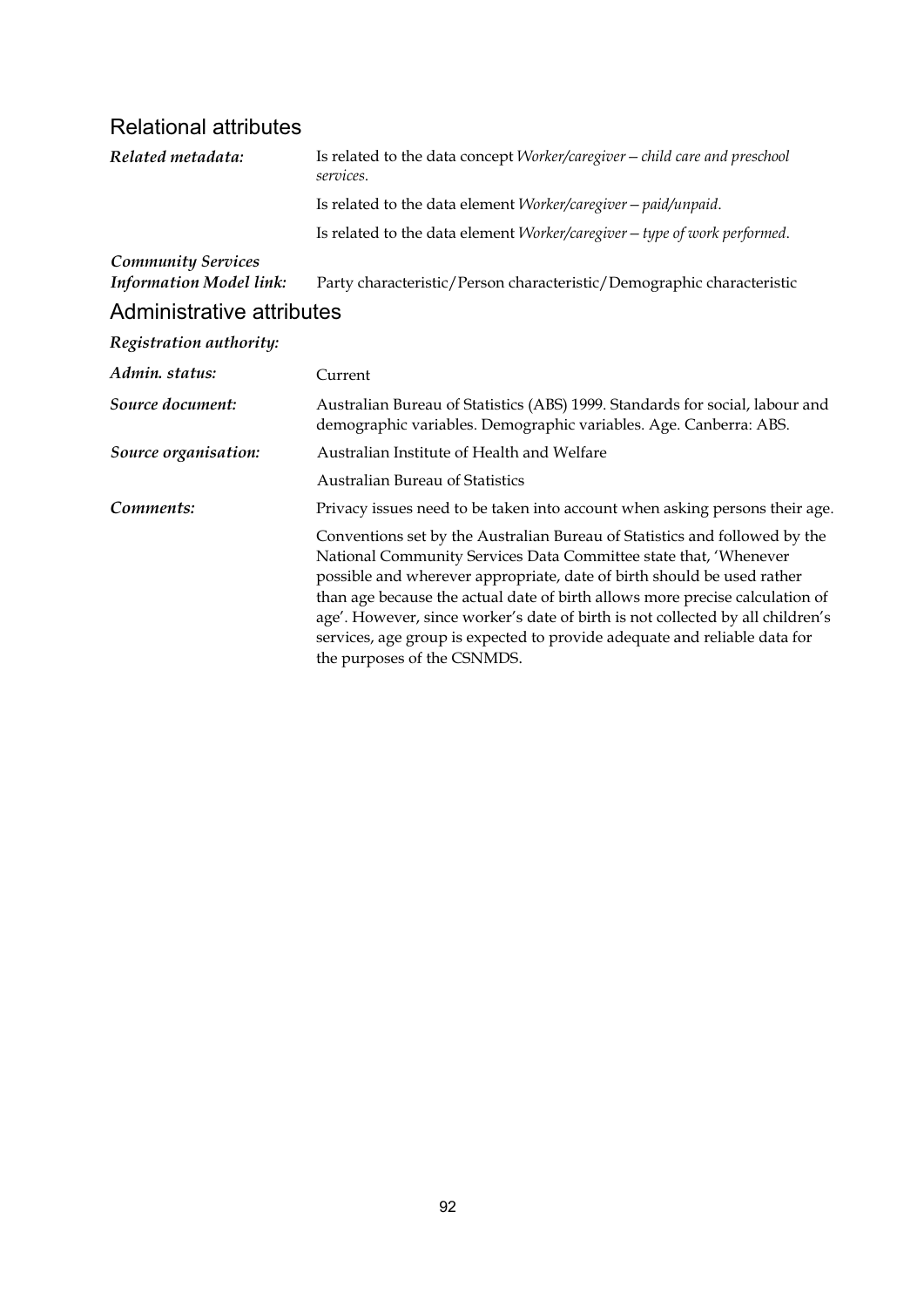## Relational attributes

| | |
|---|---|
| ***Related metadata:*** | Is related to the data concept *Worker/caregiver—child care and preschool services*. |
| | Is related to the data element *Worker/caregiver—paid/unpaid*. |
| | Is related to the data element *Worker/caregiver—type of work performed*. |
| ***Community Services Information Model link:*** | Party characteristic/Person characteristic/Demographic characteristic |

## Administrative attributes

| | |
|---|---|
| ***Registration authority:*** | |
| ***Admin. status:*** | Current |
| ***Source document:*** | Australian Bureau of Statistics (ABS) 1999. Standards for social, labour and demographic variables. Demographic variables. Age. Canberra: ABS. |
| ***Source organisation:*** | Australian Institute of Health and Welfare |
| | Australian Bureau of Statistics |
| ***Comments:*** | Privacy issues need to be taken into account when asking persons their age. |
| | Conventions set by the Australian Bureau of Statistics and followed by the National Community Services Data Committee state that, 'Whenever possible and wherever appropriate, date of birth should be used rather than age because the actual date of birth allows more precise calculation of age'. However, since worker's date of birth is not collected by all children's services, age group is expected to provide adequate and reliable data for the purposes of the CSNMDS. |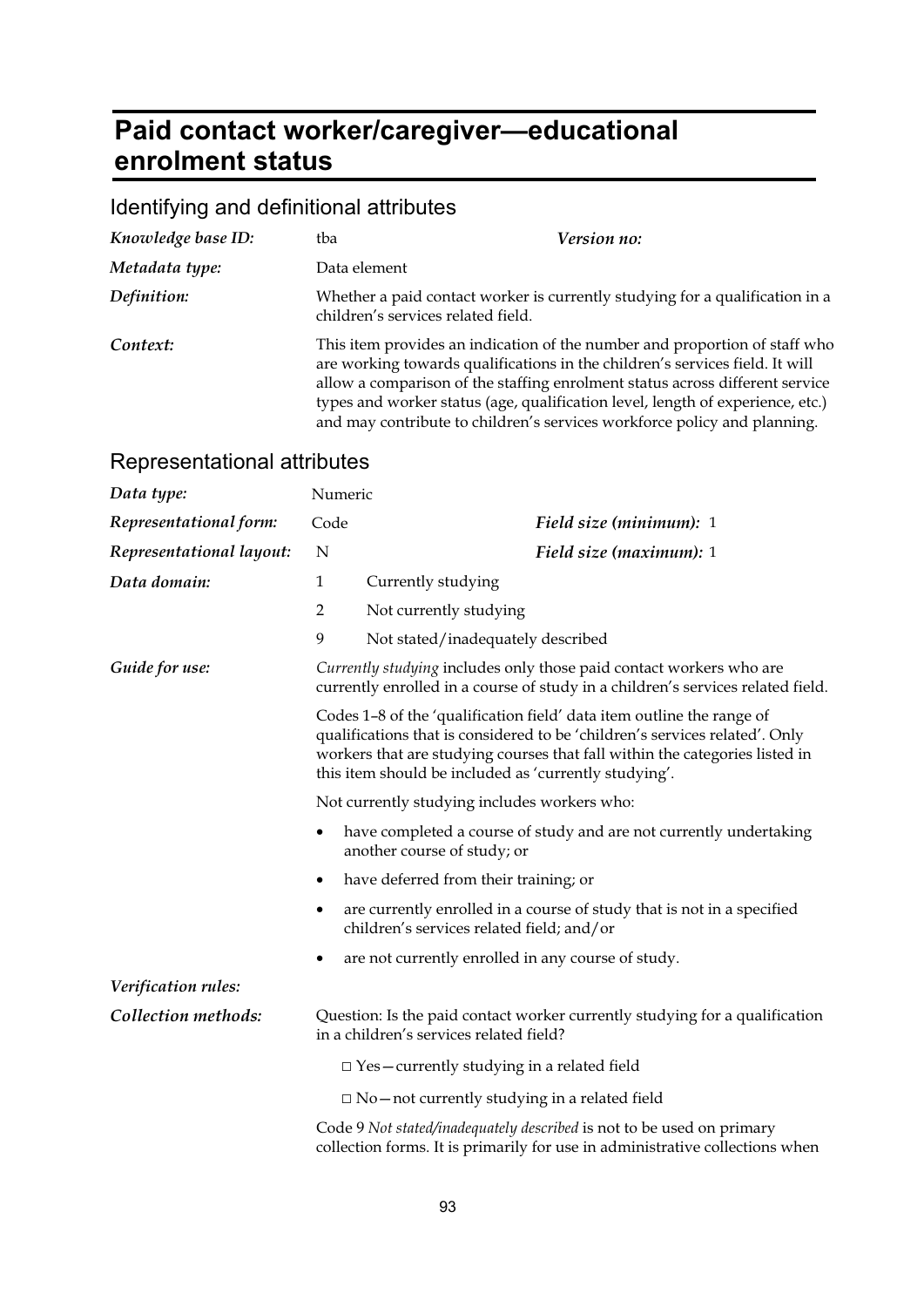# Paid contact worker/caregiver—educational enrolment status

## Identifying and definitional attributes

| | | | |
|---|---|---|---|
| ***Knowledge base ID:*** | tba | ***Version no:*** | |
| ***Metadata type:*** | Data element | | |
| ***Definition:*** | Whether a paid contact worker is currently studying for a qualification in a children's services related field. | | |
| ***Context:*** | This item provides an indication of the number and proportion of staff who are working towards qualifications in the children's services field. It will allow a comparison of the staffing enrolment status across different service types and worker status (age, qualification level, length of experience, etc.) and may contribute to children's services workforce policy and planning. | | |

## Representational attributes

| | | | |
|---|---|---|---|
| ***Data type:*** | Numeric | | |
| ***Representational form:*** | Code | ***Field size (minimum):*** | 1 |
| ***Representational layout:*** | N | ***Field size (maximum):*** | 1 |

***Data domain:***

1 Currently studying

2 Not currently studying

9 Not stated/inadequately described

***Guide for use:***

*Currently studying* includes only those paid contact workers who are currently enrolled in a course of study in a children's services related field.

Codes 1–8 of the 'qualification field' data item outline the range of qualifications that is considered to be 'children's services related'. Only workers that are studying courses that fall within the categories listed in this item should be included as 'currently studying'.

Not currently studying includes workers who:

- have completed a course of study and are not currently undertaking another course of study; or
- have deferred from their training; or
- are currently enrolled in a course of study that is not in a specified children's services related field; and/or
- are not currently enrolled in any course of study.

***Verification rules:***

***Collection methods:***

Question: Is the paid contact worker currently studying for a qualification in a children's services related field?

□ Yes—currently studying in a related field

□ No—not currently studying in a related field

Code 9 *Not stated/inadequately described* is not to be used on primary collection forms. It is primarily for use in administrative collections when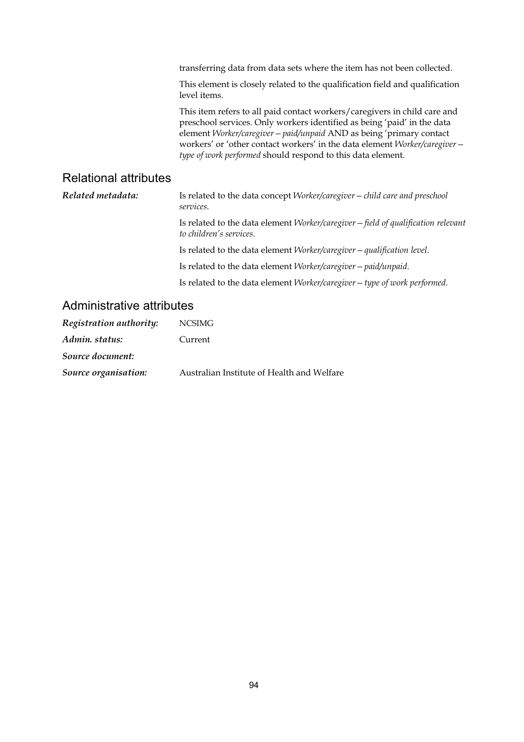transferring data from data sets where the item has not been collected.

This element is closely related to the qualification field and qualification level items.

This item refers to all paid contact workers/caregivers in child care and preschool services. Only workers identified as being 'paid' in the data element *Worker/caregiver—paid/unpaid* AND as being 'primary contact workers' or 'other contact workers' in the data element *Worker/caregiver—type of work performed* should respond to this data element.

## Relational attributes

***Related metadata:*** Is related to the data concept *Worker/caregiver—child care and preschool services*.

Is related to the data element *Worker/caregiver—field of qualification relevant to children's services*.

Is related to the data element *Worker/caregiver—qualification level*.

Is related to the data element *Worker/caregiver—paid/unpaid*.

Is related to the data element *Worker/caregiver—type of work performed*.

## Administrative attributes

***Registration authority:*** NCSIMG

***Admin. status:*** Current

***Source document:***

***Source organisation:*** Australian Institute of Health and Welfare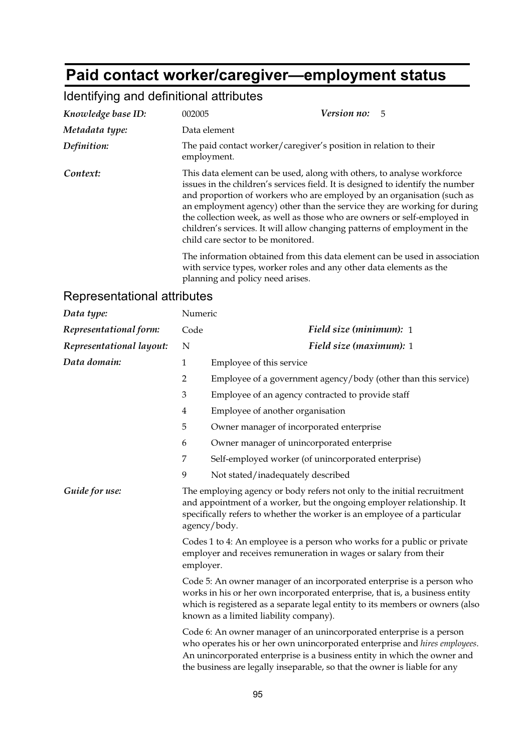# Paid contact worker/caregiver—employment status

## Identifying and definitional attributes

| | | | |
|---|---|---|---|
| ***Knowledge base ID:*** | 002005 | ***Version no:*** | 5 |
| ***Metadata type:*** | Data element | | |
| ***Definition:*** | The paid contact worker/caregiver's position in relation to their employment. | | |

***Context:***

This data element can be used, along with others, to analyse workforce issues in the children's services field. It is designed to identify the number and proportion of workers who are employed by an organisation (such as an employment agency) other than the service they are working for during the collection week, as well as those who are owners or self-employed in children's services. It will allow changing patterns of employment in the child care sector to be monitored.

The information obtained from this data element can be used in association with service types, worker roles and any other data elements as the planning and policy need arises.

## Representational attributes

| | | | |
|---|---|---|---|
| ***Data type:*** | Numeric | | |
| ***Representational form:*** | Code | ***Field size (minimum):*** | 1 |
| ***Representational layout:*** | N | ***Field size (maximum):*** | 1 |

***Data domain:***

| | |
|---|---|
| 1 | Employee of this service |
| 2 | Employee of a government agency/body (other than this service) |
| 3 | Employee of an agency contracted to provide staff |
| 4 | Employee of another organisation |
| 5 | Owner manager of incorporated enterprise |
| 6 | Owner manager of unincorporated enterprise |
| 7 | Self-employed worker (of unincorporated enterprise) |
| 9 | Not stated/inadequately described |

***Guide for use:***

The employing agency or body refers not only to the initial recruitment and appointment of a worker, but the ongoing employer relationship. It specifically refers to whether the worker is an employee of a particular agency/body.

Codes 1 to 4: An employee is a person who works for a public or private employer and receives remuneration in wages or salary from their employer.

Code 5: An owner manager of an incorporated enterprise is a person who works in his or her own incorporated enterprise, that is, a business entity which is registered as a separate legal entity to its members or owners (also known as a limited liability company).

Code 6: An owner manager of an unincorporated enterprise is a person who operates his or her own unincorporated enterprise and *hires employees*. An unincorporated enterprise is a business entity in which the owner and the business are legally inseparable, so that the owner is liable for any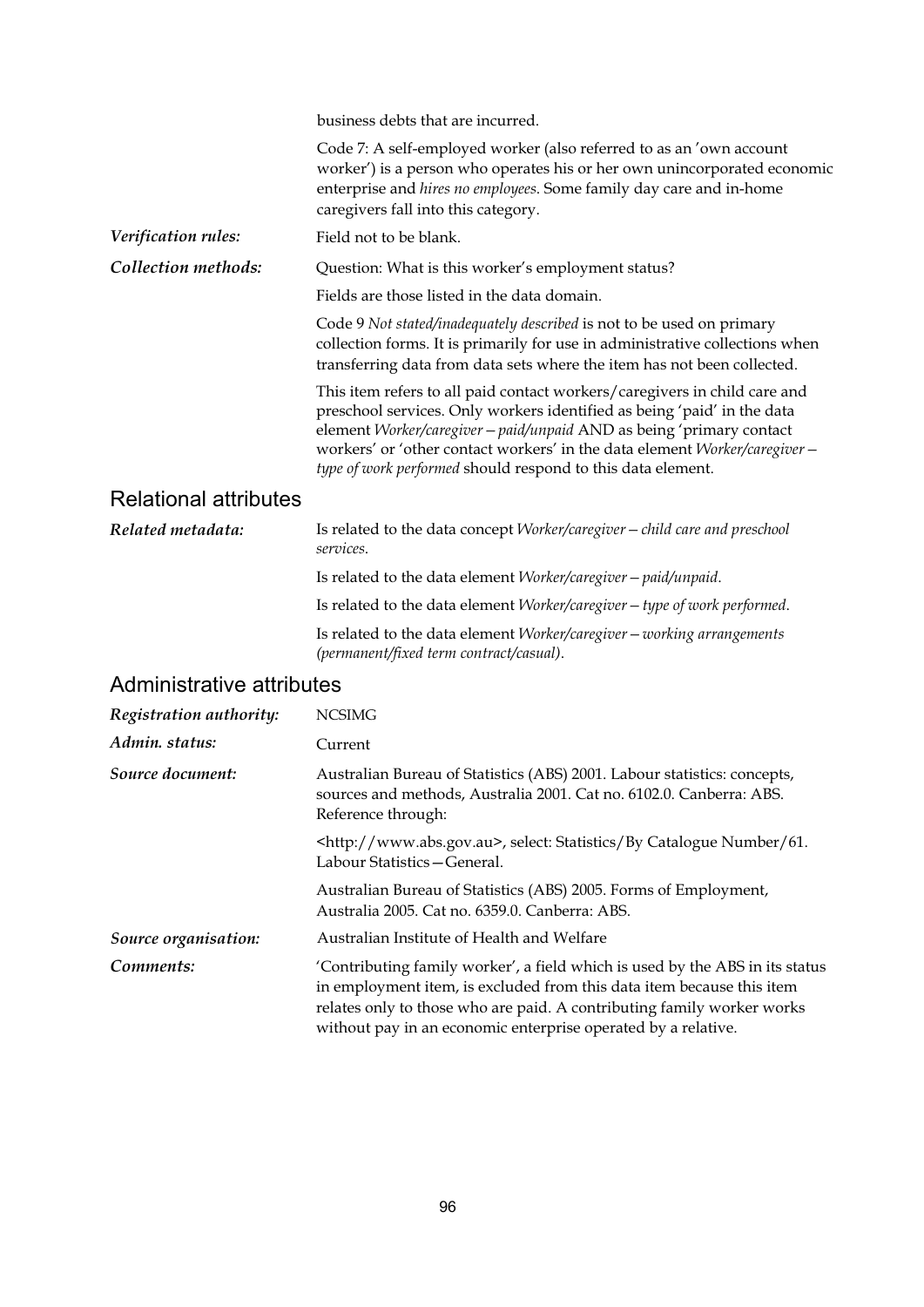business debts that are incurred.

Code 7: A self-employed worker (also referred to as an 'own account worker') is a person who operates his or her own unincorporated economic enterprise and *hires no employees*. Some family day care and in-home caregivers fall into this category.

***Verification rules:*** Field not to be blank.

***Collection methods:*** Question: What is this worker's employment status?

Fields are those listed in the data domain.

Code 9 *Not stated/inadequately described* is not to be used on primary collection forms. It is primarily for use in administrative collections when transferring data from data sets where the item has not been collected.

This item refers to all paid contact workers/caregivers in child care and preschool services. Only workers identified as being 'paid' in the data element *Worker/caregiver—paid/unpaid* AND as being 'primary contact workers' or 'other contact workers' in the data element *Worker/caregiver—type of work performed* should respond to this data element.

## Relational attributes

***Related metadata:*** Is related to the data concept *Worker/caregiver—child care and preschool services*.

Is related to the data element *Worker/caregiver—paid/unpaid*.

Is related to the data element *Worker/caregiver—type of work performed*.

Is related to the data element *Worker/caregiver—working arrangements (permanent/fixed term contract/casual)*.

## Administrative attributes

***Registration authority:*** NCSIMG

***Admin. status:*** Current

***Source document:*** Australian Bureau of Statistics (ABS) 2001. Labour statistics: concepts, sources and methods, Australia 2001. Cat no. 6102.0. Canberra: ABS. Reference through:

<http://www.abs.gov.au>, select: Statistics/By Catalogue Number/61. Labour Statistics—General.

Australian Bureau of Statistics (ABS) 2005. Forms of Employment, Australia 2005. Cat no. 6359.0. Canberra: ABS.

***Source organisation:*** Australian Institute of Health and Welfare

***Comments:*** 'Contributing family worker', a field which is used by the ABS in its status in employment item, is excluded from this data item because this item relates only to those who are paid. A contributing family worker works without pay in an economic enterprise operated by a relative.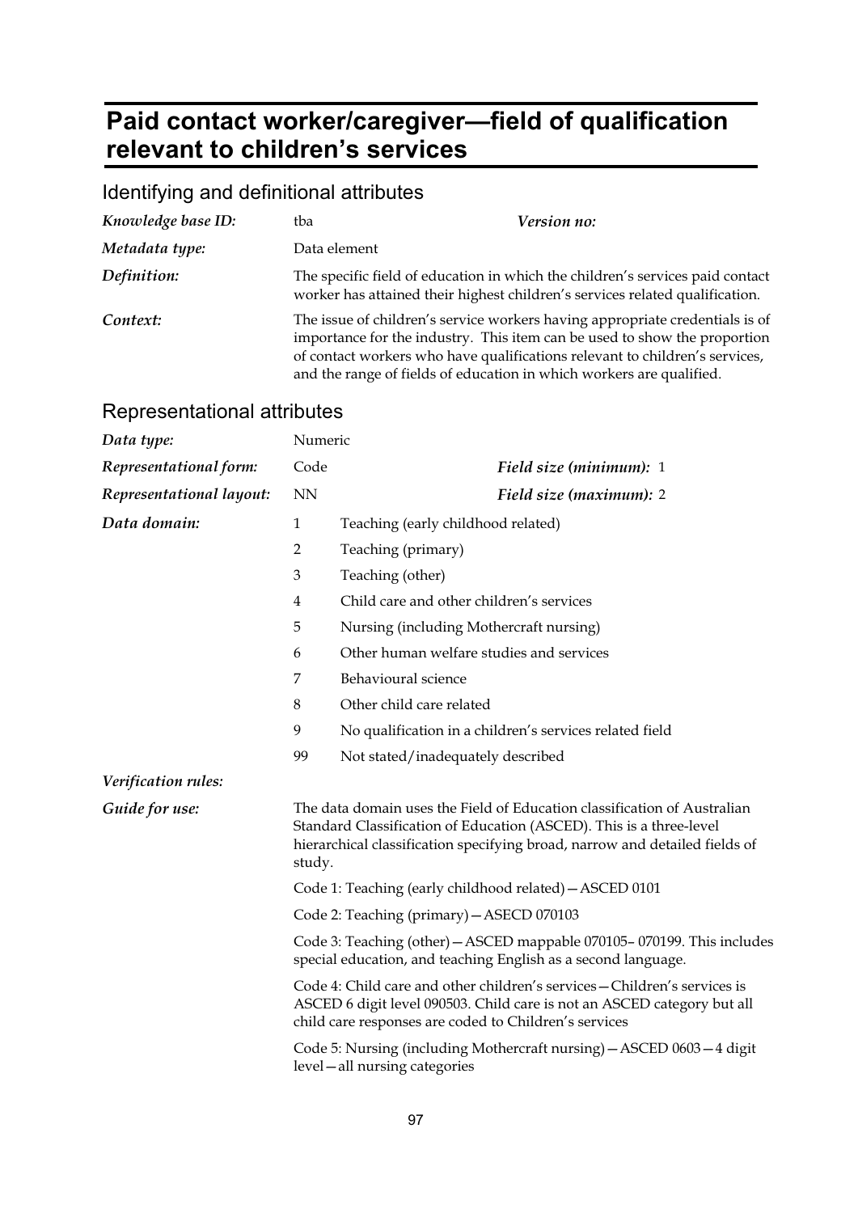# Paid contact worker/caregiver—field of qualification relevant to children's services

## Identifying and definitional attributes

| | | | |
|---|---|---|---|
| ***Knowledge base ID:*** | tba | ***Version no:*** | |
| ***Metadata type:*** | Data element | | |

***Definition:*** The specific field of education in which the children's services paid contact worker has attained their highest children's services related qualification.

***Context:*** The issue of children's service workers having appropriate credentials is of importance for the industry. This item can be used to show the proportion of contact workers who have qualifications relevant to children's services, and the range of fields of education in which workers are qualified.

## Representational attributes

| | | | |
|---|---|---|---|
| ***Data type:*** | Numeric | | |
| ***Representational form:*** | Code | ***Field size (minimum):*** | 1 |
| ***Representational layout:*** | NN | ***Field size (maximum):*** | 2 |

***Data domain:***

| | |
|---|---|
| 1 | Teaching (early childhood related) |
| 2 | Teaching (primary) |
| 3 | Teaching (other) |
| 4 | Child care and other children's services |
| 5 | Nursing (including Mothercraft nursing) |
| 6 | Other human welfare studies and services |
| 7 | Behavioural science |
| 8 | Other child care related |
| 9 | No qualification in a children's services related field |
| 99 | Not stated/inadequately described |

***Verification rules:***

***Guide for use:*** The data domain uses the Field of Education classification of Australian Standard Classification of Education (ASCED). This is a three-level hierarchical classification specifying broad, narrow and detailed fields of study.

Code 1: Teaching (early childhood related)—ASCED 0101

Code 2: Teaching (primary)—ASECD 070103

Code 3: Teaching (other)—ASCED mappable 070105– 070199. This includes special education, and teaching English as a second language.

Code 4: Child care and other children's services—Children's services is ASCED 6 digit level 090503. Child care is not an ASCED category but all child care responses are coded to Children's services

Code 5: Nursing (including Mothercraft nursing)—ASCED 0603—4 digit level—all nursing categories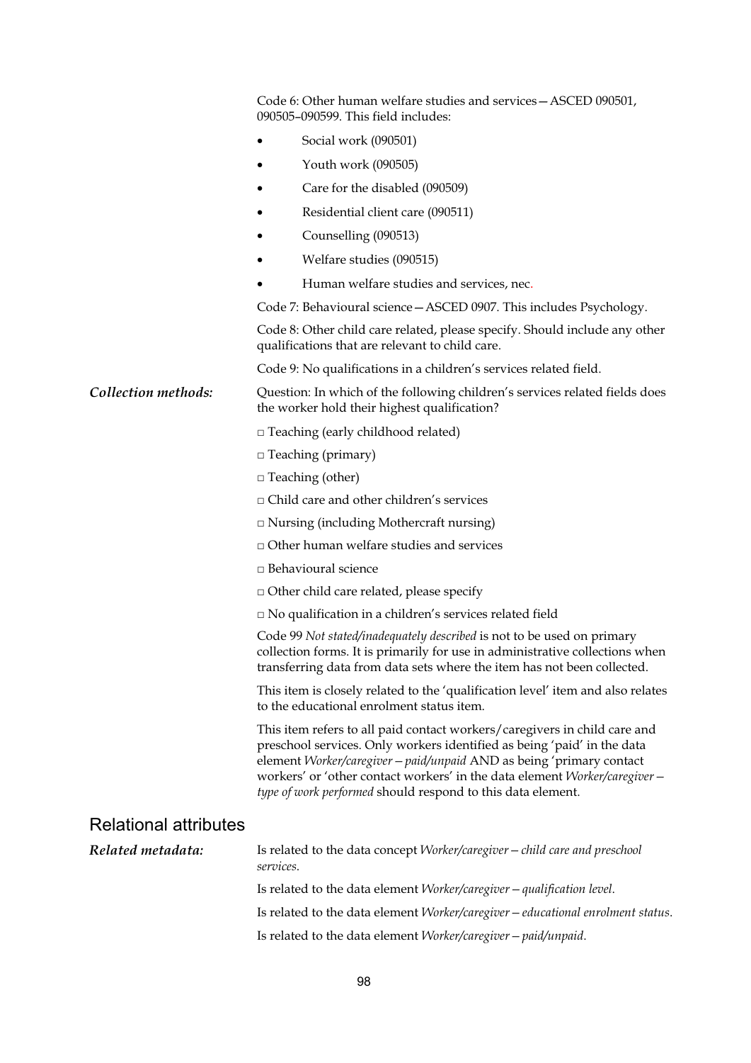Code 6: Other human welfare studies and services—ASCED 090501, 090505–090599. This field includes:

- Social work (090501)
- Youth work (090505)
- Care for the disabled (090509)
- Residential client care (090511)
- Counselling (090513)
- Welfare studies (090515)
- Human welfare studies and services, nec.

Code 7: Behavioural science—ASCED 0907. This includes Psychology.

Code 8: Other child care related, please specify. Should include any other qualifications that are relevant to child care.

Code 9: No qualifications in a children's services related field.

***Collection methods:*** Question: In which of the following children's services related fields does the worker hold their highest qualification?

□ Teaching (early childhood related)

□ Teaching (primary)

□ Teaching (other)

□ Child care and other children's services

□ Nursing (including Mothercraft nursing)

□ Other human welfare studies and services

□ Behavioural science

□ Other child care related, please specify

□ No qualification in a children's services related field

Code 99 *Not stated/inadequately described* is not to be used on primary collection forms. It is primarily for use in administrative collections when transferring data from data sets where the item has not been collected.

This item is closely related to the 'qualification level' item and also relates to the educational enrolment status item.

This item refers to all paid contact workers/caregivers in child care and preschool services. Only workers identified as being 'paid' in the data element *Worker/caregiver—paid/unpaid* AND as being 'primary contact workers' or 'other contact workers' in the data element *Worker/caregiver—type of work performed* should respond to this data element.

## Relational attributes

***Related metadata:*** Is related to the data concept *Worker/caregiver—child care and preschool services*.

Is related to the data element *Worker/caregiver—qualification level*.

Is related to the data element *Worker/caregiver—educational enrolment status*.

Is related to the data element *Worker/caregiver—paid/unpaid*.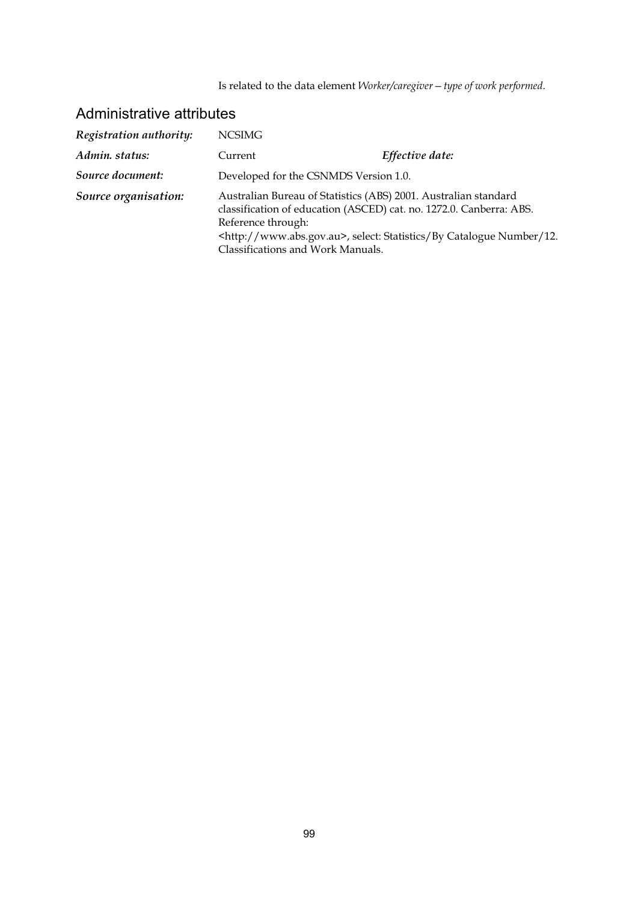Is related to the data element *Worker/caregiver—type of work performed*.

## Administrative attributes

| | | |
|---|---|---|
| ***Registration authority:*** | NCSIMG | |
| ***Admin. status:*** | Current | ***Effective date:*** |
| ***Source document:*** | Developed for the CSNMDS Version 1.0. | |
| ***Source organisation:*** | Australian Bureau of Statistics (ABS) 2001. Australian standard classification of education (ASCED) cat. no. 1272.0. Canberra: ABS. Reference through: <http://www.abs.gov.au>, select: Statistics/By Catalogue Number/12. Classifications and Work Manuals. | |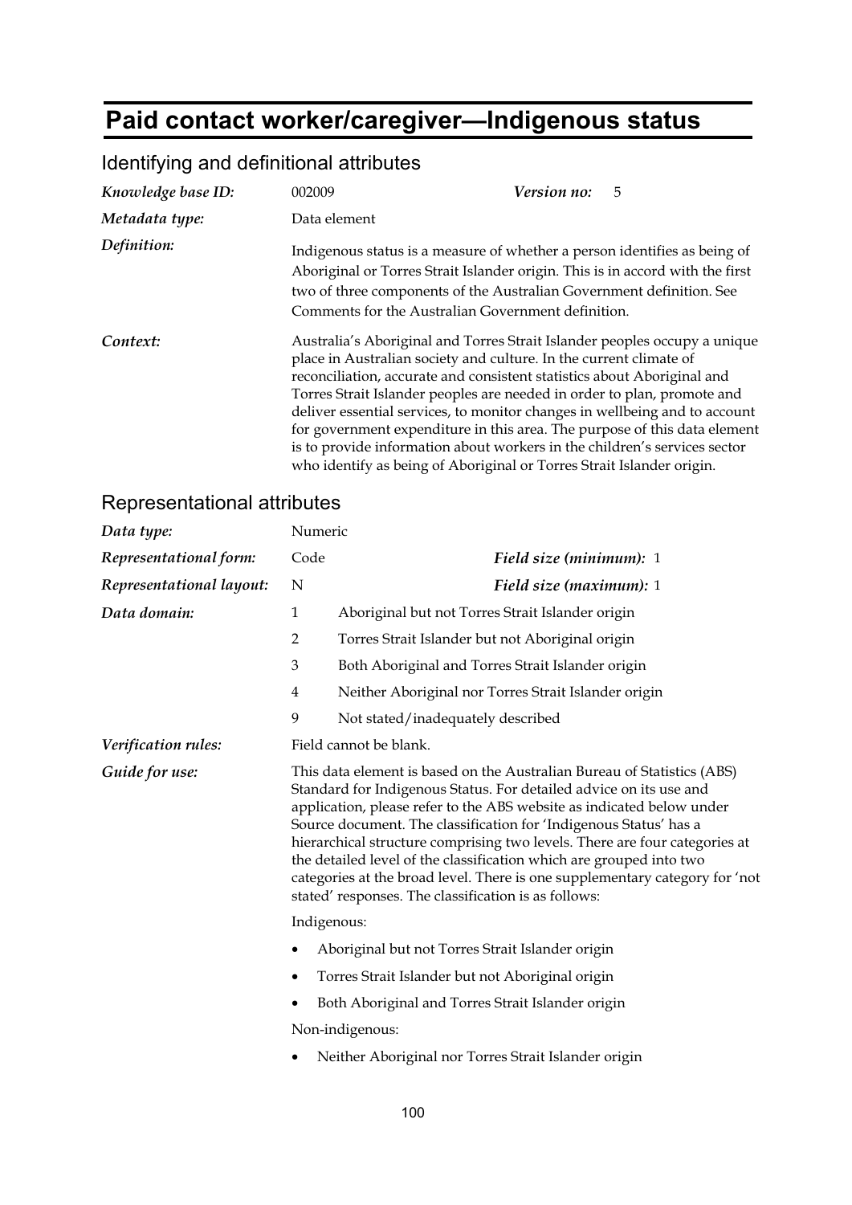# Paid contact worker/caregiver—Indigenous status

## Identifying and definitional attributes

| | | | |
|---|---|---|---|
| ***Knowledge base ID:*** | 002009 | ***Version no:*** | 5 |
| ***Metadata type:*** | Data element | | |

***Definition:*** Indigenous status is a measure of whether a person identifies as being of Aboriginal or Torres Strait Islander origin. This is in accord with the first two of three components of the Australian Government definition. See Comments for the Australian Government definition.

***Context:*** Australia's Aboriginal and Torres Strait Islander peoples occupy a unique place in Australian society and culture. In the current climate of reconciliation, accurate and consistent statistics about Aboriginal and Torres Strait Islander peoples are needed in order to plan, promote and deliver essential services, to monitor changes in wellbeing and to account for government expenditure in this area. The purpose of this data element is to provide information about workers in the children's services sector who identify as being of Aboriginal or Torres Strait Islander origin.

## Representational attributes

| | | | |
|---|---|---|---|
| ***Data type:*** | Numeric | | |
| ***Representational form:*** | Code | ***Field size (minimum):*** | 1 |
| ***Representational layout:*** | N | ***Field size (maximum):*** | 1 |

***Data domain:***

| | |
|---|---|
| 1 | Aboriginal but not Torres Strait Islander origin |
| 2 | Torres Strait Islander but not Aboriginal origin |
| 3 | Both Aboriginal and Torres Strait Islander origin |
| 4 | Neither Aboriginal nor Torres Strait Islander origin |
| 9 | Not stated/inadequately described |

***Verification rules:*** Field cannot be blank.

***Guide for use:*** This data element is based on the Australian Bureau of Statistics (ABS) Standard for Indigenous Status. For detailed advice on its use and application, please refer to the ABS website as indicated below under Source document. The classification for 'Indigenous Status' has a hierarchical structure comprising two levels. There are four categories at the detailed level of the classification which are grouped into two categories at the broad level. There is one supplementary category for 'not stated' responses. The classification is as follows:

Indigenous:

- Aboriginal but not Torres Strait Islander origin
- Torres Strait Islander but not Aboriginal origin
- Both Aboriginal and Torres Strait Islander origin

Non-indigenous:

- Neither Aboriginal nor Torres Strait Islander origin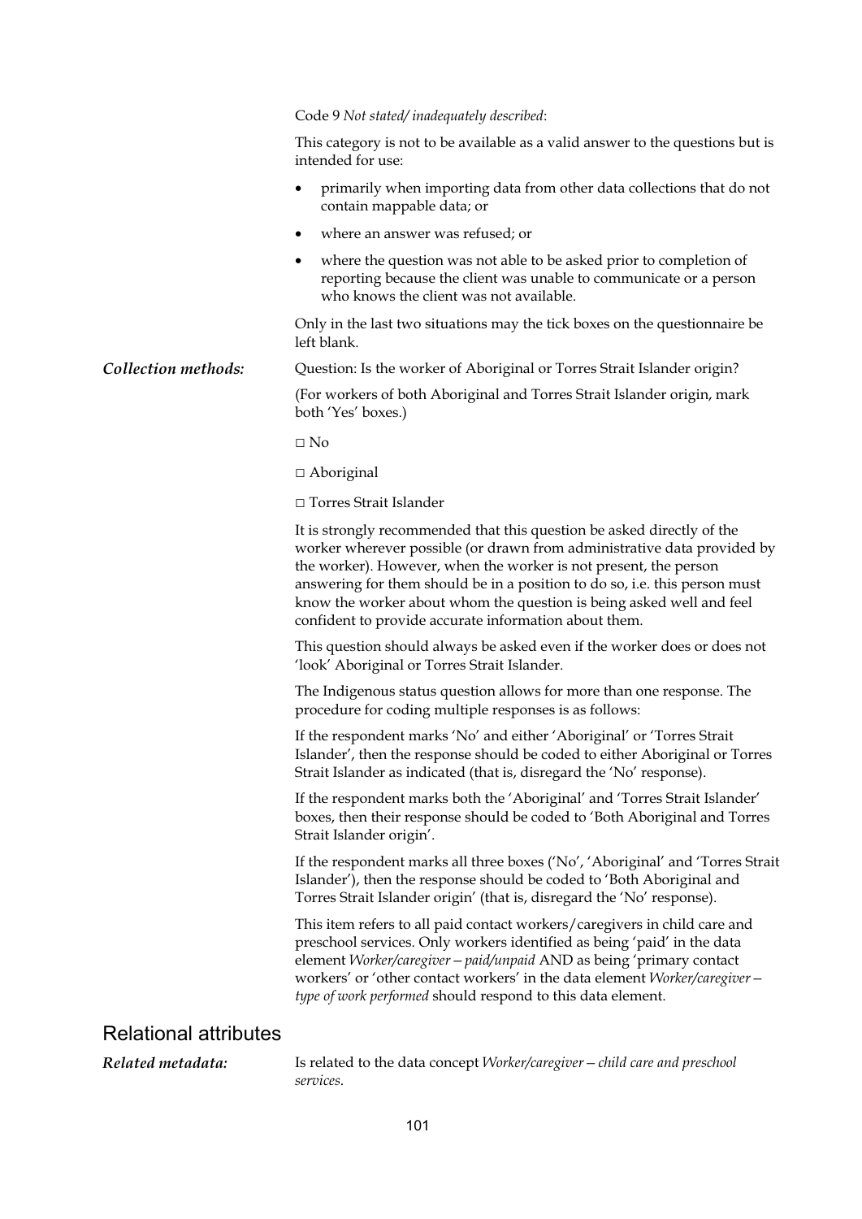Code 9 *Not stated/ inadequately described*:

This category is not to be available as a valid answer to the questions but is intended for use:

- primarily when importing data from other data collections that do not contain mappable data; or
- where an answer was refused; or
- where the question was not able to be asked prior to completion of reporting because the client was unable to communicate or a person who knows the client was not available.

Only in the last two situations may the tick boxes on the questionnaire be left blank.

***Collection methods:*** Question: Is the worker of Aboriginal or Torres Strait Islander origin?

(For workers of both Aboriginal and Torres Strait Islander origin, mark both 'Yes' boxes.)

□ No

□ Aboriginal

□ Torres Strait Islander

It is strongly recommended that this question be asked directly of the worker wherever possible (or drawn from administrative data provided by the worker). However, when the worker is not present, the person answering for them should be in a position to do so, i.e. this person must know the worker about whom the question is being asked well and feel confident to provide accurate information about them.

This question should always be asked even if the worker does or does not 'look' Aboriginal or Torres Strait Islander.

The Indigenous status question allows for more than one response. The procedure for coding multiple responses is as follows:

If the respondent marks 'No' and either 'Aboriginal' or 'Torres Strait Islander', then the response should be coded to either Aboriginal or Torres Strait Islander as indicated (that is, disregard the 'No' response).

If the respondent marks both the 'Aboriginal' and 'Torres Strait Islander' boxes, then their response should be coded to 'Both Aboriginal and Torres Strait Islander origin'.

If the respondent marks all three boxes ('No', 'Aboriginal' and 'Torres Strait Islander'), then the response should be coded to 'Both Aboriginal and Torres Strait Islander origin' (that is, disregard the 'No' response).

This item refers to all paid contact workers/caregivers in child care and preschool services. Only workers identified as being 'paid' in the data element *Worker/caregiver—paid/unpaid* AND as being 'primary contact workers' or 'other contact workers' in the data element *Worker/caregiver—type of work performed* should respond to this data element.

## Relational attributes

***Related metadata:*** Is related to the data concept *Worker/caregiver—child care and preschool services*.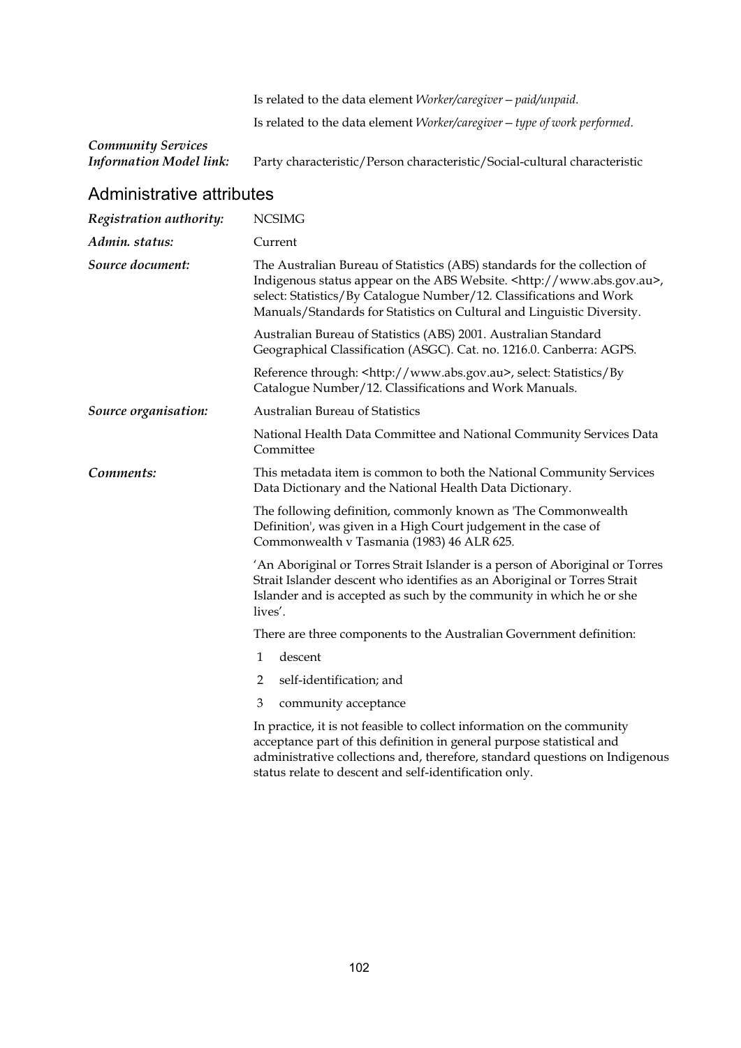Is related to the data element *Worker/caregiver—paid/unpaid*.

Is related to the data element *Worker/caregiver—type of work performed*.

***Community Services Information Model link:*** Party characteristic/Person characteristic/Social-cultural characteristic

## Administrative attributes

***Registration authority:*** NCSIMG

***Admin. status:*** Current

***Source document:*** The Australian Bureau of Statistics (ABS) standards for the collection of Indigenous status appear on the ABS Website. <http://www.abs.gov.au>, select: Statistics/By Catalogue Number/12. Classifications and Work Manuals/Standards for Statistics on Cultural and Linguistic Diversity.

Australian Bureau of Statistics (ABS) 2001. Australian Standard Geographical Classification (ASGC). Cat. no. 1216.0. Canberra: AGPS.

Reference through: <http://www.abs.gov.au>, select: Statistics/By Catalogue Number/12. Classifications and Work Manuals.

***Source organisation:*** Australian Bureau of Statistics

National Health Data Committee and National Community Services Data Committee

***Comments:*** This metadata item is common to both the National Community Services Data Dictionary and the National Health Data Dictionary.

The following definition, commonly known as 'The Commonwealth Definition', was given in a High Court judgement in the case of Commonwealth v Tasmania (1983) 46 ALR 625.

'An Aboriginal or Torres Strait Islander is a person of Aboriginal or Torres Strait Islander descent who identifies as an Aboriginal or Torres Strait Islander and is accepted as such by the community in which he or she lives'.

There are three components to the Australian Government definition:

1. descent
2. self-identification; and
3. community acceptance

In practice, it is not feasible to collect information on the community acceptance part of this definition in general purpose statistical and administrative collections and, therefore, standard questions on Indigenous status relate to descent and self-identification only.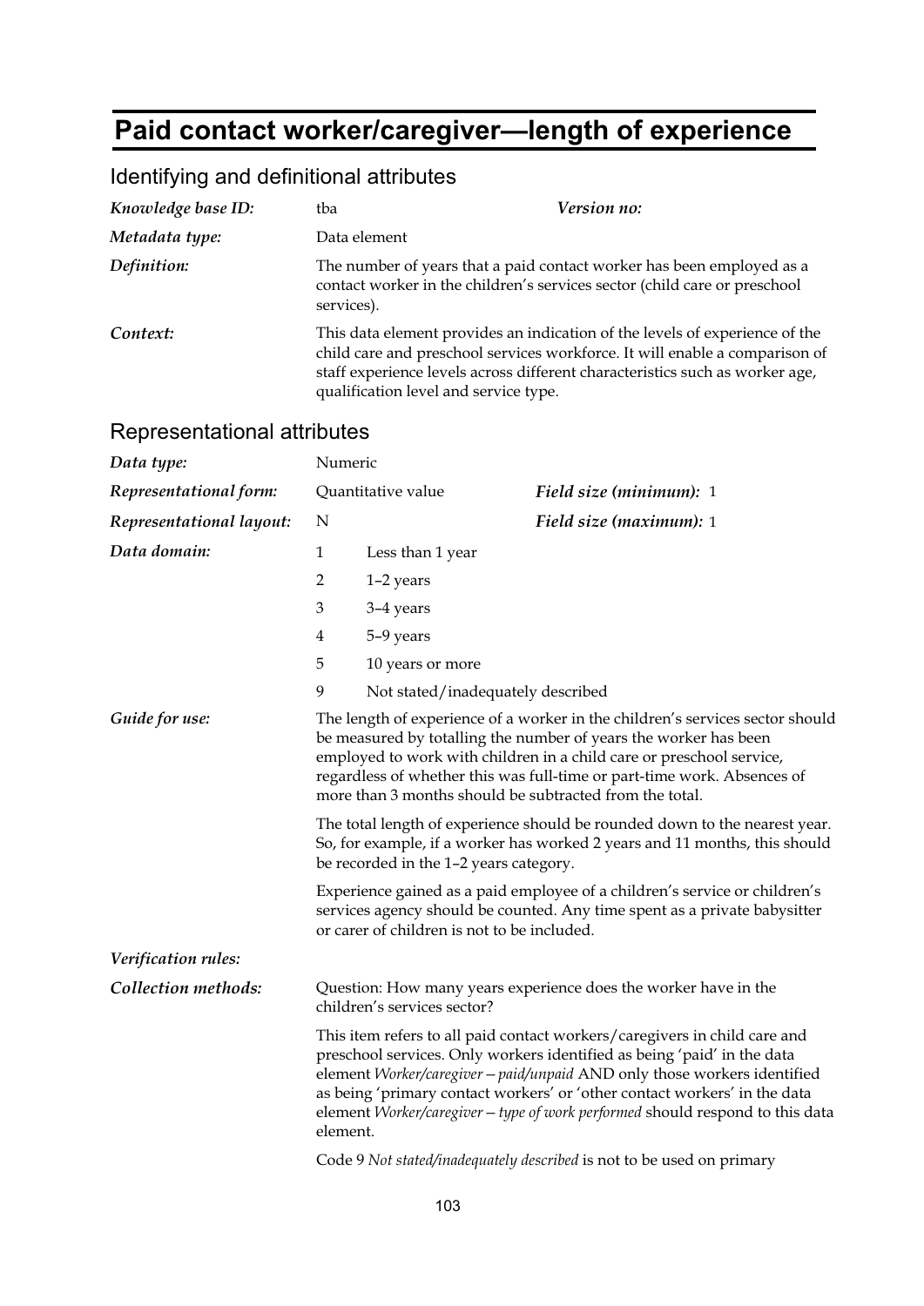# Paid contact worker/caregiver—length of experience

## Identifying and definitional attributes

| | | | |
|---|---|---|---|
| ***Knowledge base ID:*** | tba | ***Version no:*** | |
| ***Metadata type:*** | Data element | | |
| ***Definition:*** | The number of years that a paid contact worker has been employed as a contact worker in the children's services sector (child care or preschool services). | | |
| ***Context:*** | This data element provides an indication of the levels of experience of the child care and preschool services workforce. It will enable a comparison of staff experience levels across different characteristics such as worker age, qualification level and service type. | | |

## Representational attributes

| | | | |
|---|---|---|---|
| ***Data type:*** | Numeric | | |
| ***Representational form:*** | Quantitative value | ***Field size (minimum):*** | 1 |
| ***Representational layout:*** | N | ***Field size (maximum):*** | 1 |

***Data domain:***

| | |
|---|---|
| 1 | Less than 1 year |
| 2 | 1–2 years |
| 3 | 3–4 years |
| 4 | 5–9 years |
| 5 | 10 years or more |
| 9 | Not stated/inadequately described |

***Guide for use:***

The length of experience of a worker in the children's services sector should be measured by totalling the number of years the worker has been employed to work with children in a child care or preschool service, regardless of whether this was full-time or part-time work. Absences of more than 3 months should be subtracted from the total.

The total length of experience should be rounded down to the nearest year. So, for example, if a worker has worked 2 years and 11 months, this should be recorded in the 1–2 years category.

Experience gained as a paid employee of a children's service or children's services agency should be counted. Any time spent as a private babysitter or carer of children is not to be included.

***Verification rules:***

***Collection methods:***

Question: How many years experience does the worker have in the children's services sector?

This item refers to all paid contact workers/caregivers in child care and preschool services. Only workers identified as being 'paid' in the data element *Worker/caregiver—paid/unpaid* AND only those workers identified as being 'primary contact workers' or 'other contact workers' in the data element *Worker/caregiver—type of work performed* should respond to this data element.

Code 9 *Not stated/inadequately described* is not to be used on primary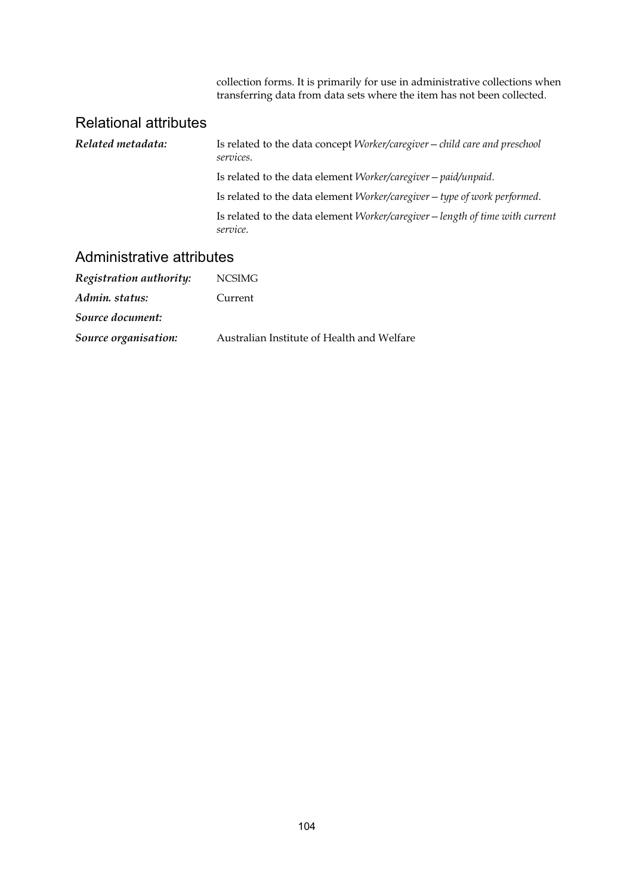collection forms. It is primarily for use in administrative collections when transferring data from data sets where the item has not been collected.

## Relational attributes

***Related metadata:*** Is related to the data concept *Worker/caregiver—child care and preschool services*.

Is related to the data element *Worker/caregiver—paid/unpaid*.

Is related to the data element *Worker/caregiver—type of work performed*.

Is related to the data element *Worker/caregiver—length of time with current service*.

## Administrative attributes

***Registration authority:*** NCSIMG

***Admin. status:*** Current

***Source document:***

***Source organisation:*** Australian Institute of Health and Welfare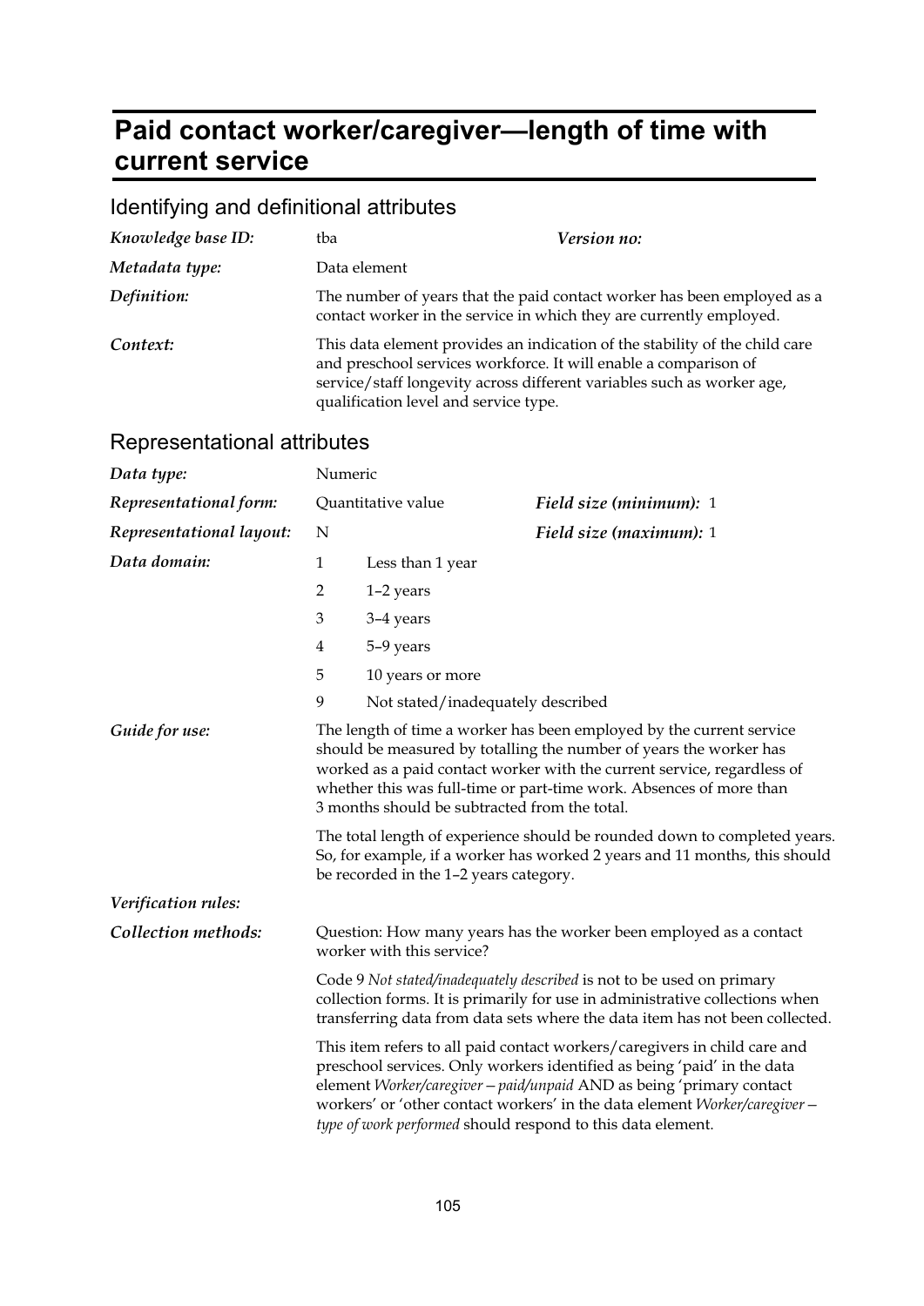# Paid contact worker/caregiver—length of time with current service

## Identifying and definitional attributes

| | | | |
|---|---|---|---|
| ***Knowledge base ID:*** | tba | ***Version no:*** | |
| ***Metadata type:*** | Data element | | |
| ***Definition:*** | The number of years that the paid contact worker has been employed as a contact worker in the service in which they are currently employed. | | |
| ***Context:*** | This data element provides an indication of the stability of the child care and preschool services workforce. It will enable a comparison of service/staff longevity across different variables such as worker age, qualification level and service type. | | |

## Representational attributes

| | | | |
|---|---|---|---|
| ***Data type:*** | Numeric | | |
| ***Representational form:*** | Quantitative value | ***Field size (minimum):*** | 1 |
| ***Representational layout:*** | N | ***Field size (maximum):*** | 1 |

***Data domain:***

| | |
|---|---|
| 1 | Less than 1 year |
| 2 | 1–2 years |
| 3 | 3–4 years |
| 4 | 5–9 years |
| 5 | 10 years or more |
| 9 | Not stated/inadequately described |

***Guide for use:***

The length of time a worker has been employed by the current service should be measured by totalling the number of years the worker has worked as a paid contact worker with the current service, regardless of whether this was full-time or part-time work. Absences of more than 3 months should be subtracted from the total.

The total length of experience should be rounded down to completed years. So, for example, if a worker has worked 2 years and 11 months, this should be recorded in the 1–2 years category.

***Verification rules:***

***Collection methods:***

Question: How many years has the worker been employed as a contact worker with this service?

Code 9 *Not stated/inadequately described* is not to be used on primary collection forms. It is primarily for use in administrative collections when transferring data from data sets where the data item has not been collected.

This item refers to all paid contact workers/caregivers in child care and preschool services. Only workers identified as being 'paid' in the data element *Worker/caregiver—paid/unpaid* AND as being 'primary contact workers' or 'other contact workers' in the data element *Worker/caregiver—type of work performed* should respond to this data element.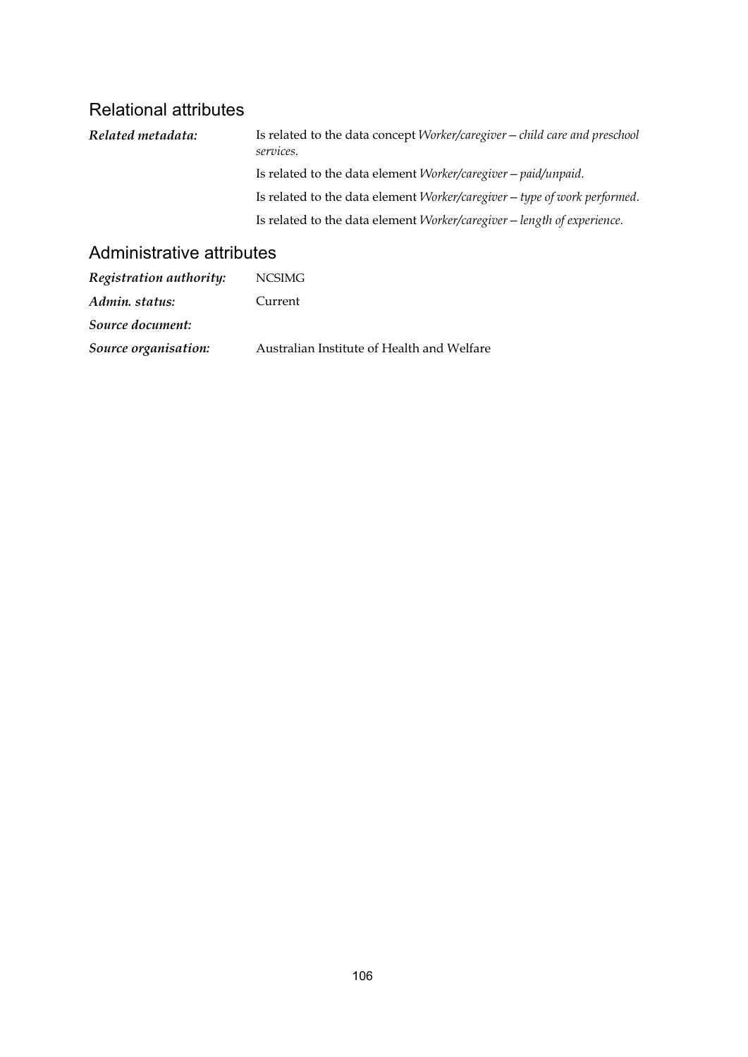## Relational attributes

***Related metadata:*** Is related to the data concept *Worker/caregiver—child care and preschool services*.

Is related to the data element *Worker/caregiver—paid/unpaid*.

Is related to the data element *Worker/caregiver—type of work performed*.

Is related to the data element *Worker/caregiver—length of experience.*

## Administrative attributes

***Registration authority:*** NCSIMG

***Admin. status:*** Current

***Source document:***

***Source organisation:*** Australian Institute of Health and Welfare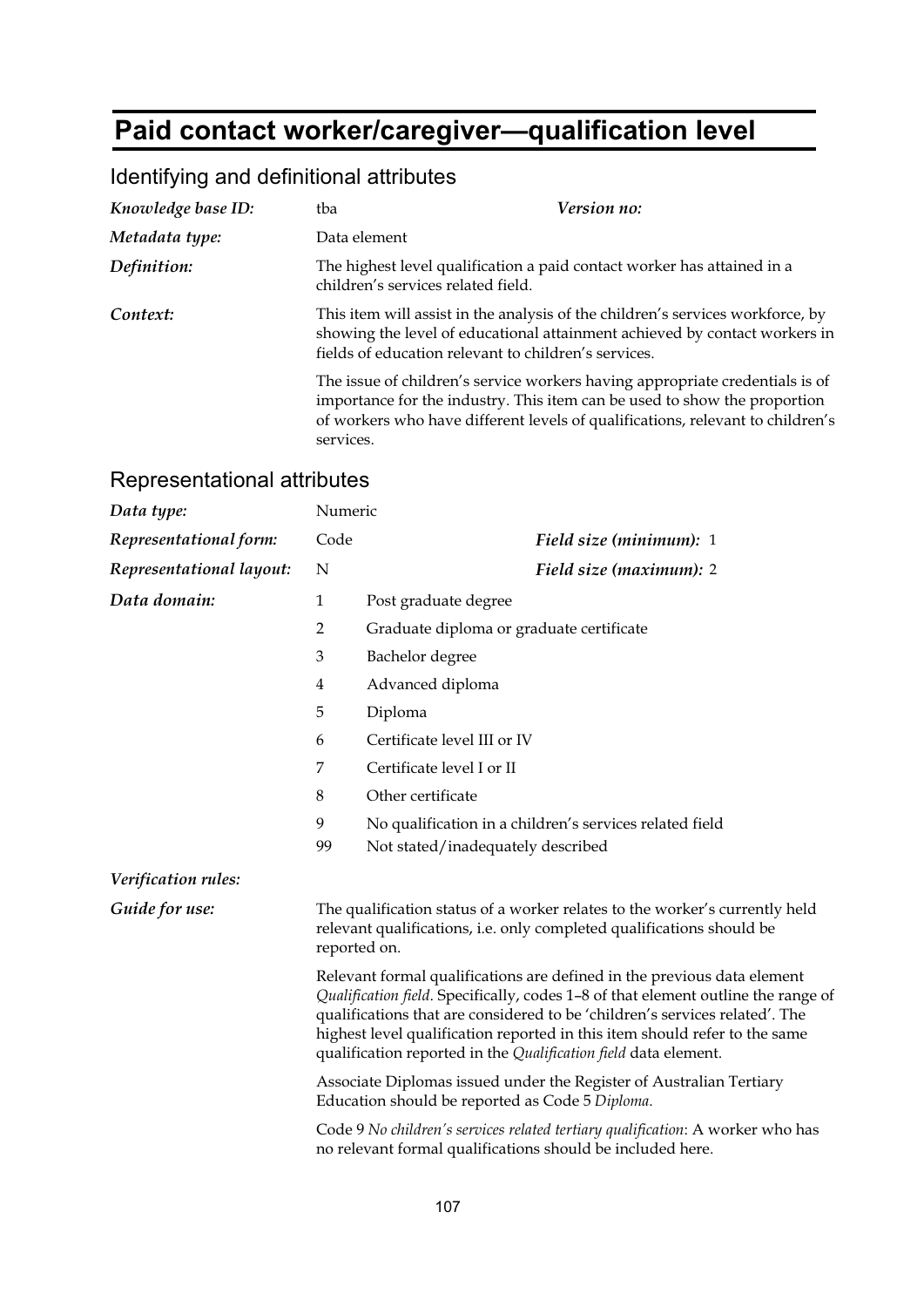# Paid contact worker/caregiver—qualification level

## Identifying and definitional attributes

***Knowledge base ID:*** tba &nbsp;&nbsp;&nbsp;&nbsp; ***Version no:***

***Metadata type:*** Data element

***Definition:*** The highest level qualification a paid contact worker has attained in a children's services related field.

***Context:*** This item will assist in the analysis of the children's services workforce, by showing the level of educational attainment achieved by contact workers in fields of education relevant to children's services.

The issue of children's service workers having appropriate credentials is of importance for the industry. This item can be used to show the proportion of workers who have different levels of qualifications, relevant to children's services.

## Representational attributes

***Data type:*** Numeric

***Representational form:*** Code &nbsp;&nbsp;&nbsp;&nbsp; ***Field size (minimum):*** 1

***Representational layout:*** N &nbsp;&nbsp;&nbsp;&nbsp; ***Field size (maximum):*** 2

***Data domain:***

| Code | Description |
|---|---|
| 1 | Post graduate degree |
| 2 | Graduate diploma or graduate certificate |
| 3 | Bachelor degree |
| 4 | Advanced diploma |
| 5 | Diploma |
| 6 | Certificate level III or IV |
| 7 | Certificate level I or II |
| 8 | Other certificate |
| 9 | No qualification in a children's services related field |
| 99 | Not stated/inadequately described |

***Verification rules:***

***Guide for use:*** The qualification status of a worker relates to the worker's currently held relevant qualifications, i.e. only completed qualifications should be reported on.

Relevant formal qualifications are defined in the previous data element *Qualification field*. Specifically, codes 1–8 of that element outline the range of qualifications that are considered to be 'children's services related'. The highest level qualification reported in this item should refer to the same qualification reported in the *Qualification field* data element.

Associate Diplomas issued under the Register of Australian Tertiary Education should be reported as Code 5 *Diploma*.

Code 9 *No children's services related tertiary qualification*: A worker who has no relevant formal qualifications should be included here.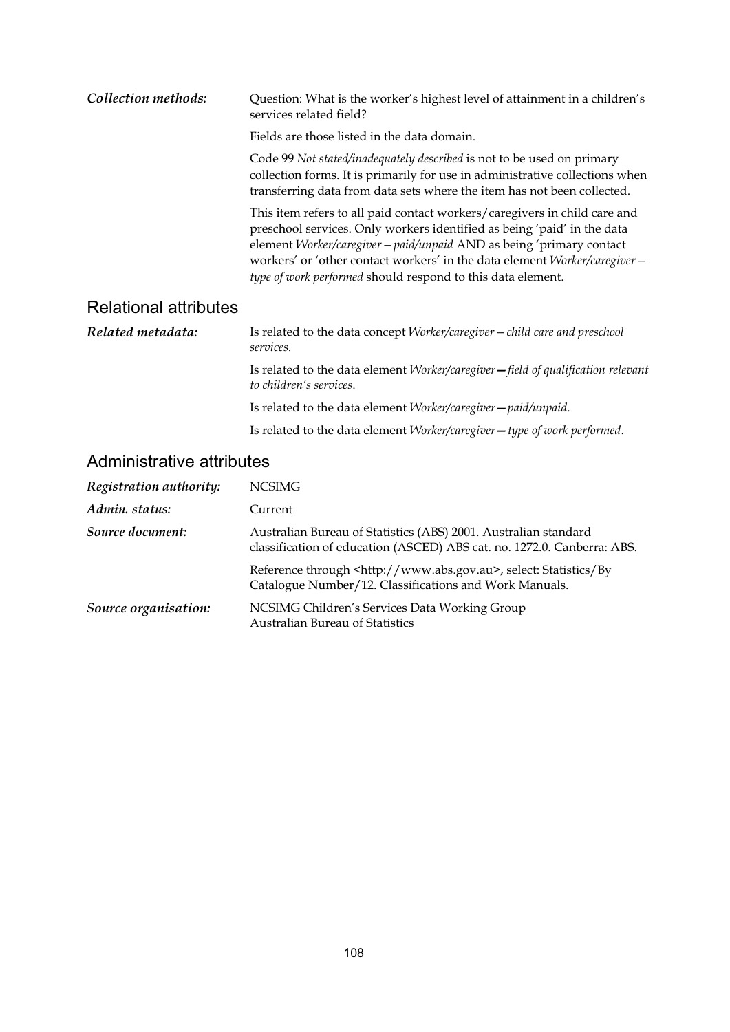***Collection methods:*** Question: What is the worker's highest level of attainment in a children's services related field?

Fields are those listed in the data domain.

Code 99 *Not stated/inadequately described* is not to be used on primary collection forms. It is primarily for use in administrative collections when transferring data from data sets where the item has not been collected.

This item refers to all paid contact workers/caregivers in child care and preschool services. Only workers identified as being 'paid' in the data element *Worker/caregiver—paid/unpaid* AND as being 'primary contact workers' or 'other contact workers' in the data element *Worker/caregiver—type of work performed* should respond to this data element.

## Relational attributes

***Related metadata:*** Is related to the data concept *Worker/caregiver—child care and preschool services*.

Is related to the data element *Worker/caregiver—field of qualification relevant to children's services*.

Is related to the data element *Worker/caregiver—paid/unpaid*.

Is related to the data element *Worker/caregiver—type of work performed*.

## Administrative attributes

***Registration authority:*** NCSIMG

***Admin. status:*** Current

***Source document:*** Australian Bureau of Statistics (ABS) 2001. Australian standard classification of education (ASCED) ABS cat. no. 1272.0. Canberra: ABS.

Reference through <http://www.abs.gov.au>, select: Statistics/By Catalogue Number/12. Classifications and Work Manuals.

***Source organisation:*** NCSIMG Children's Services Data Working Group
Australian Bureau of Statistics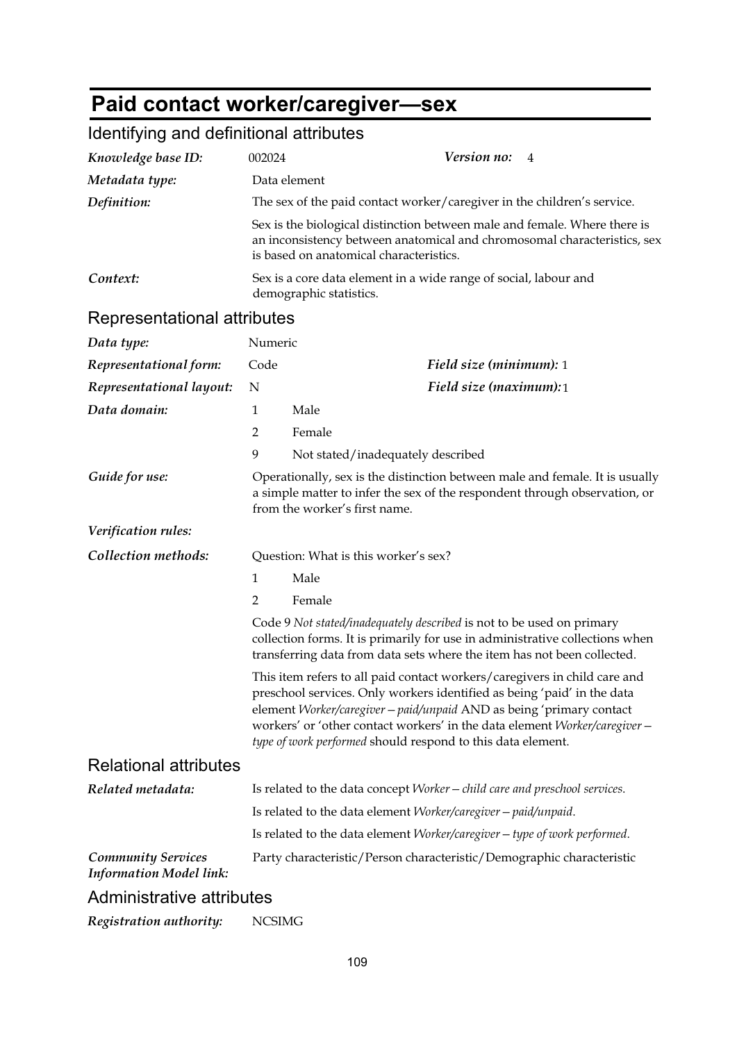# Paid contact worker/caregiver—sex

## Identifying and definitional attributes

***Knowledge base ID:*** 002024 ***Version no:*** 4

***Metadata type:*** Data element

***Definition:*** The sex of the paid contact worker/caregiver in the children's service.

Sex is the biological distinction between male and female. Where there is an inconsistency between anatomical and chromosomal characteristics, sex is based on anatomical characteristics.

***Context:*** Sex is a core data element in a wide range of social, labour and demographic statistics.

## Representational attributes

***Data type:*** Numeric

***Representational form:*** Code ***Field size (minimum):*** 1

***Representational layout:*** N ***Field size (maximum):*** 1

***Data domain:***

1 Male

2 Female

9 Not stated/inadequately described

***Guide for use:*** Operationally, sex is the distinction between male and female. It is usually a simple matter to infer the sex of the respondent through observation, or from the worker's first name.

***Verification rules:***

***Collection methods:*** Question: What is this worker's sex?

1 Male

2 Female

Code 9 *Not stated/inadequately described* is not to be used on primary collection forms. It is primarily for use in administrative collections when transferring data from data sets where the item has not been collected.

This item refers to all paid contact workers/caregivers in child care and preschool services. Only workers identified as being 'paid' in the data element *Worker/caregiver—paid/unpaid* AND as being 'primary contact workers' or 'other contact workers' in the data element *Worker/caregiver—type of work performed* should respond to this data element.

## Relational attributes

***Related metadata:*** Is related to the data concept *Worker—child care and preschool services*.

Is related to the data element *Worker/caregiver—paid/unpaid*.

Is related to the data element *Worker/caregiver—type of work performed*.

***Community Services Information Model link:*** Party characteristic/Person characteristic/Demographic characteristic

## Administrative attributes

***Registration authority:*** NCSIMG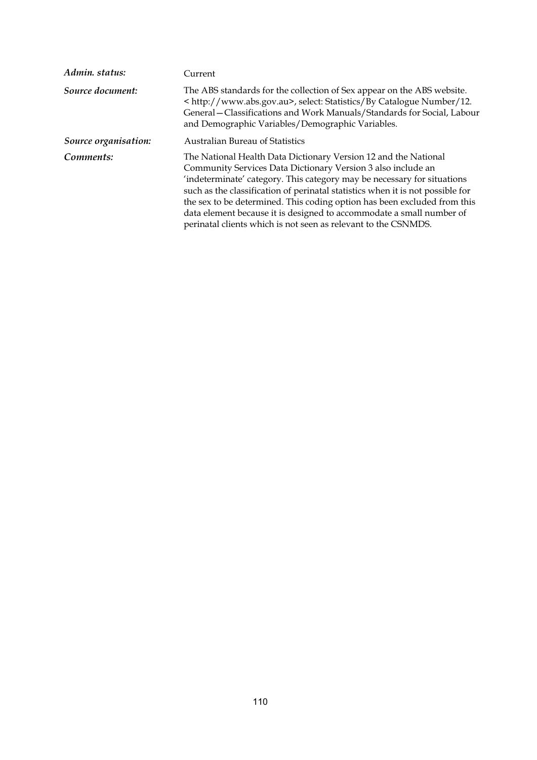| | |
|---|---|
| ***Admin. status:*** | Current |
| ***Source document:*** | The ABS standards for the collection of Sex appear on the ABS website. < http://www.abs.gov.au>, select: Statistics/By Catalogue Number/12. General—Classifications and Work Manuals/Standards for Social, Labour and Demographic Variables/Demographic Variables. |
| ***Source organisation:*** | Australian Bureau of Statistics |
| ***Comments:*** | The National Health Data Dictionary Version 12 and the National Community Services Data Dictionary Version 3 also include an 'indeterminate' category. This category may be necessary for situations such as the classification of perinatal statistics when it is not possible for the sex to be determined. This coding option has been excluded from this data element because it is designed to accommodate a small number of perinatal clients which is not seen as relevant to the CSNMDS. |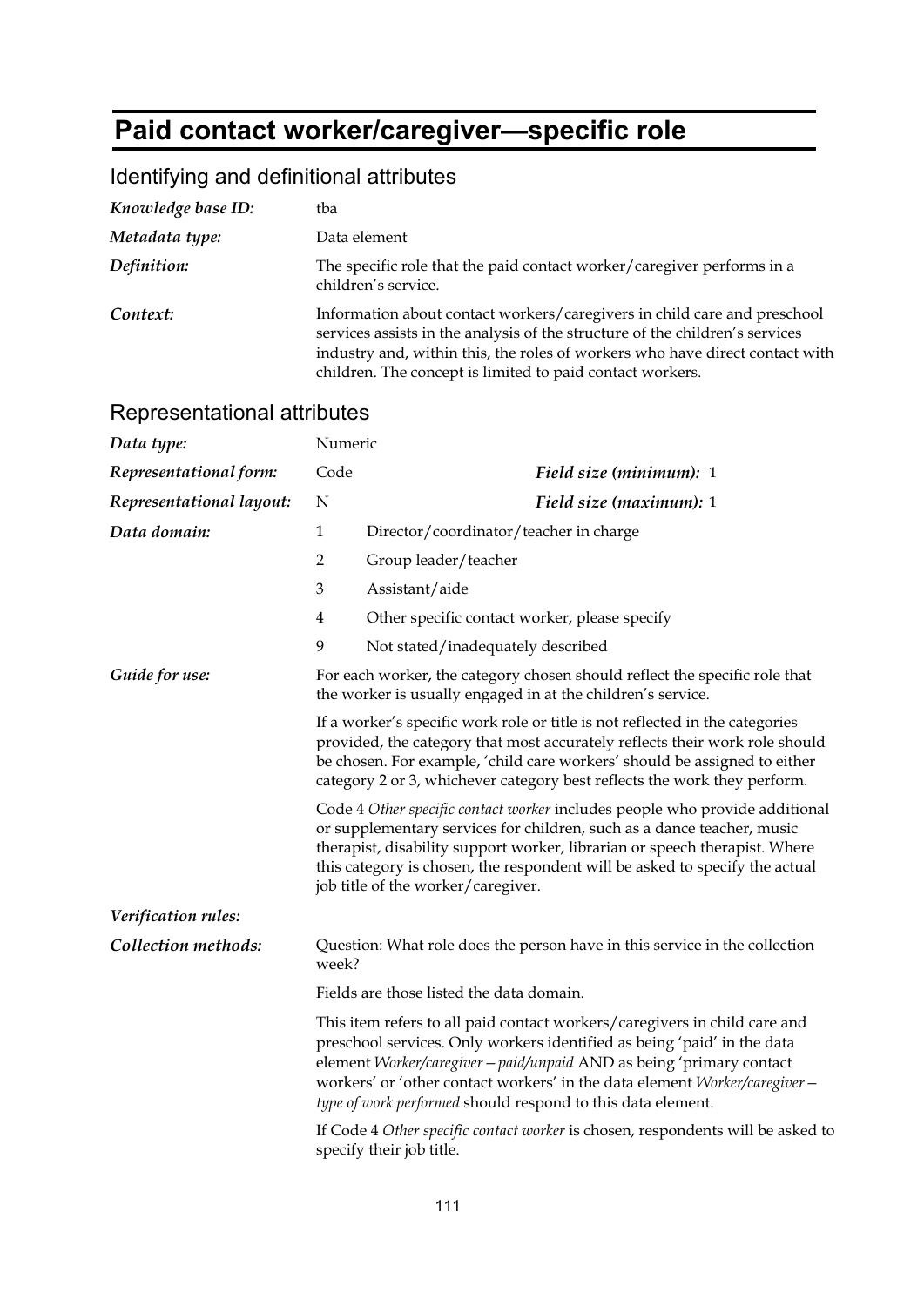# Paid contact worker/caregiver—specific role

## Identifying and definitional attributes

| | |
|---|---|
| *Knowledge base ID:* | tba |
| *Metadata type:* | Data element |
| *Definition:* | The specific role that the paid contact worker/caregiver performs in a children's service. |
| *Context:* | Information about contact workers/caregivers in child care and preschool services assists in the analysis of the structure of the children's services industry and, within this, the roles of workers who have direct contact with children. The concept is limited to paid contact workers. |

## Representational attributes

| | | | |
|---|---|---|---|
| *Data type:* | Numeric | | |
| *Representational form:* | Code | *Field size (minimum):* | 1 |
| *Representational layout:* | N | *Field size (maximum):* | 1 |

*Data domain:*

1 Director/coordinator/teacher in charge

2 Group leader/teacher

3 Assistant/aide

4 Other specific contact worker, please specify

9 Not stated/inadequately described

*Guide for use:*

For each worker, the category chosen should reflect the specific role that the worker is usually engaged in at the children's service.

If a worker's specific work role or title is not reflected in the categories provided, the category that most accurately reflects their work role should be chosen. For example, 'child care workers' should be assigned to either category 2 or 3, whichever category best reflects the work they perform.

Code 4 *Other specific contact worker* includes people who provide additional or supplementary services for children, such as a dance teacher, music therapist, disability support worker, librarian or speech therapist. Where this category is chosen, the respondent will be asked to specify the actual job title of the worker/caregiver.

*Verification rules:*

*Collection methods:*

Question: What role does the person have in this service in the collection week?

Fields are those listed the data domain.

This item refers to all paid contact workers/caregivers in child care and preschool services. Only workers identified as being 'paid' in the data element *Worker/caregiver—paid/unpaid* AND as being 'primary contact workers' or 'other contact workers' in the data element *Worker/caregiver—type of work performed* should respond to this data element.

If Code 4 *Other specific contact worker* is chosen, respondents will be asked to specify their job title.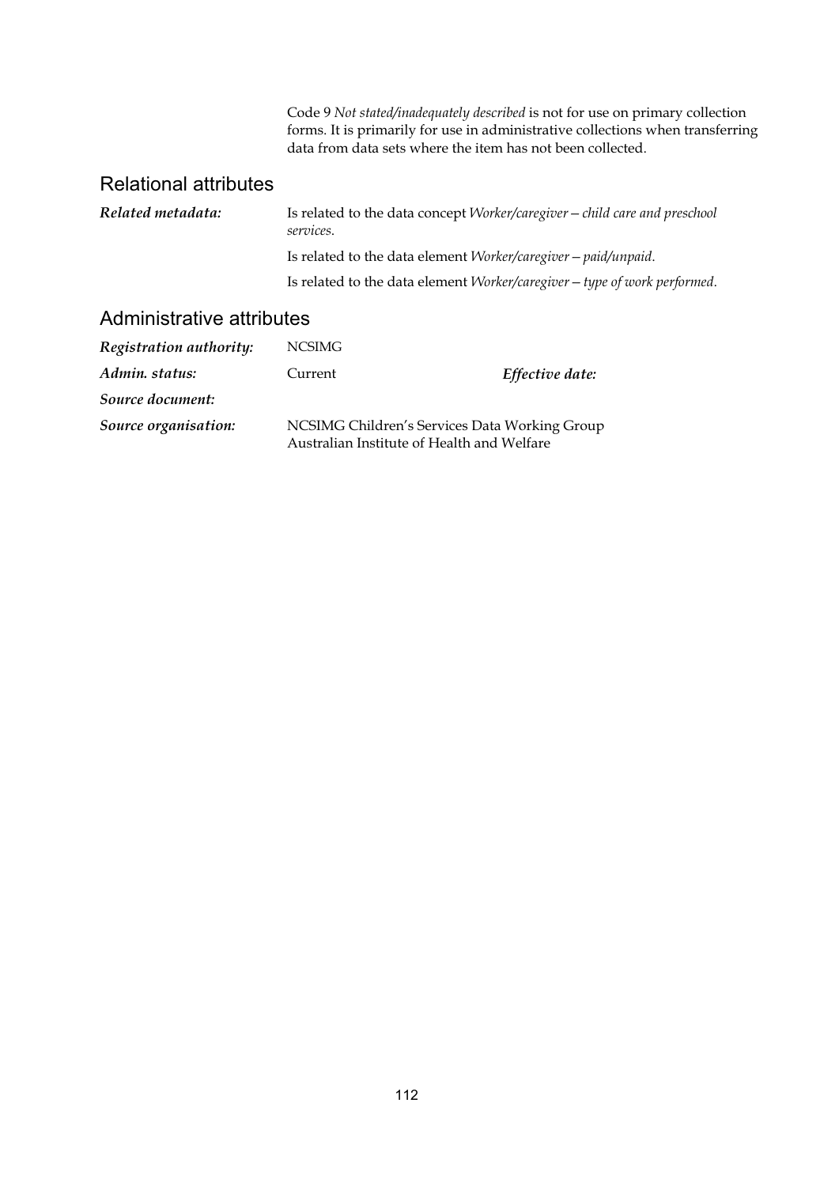Code 9 *Not stated/inadequately described* is not for use on primary collection forms. It is primarily for use in administrative collections when transferring data from data sets where the item has not been collected.

## Relational attributes

***Related metadata:*** Is related to the data concept *Worker/caregiver—child care and preschool services*.

Is related to the data element *Worker/caregiver—paid/unpaid*.

Is related to the data element *Worker/caregiver—type of work performed*.

## Administrative attributes

***Registration authority:*** NCSIMG

***Admin. status:*** Current ***Effective date:***

***Source document:***

***Source organisation:*** NCSIMG Children's Services Data Working Group
Australian Institute of Health and Welfare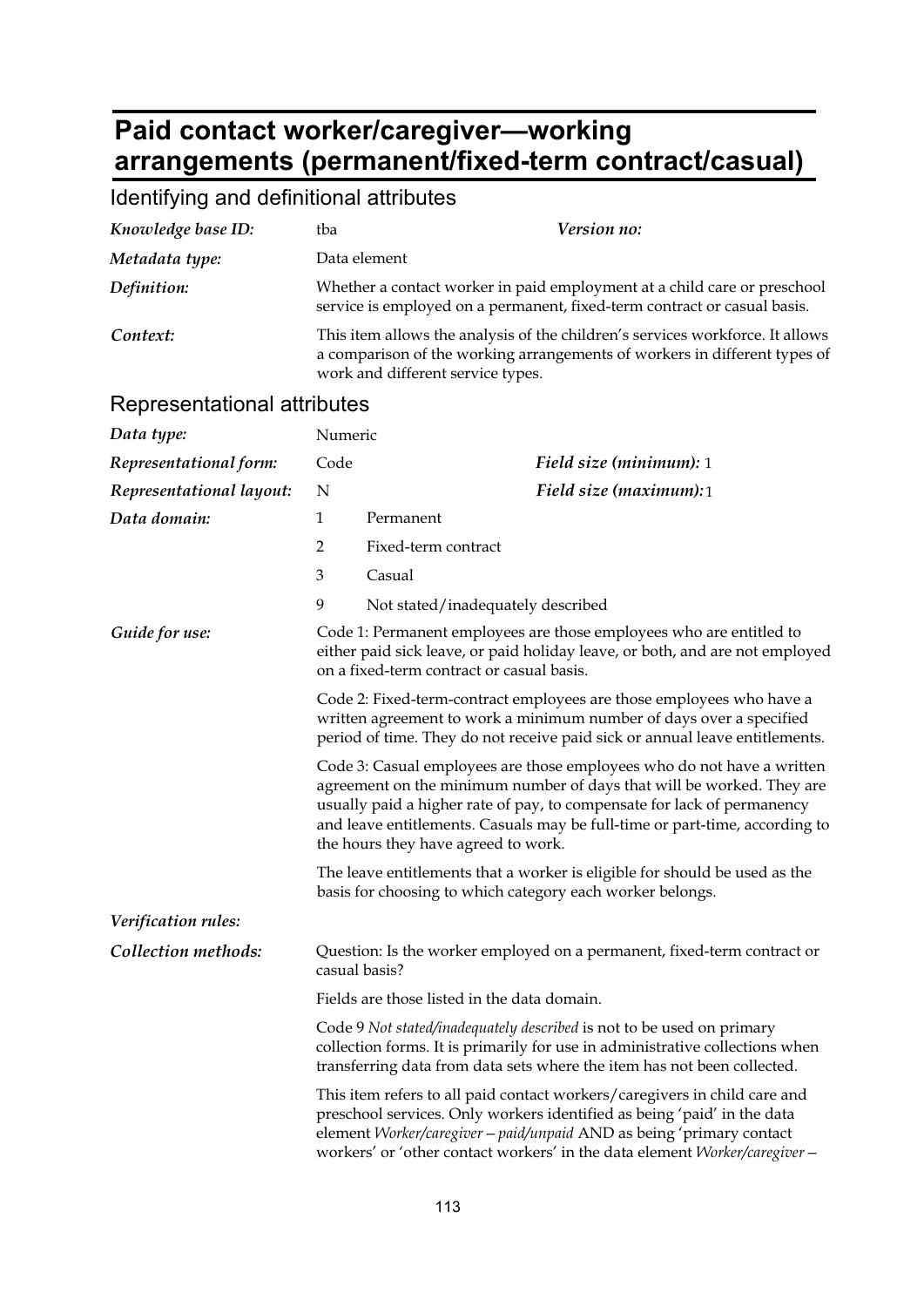# Paid contact worker/caregiver—working arrangements (permanent/fixed-term contract/casual)

## Identifying and definitional attributes

| | | | |
|---|---|---|---|
| ***Knowledge base ID:*** | tba | ***Version no:*** | |
| ***Metadata type:*** | Data element | | |
| ***Definition:*** | Whether a contact worker in paid employment at a child care or preschool service is employed on a permanent, fixed-term contract or casual basis. | | |
| ***Context:*** | This item allows the analysis of the children's services workforce. It allows a comparison of the working arrangements of workers in different types of work and different service types. | | |

## Representational attributes

| | | | |
|---|---|---|---|
| ***Data type:*** | Numeric | | |
| ***Representational form:*** | Code | ***Field size (minimum):*** | 1 |
| ***Representational layout:*** | N | ***Field size (maximum):*** | 1 |

***Data domain:***

1 Permanent

2 Fixed-term contract

3 Casual

9 Not stated/inadequately described

***Guide for use:***

Code 1: Permanent employees are those employees who are entitled to either paid sick leave, or paid holiday leave, or both, and are not employed on a fixed-term contract or casual basis.

Code 2: Fixed-term-contract employees are those employees who have a written agreement to work a minimum number of days over a specified period of time. They do not receive paid sick or annual leave entitlements.

Code 3: Casual employees are those employees who do not have a written agreement on the minimum number of days that will be worked. They are usually paid a higher rate of pay, to compensate for lack of permanency and leave entitlements. Casuals may be full-time or part-time, according to the hours they have agreed to work.

The leave entitlements that a worker is eligible for should be used as the basis for choosing to which category each worker belongs.

***Verification rules:***

***Collection methods:***

Question: Is the worker employed on a permanent, fixed-term contract or casual basis?

Fields are those listed in the data domain.

Code 9 *Not stated/inadequately described* is not to be used on primary collection forms. It is primarily for use in administrative collections when transferring data from data sets where the item has not been collected.

This item refers to all paid contact workers/caregivers in child care and preschool services. Only workers identified as being 'paid' in the data element *Worker/caregiver—paid/unpaid* AND as being 'primary contact workers' or 'other contact workers' in the data element *Worker/caregiver—*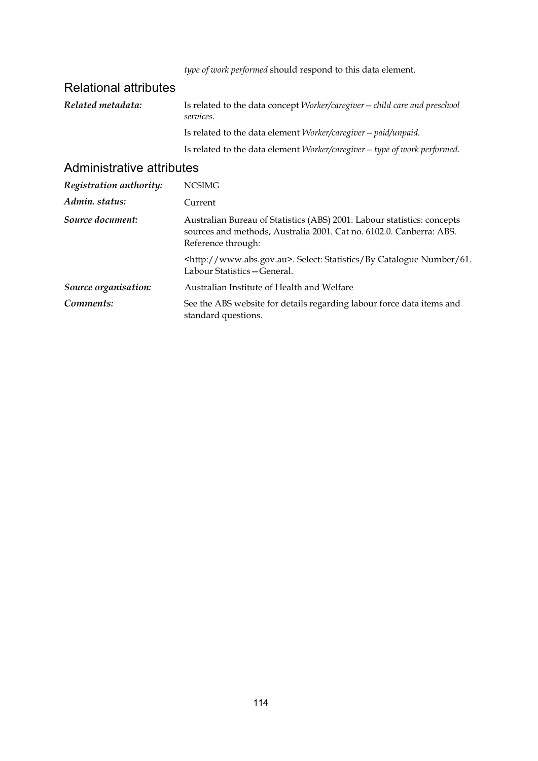*type of work performed* should respond to this data element.

## Relational attributes

| | |
|---|---|
| ***Related metadata:*** | Is related to the data concept *Worker/caregiver—child care and preschool services*. |
| | Is related to the data element *Worker/caregiver—paid/unpaid*. |
| | Is related to the data element *Worker/caregiver—type of work performed*. |

## Administrative attributes

| | |
|---|---|
| ***Registration authority:*** | NCSIMG |
| ***Admin. status:*** | Current |
| ***Source document:*** | Australian Bureau of Statistics (ABS) 2001. Labour statistics: concepts sources and methods, Australia 2001. Cat no. 6102.0. Canberra: ABS. Reference through: |
| | <http://www.abs.gov.au>. Select: Statistics/By Catalogue Number/61. Labour Statistics—General. |
| ***Source organisation:*** | Australian Institute of Health and Welfare |
| ***Comments:*** | See the ABS website for details regarding labour force data items and standard questions. |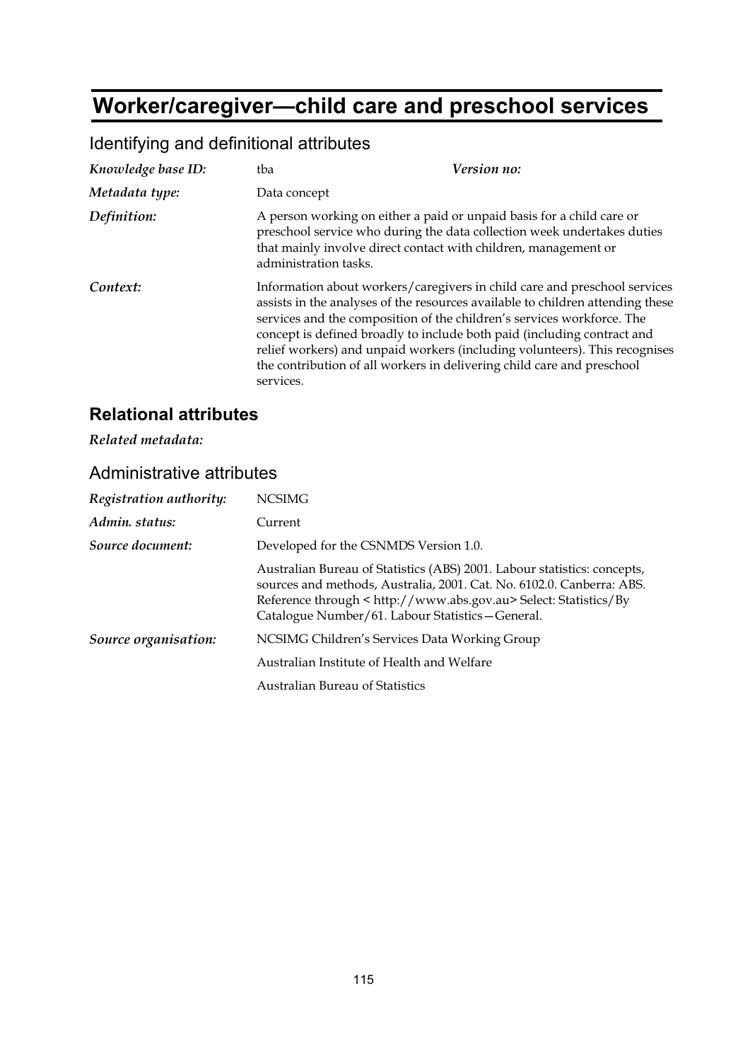# Worker/caregiver—child care and preschool services

## Identifying and definitional attributes

| | | |
|---|---|---|
| *Knowledge base ID:* | tba | *Version no:* |
| *Metadata type:* | Data concept | |
| *Definition:* | A person working on either a paid or unpaid basis for a child care or preschool service who during the data collection week undertakes duties that mainly involve direct contact with children, management or administration tasks. | |
| *Context:* | Information about workers/caregivers in child care and preschool services assists in the analyses of the resources available to children attending these services and the composition of the children's services workforce. The concept is defined broadly to include both paid (including contract and relief workers) and unpaid workers (including volunteers). This recognises the contribution of all workers in delivering child care and preschool services. | |

### Relational attributes

*Related metadata:*

## Administrative attributes

| | |
|---|---|
| *Registration authority:* | NCSIMG |
| *Admin. status:* | Current |
| *Source document:* | Developed for the CSNMDS Version 1.0. |
| | Australian Bureau of Statistics (ABS) 2001. Labour statistics: concepts, sources and methods, Australia, 2001. Cat. No. 6102.0. Canberra: ABS. Reference through < http://www.abs.gov.au> Select: Statistics/By Catalogue Number/61. Labour Statistics—General. |
| *Source organisation:* | NCSIMG Children's Services Data Working Group |
| | Australian Institute of Health and Welfare |
| | Australian Bureau of Statistics |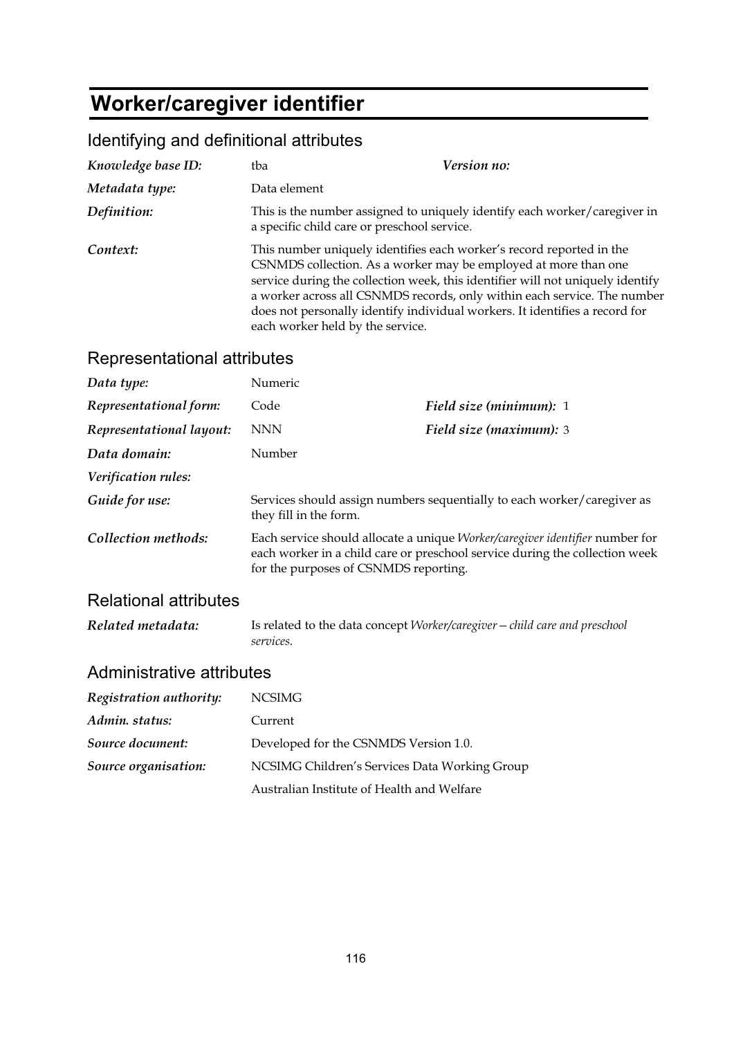# Worker/caregiver identifier

## Identifying and definitional attributes

| | | | |
|---|---|---|---|
| *Knowledge base ID:* | tba | *Version no:* | |
| *Metadata type:* | Data element | | |
| *Definition:* | This is the number assigned to uniquely identify each worker/caregiver in a specific child care or preschool service. | | |
| *Context:* | This number uniquely identifies each worker's record reported in the CSNMDS collection. As a worker may be employed at more than one service during the collection week, this identifier will not uniquely identify a worker across all CSNMDS records, only within each service. The number does not personally identify individual workers. It identifies a record for each worker held by the service. | | |

## Representational attributes

| | | | |
|---|---|---|---|
| *Data type:* | Numeric | | |
| *Representational form:* | Code | *Field size (minimum):* | 1 |
| *Representational layout:* | NNN | *Field size (maximum):* | 3 |
| *Data domain:* | Number | | |
| *Verification rules:* | | | |
| *Guide for use:* | Services should assign numbers sequentially to each worker/caregiver as they fill in the form. | | |
| *Collection methods:* | Each service should allocate a unique *Worker/caregiver identifier* number for each worker in a child care or preschool service during the collection week for the purposes of CSNMDS reporting. | | |

## Relational attributes

| | |
|---|---|
| *Related metadata:* | Is related to the data concept *Worker/caregiver—child care and preschool services*. |

## Administrative attributes

| | |
|---|---|
| *Registration authority:* | NCSIMG |
| *Admin. status:* | Current |
| *Source document:* | Developed for the CSNMDS Version 1.0. |
| *Source organisation:* | NCSIMG Children's Services Data Working Group |
| | Australian Institute of Health and Welfare |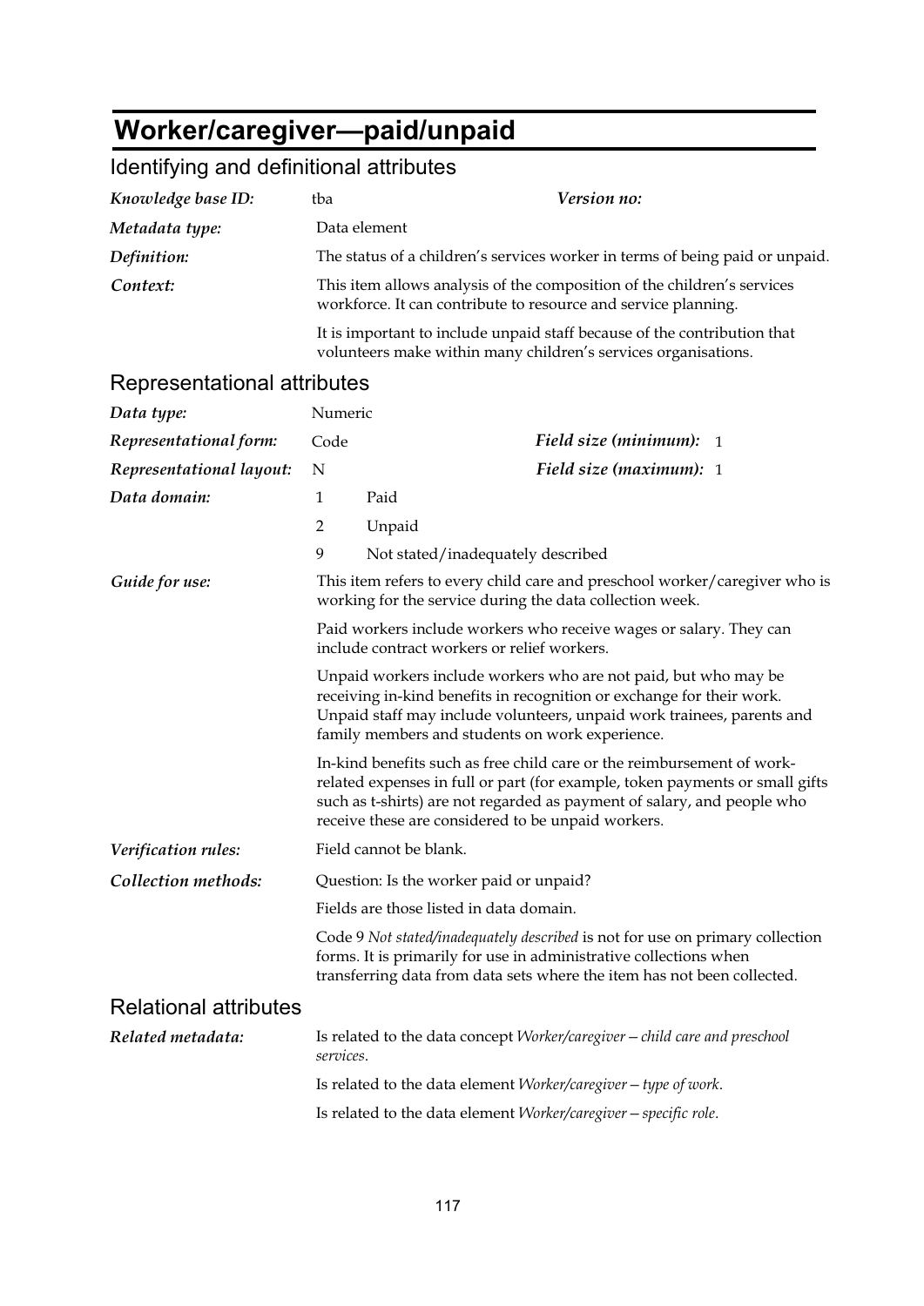# Worker/caregiver—paid/unpaid

## Identifying and definitional attributes

| | | | |
|---|---|---|---|
| ***Knowledge base ID:*** | tba | ***Version no:*** | |
| ***Metadata type:*** | Data element | | |
| ***Definition:*** | The status of a children's services worker in terms of being paid or unpaid. | | |
| ***Context:*** | This item allows analysis of the composition of the children's services workforce. It can contribute to resource and service planning. | | |
| | It is important to include unpaid staff because of the contribution that volunteers make within many children's services organisations. | | |

## Representational attributes

| | | | |
|---|---|---|---|
| ***Data type:*** | Numeric | | |
| ***Representational form:*** | Code | ***Field size (minimum):*** | 1 |
| ***Representational layout:*** | N | ***Field size (maximum):*** | 1 |
| ***Data domain:*** | 1 Paid | | |
| | 2 Unpaid | | |
| | 9 Not stated/inadequately described | | |
| ***Guide for use:*** | This item refers to every child care and preschool worker/caregiver who is working for the service during the data collection week. | | |
| | Paid workers include workers who receive wages or salary. They can include contract workers or relief workers. | | |
| | Unpaid workers include workers who are not paid, but who may be receiving in-kind benefits in recognition or exchange for their work. Unpaid staff may include volunteers, unpaid work trainees, parents and family members and students on work experience. | | |
| | In-kind benefits such as free child care or the reimbursement of work-related expenses in full or part (for example, token payments or small gifts such as t-shirts) are not regarded as payment of salary, and people who receive these are considered to be unpaid workers. | | |
| ***Verification rules:*** | Field cannot be blank. | | |
| ***Collection methods:*** | Question: Is the worker paid or unpaid? | | |
| | Fields are those listed in data domain. | | |
| | Code 9 *Not stated/inadequately described* is not for use on primary collection forms. It is primarily for use in administrative collections when transferring data from data sets where the item has not been collected. | | |

## Relational attributes

| | |
|---|---|
| ***Related metadata:*** | Is related to the data concept *Worker/caregiver—child care and preschool services*. |
| | Is related to the data element *Worker/caregiver—type of work*. |
| | Is related to the data element *Worker/caregiver—specific role*. |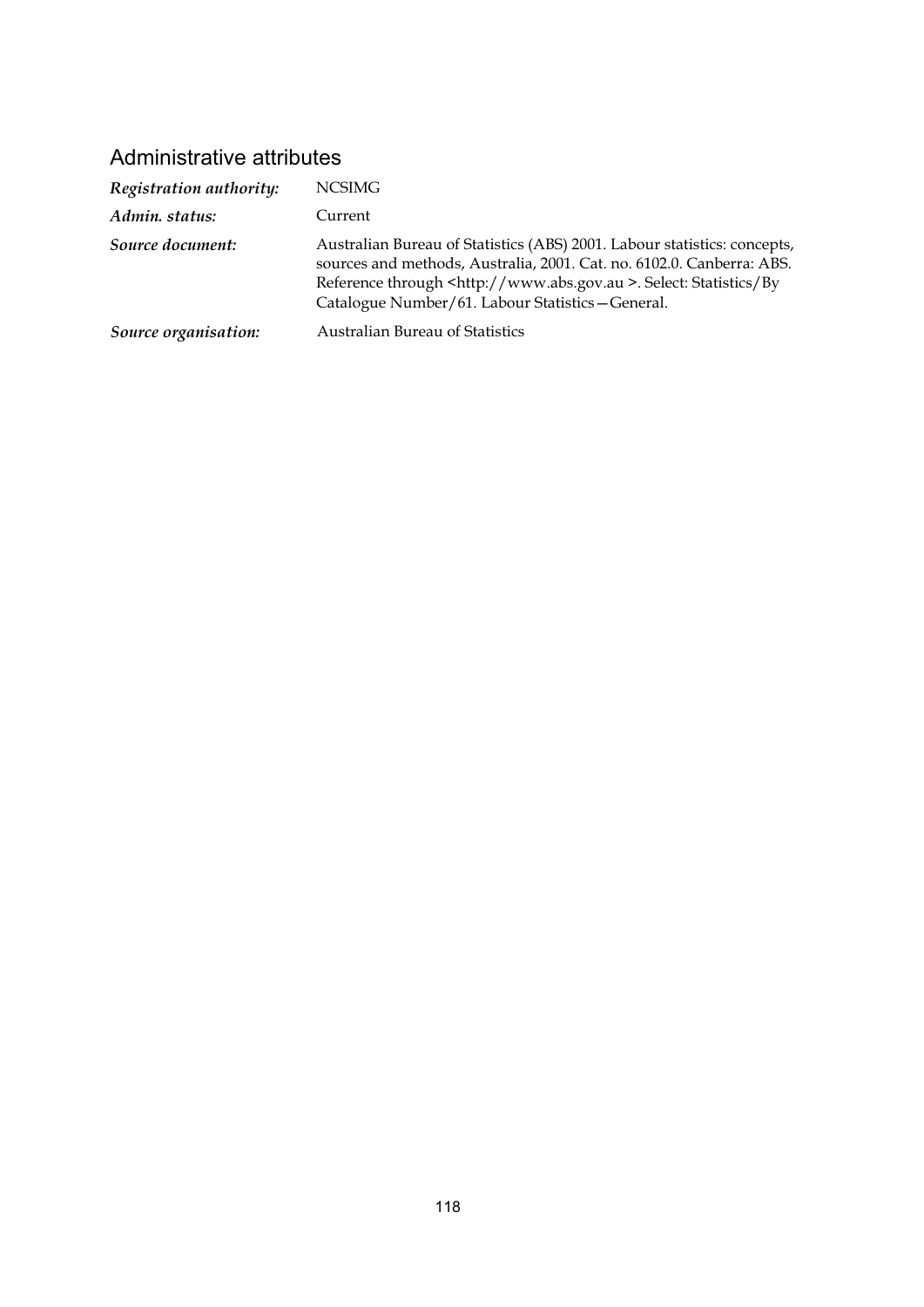## Administrative attributes

*Registration authority:* NCSIMG

*Admin. status:* Current

*Source document:* Australian Bureau of Statistics (ABS) 2001. Labour statistics: concepts, sources and methods, Australia, 2001. Cat. no. 6102.0. Canberra: ABS. Reference through <http://www.abs.gov.au >. Select: Statistics/By Catalogue Number/61. Labour Statistics—General.

*Source organisation:* Australian Bureau of Statistics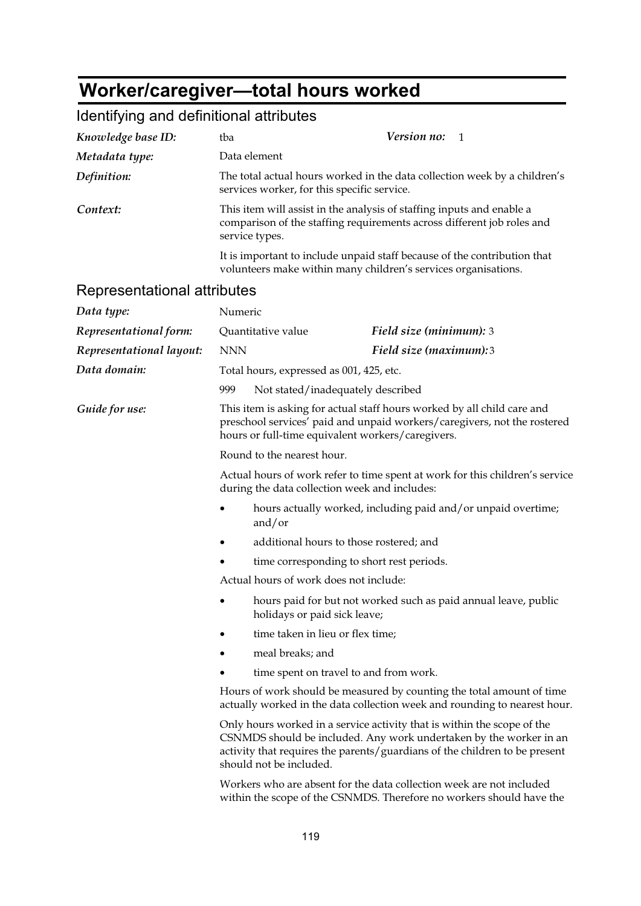# Worker/caregiver—total hours worked

## Identifying and definitional attributes

| | | | |
|---|---|---|---|
| *Knowledge base ID:* | tba | *Version no:* | 1 |
| *Metadata type:* | Data element | | |

*Definition:* The total actual hours worked in the data collection week by a children's services worker, for this specific service.

*Context:* This item will assist in the analysis of staffing inputs and enable a comparison of the staffing requirements across different job roles and service types.

It is important to include unpaid staff because of the contribution that volunteers make within many children's services organisations.

## Representational attributes

| | | | |
|---|---|---|---|
| *Data type:* | Numeric | | |
| *Representational form:* | Quantitative value | *Field size (minimum):* | 3 |
| *Representational layout:* | NNN | *Field size (maximum):* | 3 |

*Data domain:* Total hours, expressed as 001, 425, etc.

999 Not stated/inadequately described

*Guide for use:* This item is asking for actual staff hours worked by all child care and preschool services' paid and unpaid workers/caregivers, not the rostered hours or full-time equivalent workers/caregivers.

Round to the nearest hour.

Actual hours of work refer to time spent at work for this children's service during the data collection week and includes:

- hours actually worked, including paid and/or unpaid overtime; and/or
- additional hours to those rostered; and
- time corresponding to short rest periods.

Actual hours of work does not include:

- hours paid for but not worked such as paid annual leave, public holidays or paid sick leave;
- time taken in lieu or flex time;
- meal breaks; and
- time spent on travel to and from work.

Hours of work should be measured by counting the total amount of time actually worked in the data collection week and rounding to nearest hour.

Only hours worked in a service activity that is within the scope of the CSNMDS should be included. Any work undertaken by the worker in an activity that requires the parents/guardians of the children to be present should not be included.

Workers who are absent for the data collection week are not included within the scope of the CSNMDS. Therefore no workers should have the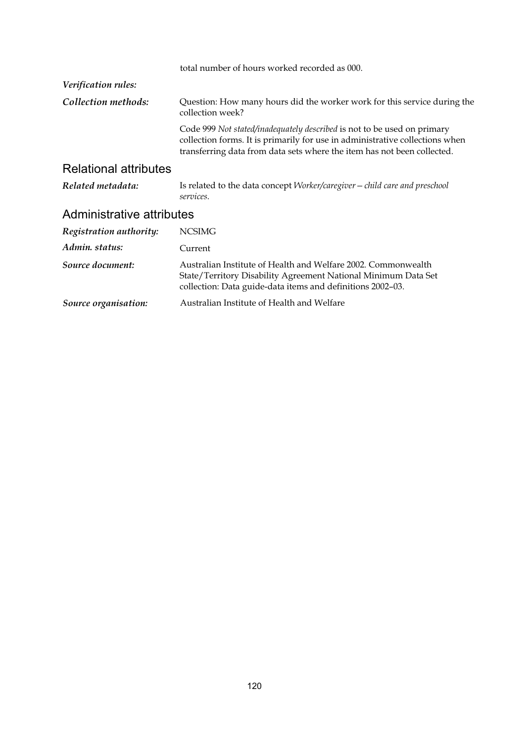total number of hours worked recorded as 000.

***Verification rules:***

***Collection methods:*** Question: How many hours did the worker work for this service during the collection week?

Code 999 *Not stated/inadequately described* is not to be used on primary collection forms. It is primarily for use in administrative collections when transferring data from data sets where the item has not been collected.

## Relational attributes

***Related metadata:*** Is related to the data concept *Worker/caregiver—child care and preschool services.*

## Administrative attributes

***Registration authority:*** NCSIMG

***Admin. status:*** Current

***Source document:*** Australian Institute of Health and Welfare 2002. Commonwealth State/Territory Disability Agreement National Minimum Data Set collection: Data guide-data items and definitions 2002–03.

***Source organisation:*** Australian Institute of Health and Welfare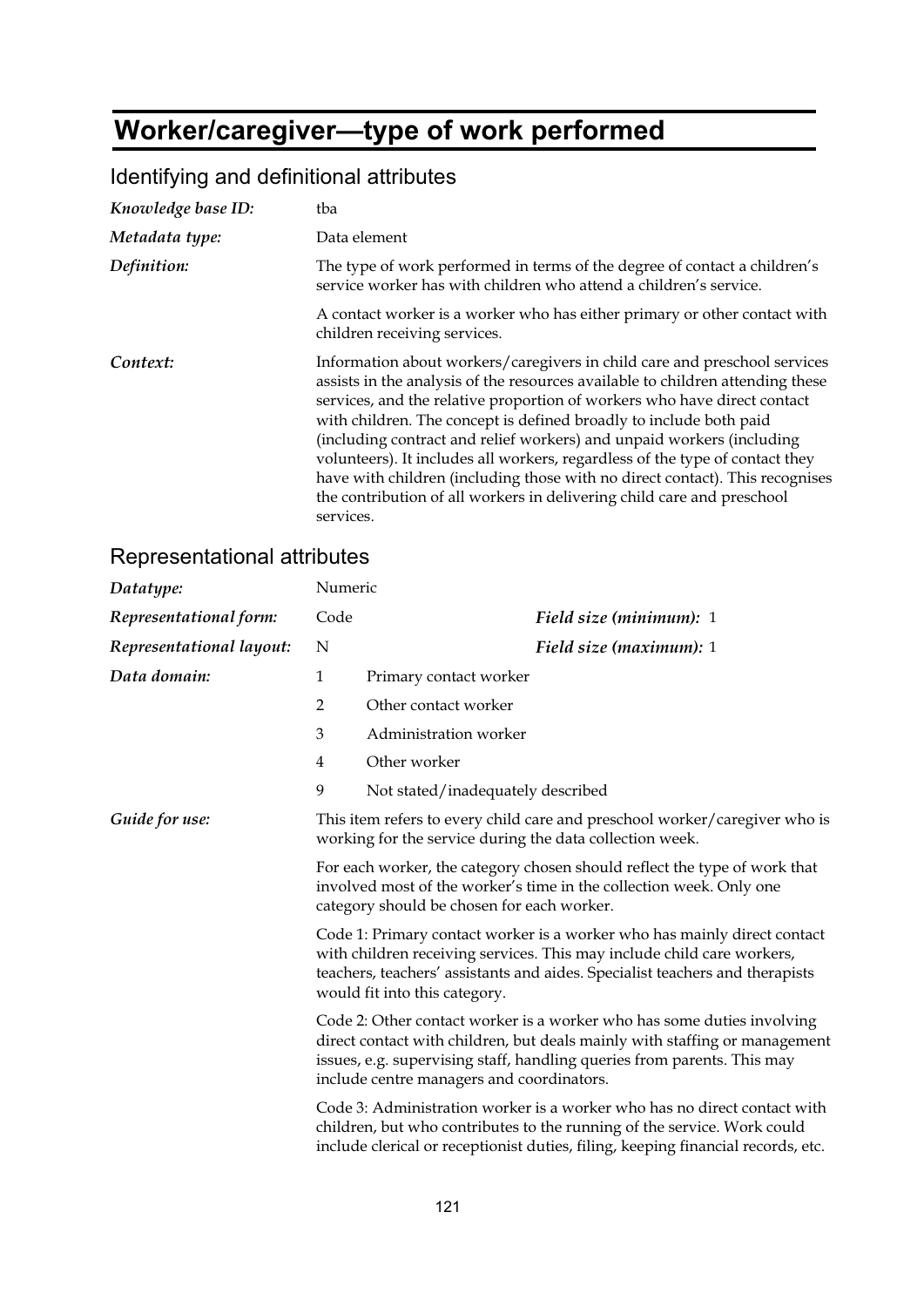# Worker/caregiver—type of work performed

## Identifying and definitional attributes

| | |
|---|---|
| ***Knowledge base ID:*** | tba |
| ***Metadata type:*** | Data element |
| ***Definition:*** | The type of work performed in terms of the degree of contact a children's service worker has with children who attend a children's service.<br><br>A contact worker is a worker who has either primary or other contact with children receiving services. |
| ***Context:*** | Information about workers/caregivers in child care and preschool services assists in the analysis of the resources available to children attending these services, and the relative proportion of workers who have direct contact with children. The concept is defined broadly to include both paid (including contract and relief workers) and unpaid workers (including volunteers). It includes all workers, regardless of the type of contact they have with children (including those with no direct contact). This recognises the contribution of all workers in delivering child care and preschool services. |

## Representational attributes

| | | |
|---|---|---|
| ***Datatype:*** | Numeric | |
| ***Representational form:*** | Code | ***Field size (minimum):*** 1 |
| ***Representational layout:*** | N | ***Field size (maximum):*** 1 |

***Data domain:***

1 Primary contact worker
2 Other contact worker
3 Administration worker
4 Other worker
9 Not stated/inadequately described

***Guide for use:***

This item refers to every child care and preschool worker/caregiver who is working for the service during the data collection week.

For each worker, the category chosen should reflect the type of work that involved most of the worker's time in the collection week. Only one category should be chosen for each worker.

Code 1: Primary contact worker is a worker who has mainly direct contact with children receiving services. This may include child care workers, teachers, teachers' assistants and aides. Specialist teachers and therapists would fit into this category.

Code 2: Other contact worker is a worker who has some duties involving direct contact with children, but deals mainly with staffing or management issues, e.g. supervising staff, handling queries from parents. This may include centre managers and coordinators.

Code 3: Administration worker is a worker who has no direct contact with children, but who contributes to the running of the service. Work could include clerical or receptionist duties, filing, keeping financial records, etc.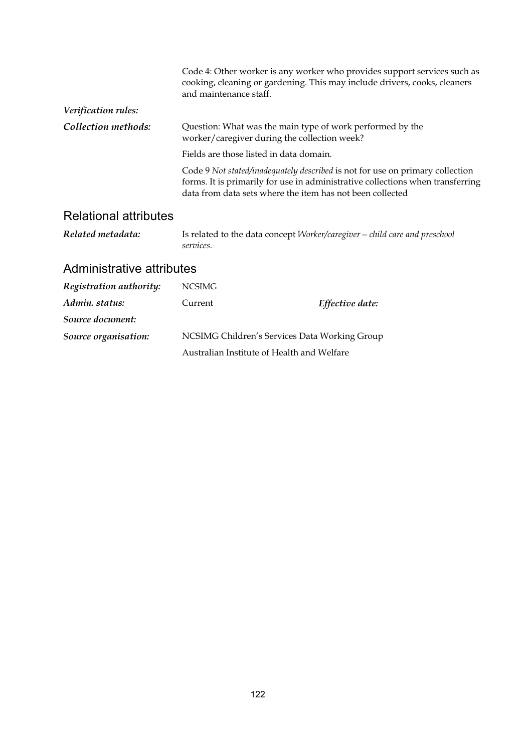Code 4: Other worker is any worker who provides support services such as cooking, cleaning or gardening. This may include drivers, cooks, cleaners and maintenance staff.

***Verification rules:***

***Collection methods:*** Question: What was the main type of work performed by the worker/caregiver during the collection week?

Fields are those listed in data domain.

Code 9 *Not stated/inadequately described* is not for use on primary collection forms. It is primarily for use in administrative collections when transferring data from data sets where the item has not been collected

## Relational attributes

***Related metadata:*** Is related to the data concept *Worker/caregiver—child care and preschool services*.

## Administrative attributes

***Registration authority:*** NCSIMG

***Admin. status:*** Current ***Effective date:***

***Source document:***

***Source organisation:*** NCSIMG Children's Services Data Working Group

Australian Institute of Health and Welfare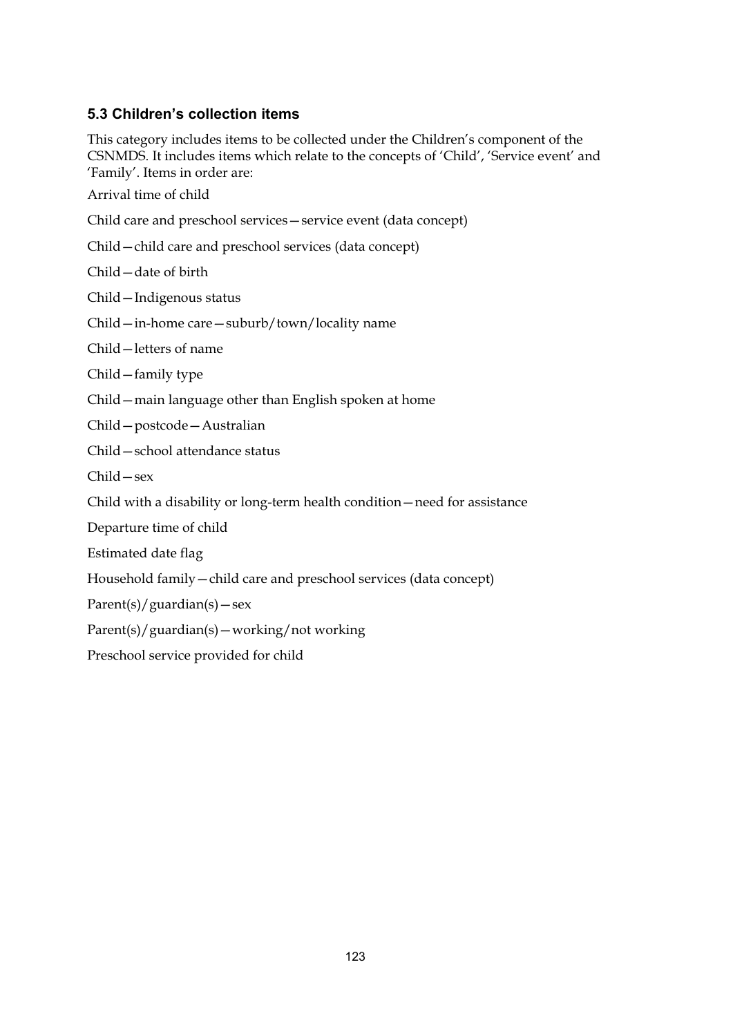### 5.3 Children's collection items

This category includes items to be collected under the Children's component of the CSNMDS. It includes items which relate to the concepts of 'Child', 'Service event' and 'Family'. Items in order are:

Arrival time of child

Child care and preschool services—service event (data concept)

Child—child care and preschool services (data concept)

Child—date of birth

Child—Indigenous status

Child—in-home care—suburb/town/locality name

Child—letters of name

Child—family type

Child—main language other than English spoken at home

Child—postcode—Australian

Child—school attendance status

Child—sex

Child with a disability or long-term health condition—need for assistance

Departure time of child

Estimated date flag

Household family—child care and preschool services (data concept)

Parent(s)/guardian(s)—sex

Parent(s)/guardian(s)—working/not working

Preschool service provided for child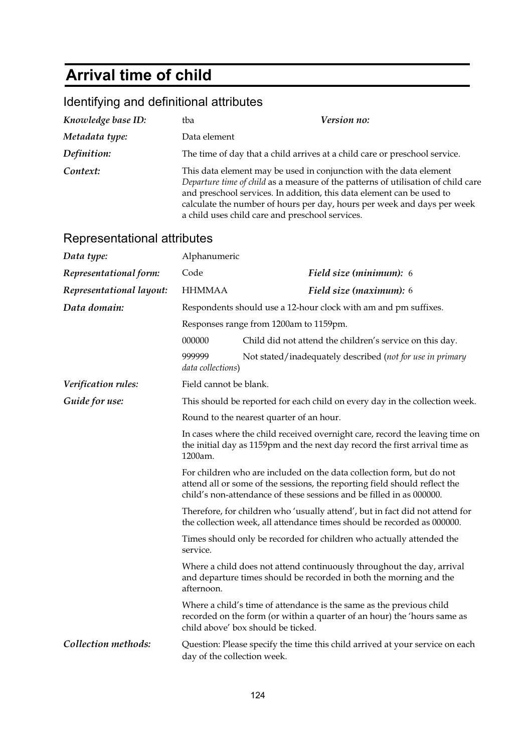# Arrival time of child

## Identifying and definitional attributes

| | | | |
|---|---|---|---|
| ***Knowledge base ID:*** | tba | ***Version no:*** | |
| ***Metadata type:*** | Data element | | |
| ***Definition:*** | The time of day that a child arrives at a child care or preschool service. | | |
| ***Context:*** | This data element may be used in conjunction with the data element *Departure time of child* as a measure of the patterns of utilisation of child care and preschool services. In addition, this data element can be used to calculate the number of hours per day, hours per week and days per week a child uses child care and preschool services. | | |

## Representational attributes

| | | | |
|---|---|---|---|
| ***Data type:*** | Alphanumeric | | |
| ***Representational form:*** | Code | ***Field size (minimum):*** | 6 |
| ***Representational layout:*** | HHMMAA | ***Field size (maximum):*** | 6 |

***Data domain:***

Respondents should use a 12-hour clock with am and pm suffixes.

Responses range from 1200am to 1159pm.

| | |
|---|---|
| 000000 | Child did not attend the children's service on this day. |
| 999999 | Not stated/inadequately described (*not for use in primary data collections*) |

***Verification rules:*** Field cannot be blank.

***Guide for use:***

This should be reported for each child on every day in the collection week.

Round to the nearest quarter of an hour.

In cases where the child received overnight care, record the leaving time on the initial day as 1159pm and the next day record the first arrival time as 1200am.

For children who are included on the data collection form, but do not attend all or some of the sessions, the reporting field should reflect the child's non-attendance of these sessions and be filled in as 000000.

Therefore, for children who 'usually attend', but in fact did not attend for the collection week, all attendance times should be recorded as 000000.

Times should only be recorded for children who actually attended the service.

Where a child does not attend continuously throughout the day, arrival and departure times should be recorded in both the morning and the afternoon.

Where a child's time of attendance is the same as the previous child recorded on the form (or within a quarter of an hour) the 'hours same as child above' box should be ticked.

***Collection methods:*** Question: Please specify the time this child arrived at your service on each day of the collection week.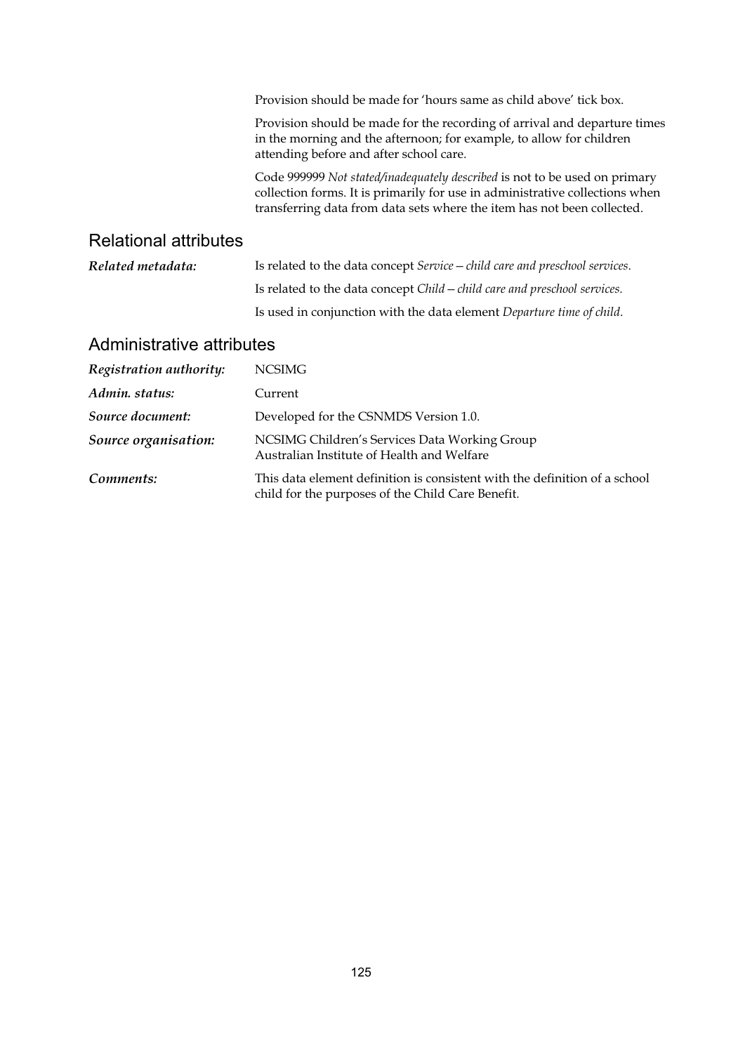Provision should be made for 'hours same as child above' tick box.

Provision should be made for the recording of arrival and departure times in the morning and the afternoon; for example, to allow for children attending before and after school care.

Code 999999 *Not stated/inadequately described* is not to be used on primary collection forms. It is primarily for use in administrative collections when transferring data from data sets where the item has not been collected.

## Relational attributes

***Related metadata:*** Is related to the data concept *Service—child care and preschool services*.

Is related to the data concept *Child—child care and preschool services*.

Is used in conjunction with the data element *Departure time of child*.

## Administrative attributes

***Registration authority:*** NCSIMG

***Admin. status:*** Current

***Source document:*** Developed for the CSNMDS Version 1.0.

***Source organisation:*** NCSIMG Children's Services Data Working Group
Australian Institute of Health and Welfare

***Comments:*** This data element definition is consistent with the definition of a school child for the purposes of the Child Care Benefit.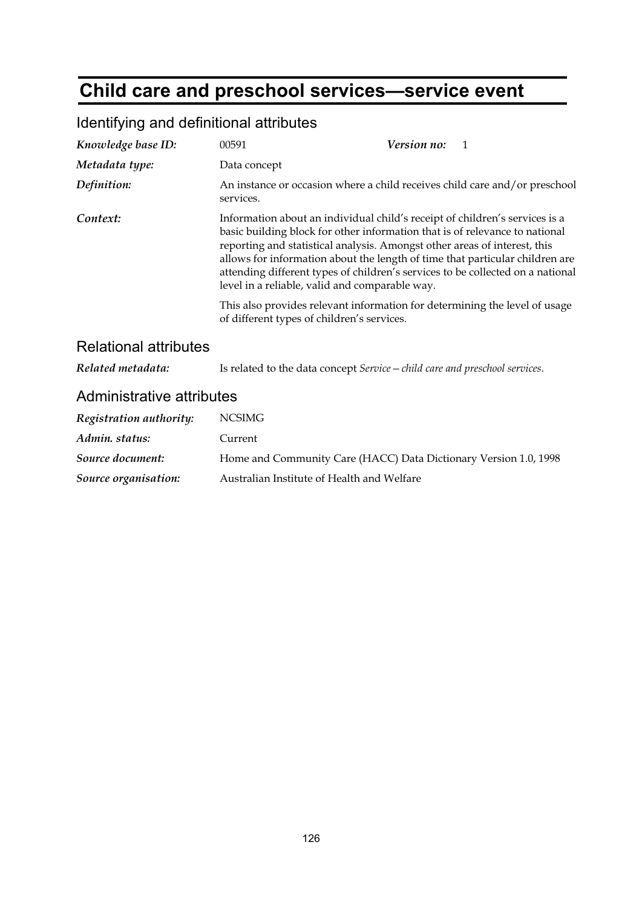# Child care and preschool services—service event

## Identifying and definitional attributes

| | | | |
|---|---|---|---|
| *Knowledge base ID:* | 00591 | *Version no:* | 1 |
| *Metadata type:* | Data concept | | |
| *Definition:* | An instance or occasion where a child receives child care and/or preschool services. | | |

*Context:*

Information about an individual child's receipt of children's services is a basic building block for other information that is of relevance to national reporting and statistical analysis. Amongst other areas of interest, this allows for information about the length of time that particular children are attending different types of children's services to be collected on a national level in a reliable, valid and comparable way.

This also provides relevant information for determining the level of usage of different types of children's services.

## Relational attributes

*Related metadata:* Is related to the data concept *Service—child care and preschool services*.

## Administrative attributes

| | |
|---|---|
| *Registration authority:* | NCSIMG |
| *Admin. status:* | Current |
| *Source document:* | Home and Community Care (HACC) Data Dictionary Version 1.0, 1998 |
| *Source organisation:* | Australian Institute of Health and Welfare |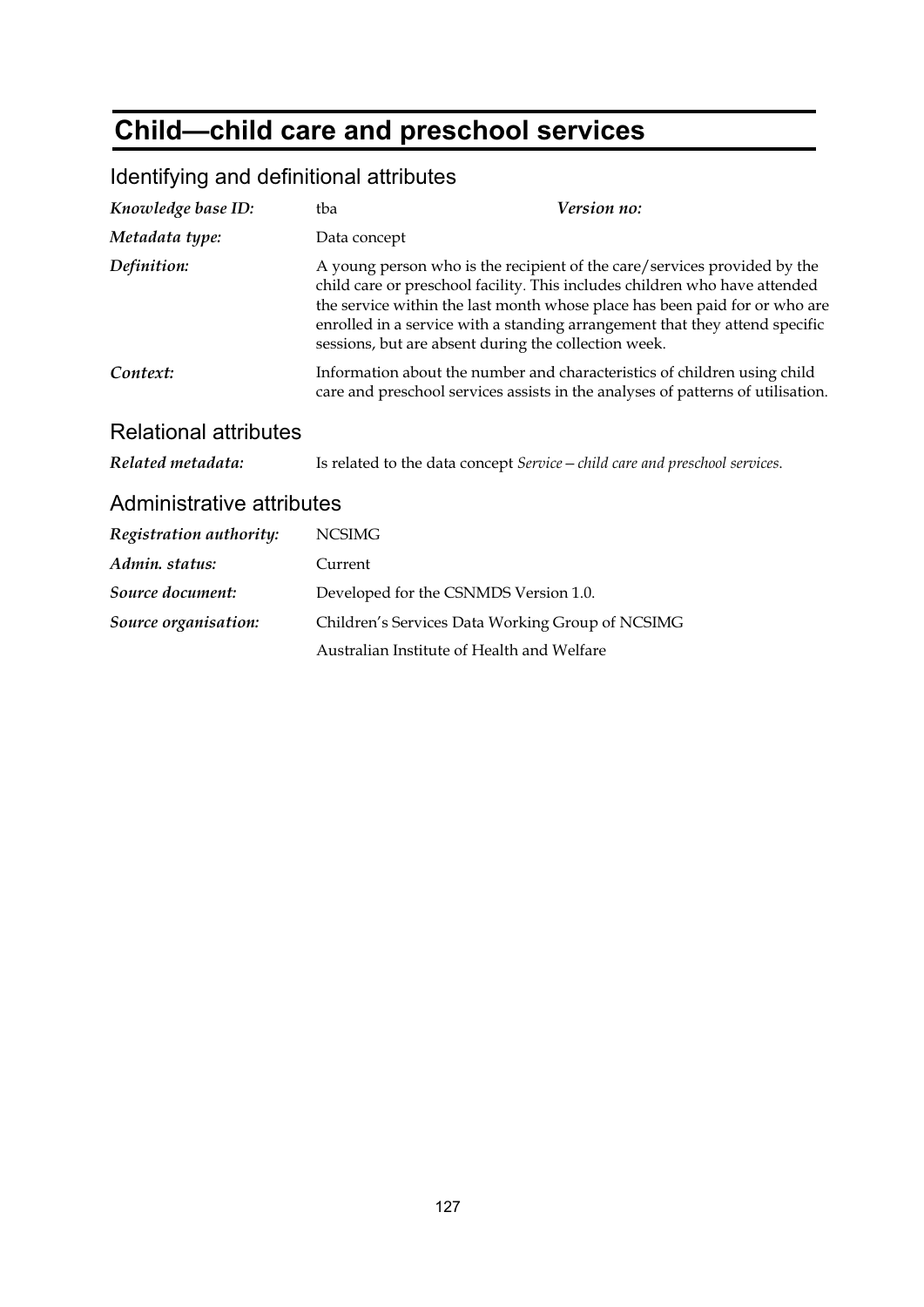# Child—child care and preschool services

## Identifying and definitional attributes

| | | | |
|---|---|---|---|
| ***Knowledge base ID:*** | tba | ***Version no:*** | |
| ***Metadata type:*** | Data concept | | |
| ***Definition:*** | A young person who is the recipient of the care/services provided by the child care or preschool facility. This includes children who have attended the service within the last month whose place has been paid for or who are enrolled in a service with a standing arrangement that they attend specific sessions, but are absent during the collection week. | | |
| ***Context:*** | Information about the number and characteristics of children using child care and preschool services assists in the analyses of patterns of utilisation. | | |

## Relational attributes

| | |
|---|---|
| ***Related metadata:*** | Is related to the data concept *Service—child care and preschool services*. |

## Administrative attributes

| | |
|---|---|
| ***Registration authority:*** | NCSIMG |
| ***Admin. status:*** | Current |
| ***Source document:*** | Developed for the CSNMDS Version 1.0. |
| ***Source organisation:*** | Children's Services Data Working Group of NCSIMG |
| | Australian Institute of Health and Welfare |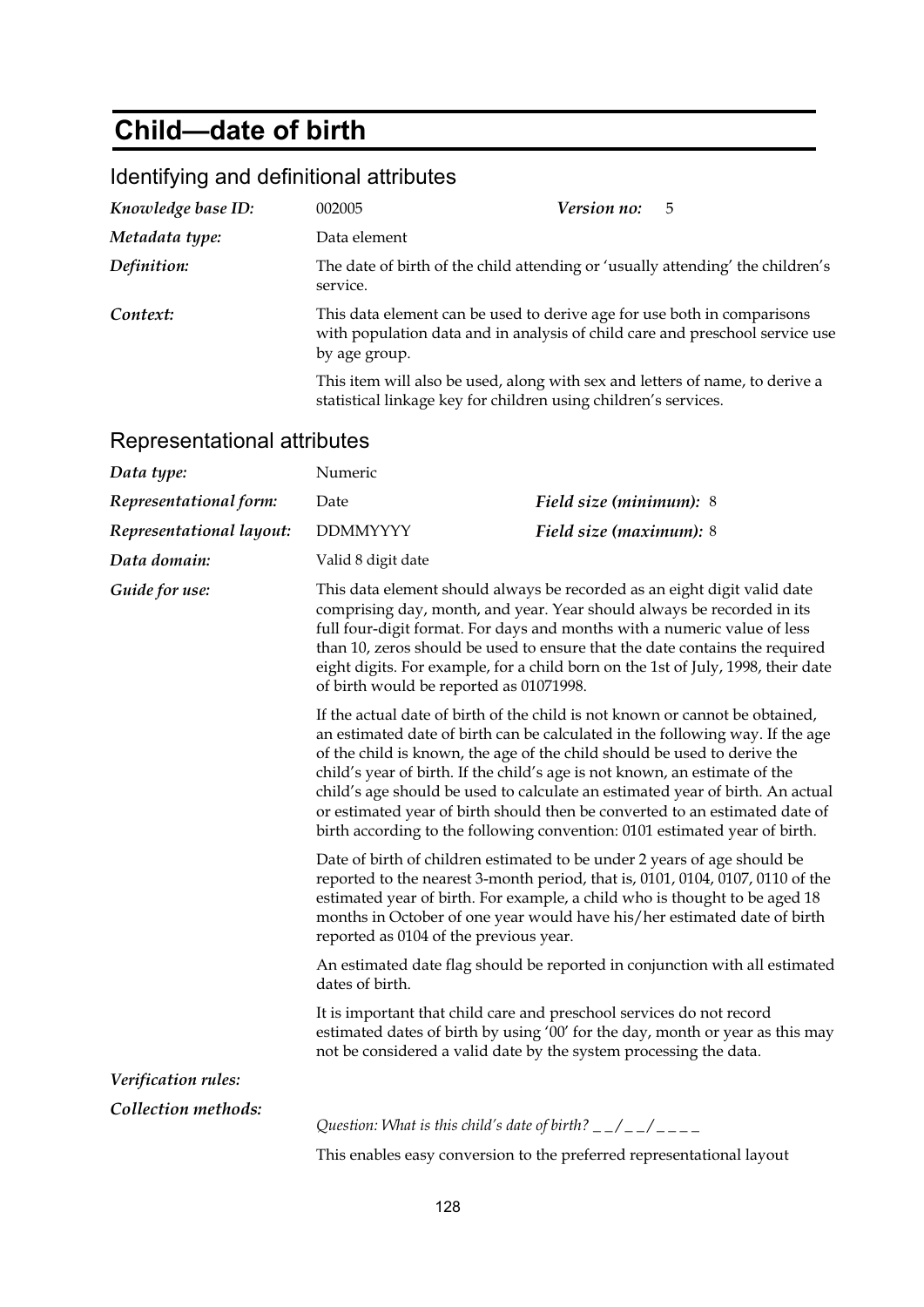# Child—date of birth

## Identifying and definitional attributes

| | | | |
|---|---|---|---|
| ***Knowledge base ID:*** | 002005 | ***Version no:*** | 5 |
| ***Metadata type:*** | Data element | | |
| ***Definition:*** | The date of birth of the child attending or 'usually attending' the children's service. | | |
| ***Context:*** | This data element can be used to derive age for use both in comparisons with population data and in analysis of child care and preschool service use by age group.<br><br>This item will also be used, along with sex and letters of name, to derive a statistical linkage key for children using children's services. | | |

## Representational attributes

| | | | |
|---|---|---|---|
| ***Data type:*** | Numeric | | |
| ***Representational form:*** | Date | ***Field size (minimum):*** | 8 |
| ***Representational layout:*** | DDMMYYYY | ***Field size (maximum):*** | 8 |
| ***Data domain:*** | Valid 8 digit date | | |

***Guide for use:***

This data element should always be recorded as an eight digit valid date comprising day, month, and year. Year should always be recorded in its full four-digit format. For days and months with a numeric value of less than 10, zeros should be used to ensure that the date contains the required eight digits. For example, for a child born on the 1st of July, 1998, their date of birth would be reported as 01071998.

If the actual date of birth of the child is not known or cannot be obtained, an estimated date of birth can be calculated in the following way. If the age of the child is known, the age of the child should be used to derive the child's year of birth. If the child's age is not known, an estimate of the child's age should be used to calculate an estimated year of birth. An actual or estimated year of birth should then be converted to an estimated date of birth according to the following convention: 0101 estimated year of birth.

Date of birth of children estimated to be under 2 years of age should be reported to the nearest 3-month period, that is, 0101, 0104, 0107, 0110 of the estimated year of birth. For example, a child who is thought to be aged 18 months in October of one year would have his/her estimated date of birth reported as 0104 of the previous year.

An estimated date flag should be reported in conjunction with all estimated dates of birth.

It is important that child care and preschool services do not record estimated dates of birth by using '00' for the day, month or year as this may not be considered a valid date by the system processing the data.

***Verification rules:***

***Collection methods:***

*Question: What is this child's date of birth? _ _/_ _/_ _ _ _*

This enables easy conversion to the preferred representational layout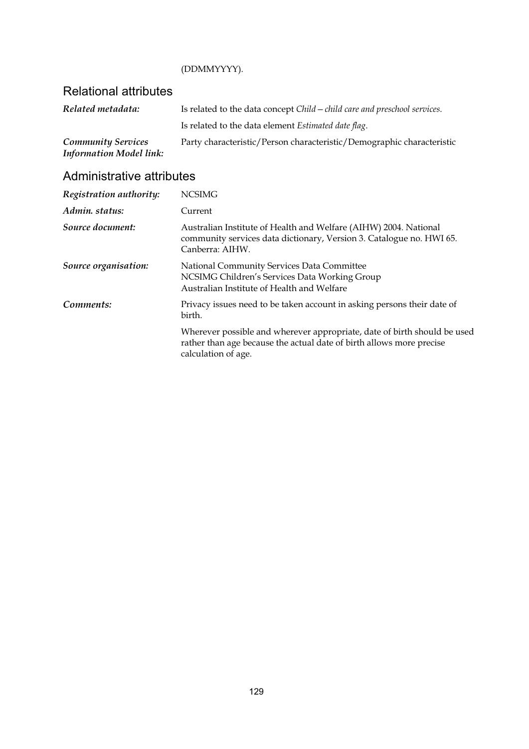(DDMMYYYY).

## Relational attributes

| | |
|---|---|
| ***Related metadata:*** | Is related to the data concept *Child—child care and preschool services*. |
| | Is related to the data element *Estimated date flag*. |
| ***Community Services Information Model link:*** | Party characteristic/Person characteristic/Demographic characteristic |

## Administrative attributes

| | |
|---|---|
| ***Registration authority:*** | NCSIMG |
| ***Admin. status:*** | Current |
| ***Source document:*** | Australian Institute of Health and Welfare (AIHW) 2004. National community services data dictionary, Version 3. Catalogue no. HWI 65. Canberra: AIHW. |
| ***Source organisation:*** | National Community Services Data Committee<br>NCSIMG Children's Services Data Working Group<br>Australian Institute of Health and Welfare |
| ***Comments:*** | Privacy issues need to be taken account in asking persons their date of birth. |
| | Wherever possible and wherever appropriate, date of birth should be used rather than age because the actual date of birth allows more precise calculation of age. |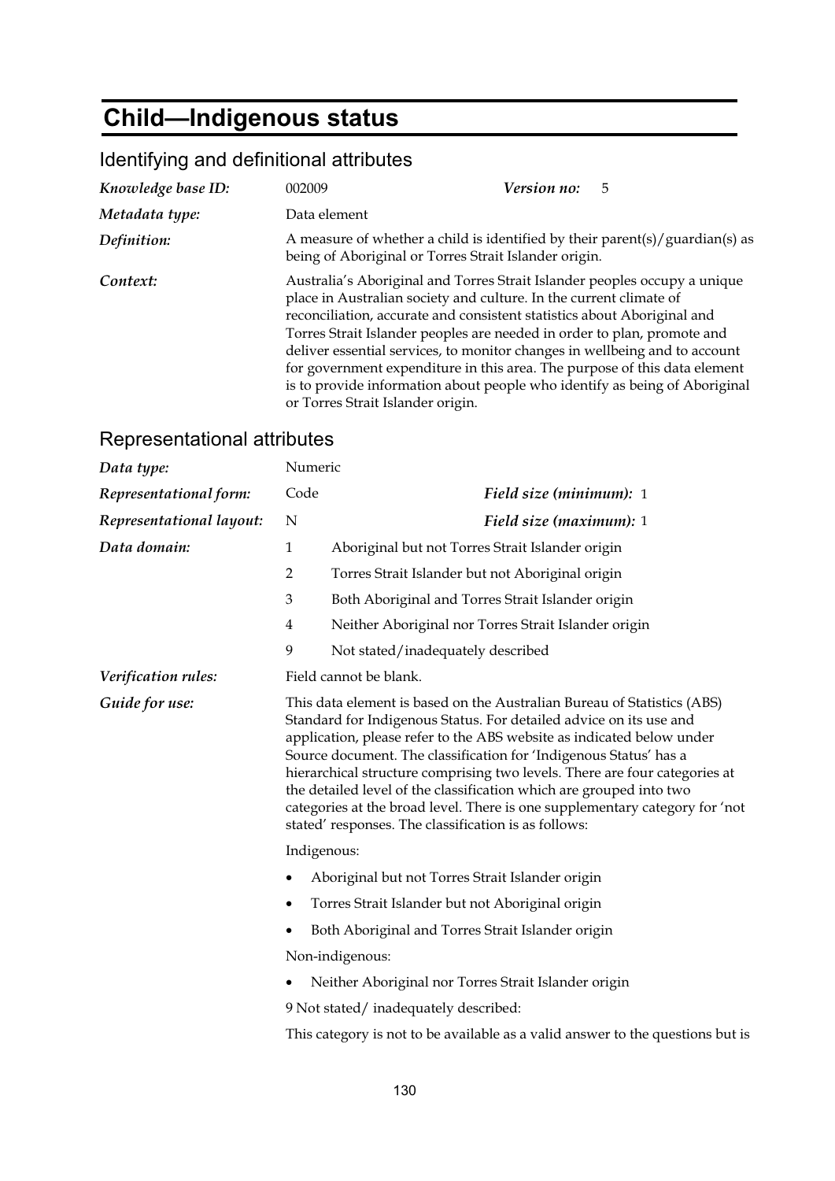# Child—Indigenous status

## Identifying and definitional attributes

| | | | |
|---|---|---|---|
| *Knowledge base ID:* | 002009 | *Version no:* | 5 |
| *Metadata type:* | Data element | | |
| *Definition:* | A measure of whether a child is identified by their parent(s)/guardian(s) as being of Aboriginal or Torres Strait Islander origin. | | |
| *Context:* | Australia's Aboriginal and Torres Strait Islander peoples occupy a unique place in Australian society and culture. In the current climate of reconciliation, accurate and consistent statistics about Aboriginal and Torres Strait Islander peoples are needed in order to plan, promote and deliver essential services, to monitor changes in wellbeing and to account for government expenditure in this area. The purpose of this data element is to provide information about people who identify as being of Aboriginal or Torres Strait Islander origin. | | |

## Representational attributes

| | | | |
|---|---|---|---|
| *Data type:* | Numeric | | |
| *Representational form:* | Code | *Field size (minimum):* | 1 |
| *Representational layout:* | N | *Field size (maximum):* | 1 |

*Data domain:*

1 Aboriginal but not Torres Strait Islander origin

2 Torres Strait Islander but not Aboriginal origin

3 Both Aboriginal and Torres Strait Islander origin

4 Neither Aboriginal nor Torres Strait Islander origin

9 Not stated/inadequately described

*Verification rules:* Field cannot be blank.

*Guide for use:* This data element is based on the Australian Bureau of Statistics (ABS) Standard for Indigenous Status. For detailed advice on its use and application, please refer to the ABS website as indicated below under Source document. The classification for 'Indigenous Status' has a hierarchical structure comprising two levels. There are four categories at the detailed level of the classification which are grouped into two categories at the broad level. There is one supplementary category for 'not stated' responses. The classification is as follows:

Indigenous:

- Aboriginal but not Torres Strait Islander origin
- Torres Strait Islander but not Aboriginal origin
- Both Aboriginal and Torres Strait Islander origin

Non-indigenous:

- Neither Aboriginal nor Torres Strait Islander origin

9 Not stated/ inadequately described:

This category is not to be available as a valid answer to the questions but is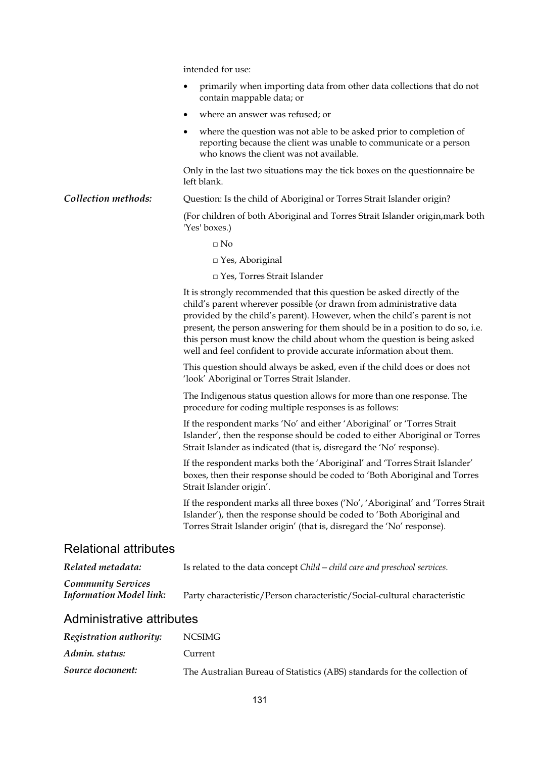intended for use:

- primarily when importing data from other data collections that do not contain mappable data; or
- where an answer was refused; or
- where the question was not able to be asked prior to completion of reporting because the client was unable to communicate or a person who knows the client was not available.

Only in the last two situations may the tick boxes on the questionnaire be left blank.

***Collection methods:*** Question: Is the child of Aboriginal or Torres Strait Islander origin?

(For children of both Aboriginal and Torres Strait Islander origin,mark both 'Yes' boxes.)

□ No

□ Yes, Aboriginal

□ Yes, Torres Strait Islander

It is strongly recommended that this question be asked directly of the child's parent wherever possible (or drawn from administrative data provided by the child's parent). However, when the child's parent is not present, the person answering for them should be in a position to do so, i.e. this person must know the child about whom the question is being asked well and feel confident to provide accurate information about them.

This question should always be asked, even if the child does or does not 'look' Aboriginal or Torres Strait Islander.

The Indigenous status question allows for more than one response. The procedure for coding multiple responses is as follows:

If the respondent marks 'No' and either 'Aboriginal' or 'Torres Strait Islander', then the response should be coded to either Aboriginal or Torres Strait Islander as indicated (that is, disregard the 'No' response).

If the respondent marks both the 'Aboriginal' and 'Torres Strait Islander' boxes, then their response should be coded to 'Both Aboriginal and Torres Strait Islander origin'.

If the respondent marks all three boxes ('No', 'Aboriginal' and 'Torres Strait Islander'), then the response should be coded to 'Both Aboriginal and Torres Strait Islander origin' (that is, disregard the 'No' response).

## Relational attributes

***Related metadata:*** Is related to the data concept *Child—child care and preschool services*.

***Community Services Information Model link:*** Party characteristic/Person characteristic/Social-cultural characteristic

## Administrative attributes

***Registration authority:*** NCSIMG

***Admin. status:*** Current

***Source document:*** The Australian Bureau of Statistics (ABS) standards for the collection of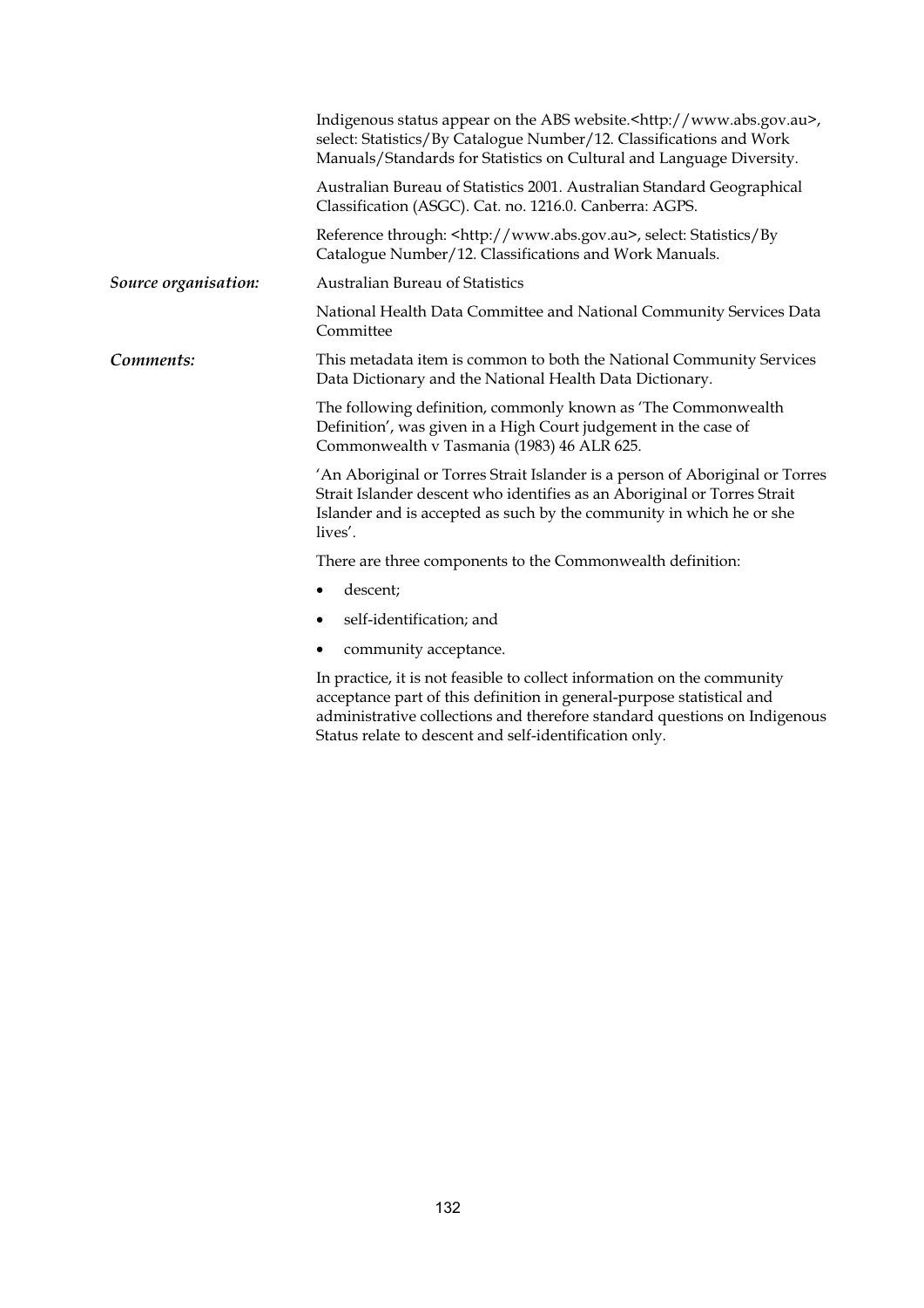Indigenous status appear on the ABS website.<http://www.abs.gov.au>, select: Statistics/By Catalogue Number/12. Classifications and Work Manuals/Standards for Statistics on Cultural and Language Diversity.

Australian Bureau of Statistics 2001. Australian Standard Geographical Classification (ASGC). Cat. no. 1216.0. Canberra: AGPS.

Reference through: <http://www.abs.gov.au>, select: Statistics/By Catalogue Number/12. Classifications and Work Manuals.

***Source organisation:*** Australian Bureau of Statistics

National Health Data Committee and National Community Services Data Committee

***Comments:*** This metadata item is common to both the National Community Services Data Dictionary and the National Health Data Dictionary.

The following definition, commonly known as 'The Commonwealth Definition', was given in a High Court judgement in the case of Commonwealth v Tasmania (1983) 46 ALR 625.

'An Aboriginal or Torres Strait Islander is a person of Aboriginal or Torres Strait Islander descent who identifies as an Aboriginal or Torres Strait Islander and is accepted as such by the community in which he or she lives'.

There are three components to the Commonwealth definition:

- descent;
- self-identification; and
- community acceptance.

In practice, it is not feasible to collect information on the community acceptance part of this definition in general-purpose statistical and administrative collections and therefore standard questions on Indigenous Status relate to descent and self-identification only.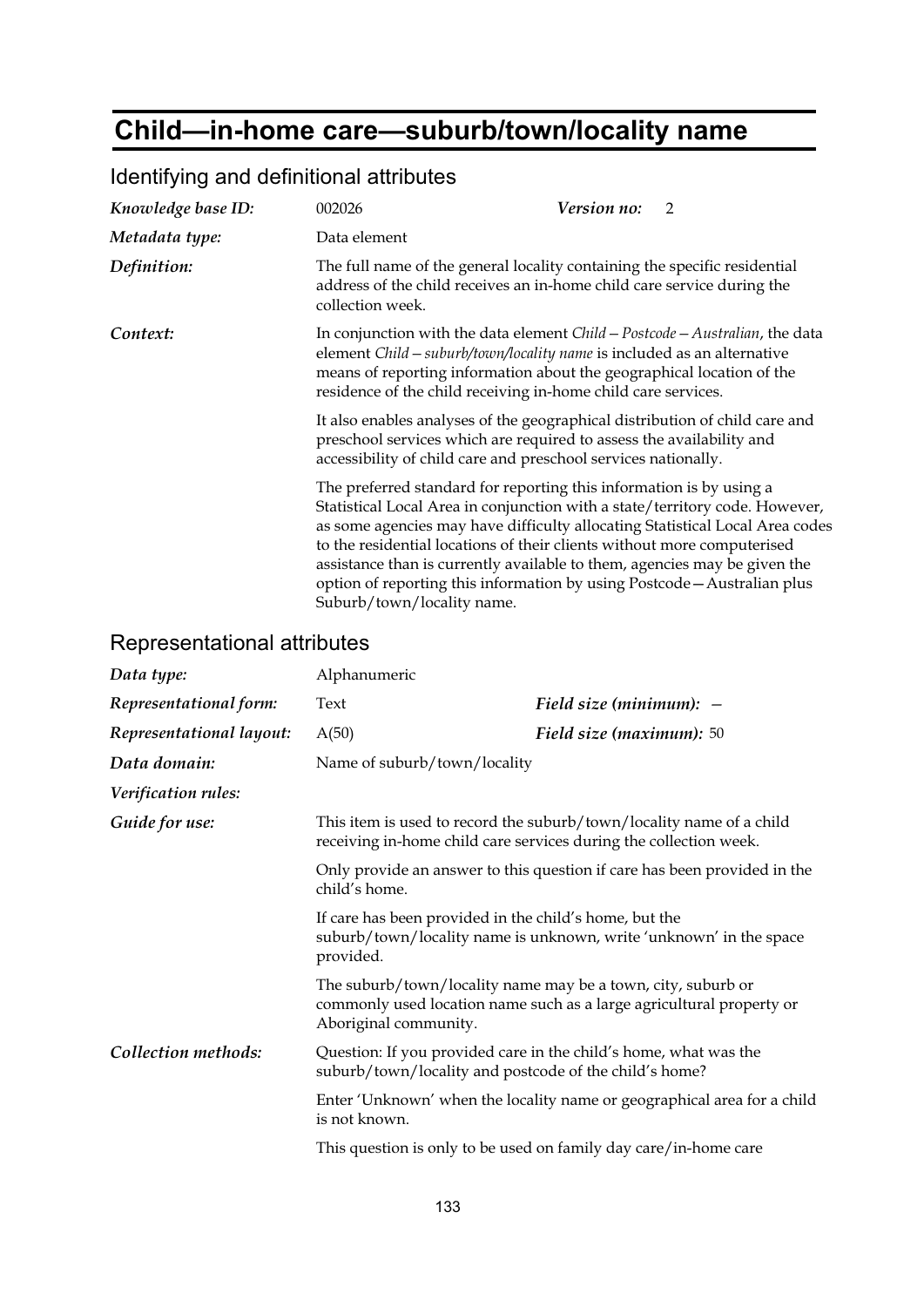# Child—in-home care—suburb/town/locality name

## Identifying and definitional attributes

| | | | |
|---|---|---|---|
| ***Knowledge base ID:*** | 002026 | ***Version no:*** | 2 |
| ***Metadata type:*** | Data element | | |

***Definition:*** The full name of the general locality containing the specific residential address of the child receives an in-home child care service during the collection week.

***Context:*** In conjunction with the data element *Child—Postcode—Australian*, the data element *Child—suburb/town/locality name* is included as an alternative means of reporting information about the geographical location of the residence of the child receiving in-home child care services.

It also enables analyses of the geographical distribution of child care and preschool services which are required to assess the availability and accessibility of child care and preschool services nationally.

The preferred standard for reporting this information is by using a Statistical Local Area in conjunction with a state/territory code. However, as some agencies may have difficulty allocating Statistical Local Area codes to the residential locations of their clients without more computerised assistance than is currently available to them, agencies may be given the option of reporting this information by using Postcode—Australian plus Suburb/town/locality name.

## Representational attributes

| | | | |
|---|---|---|---|
| ***Data type:*** | Alphanumeric | | |
| ***Representational form:*** | Text | ***Field size (minimum):*** | – |
| ***Representational layout:*** | A(50) | ***Field size (maximum):*** | 50 |
| ***Data domain:*** | Name of suburb/town/locality | | |
| ***Verification rules:*** | | | |

***Guide for use:*** This item is used to record the suburb/town/locality name of a child receiving in-home child care services during the collection week.

Only provide an answer to this question if care has been provided in the child's home.

If care has been provided in the child's home, but the suburb/town/locality name is unknown, write 'unknown' in the space provided.

The suburb/town/locality name may be a town, city, suburb or commonly used location name such as a large agricultural property or Aboriginal community.

***Collection methods:*** Question: If you provided care in the child's home, what was the suburb/town/locality and postcode of the child's home?

Enter 'Unknown' when the locality name or geographical area for a child is not known.

This question is only to be used on family day care/in-home care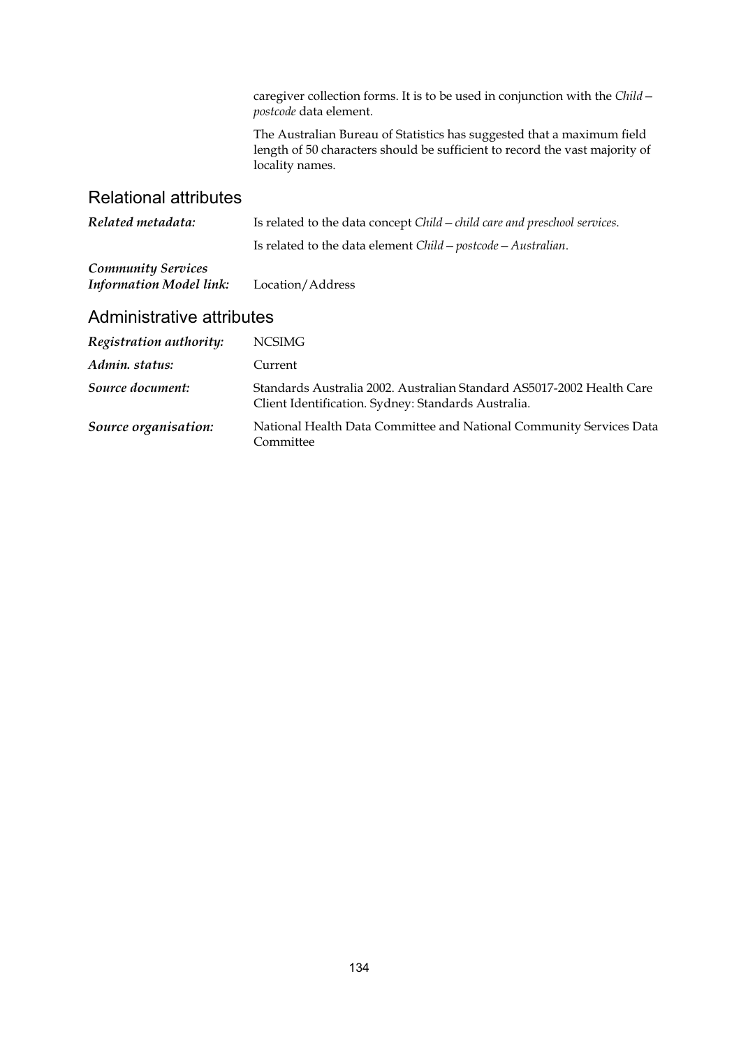caregiver collection forms. It is to be used in conjunction with the *Child—postcode* data element.

The Australian Bureau of Statistics has suggested that a maximum field length of 50 characters should be sufficient to record the vast majority of locality names.

## Relational attributes

***Related metadata:*** Is related to the data concept *Child—child care and preschool services*.

Is related to the data element *Child—postcode—Australian*.

***Community Services Information Model link:*** Location/Address

## Administrative attributes

***Registration authority:*** NCSIMG

***Admin. status:*** Current

***Source document:*** Standards Australia 2002. Australian Standard AS5017-2002 Health Care Client Identification. Sydney: Standards Australia.

***Source organisation:*** National Health Data Committee and National Community Services Data Committee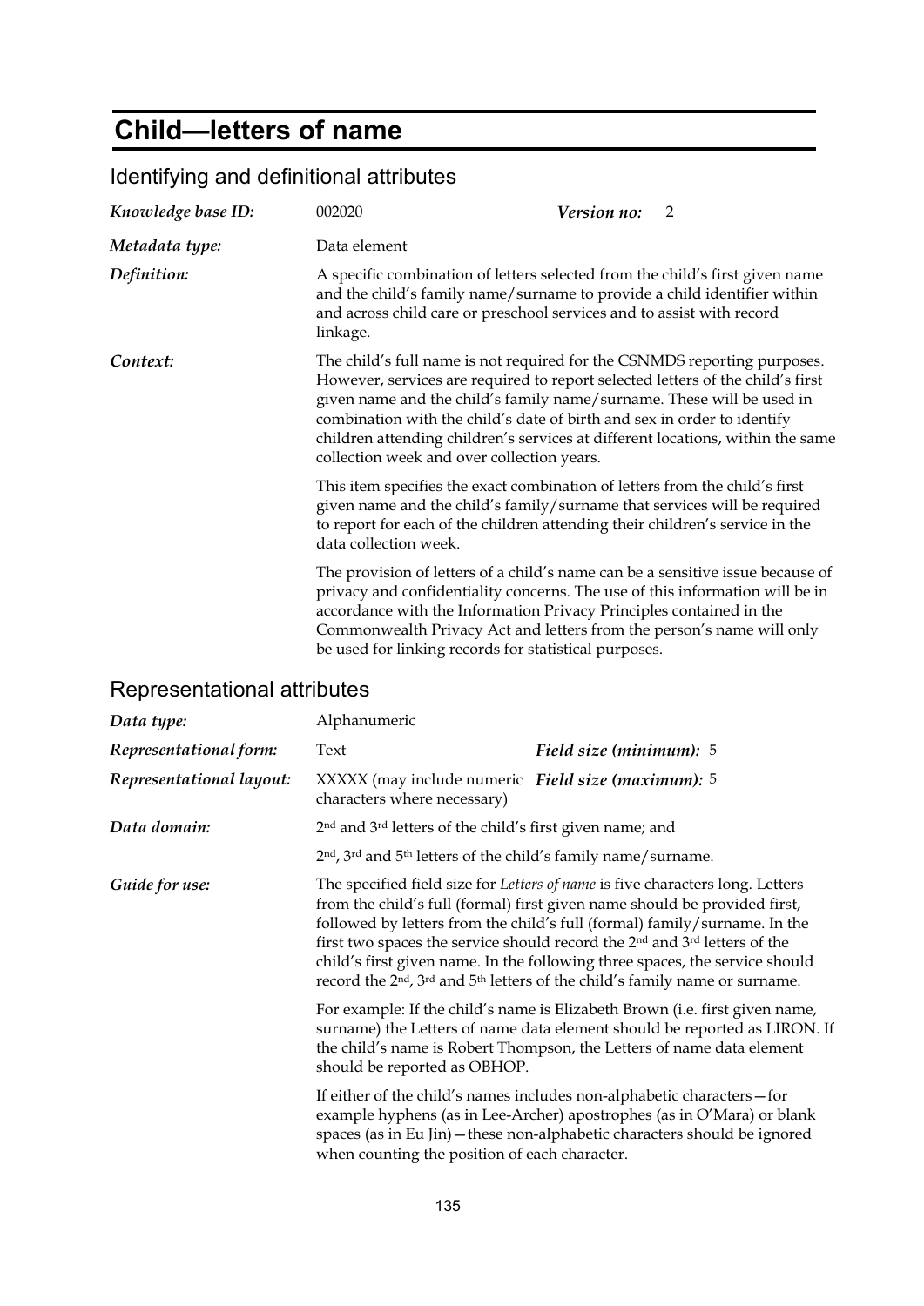# Child—letters of name

## Identifying and definitional attributes

| | | | |
|---|---|---|---|
| ***Knowledge base ID:*** | 002020 | ***Version no:*** | 2 |
| ***Metadata type:*** | Data element | | |
| ***Definition:*** | A specific combination of letters selected from the child's first given name and the child's family name/surname to provide a child identifier within and across child care or preschool services and to assist with record linkage. | | |
| ***Context:*** | The child's full name is not required for the CSNMDS reporting purposes. However, services are required to report selected letters of the child's first given name and the child's family name/surname. These will be used in combination with the child's date of birth and sex in order to identify children attending children's services at different locations, within the same collection week and over collection years.<br><br>This item specifies the exact combination of letters from the child's first given name and the child's family/surname that services will be required to report for each of the children attending their children's service in the data collection week.<br><br>The provision of letters of a child's name can be a sensitive issue because of privacy and confidentiality concerns. The use of this information will be in accordance with the Information Privacy Principles contained in the Commonwealth Privacy Act and letters from the person's name will only be used for linking records for statistical purposes. | | |

## Representational attributes

| | | | |
|---|---|---|---|
| ***Data type:*** | Alphanumeric | | |
| ***Representational form:*** | Text | ***Field size (minimum):*** | 5 |
| ***Representational layout:*** | XXXXX (may include numeric characters where necessary) | ***Field size (maximum):*** | 5 |
| ***Data domain:*** | 2nd and 3rd letters of the child's first given name; and<br><br>2nd, 3rd and 5th letters of the child's family name/surname. | | |
| ***Guide for use:*** | The specified field size for *Letters of name* is five characters long. Letters from the child's full (formal) first given name should be provided first, followed by letters from the child's full (formal) family/surname. In the first two spaces the service should record the 2nd and 3rd letters of the child's first given name. In the following three spaces, the service should record the 2nd, 3rd and 5th letters of the child's family name or surname.<br><br>For example: If the child's name is Elizabeth Brown (i.e. first given name, surname) the Letters of name data element should be reported as LIRON. If the child's name is Robert Thompson, the Letters of name data element should be reported as OBHOP.<br><br>If either of the child's names includes non-alphabetic characters—for example hyphens (as in Lee-Archer) apostrophes (as in O'Mara) or blank spaces (as in Eu Jin)—these non-alphabetic characters should be ignored when counting the position of each character. | | |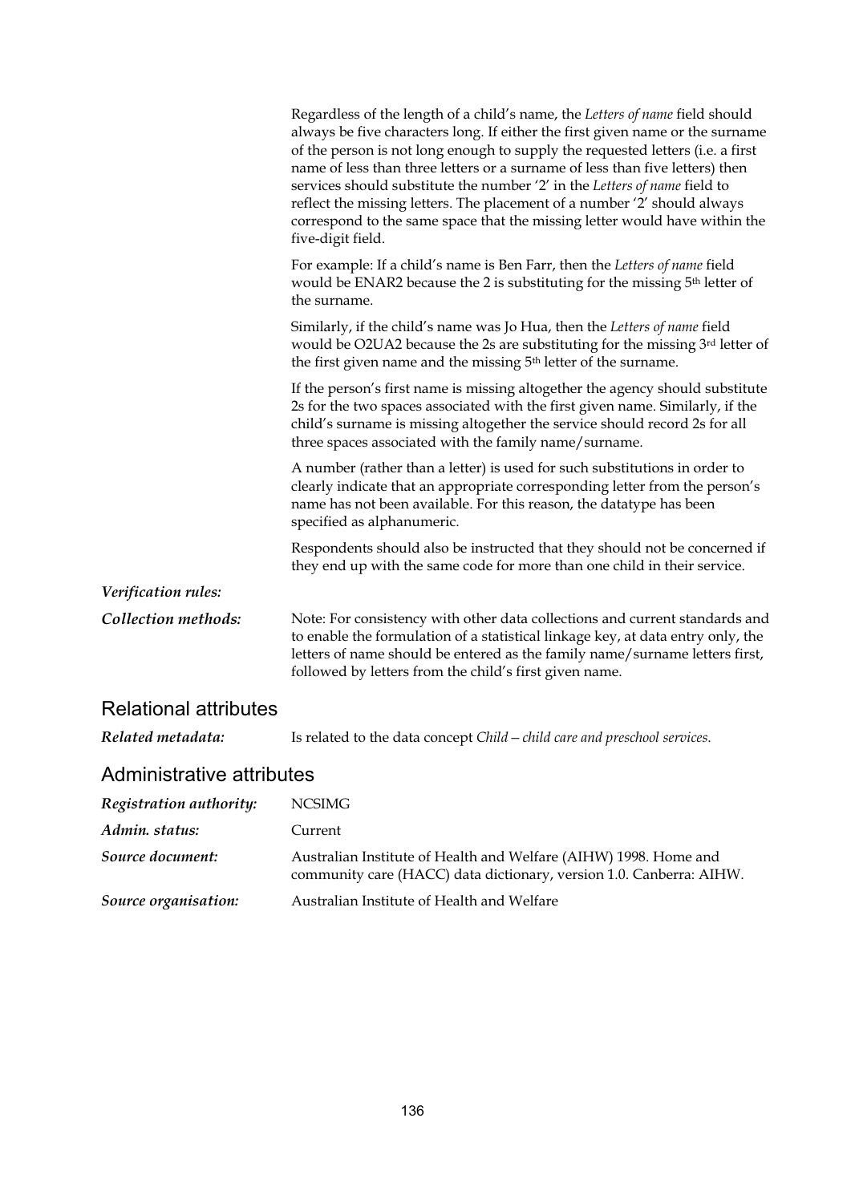Regardless of the length of a child's name, the *Letters of name* field should always be five characters long. If either the first given name or the surname of the person is not long enough to supply the requested letters (i.e. a first name of less than three letters or a surname of less than five letters) then services should substitute the number '2' in the *Letters of name* field to reflect the missing letters. The placement of a number '2' should always correspond to the same space that the missing letter would have within the five-digit field.

For example: If a child's name is Ben Farr, then the *Letters of name* field would be ENAR2 because the 2 is substituting for the missing 5th letter of the surname.

Similarly, if the child's name was Jo Hua, then the *Letters of name* field would be O2UA2 because the 2s are substituting for the missing 3rd letter of the first given name and the missing 5th letter of the surname.

If the person's first name is missing altogether the agency should substitute 2s for the two spaces associated with the first given name. Similarly, if the child's surname is missing altogether the service should record 2s for all three spaces associated with the family name/surname.

A number (rather than a letter) is used for such substitutions in order to clearly indicate that an appropriate corresponding letter from the person's name has not been available. For this reason, the datatype has been specified as alphanumeric.

Respondents should also be instructed that they should not be concerned if they end up with the same code for more than one child in their service.

***Verification rules:***

***Collection methods:*** Note: For consistency with other data collections and current standards and to enable the formulation of a statistical linkage key, at data entry only, the letters of name should be entered as the family name/surname letters first, followed by letters from the child's first given name.

## Relational attributes

***Related metadata:*** Is related to the data concept *Child—child care and preschool services*.

## Administrative attributes

***Registration authority:*** NCSIMG

***Admin. status:*** Current

***Source document:*** Australian Institute of Health and Welfare (AIHW) 1998. Home and community care (HACC) data dictionary, version 1.0. Canberra: AIHW.

***Source organisation:*** Australian Institute of Health and Welfare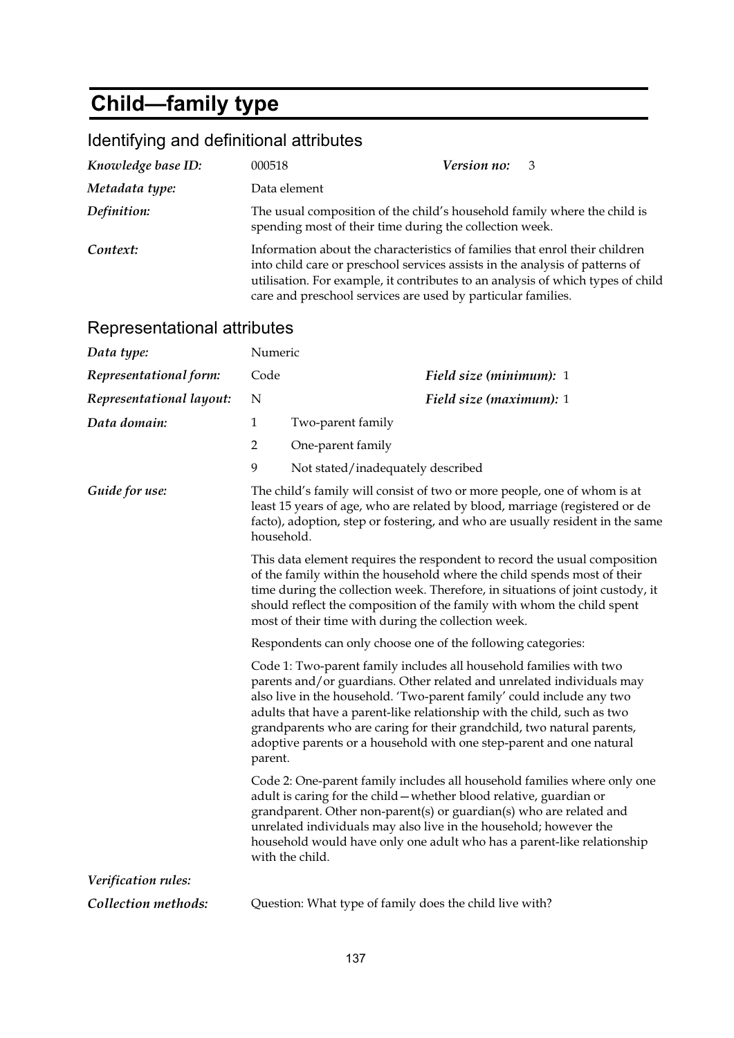# Child—family type

## Identifying and definitional attributes

| | | | |
|---|---|---|---|
| *Knowledge base ID:* | 000518 | *Version no:* | 3 |
| *Metadata type:* | Data element | | |
| *Definition:* | The usual composition of the child's household family where the child is spending most of their time during the collection week. | | |
| *Context:* | Information about the characteristics of families that enrol their children into child care or preschool services assists in the analysis of patterns of utilisation. For example, it contributes to an analysis of which types of child care and preschool services are used by particular families. | | |

## Representational attributes

| | | | |
|---|---|---|---|
| *Data type:* | Numeric | | |
| *Representational form:* | Code | *Field size (minimum):* | 1 |
| *Representational layout:* | N | *Field size (maximum):* | 1 |

*Data domain:*

1 Two-parent family

2 One-parent family

9 Not stated/inadequately described

*Guide for use:*

The child's family will consist of two or more people, one of whom is at least 15 years of age, who are related by blood, marriage (registered or de facto), adoption, step or fostering, and who are usually resident in the same household.

This data element requires the respondent to record the usual composition of the family within the household where the child spends most of their time during the collection week. Therefore, in situations of joint custody, it should reflect the composition of the family with whom the child spent most of their time with during the collection week.

Respondents can only choose one of the following categories:

Code 1: Two-parent family includes all household families with two parents and/or guardians. Other related and unrelated individuals may also live in the household. 'Two-parent family' could include any two adults that have a parent-like relationship with the child, such as two grandparents who are caring for their grandchild, two natural parents, adoptive parents or a household with one step-parent and one natural parent.

Code 2: One-parent family includes all household families where only one adult is caring for the child—whether blood relative, guardian or grandparent. Other non-parent(s) or guardian(s) who are related and unrelated individuals may also live in the household; however the household would have only one adult who has a parent-like relationship with the child.

*Verification rules:*

*Collection methods:* Question: What type of family does the child live with?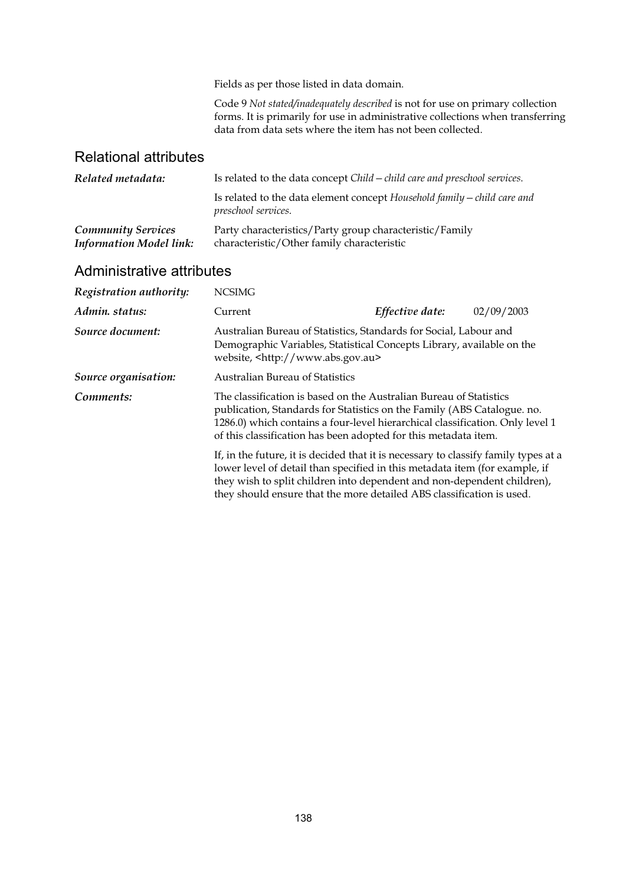Fields as per those listed in data domain.

Code 9 *Not stated/inadequately described* is not for use on primary collection forms. It is primarily for use in administrative collections when transferring data from data sets where the item has not been collected.

## Relational attributes

***Related metadata:*** Is related to the data concept *Child—child care and preschool services*.

Is related to the data element concept *Household family—child care and preschool services*.

***Community Services Information Model link:*** Party characteristics/Party group characteristic/Family characteristic/Other family characteristic

## Administrative attributes

***Registration authority:*** NCSIMG

***Admin. status:*** Current ***Effective date:*** 02/09/2003

***Source document:*** Australian Bureau of Statistics, Standards for Social, Labour and Demographic Variables, Statistical Concepts Library, available on the website, <http://www.abs.gov.au>

***Source organisation:*** Australian Bureau of Statistics

***Comments:*** The classification is based on the Australian Bureau of Statistics publication, Standards for Statistics on the Family (ABS Catalogue. no. 1286.0) which contains a four-level hierarchical classification. Only level 1 of this classification has been adopted for this metadata item.

If, in the future, it is decided that it is necessary to classify family types at a lower level of detail than specified in this metadata item (for example, if they wish to split children into dependent and non-dependent children), they should ensure that the more detailed ABS classification is used.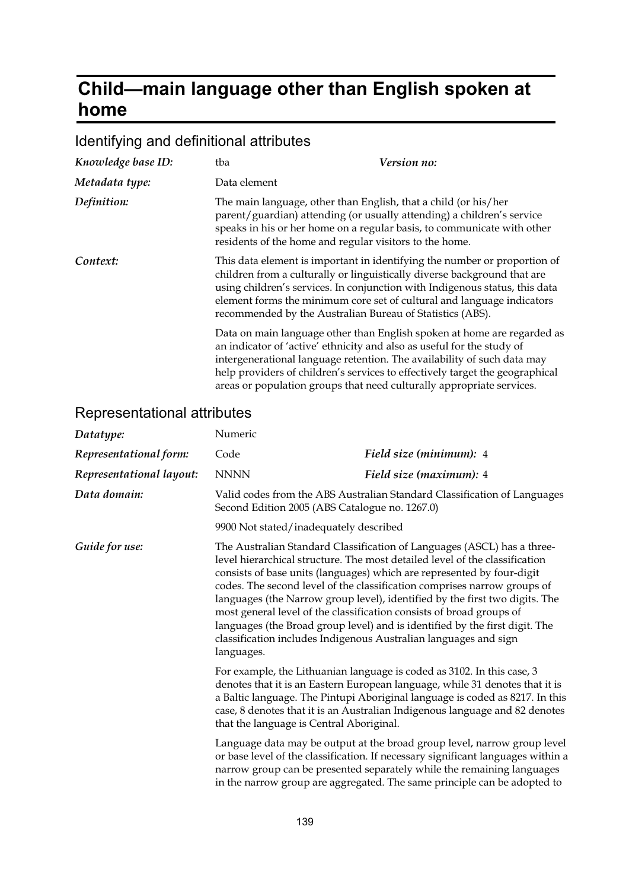# Child—main language other than English spoken at home

## Identifying and definitional attributes

| | | | |
|---|---|---|---|
| *Knowledge base ID:* | tba | *Version no:* | |
| *Metadata type:* | Data element | | |
| *Definition:* | The main language, other than English, that a child (or his/her parent/guardian) attending (or usually attending) a children's service speaks in his or her home on a regular basis, to communicate with other residents of the home and regular visitors to the home. | | |
| *Context:* | This data element is important in identifying the number or proportion of children from a culturally or linguistically diverse background that are using children's services. In conjunction with Indigenous status, this data element forms the minimum core set of cultural and language indicators recommended by the Australian Bureau of Statistics (ABS).<br><br>Data on main language other than English spoken at home are regarded as an indicator of 'active' ethnicity and also as useful for the study of intergenerational language retention. The availability of such data may help providers of children's services to effectively target the geographical areas or population groups that need culturally appropriate services. | | |

## Representational attributes

| | | | |
|---|---|---|---|
| *Datatype:* | Numeric | | |
| *Representational form:* | Code | *Field size (minimum):* | 4 |
| *Representational layout:* | NNNN | *Field size (maximum):* | 4 |
| *Data domain:* | Valid codes from the ABS Australian Standard Classification of Languages Second Edition 2005 (ABS Catalogue no. 1267.0)<br><br>9900 Not stated/inadequately described | | |
| *Guide for use:* | The Australian Standard Classification of Languages (ASCL) has a three-level hierarchical structure. The most detailed level of the classification consists of base units (languages) which are represented by four-digit codes. The second level of the classification comprises narrow groups of languages (the Narrow group level), identified by the first two digits. The most general level of the classification consists of broad groups of languages (the Broad group level) and is identified by the first digit. The classification includes Indigenous Australian languages and sign languages.<br><br>For example, the Lithuanian language is coded as 3102. In this case, 3 denotes that it is an Eastern European language, while 31 denotes that it is a Baltic language. The Pintupi Aboriginal language is coded as 8217. In this case, 8 denotes that it is an Australian Indigenous language and 82 denotes that the language is Central Aboriginal.<br><br>Language data may be output at the broad group level, narrow group level or base level of the classification. If necessary significant languages within a narrow group can be presented separately while the remaining languages in the narrow group are aggregated. The same principle can be adopted to | | |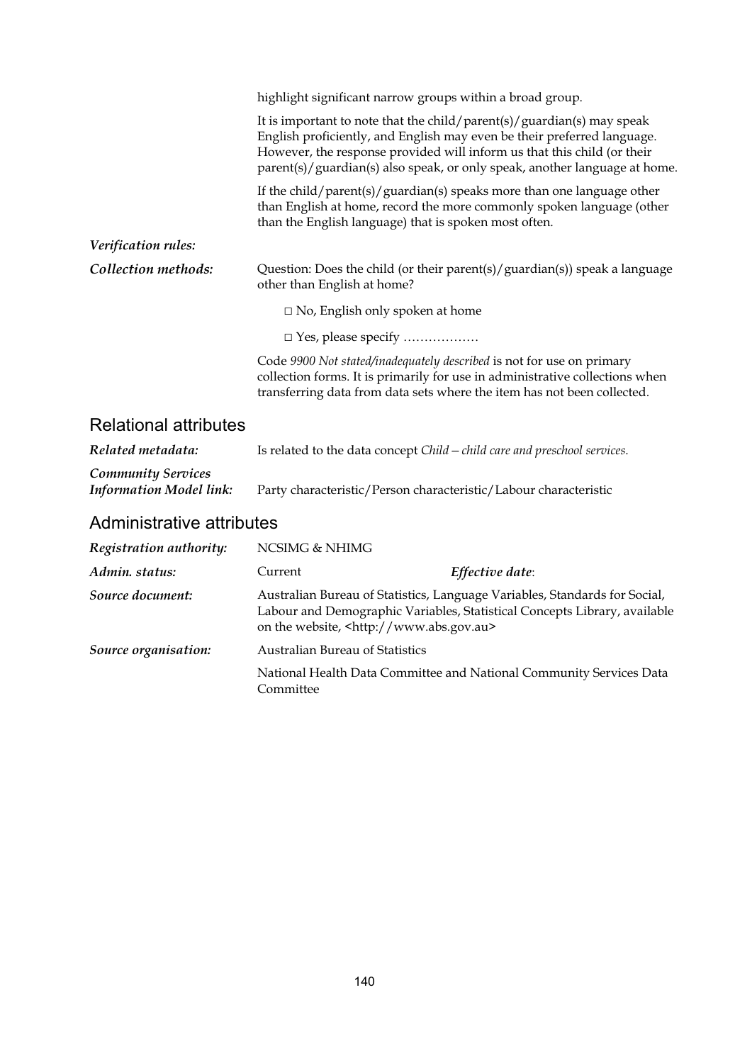highlight significant narrow groups within a broad group.

It is important to note that the child/parent(s)/guardian(s) may speak English proficiently, and English may even be their preferred language. However, the response provided will inform us that this child (or their parent(s)/guardian(s) also speak, or only speak, another language at home.

If the child/parent(s)/guardian(s) speaks more than one language other than English at home, record the more commonly spoken language (other than the English language) that is spoken most often.

*Verification rules:*

*Collection methods:* Question: Does the child (or their parent(s)/guardian(s)) speak a language other than English at home?

□ No, English only spoken at home

□ Yes, please specify ………………

Code *9900 Not stated/inadequately described* is not for use on primary collection forms. It is primarily for use in administrative collections when transferring data from data sets where the item has not been collected.

## Relational attributes

*Related metadata:* Is related to the data concept *Child—child care and preschool services*.

*Community Services Information Model link:* Party characteristic/Person characteristic/Labour characteristic

## Administrative attributes

*Registration authority:* NCSIMG & NHIMG

*Admin. status:* Current *Effective date*:

*Source document:* Australian Bureau of Statistics, Language Variables, Standards for Social, Labour and Demographic Variables, Statistical Concepts Library, available on the website, <http://www.abs.gov.au>

*Source organisation:* Australian Bureau of Statistics

National Health Data Committee and National Community Services Data Committee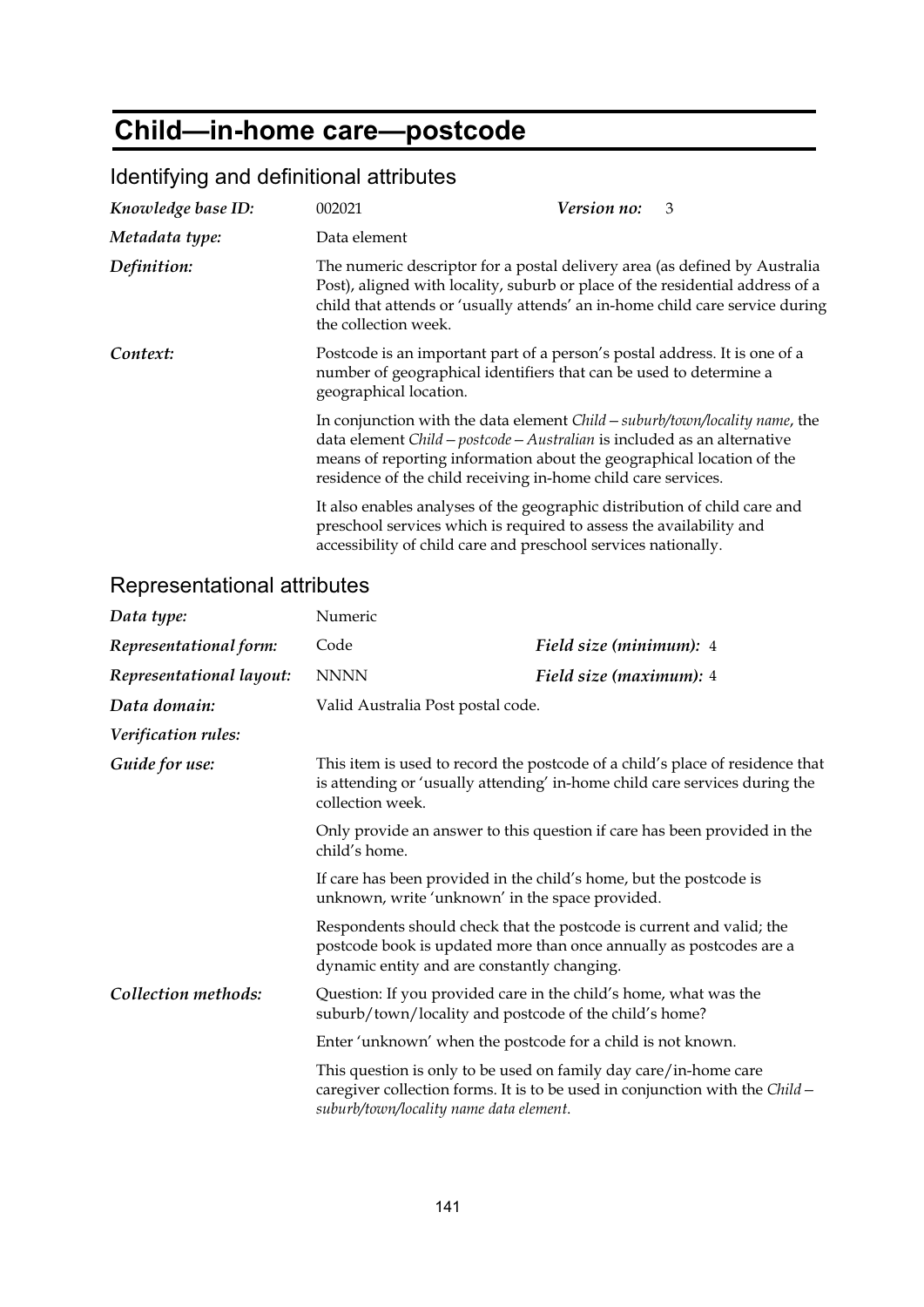# Child—in-home care—postcode

## Identifying and definitional attributes

| | | | |
|---|---|---|---|
| *Knowledge base ID:* | 002021 | *Version no:* | 3 |
| *Metadata type:* | Data element | | |

*Definition:* The numeric descriptor for a postal delivery area (as defined by Australia Post), aligned with locality, suburb or place of the residential address of a child that attends or 'usually attends' an in-home child care service during the collection week.

*Context:* Postcode is an important part of a person's postal address. It is one of a number of geographical identifiers that can be used to determine a geographical location.

In conjunction with the data element *Child—suburb/town/locality name*, the data element *Child—postcode—Australian* is included as an alternative means of reporting information about the geographical location of the residence of the child receiving in-home child care services.

It also enables analyses of the geographic distribution of child care and preschool services which is required to assess the availability and accessibility of child care and preschool services nationally.

## Representational attributes

| | | | |
|---|---|---|---|
| *Data type:* | Numeric | | |
| *Representational form:* | Code | *Field size (minimum):* | 4 |
| *Representational layout:* | NNNN | *Field size (maximum):* | 4 |
| *Data domain:* | Valid Australia Post postal code. | | |

*Verification rules:*

*Guide for use:* This item is used to record the postcode of a child's place of residence that is attending or 'usually attending' in-home child care services during the collection week.

Only provide an answer to this question if care has been provided in the child's home.

If care has been provided in the child's home, but the postcode is unknown, write 'unknown' in the space provided.

Respondents should check that the postcode is current and valid; the postcode book is updated more than once annually as postcodes are a dynamic entity and are constantly changing.

*Collection methods:* Question: If you provided care in the child's home, what was the suburb/town/locality and postcode of the child's home?

Enter 'unknown' when the postcode for a child is not known.

This question is only to be used on family day care/in-home care caregiver collection forms. It is to be used in conjunction with the *Child—suburb/town/locality name data element*.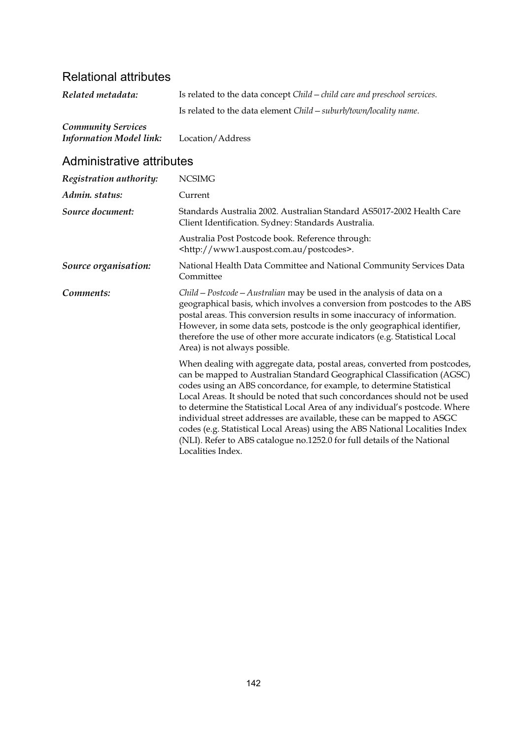## Relational attributes

| | |
|---|---|
| ***Related metadata:*** | Is related to the data concept *Child—child care and preschool services*. |
| | Is related to the data element *Child—suburb/town/locality name*. |
| ***Community Services Information Model link:*** | Location/Address |

## Administrative attributes

| | |
|---|---|
| ***Registration authority:*** | NCSIMG |
| ***Admin. status:*** | Current |
| ***Source document:*** | Standards Australia 2002. Australian Standard AS5017-2002 Health Care Client Identification. Sydney: Standards Australia. |
| | Australia Post Postcode book. Reference through: <http://www1.auspost.com.au/postcodes>. |
| ***Source organisation:*** | National Health Data Committee and National Community Services Data Committee |
| ***Comments:*** | *Child—Postcode—Australian* may be used in the analysis of data on a geographical basis, which involves a conversion from postcodes to the ABS postal areas. This conversion results in some inaccuracy of information. However, in some data sets, postcode is the only geographical identifier, therefore the use of other more accurate indicators (e.g. Statistical Local Area) is not always possible. |
| | When dealing with aggregate data, postal areas, converted from postcodes, can be mapped to Australian Standard Geographical Classification (AGSC) codes using an ABS concordance, for example, to determine Statistical Local Areas. It should be noted that such concordances should not be used to determine the Statistical Local Area of any individual's postcode. Where individual street addresses are available, these can be mapped to ASGC codes (e.g. Statistical Local Areas) using the ABS National Localities Index (NLI). Refer to ABS catalogue no.1252.0 for full details of the National Localities Index. |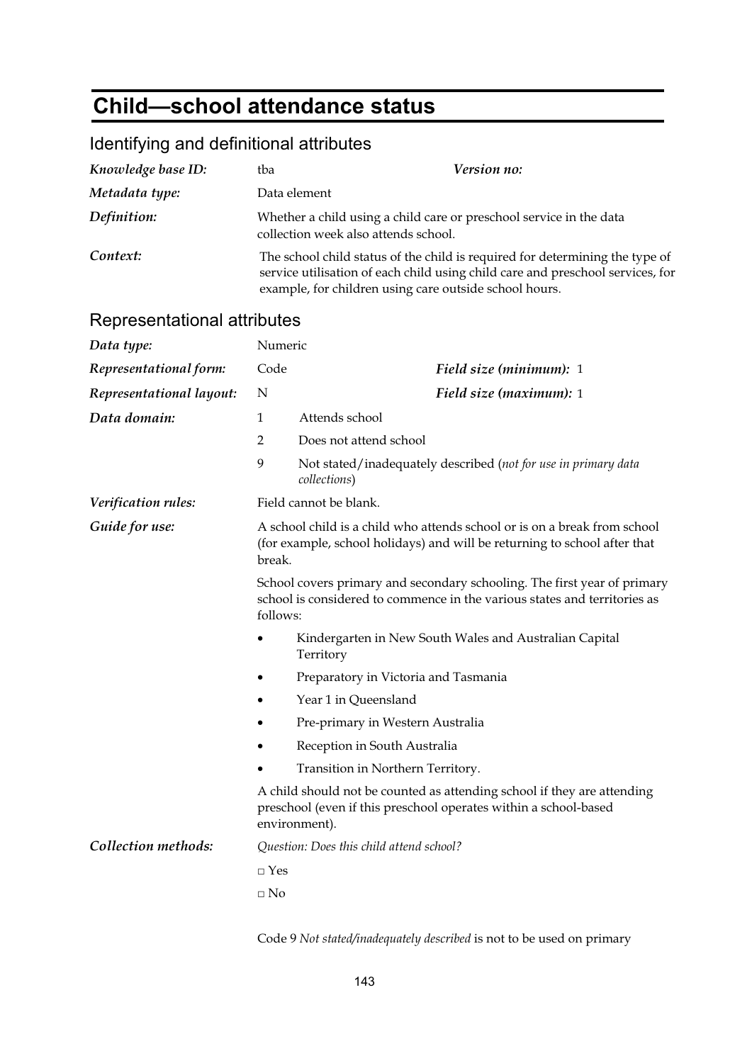# Child—school attendance status

## Identifying and definitional attributes

| | | | |
|---|---|---|---|
| ***Knowledge base ID:*** | tba | ***Version no:*** | |
| ***Metadata type:*** | Data element | | |
| ***Definition:*** | Whether a child using a child care or preschool service in the data collection week also attends school. | | |
| ***Context:*** | The school child status of the child is required for determining the type of service utilisation of each child using child care and preschool services, for example, for children using care outside school hours. | | |

## Representational attributes

| | | | |
|---|---|---|---|
| ***Data type:*** | Numeric | | |
| ***Representational form:*** | Code | ***Field size (minimum):*** | 1 |
| ***Representational layout:*** | N | ***Field size (maximum):*** | 1 |

***Data domain:***

| | |
|---|---|
| 1 | Attends school |
| 2 | Does not attend school |
| 9 | Not stated/inadequately described (*not for use in primary data collections*) |

***Verification rules:*** Field cannot be blank.

***Guide for use:***

A school child is a child who attends school or is on a break from school (for example, school holidays) and will be returning to school after that break.

School covers primary and secondary schooling. The first year of primary school is considered to commence in the various states and territories as follows:

- Kindergarten in New South Wales and Australian Capital Territory
- Preparatory in Victoria and Tasmania
- Year 1 in Queensland
- Pre-primary in Western Australia
- Reception in South Australia
- Transition in Northern Territory.

A child should not be counted as attending school if they are attending preschool (even if this preschool operates within a school-based environment).

***Collection methods:***

*Question: Does this child attend school?*

□ Yes

□ No

Code 9 *Not stated/inadequately described* is not to be used on primary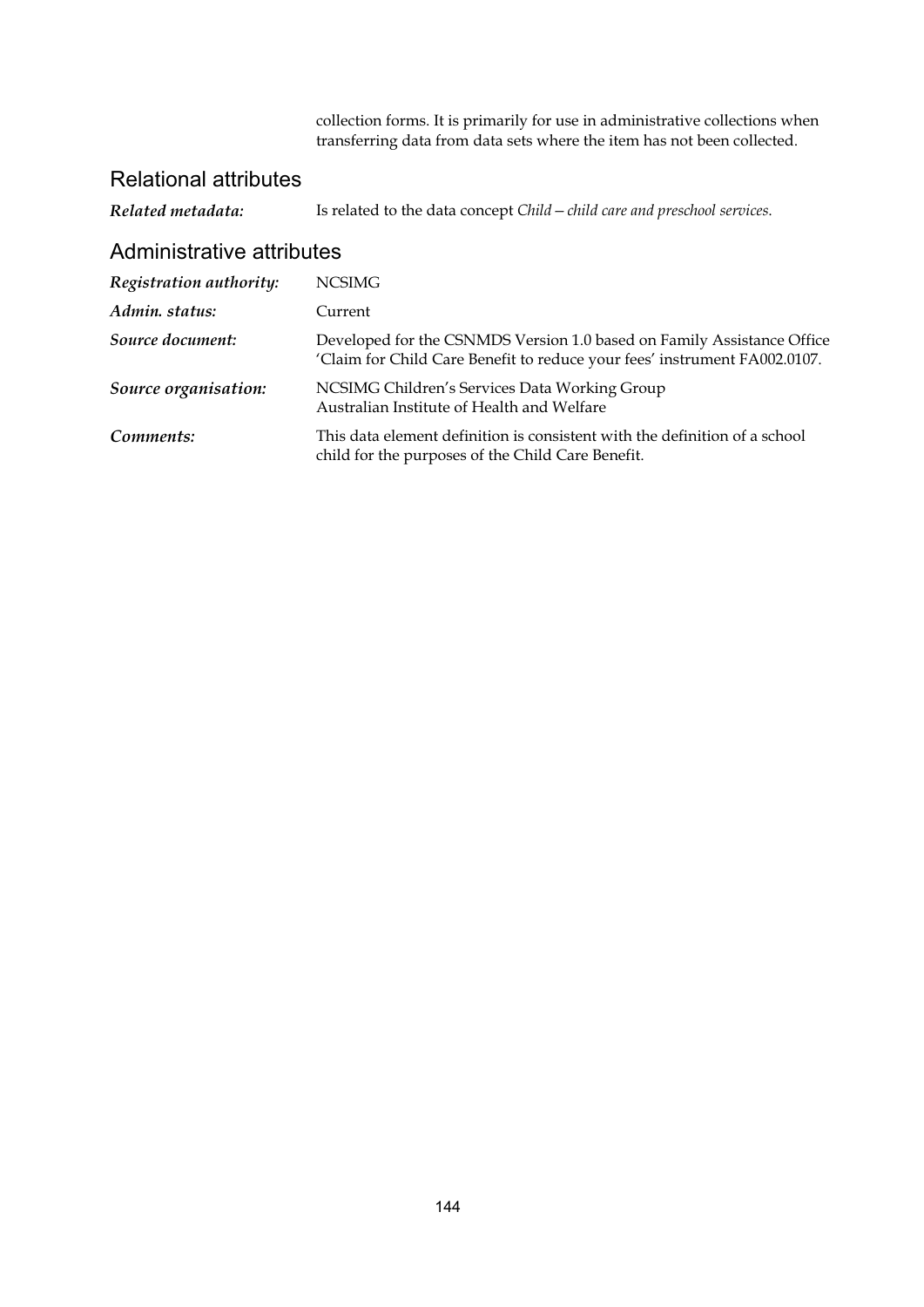collection forms. It is primarily for use in administrative collections when transferring data from data sets where the item has not been collected.

## Relational attributes

***Related metadata:*** Is related to the data concept *Child—child care and preschool services*.

## Administrative attributes

***Registration authority:*** NCSIMG

***Admin. status:*** Current

***Source document:*** Developed for the CSNMDS Version 1.0 based on Family Assistance Office 'Claim for Child Care Benefit to reduce your fees' instrument FA002.0107.

***Source organisation:*** NCSIMG Children's Services Data Working Group
Australian Institute of Health and Welfare

***Comments:*** This data element definition is consistent with the definition of a school child for the purposes of the Child Care Benefit.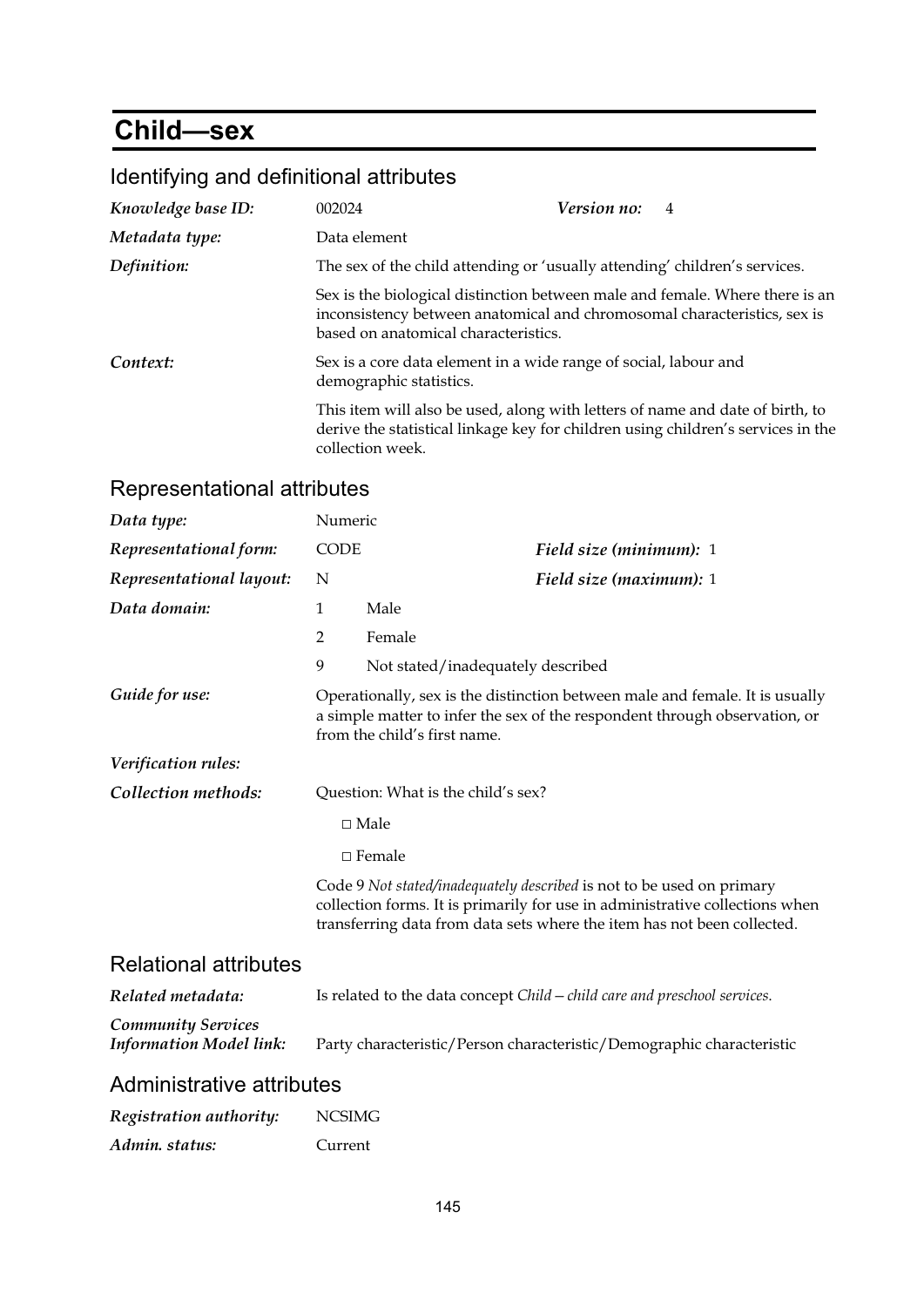# Child—sex

## Identifying and definitional attributes

| | | | |
|---|---|---|---|
| ***Knowledge base ID:*** | 002024 | ***Version no:*** | 4 |
| ***Metadata type:*** | Data element | | |

***Definition:*** The sex of the child attending or 'usually attending' children's services.

Sex is the biological distinction between male and female. Where there is an inconsistency between anatomical and chromosomal characteristics, sex is based on anatomical characteristics.

***Context:*** Sex is a core data element in a wide range of social, labour and demographic statistics.

This item will also be used, along with letters of name and date of birth, to derive the statistical linkage key for children using children's services in the collection week.

## Representational attributes

| | | | |
|---|---|---|---|
| ***Data type:*** | Numeric | | |
| ***Representational form:*** | CODE | ***Field size (minimum):*** | 1 |
| ***Representational layout:*** | N | ***Field size (maximum):*** | 1 |

***Data domain:***

| | |
|---|---|
| 1 | Male |
| 2 | Female |
| 9 | Not stated/inadequately described |

***Guide for use:*** Operationally, sex is the distinction between male and female. It is usually a simple matter to infer the sex of the respondent through observation, or from the child's first name.

***Verification rules:***

***Collection methods:*** Question: What is the child's sex?

□ Male

□ Female

Code 9 *Not stated/inadequately described* is not to be used on primary collection forms. It is primarily for use in administrative collections when transferring data from data sets where the item has not been collected.

## Relational attributes

***Related metadata:*** Is related to the data concept *Child – child care and preschool services*.

***Community Services Information Model link:*** Party characteristic/Person characteristic/Demographic characteristic

## Administrative attributes

***Registration authority:*** NCSIMG

***Admin. status:*** Current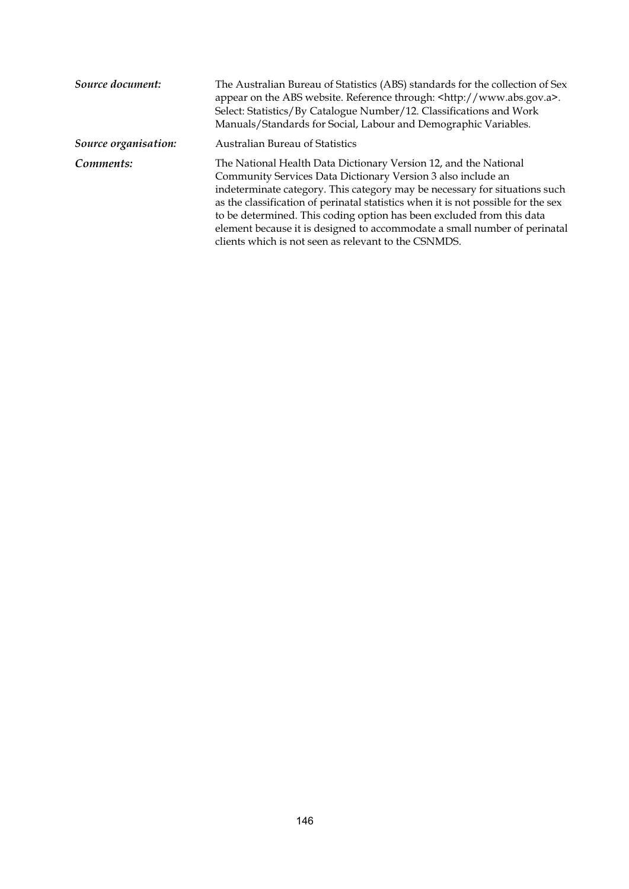*Source document:* The Australian Bureau of Statistics (ABS) standards for the collection of Sex appear on the ABS website. Reference through: <http://www.abs.gov.a>. Select: Statistics/By Catalogue Number/12. Classifications and Work Manuals/Standards for Social, Labour and Demographic Variables.

*Source organisation:* Australian Bureau of Statistics

*Comments:* The National Health Data Dictionary Version 12, and the National Community Services Data Dictionary Version 3 also include an indeterminate category. This category may be necessary for situations such as the classification of perinatal statistics when it is not possible for the sex to be determined. This coding option has been excluded from this data element because it is designed to accommodate a small number of perinatal clients which is not seen as relevant to the CSNMDS.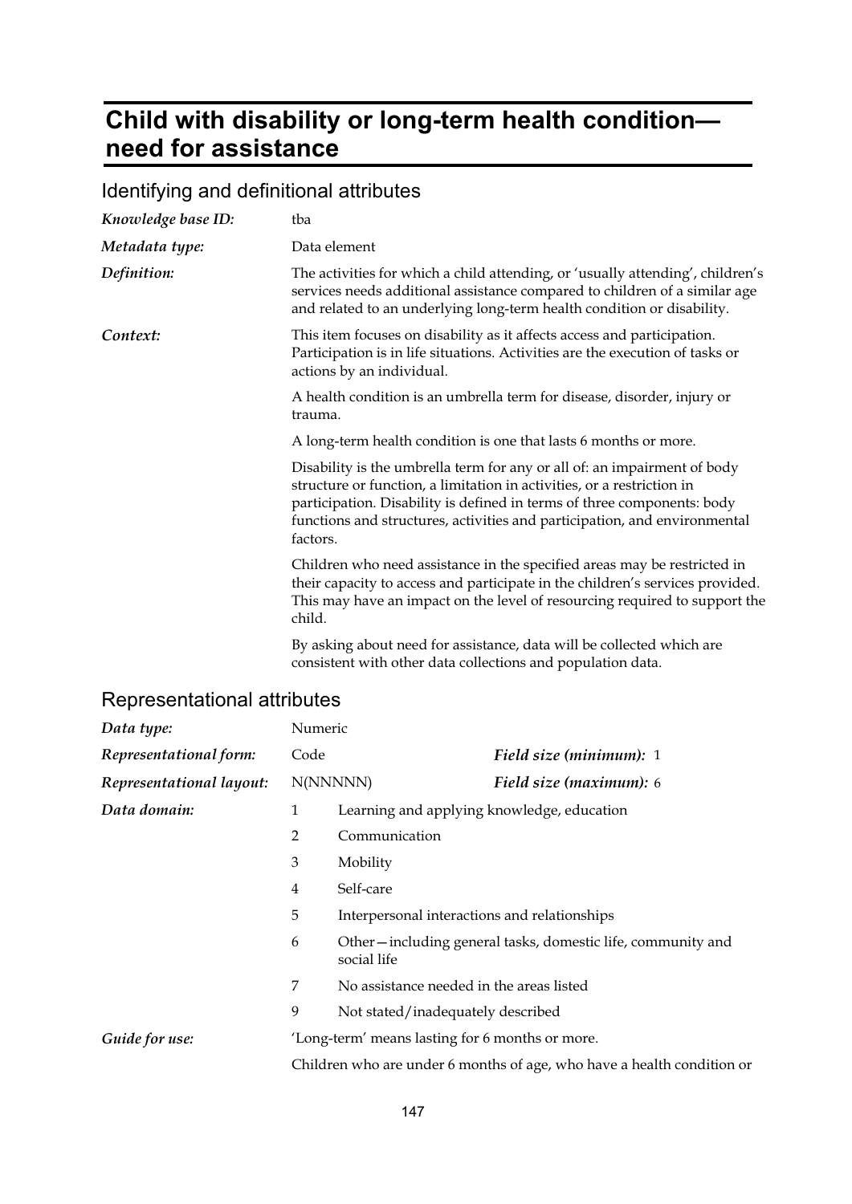# Child with disability or long-term health condition—need for assistance

## Identifying and definitional attributes

***Knowledge base ID:*** tba

***Metadata type:*** Data element

***Definition:*** The activities for which a child attending, or 'usually attending', children's services needs additional assistance compared to children of a similar age and related to an underlying long-term health condition or disability.

***Context:*** This item focuses on disability as it affects access and participation. Participation is in life situations. Activities are the execution of tasks or actions by an individual.

A health condition is an umbrella term for disease, disorder, injury or trauma.

A long-term health condition is one that lasts 6 months or more.

Disability is the umbrella term for any or all of: an impairment of body structure or function, a limitation in activities, or a restriction in participation. Disability is defined in terms of three components: body functions and structures, activities and participation, and environmental factors.

Children who need assistance in the specified areas may be restricted in their capacity to access and participate in the children's services provided. This may have an impact on the level of resourcing required to support the child.

By asking about need for assistance, data will be collected which are consistent with other data collections and population data.

## Representational attributes

***Data type:*** Numeric

***Representational form:*** Code — ***Field size (minimum):*** 1

***Representational layout:*** N(NNNNN) — ***Field size (maximum):*** 6

***Data domain:***

| Code | Description |
|---|---|
| 1 | Learning and applying knowledge, education |
| 2 | Communication |
| 3 | Mobility |
| 4 | Self-care |
| 5 | Interpersonal interactions and relationships |
| 6 | Other—including general tasks, domestic life, community and social life |
| 7 | No assistance needed in the areas listed |
| 9 | Not stated/inadequately described |

***Guide for use:*** 'Long-term' means lasting for 6 months or more.

Children who are under 6 months of age, who have a health condition or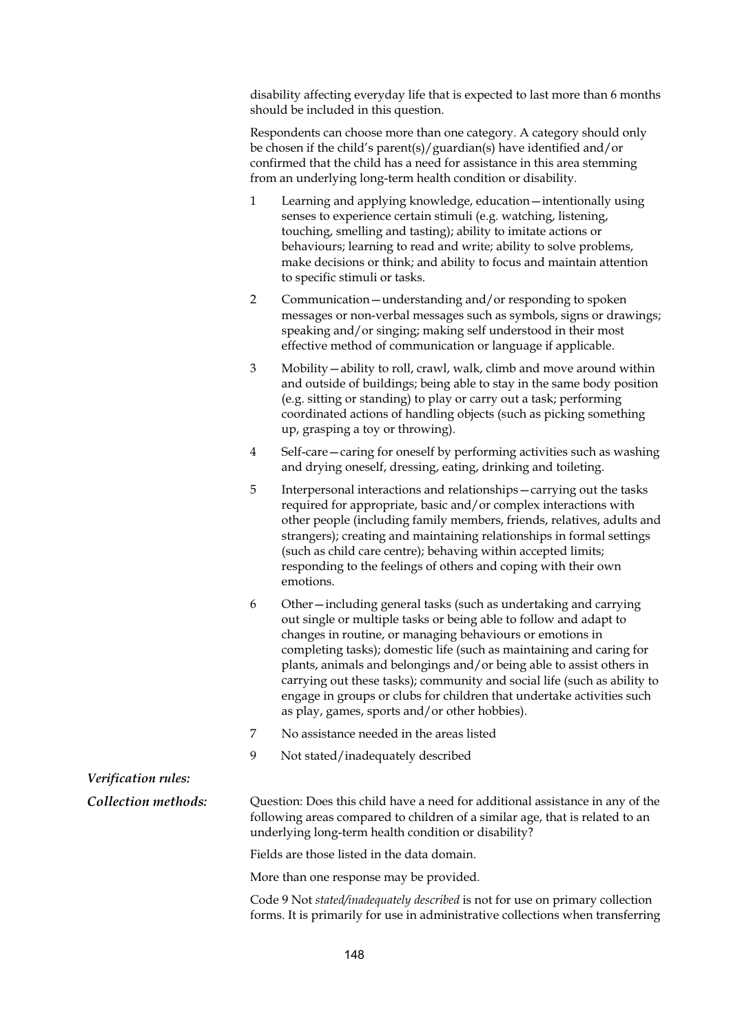disability affecting everyday life that is expected to last more than 6 months should be included in this question.

Respondents can choose more than one category. A category should only be chosen if the child's parent(s)/guardian(s) have identified and/or confirmed that the child has a need for assistance in this area stemming from an underlying long-term health condition or disability.

1 Learning and applying knowledge, education—intentionally using senses to experience certain stimuli (e.g. watching, listening, touching, smelling and tasting); ability to imitate actions or behaviours; learning to read and write; ability to solve problems, make decisions or think; and ability to focus and maintain attention to specific stimuli or tasks.

2 Communication—understanding and/or responding to spoken messages or non-verbal messages such as symbols, signs or drawings; speaking and/or singing; making self understood in their most effective method of communication or language if applicable.

3 Mobility—ability to roll, crawl, walk, climb and move around within and outside of buildings; being able to stay in the same body position (e.g. sitting or standing) to play or carry out a task; performing coordinated actions of handling objects (such as picking something up, grasping a toy or throwing).

4 Self-care—caring for oneself by performing activities such as washing and drying oneself, dressing, eating, drinking and toileting.

5 Interpersonal interactions and relationships—carrying out the tasks required for appropriate, basic and/or complex interactions with other people (including family members, friends, relatives, adults and strangers); creating and maintaining relationships in formal settings (such as child care centre); behaving within accepted limits; responding to the feelings of others and coping with their own emotions.

6 Other—including general tasks (such as undertaking and carrying out single or multiple tasks or being able to follow and adapt to changes in routine, or managing behaviours or emotions in completing tasks); domestic life (such as maintaining and caring for plants, animals and belongings and/or being able to assist others in carrying out these tasks); community and social life (such as ability to engage in groups or clubs for children that undertake activities such as play, games, sports and/or other hobbies).

7 No assistance needed in the areas listed

9 Not stated/inadequately described

*Verification rules:*

*Collection methods:* Question: Does this child have a need for additional assistance in any of the following areas compared to children of a similar age, that is related to an underlying long-term health condition or disability?

Fields are those listed in the data domain.

More than one response may be provided.

Code 9 Not *stated/inadequately described* is not for use on primary collection forms. It is primarily for use in administrative collections when transferring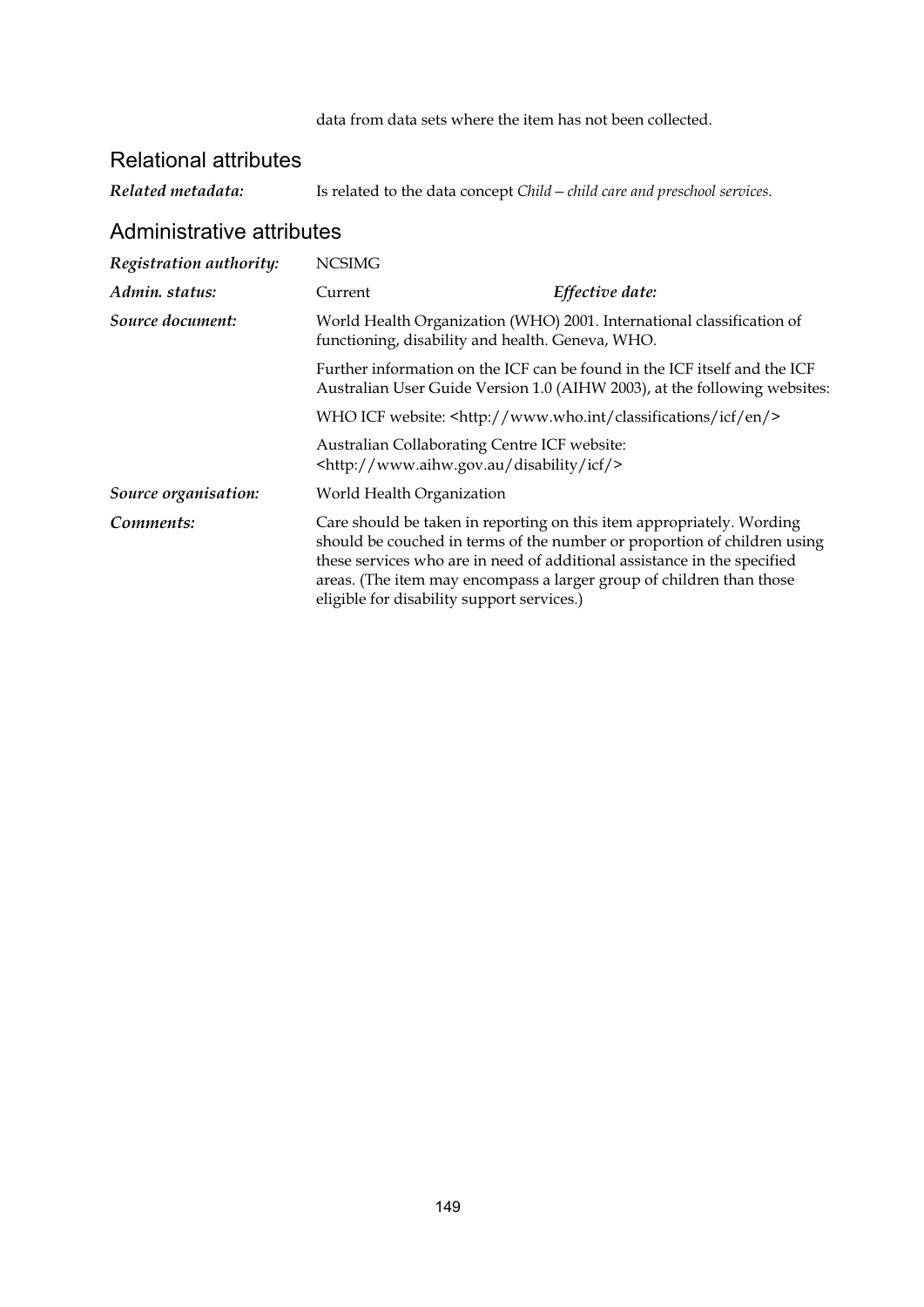data from data sets where the item has not been collected.

## Relational attributes

***Related metadata:*** Is related to the data concept *Child—child care and preschool services*.

## Administrative attributes

***Registration authority:*** NCSIMG

***Admin. status:*** Current ***Effective date:***

***Source document:*** World Health Organization (WHO) 2001. International classification of functioning, disability and health. Geneva, WHO.

Further information on the ICF can be found in the ICF itself and the ICF Australian User Guide Version 1.0 (AIHW 2003), at the following websites:

WHO ICF website: <http://www.who.int/classifications/icf/en/>

Australian Collaborating Centre ICF website: <http://www.aihw.gov.au/disability/icf/>

***Source organisation:*** World Health Organization

***Comments:*** Care should be taken in reporting on this item appropriately. Wording should be couched in terms of the number or proportion of children using these services who are in need of additional assistance in the specified areas. (The item may encompass a larger group of children than those eligible for disability support services.)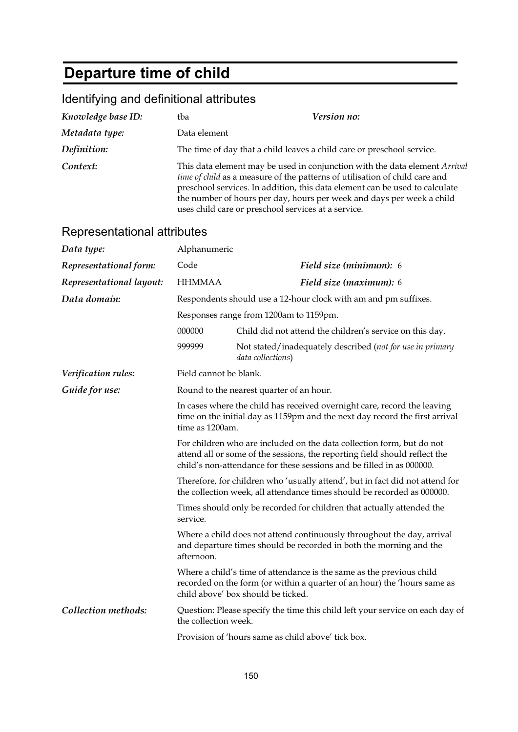# Departure time of child

## Identifying and definitional attributes

| | | |
|---|---|---|
| ***Knowledge base ID:*** | tba | ***Version no:*** |
| ***Metadata type:*** | Data element | |
| ***Definition:*** | The time of day that a child leaves a child care or preschool service. | |
| ***Context:*** | This data element may be used in conjunction with the data element *Arrival time of child* as a measure of the patterns of utilisation of child care and preschool services. In addition, this data element can be used to calculate the number of hours per day, hours per week and days per week a child uses child care or preschool services at a service. | |

## Representational attributes

| | | |
|---|---|---|
| ***Data type:*** | Alphanumeric | |
| ***Representational form:*** | Code | ***Field size (minimum):*** 6 |
| ***Representational layout:*** | HHMMAA | ***Field size (maximum):*** 6 |

***Data domain:***

Respondents should use a 12-hour clock with am and pm suffixes.

Responses range from 1200am to 1159pm.

| | |
|---|---|
| 000000 | Child did not attend the children's service on this day. |
| 999999 | Not stated/inadequately described (*not for use in primary data collections*) |

***Verification rules:*** Field cannot be blank.

***Guide for use:***

Round to the nearest quarter of an hour.

In cases where the child has received overnight care, record the leaving time on the initial day as 1159pm and the next day record the first arrival time as 1200am.

For children who are included on the data collection form, but do not attend all or some of the sessions, the reporting field should reflect the child's non-attendance for these sessions and be filled in as 000000.

Therefore, for children who 'usually attend', but in fact did not attend for the collection week, all attendance times should be recorded as 000000.

Times should only be recorded for children that actually attended the service.

Where a child does not attend continuously throughout the day, arrival and departure times should be recorded in both the morning and the afternoon.

Where a child's time of attendance is the same as the previous child recorded on the form (or within a quarter of an hour) the 'hours same as child above' box should be ticked.

***Collection methods:***

Question: Please specify the time this child left your service on each day of the collection week.

Provision of 'hours same as child above' tick box.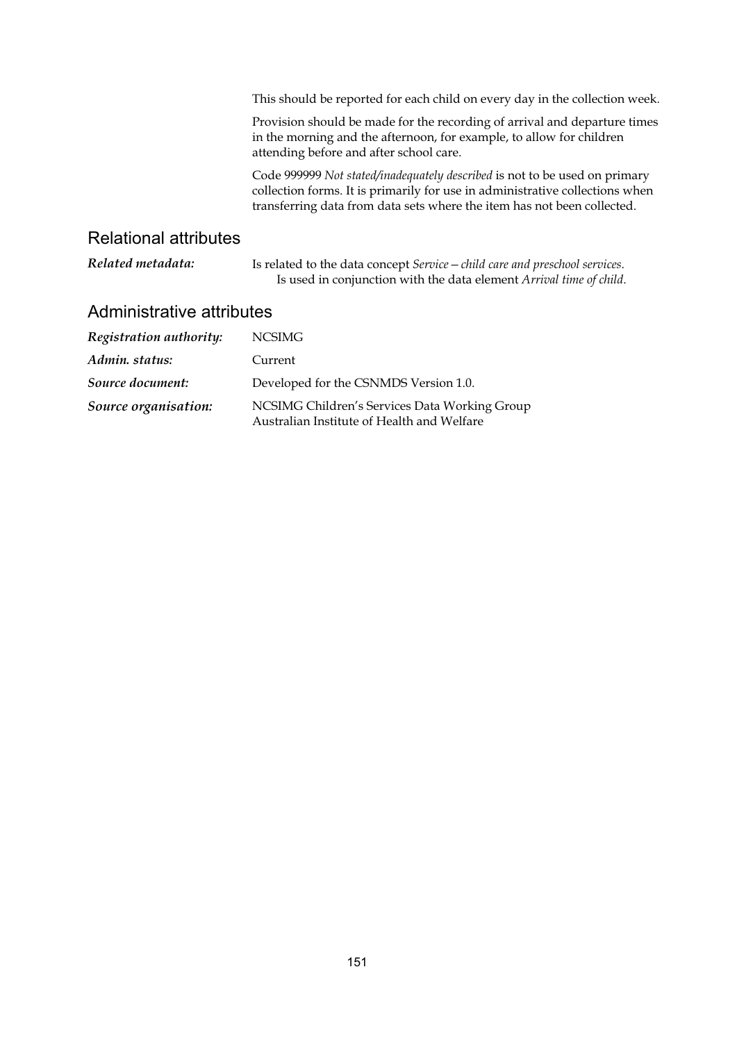This should be reported for each child on every day in the collection week.

Provision should be made for the recording of arrival and departure times in the morning and the afternoon, for example, to allow for children attending before and after school care.

Code 999999 *Not stated/inadequately described* is not to be used on primary collection forms. It is primarily for use in administrative collections when transferring data from data sets where the item has not been collected.

## Relational attributes

***Related metadata:*** Is related to the data concept *Service—child care and preschool services*. Is used in conjunction with the data element *Arrival time of child*.

## Administrative attributes

***Registration authority:*** NCSIMG

***Admin. status:*** Current

***Source document:*** Developed for the CSNMDS Version 1.0.

***Source organisation:*** NCSIMG Children's Services Data Working Group
Australian Institute of Health and Welfare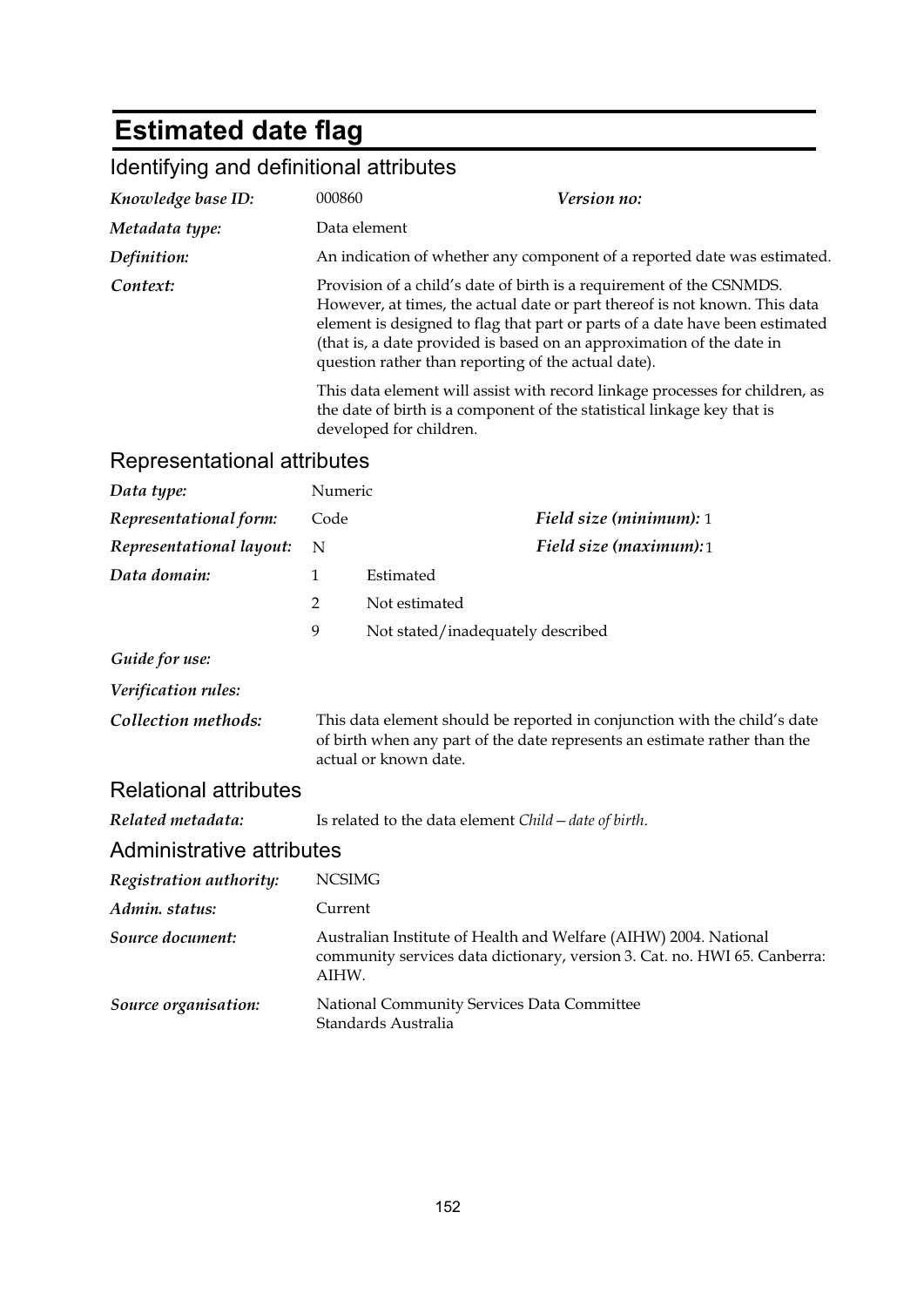# Estimated date flag

## Identifying and definitional attributes

*Knowledge base ID:* 000860 *Version no:*

*Metadata type:* Data element

*Definition:* An indication of whether any component of a reported date was estimated.

*Context:* Provision of a child's date of birth is a requirement of the CSNMDS. However, at times, the actual date or part thereof is not known. This data element is designed to flag that part or parts of a date have been estimated (that is, a date provided is based on an approximation of the date in question rather than reporting of the actual date).

This data element will assist with record linkage processes for children, as the date of birth is a component of the statistical linkage key that is developed for children.

## Representational attributes

*Data type:* Numeric

*Representational form:* Code *Field size (minimum):* 1

*Representational layout:* N *Field size (maximum):* 1

*Data domain:*

| | |
|---|---|
| 1 | Estimated |
| 2 | Not estimated |
| 9 | Not stated/inadequately described |

*Guide for use:*

*Verification rules:*

*Collection methods:* This data element should be reported in conjunction with the child's date of birth when any part of the date represents an estimate rather than the actual or known date.

## Relational attributes

*Related metadata:* Is related to the data element *Child—date of birth*.

## Administrative attributes

*Registration authority:* NCSIMG

*Admin. status:* Current

*Source document:* Australian Institute of Health and Welfare (AIHW) 2004. National community services data dictionary, version 3. Cat. no. HWI 65. Canberra: AIHW.

*Source organisation:* National Community Services Data Committee
Standards Australia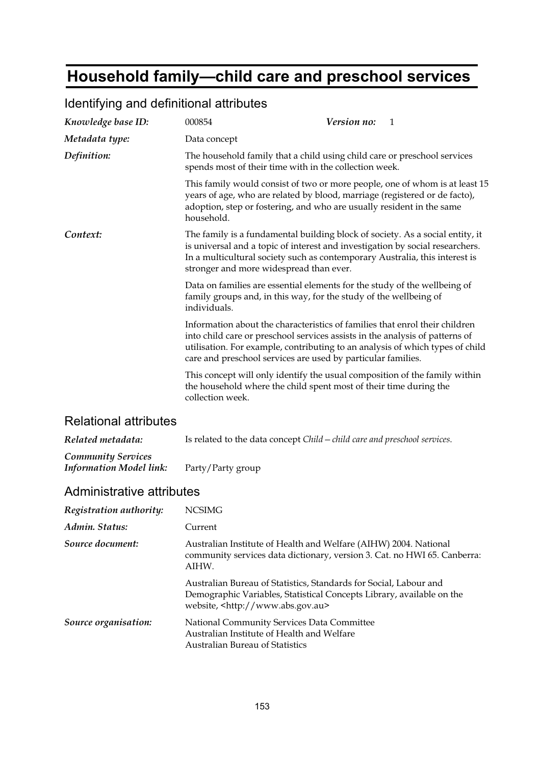# Household family—child care and preschool services

## Identifying and definitional attributes

***Knowledge base ID:*** 000854 ***Version no:*** 1

***Metadata type:*** Data concept

***Definition:*** The household family that a child using child care or preschool services spends most of their time with in the collection week.

This family would consist of two or more people, one of whom is at least 15 years of age, who are related by blood, marriage (registered or de facto), adoption, step or fostering, and who are usually resident in the same household.

***Context:*** The family is a fundamental building block of society. As a social entity, it is universal and a topic of interest and investigation by social researchers. In a multicultural society such as contemporary Australia, this interest is stronger and more widespread than ever.

Data on families are essential elements for the study of the wellbeing of family groups and, in this way, for the study of the wellbeing of individuals.

Information about the characteristics of families that enrol their children into child care or preschool services assists in the analysis of patterns of utilisation. For example, contributing to an analysis of which types of child care and preschool services are used by particular families.

This concept will only identify the usual composition of the family within the household where the child spent most of their time during the collection week.

## Relational attributes

***Related metadata:*** Is related to the data concept *Child—child care and preschool services*.

***Community Services Information Model link:*** Party/Party group

## Administrative attributes

***Registration authority:*** NCSIMG

***Admin. Status:*** Current

***Source document:*** Australian Institute of Health and Welfare (AIHW) 2004. National community services data dictionary, version 3. Cat. no HWI 65. Canberra: AIHW.

Australian Bureau of Statistics, Standards for Social, Labour and Demographic Variables, Statistical Concepts Library, available on the website, <http://www.abs.gov.au>

***Source organisation:*** National Community Services Data Committee
Australian Institute of Health and Welfare
Australian Bureau of Statistics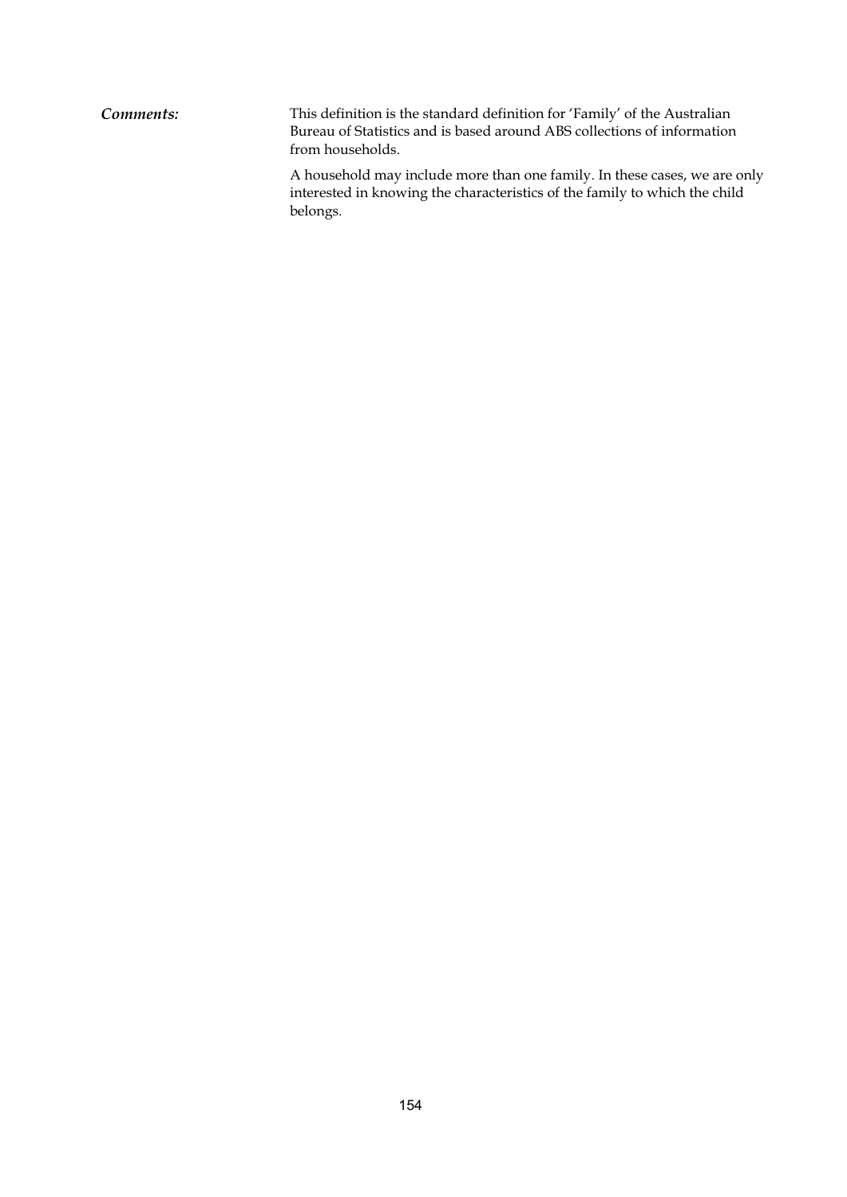***Comments:*** This definition is the standard definition for 'Family' of the Australian Bureau of Statistics and is based around ABS collections of information from households.

A household may include more than one family. In these cases, we are only interested in knowing the characteristics of the family to which the child belongs.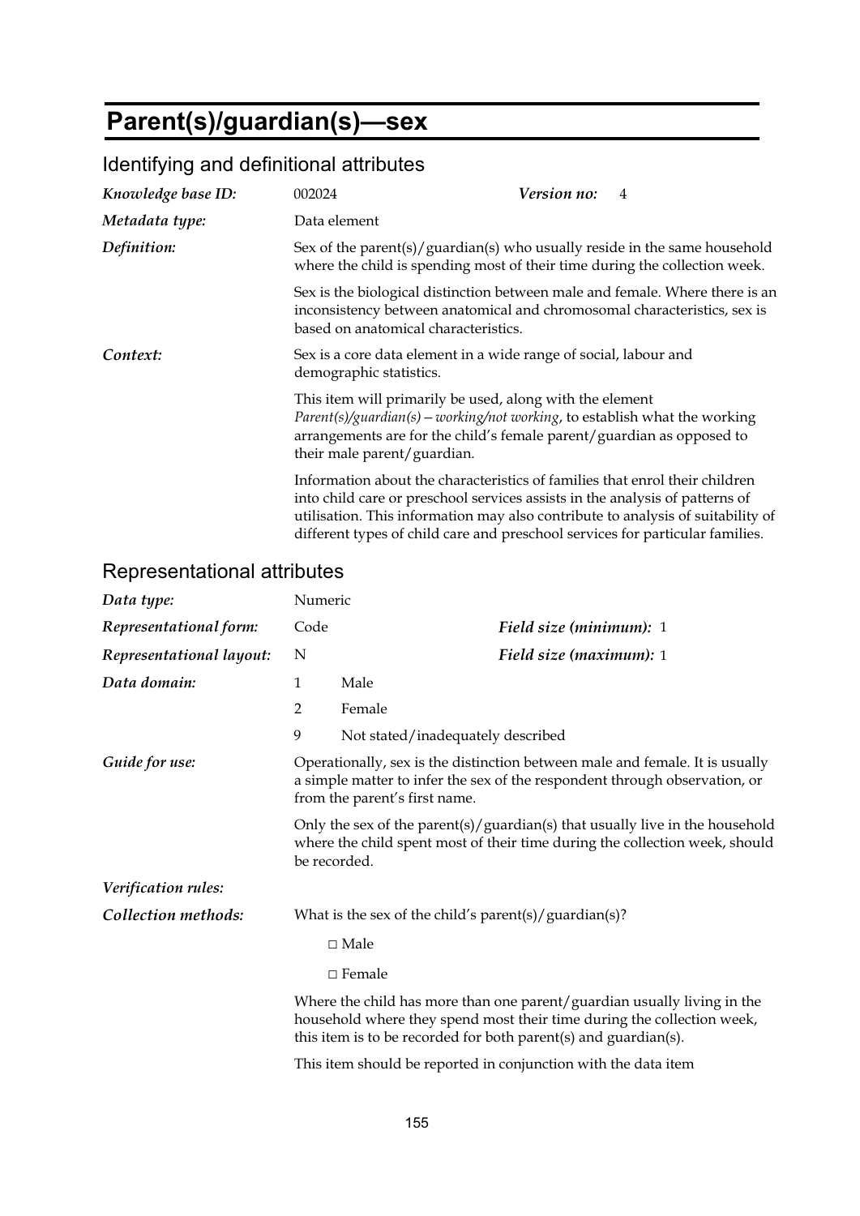# Parent(s)/guardian(s)—sex

## Identifying and definitional attributes

| | | | |
|---|---|---|---|
| ***Knowledge base ID:*** | 002024 | ***Version no:*** | 4 |
| ***Metadata type:*** | Data element | | |

***Definition:***

Sex of the parent(s)/guardian(s) who usually reside in the same household where the child is spending most of their time during the collection week.

Sex is the biological distinction between male and female. Where there is an inconsistency between anatomical and chromosomal characteristics, sex is based on anatomical characteristics.

***Context:***

Sex is a core data element in a wide range of social, labour and demographic statistics.

This item will primarily be used, along with the element *Parent(s)/guardian(s)—working/not working*, to establish what the working arrangements are for the child's female parent/guardian as opposed to their male parent/guardian.

Information about the characteristics of families that enrol their children into child care or preschool services assists in the analysis of patterns of utilisation. This information may also contribute to analysis of suitability of different types of child care and preschool services for particular families.

## Representational attributes

| | | | |
|---|---|---|---|
| ***Data type:*** | Numeric | | |
| ***Representational form:*** | Code | ***Field size (minimum):*** | 1 |
| ***Representational layout:*** | N | ***Field size (maximum):*** | 1 |

***Data domain:***

| | |
|---|---|
| 1 | Male |
| 2 | Female |
| 9 | Not stated/inadequately described |

***Guide for use:***

Operationally, sex is the distinction between male and female. It is usually a simple matter to infer the sex of the respondent through observation, or from the parent's first name.

Only the sex of the parent(s)/guardian(s) that usually live in the household where the child spent most of their time during the collection week, should be recorded.

***Verification rules:***

***Collection methods:***

What is the sex of the child's parent(s)/guardian(s)?

□ Male

□ Female

Where the child has more than one parent/guardian usually living in the household where they spend most their time during the collection week, this item is to be recorded for both parent(s) and guardian(s).

This item should be reported in conjunction with the data item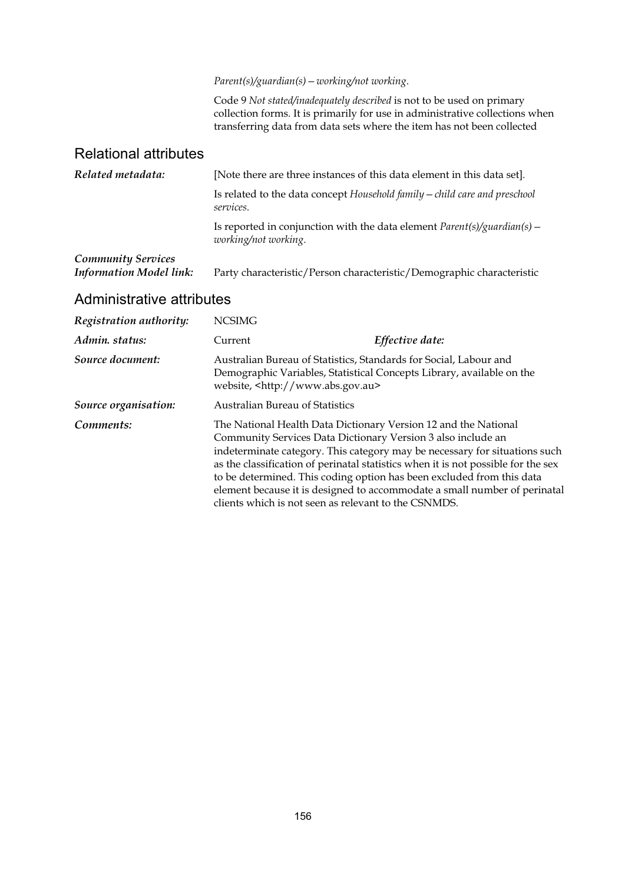*Parent(s)/guardian(s)—working/not working*.

Code 9 *Not stated/inadequately described* is not to be used on primary collection forms. It is primarily for use in administrative collections when transferring data from data sets where the item has not been collected

## Relational attributes

***Related metadata:*** [Note there are three instances of this data element in this data set].

Is related to the data concept *Household family—child care and preschool services*.

Is reported in conjunction with the data element *Parent(s)/guardian(s)—working/not working*.

***Community Services Information Model link:*** Party characteristic/Person characteristic/Demographic characteristic

## Administrative attributes

***Registration authority:*** NCSIMG

***Admin. status:*** Current ***Effective date:***

***Source document:*** Australian Bureau of Statistics, Standards for Social, Labour and Demographic Variables, Statistical Concepts Library, available on the website, <http://www.abs.gov.au>

***Source organisation:*** Australian Bureau of Statistics

***Comments:*** The National Health Data Dictionary Version 12 and the National Community Services Data Dictionary Version 3 also include an indeterminate category. This category may be necessary for situations such as the classification of perinatal statistics when it is not possible for the sex to be determined. This coding option has been excluded from this data element because it is designed to accommodate a small number of perinatal clients which is not seen as relevant to the CSNMDS.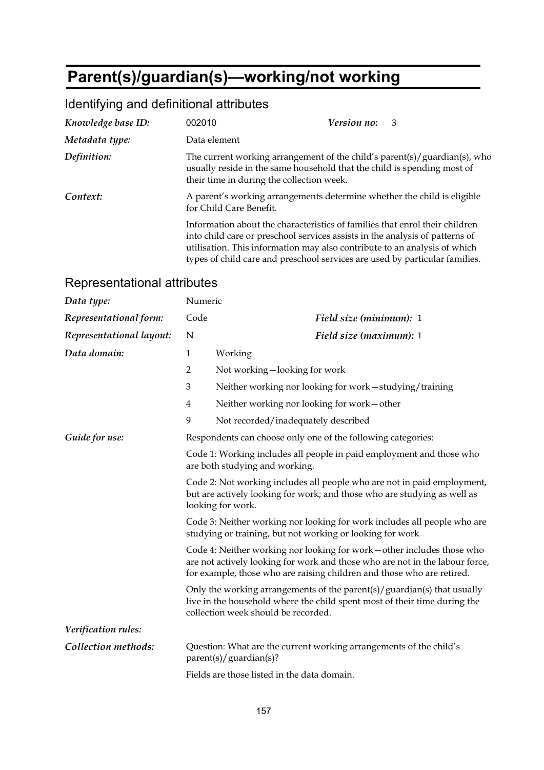# Parent(s)/guardian(s)—working/not working

## Identifying and definitional attributes

| | | | |
|---|---|---|---|
| ***Knowledge base ID:*** | 002010 | ***Version no:*** | 3 |
| ***Metadata type:*** | Data element | | |
| ***Definition:*** | The current working arrangement of the child's parent(s)/guardian(s), who usually reside in the same household that the child is spending most of their time in during the collection week. | | |
| ***Context:*** | A parent's working arrangements determine whether the child is eligible for Child Care Benefit. | | |
| | Information about the characteristics of families that enrol their children into child care or preschool services assists in the analysis of patterns of utilisation. This information may also contribute to an analysis of which types of child care and preschool services are used by particular families. | | |

## Representational attributes

| | | | |
|---|---|---|---|
| ***Data type:*** | Numeric | | |
| ***Representational form:*** | Code | ***Field size (minimum):*** | 1 |
| ***Representational layout:*** | N | ***Field size (maximum):*** | 1 |

***Data domain:***

| | |
|---|---|
| 1 | Working |
| 2 | Not working—looking for work |
| 3 | Neither working nor looking for work—studying/training |
| 4 | Neither working nor looking for work—other |
| 9 | Not recorded/inadequately described |

***Guide for use:***

Respondents can choose only one of the following categories:

Code 1: Working includes all people in paid employment and those who are both studying and working.

Code 2: Not working includes all people who are not in paid employment, but are actively looking for work; and those who are studying as well as looking for work.

Code 3: Neither working nor looking for work includes all people who are studying or training, but not working or looking for work

Code 4: Neither working nor looking for work—other includes those who are not actively looking for work and those who are not in the labour force, for example, those who are raising children and those who are retired.

Only the working arrangements of the parent(s)/guardian(s) that usually live in the household where the child spent most of their time during the collection week should be recorded.

***Verification rules:***

***Collection methods:***

Question: What are the current working arrangements of the child's parent(s)/guardian(s)?

Fields are those listed in the data domain.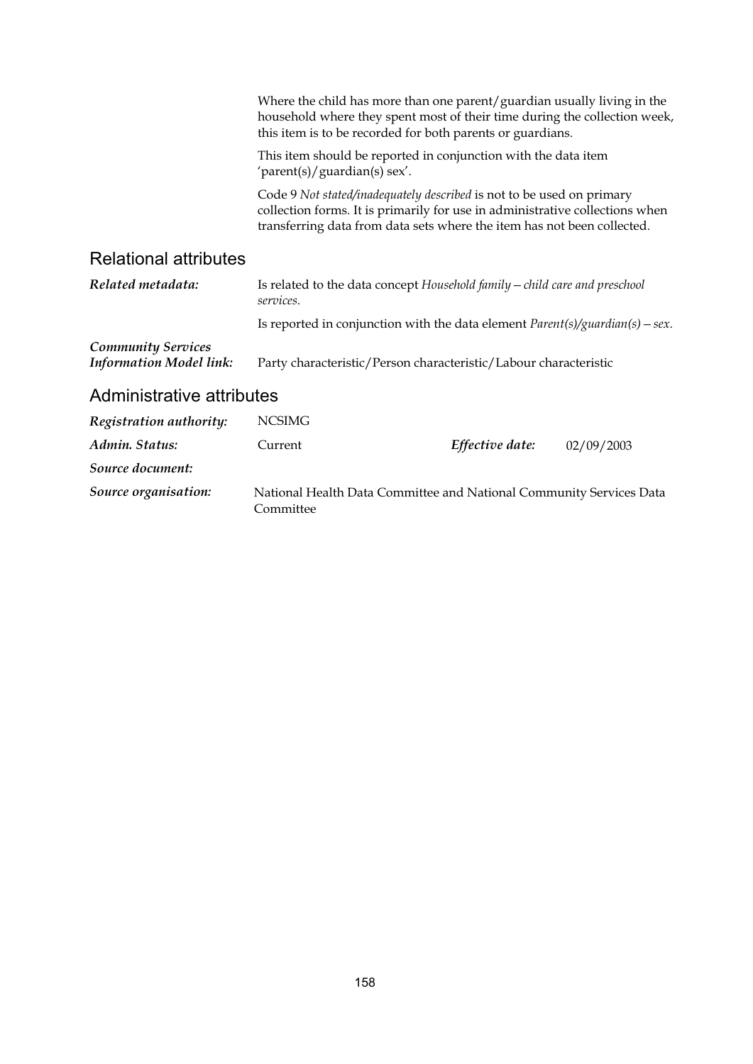Where the child has more than one parent/guardian usually living in the household where they spent most of their time during the collection week, this item is to be recorded for both parents or guardians.

This item should be reported in conjunction with the data item 'parent(s)/guardian(s) sex'.

Code 9 *Not stated/inadequately described* is not to be used on primary collection forms. It is primarily for use in administrative collections when transferring data from data sets where the item has not been collected.

## Relational attributes

***Related metadata:*** Is related to the data concept *Household family—child care and preschool services*.

Is reported in conjunction with the data element *Parent(s)/guardian(s)—sex*.

***Community Services Information Model link:*** Party characteristic/Person characteristic/Labour characteristic

## Administrative attributes

***Registration authority:*** NCSIMG

***Admin. Status:*** Current ***Effective date:*** 02/09/2003

***Source document:***

***Source organisation:*** National Health Data Committee and National Community Services Data Committee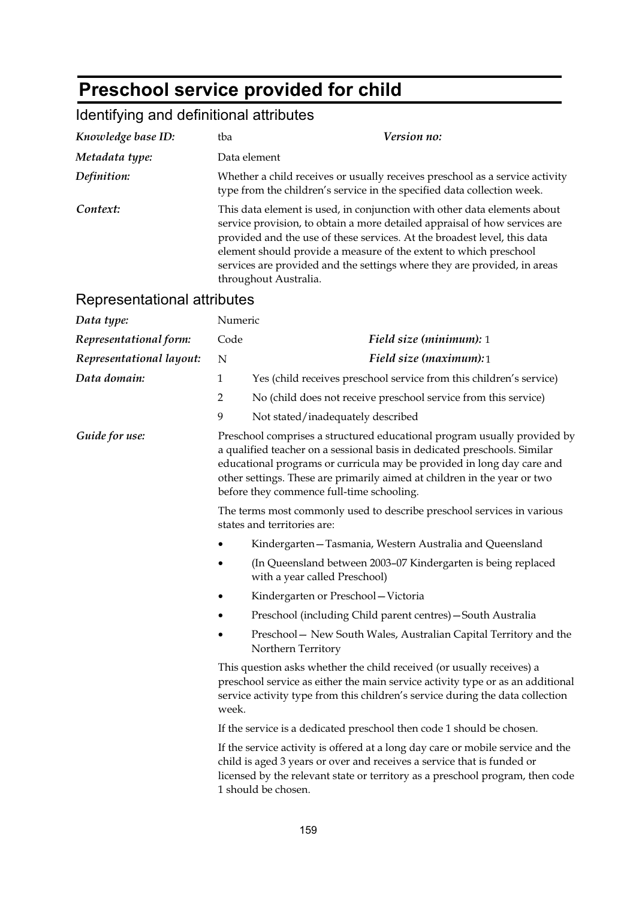# Preschool service provided for child

## Identifying and definitional attributes

| | | | |
|---|---|---|---|
| ***Knowledge base ID:*** | tba | ***Version no:*** | |
| ***Metadata type:*** | Data element | | |
| ***Definition:*** | Whether a child receives or usually receives preschool as a service activity type from the children's service in the specified data collection week. | | |
| ***Context:*** | This data element is used, in conjunction with other data elements about service provision, to obtain a more detailed appraisal of how services are provided and the use of these services. At the broadest level, this data element should provide a measure of the extent to which preschool services are provided and the settings where they are provided, in areas throughout Australia. | | |

## Representational attributes

| | | | |
|---|---|---|---|
| ***Data type:*** | Numeric | | |
| ***Representational form:*** | Code | ***Field size (minimum):*** | 1 |
| ***Representational layout:*** | N | ***Field size (maximum):*** | 1 |

***Data domain:***

1 Yes (child receives preschool service from this children's service)

2 No (child does not receive preschool service from this service)

9 Not stated/inadequately described

***Guide for use:***

Preschool comprises a structured educational program usually provided by a qualified teacher on a sessional basis in dedicated preschools. Similar educational programs or curricula may be provided in long day care and other settings. These are primarily aimed at children in the year or two before they commence full-time schooling.

The terms most commonly used to describe preschool services in various states and territories are:

- Kindergarten—Tasmania, Western Australia and Queensland
- (In Queensland between 2003–07 Kindergarten is being replaced with a year called Preschool)
- Kindergarten or Preschool—Victoria
- Preschool (including Child parent centres)—South Australia
- Preschool— New South Wales, Australian Capital Territory and the Northern Territory

This question asks whether the child received (or usually receives) a preschool service as either the main service activity type or as an additional service activity type from this children's service during the data collection week.

If the service is a dedicated preschool then code 1 should be chosen.

If the service activity is offered at a long day care or mobile service and the child is aged 3 years or over and receives a service that is funded or licensed by the relevant state or territory as a preschool program, then code 1 should be chosen.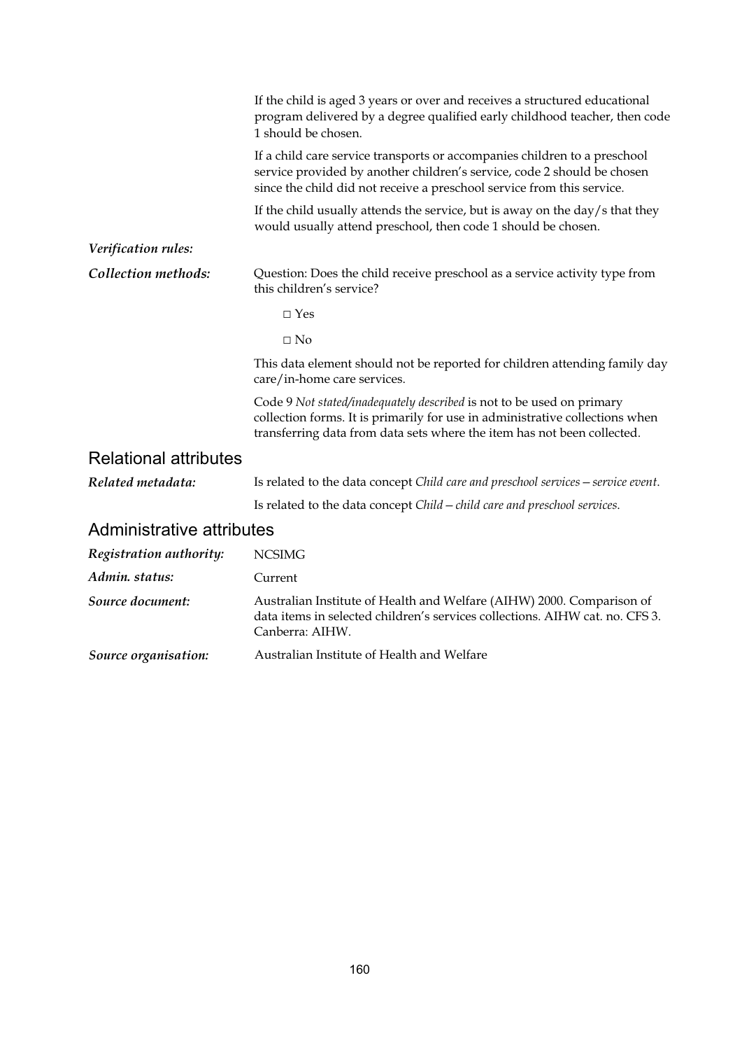If the child is aged 3 years or over and receives a structured educational program delivered by a degree qualified early childhood teacher, then code 1 should be chosen.

If a child care service transports or accompanies children to a preschool service provided by another children's service, code 2 should be chosen since the child did not receive a preschool service from this service.

If the child usually attends the service, but is away on the day/s that they would usually attend preschool, then code 1 should be chosen.

***Verification rules:***

***Collection methods:*** Question: Does the child receive preschool as a service activity type from this children's service?

□ Yes

□ No

This data element should not be reported for children attending family day care/in-home care services.

Code 9 *Not stated/inadequately described* is not to be used on primary collection forms. It is primarily for use in administrative collections when transferring data from data sets where the item has not been collected.

## Relational attributes

***Related metadata:*** Is related to the data concept *Child care and preschool services—service event*.

Is related to the data concept *Child—child care and preschool services*.

## Administrative attributes

***Registration authority:*** NCSIMG

***Admin. status:*** Current

***Source document:*** Australian Institute of Health and Welfare (AIHW) 2000. Comparison of data items in selected children's services collections. AIHW cat. no. CFS 3. Canberra: AIHW.

***Source organisation:*** Australian Institute of Health and Welfare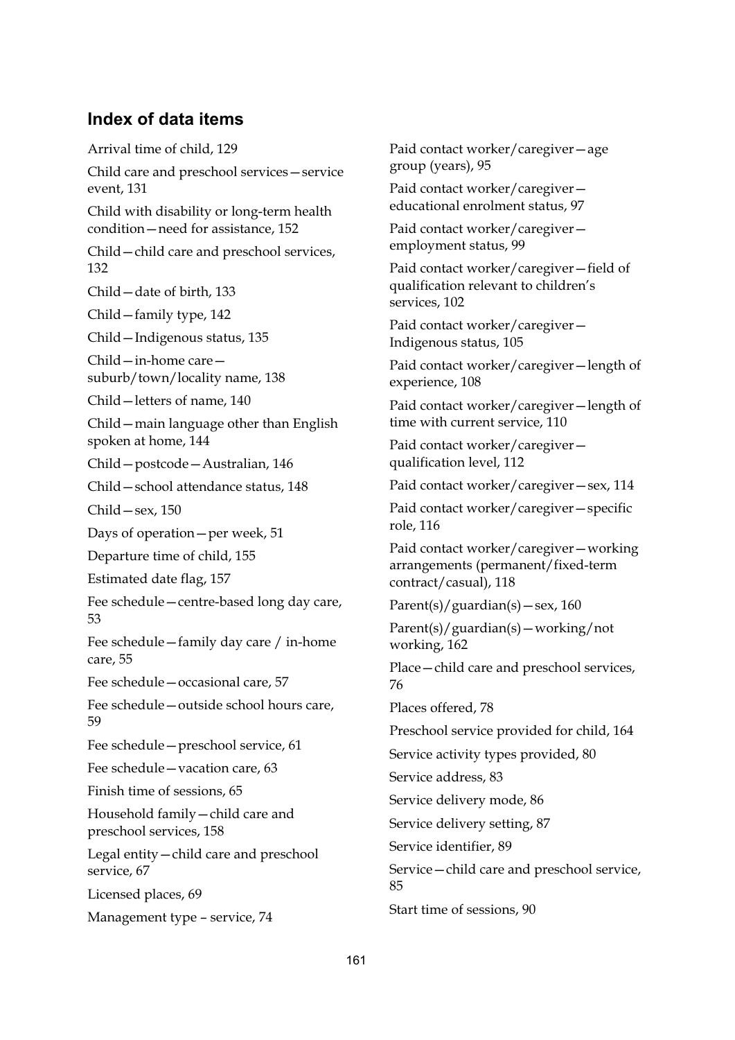## Index of data items

Arrival time of child, 129

Child care and preschool services—service event, 131

Child with disability or long-term health condition—need for assistance, 152

Child—child care and preschool services, 132

Child—date of birth, 133

Child—family type, 142

Child—Indigenous status, 135

Child—in-home care—suburb/town/locality name, 138

Child—letters of name, 140

Child—main language other than English spoken at home, 144

Child—postcode—Australian, 146

Child—school attendance status, 148

Child—sex, 150

Days of operation—per week, 51

Departure time of child, 155

Estimated date flag, 157

Fee schedule—centre-based long day care, 53

Fee schedule—family day care / in-home care, 55

Fee schedule—occasional care, 57

Fee schedule—outside school hours care, 59

Fee schedule—preschool service, 61

Fee schedule—vacation care, 63

Finish time of sessions, 65

Household family—child care and preschool services, 158

Legal entity—child care and preschool service, 67

Licensed places, 69

Management type – service, 74

Paid contact worker/caregiver—age group (years), 95

Paid contact worker/caregiver—educational enrolment status, 97

Paid contact worker/caregiver—employment status, 99

Paid contact worker/caregiver—field of qualification relevant to children's services, 102

Paid contact worker/caregiver—Indigenous status, 105

Paid contact worker/caregiver—length of experience, 108

Paid contact worker/caregiver—length of time with current service, 110

Paid contact worker/caregiver—qualification level, 112

Paid contact worker/caregiver—sex, 114

Paid contact worker/caregiver—specific role, 116

Paid contact worker/caregiver—working arrangements (permanent/fixed-term contract/casual), 118

Parent(s)/guardian(s)—sex, 160

Parent(s)/guardian(s)—working/not working, 162

Place—child care and preschool services, 76

Places offered, 78

Preschool service provided for child, 164

Service activity types provided, 80

Service address, 83

Service delivery mode, 86

Service delivery setting, 87

Service identifier, 89

Service—child care and preschool service, 85

Start time of sessions, 90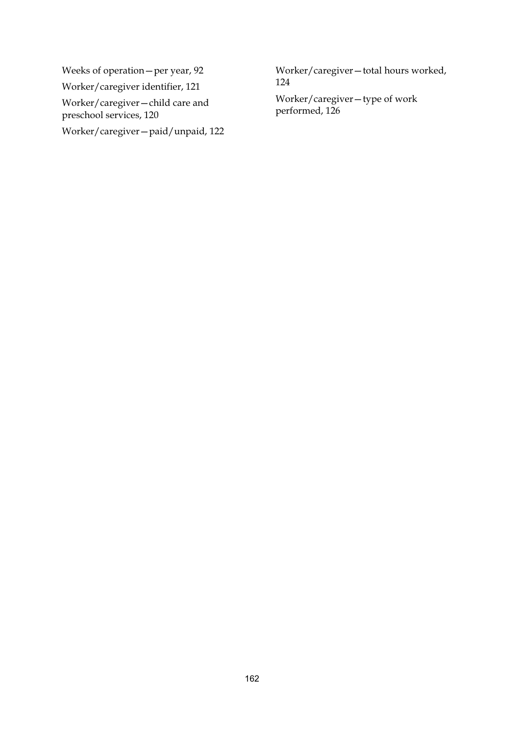Weeks of operation—per year, 92

Worker/caregiver identifier, 121

Worker/caregiver—child care and preschool services, 120

Worker/caregiver—paid/unpaid, 122

Worker/caregiver—total hours worked, 124

Worker/caregiver—type of work performed, 126